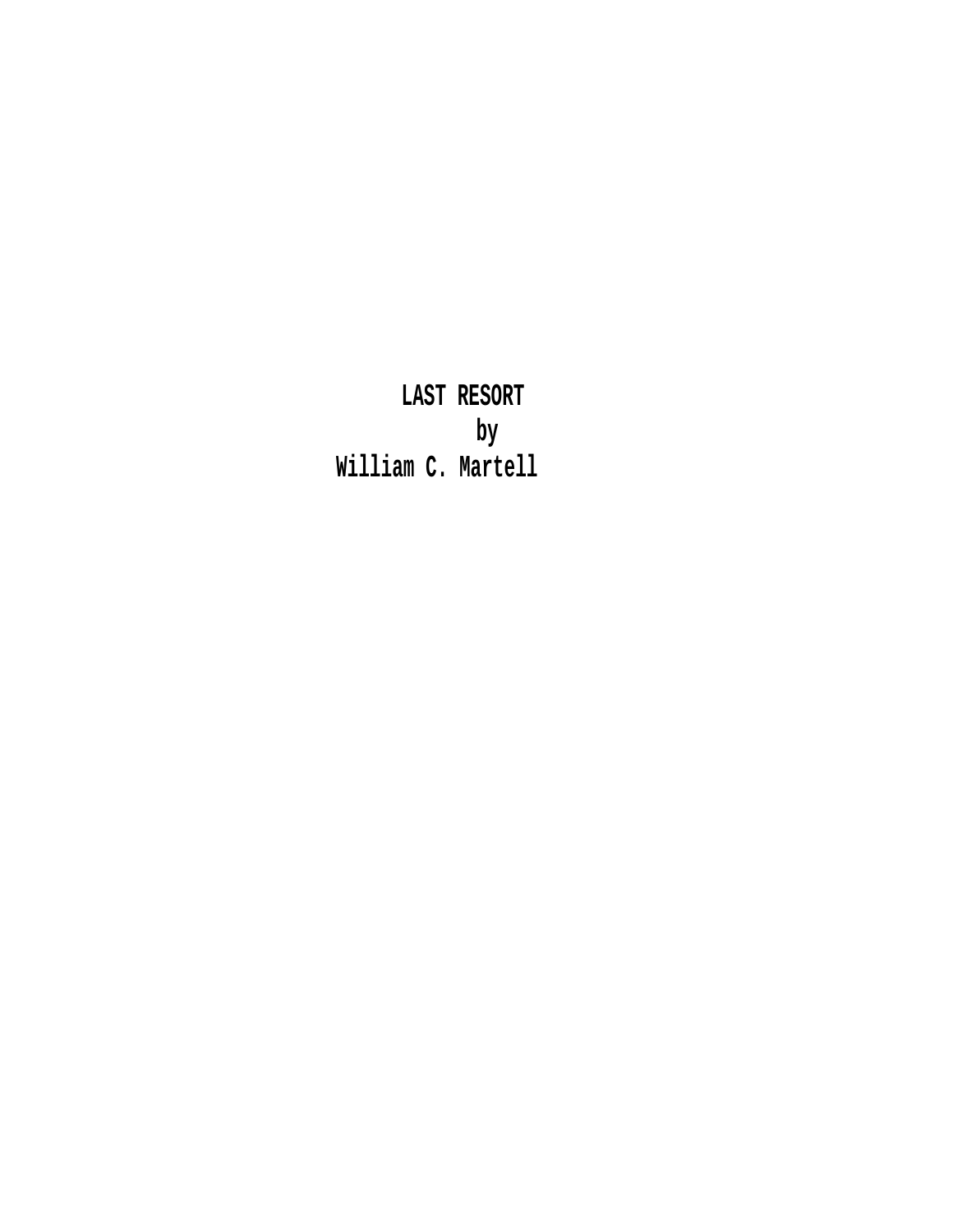**LAST RESORT**

by

**William C. Martell**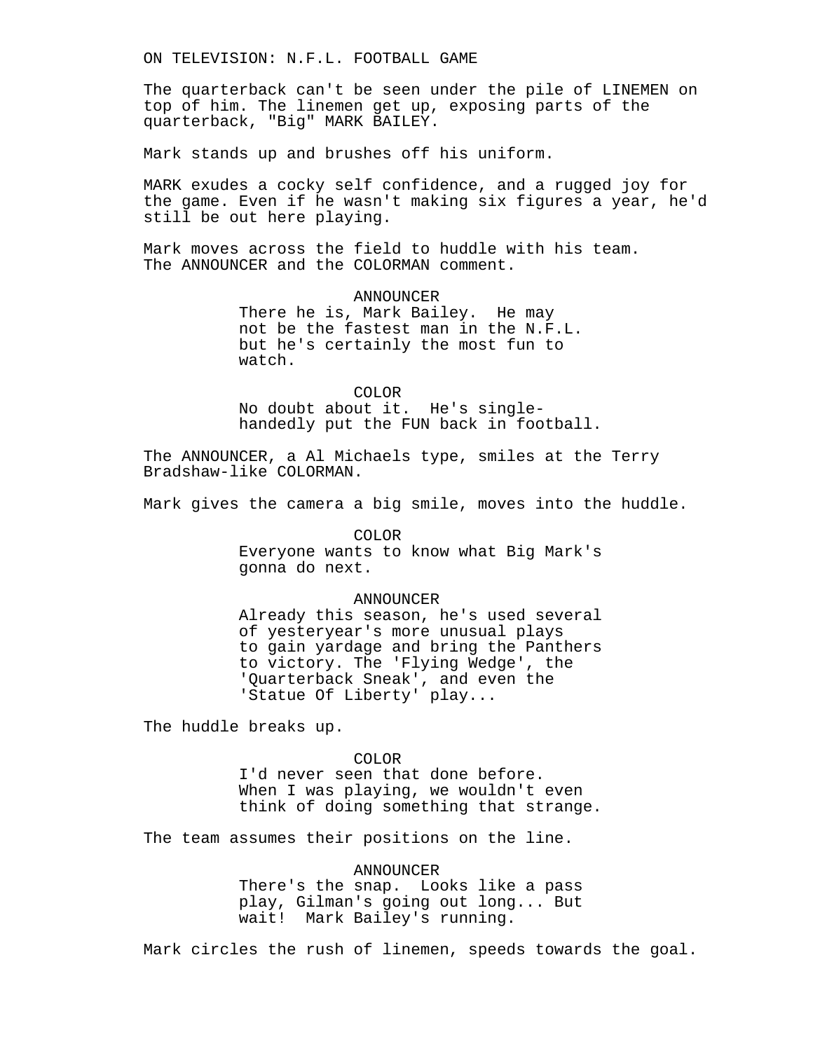ON TELEVISION: N.F.L. FOOTBALL GAME

The quarterback can't be seen under the pile of LINEMEN on top of him. The linemen get up, exposing parts of the quarterback, "Big" MARK BAILEY.

Mark stands up and brushes off his uniform.

MARK exudes a cocky self confidence, and a rugged joy for the game. Even if he wasn't making six figures a year, he'd still be out here playing.

Mark moves across the field to huddle with his team. The ANNOUNCER and the COLORMAN comment.

ANNOUNCER
There he is, Mark Bailey. He may not be the fastest man in the N.F.L. but he's certainly the most fun to watch.

COLOR
No doubt about it. He's single-handedly put the FUN back in football.

The ANNOUNCER, a Al Michaels type, smiles at the Terry Bradshaw-like COLORMAN.

Mark gives the camera a big smile, moves into the huddle.

COLOR
Everyone wants to know what Big Mark's gonna do next.

ANNOUNCER
Already this season, he's used several of yesteryear's more unusual plays to gain yardage and bring the Panthers to victory. The 'Flying Wedge', the 'Quarterback Sneak', and even the 'Statue Of Liberty' play...

The huddle breaks up.

COLOR
I'd never seen that done before. When I was playing, we wouldn't even think of doing something that strange.

The team assumes their positions on the line.

ANNOUNCER
There's the snap. Looks like a pass play, Gilman's going out long... But wait! Mark Bailey's running.

Mark circles the rush of linemen, speeds towards the goal.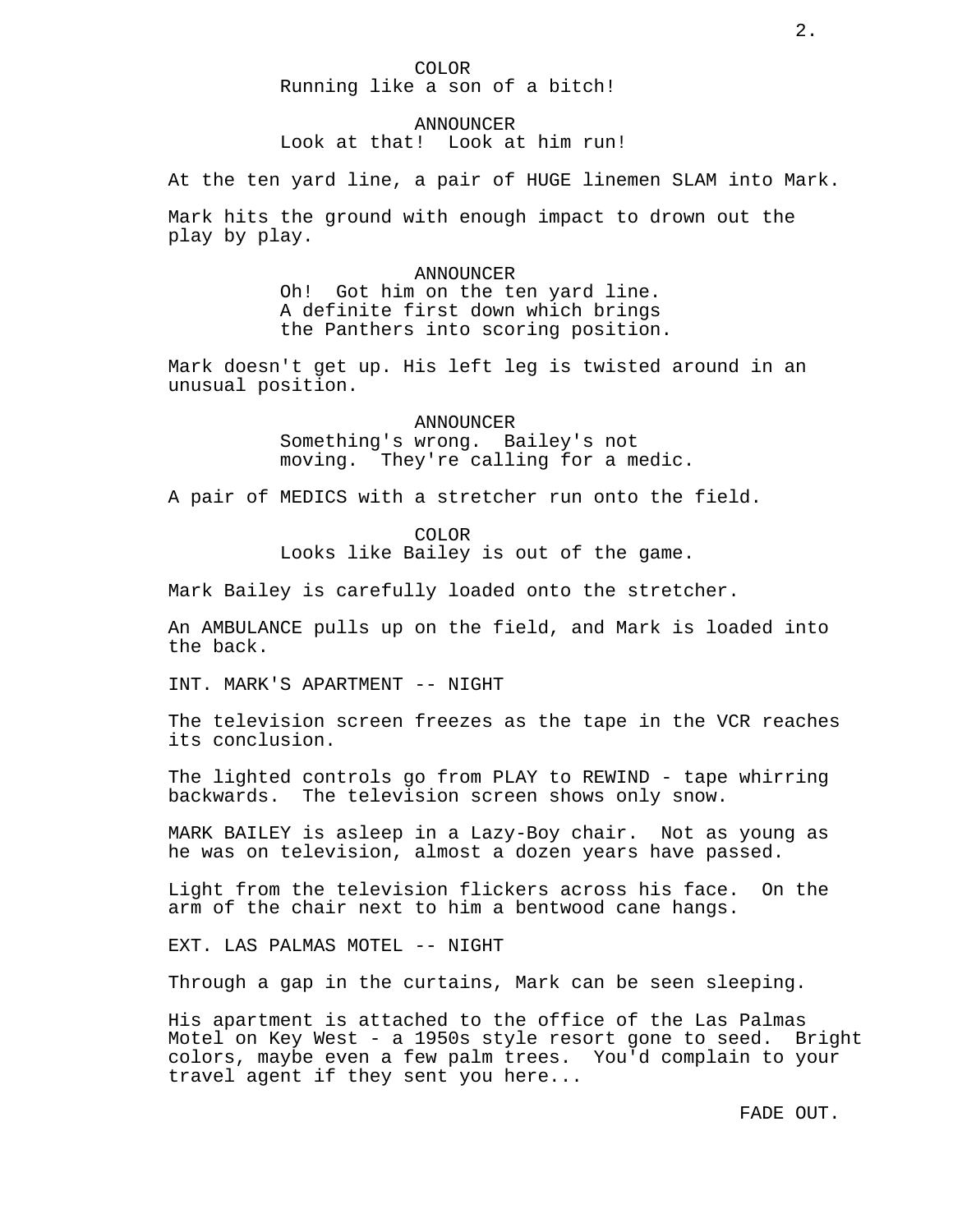COLOR
Running like a son of a bitch!

ANNOUNCER
Look at that!  Look at him run!

At the ten yard line, a pair of HUGE linemen SLAM into Mark.

Mark hits the ground with enough impact to drown out the play by play.

ANNOUNCER
Oh!  Got him on the ten yard line. A definite first down which brings the Panthers into scoring position.

Mark doesn't get up. His left leg is twisted around in an unusual position.

ANNOUNCER
Something's wrong.  Bailey's not moving.  They're calling for a medic.

A pair of MEDICS with a stretcher run onto the field.

COLOR
Looks like Bailey is out of the game.

Mark Bailey is carefully loaded onto the stretcher.

An AMBULANCE pulls up on the field, and Mark is loaded into the back.

INT. MARK'S APARTMENT -- NIGHT

The television screen freezes as the tape in the VCR reaches its conclusion.

The lighted controls go from PLAY to REWIND - tape whirring backwards.  The television screen shows only snow.

MARK BAILEY is asleep in a Lazy-Boy chair.  Not as young as he was on television, almost a dozen years have passed.

Light from the television flickers across his face.  On the arm of the chair next to him a bentwood cane hangs.

EXT. LAS PALMAS MOTEL -- NIGHT

Through a gap in the curtains, Mark can be seen sleeping.

His apartment is attached to the office of the Las Palmas Motel on Key West - a 1950s style resort gone to seed.  Bright colors, maybe even a few palm trees.  You'd complain to your travel agent if they sent you here...

FADE OUT.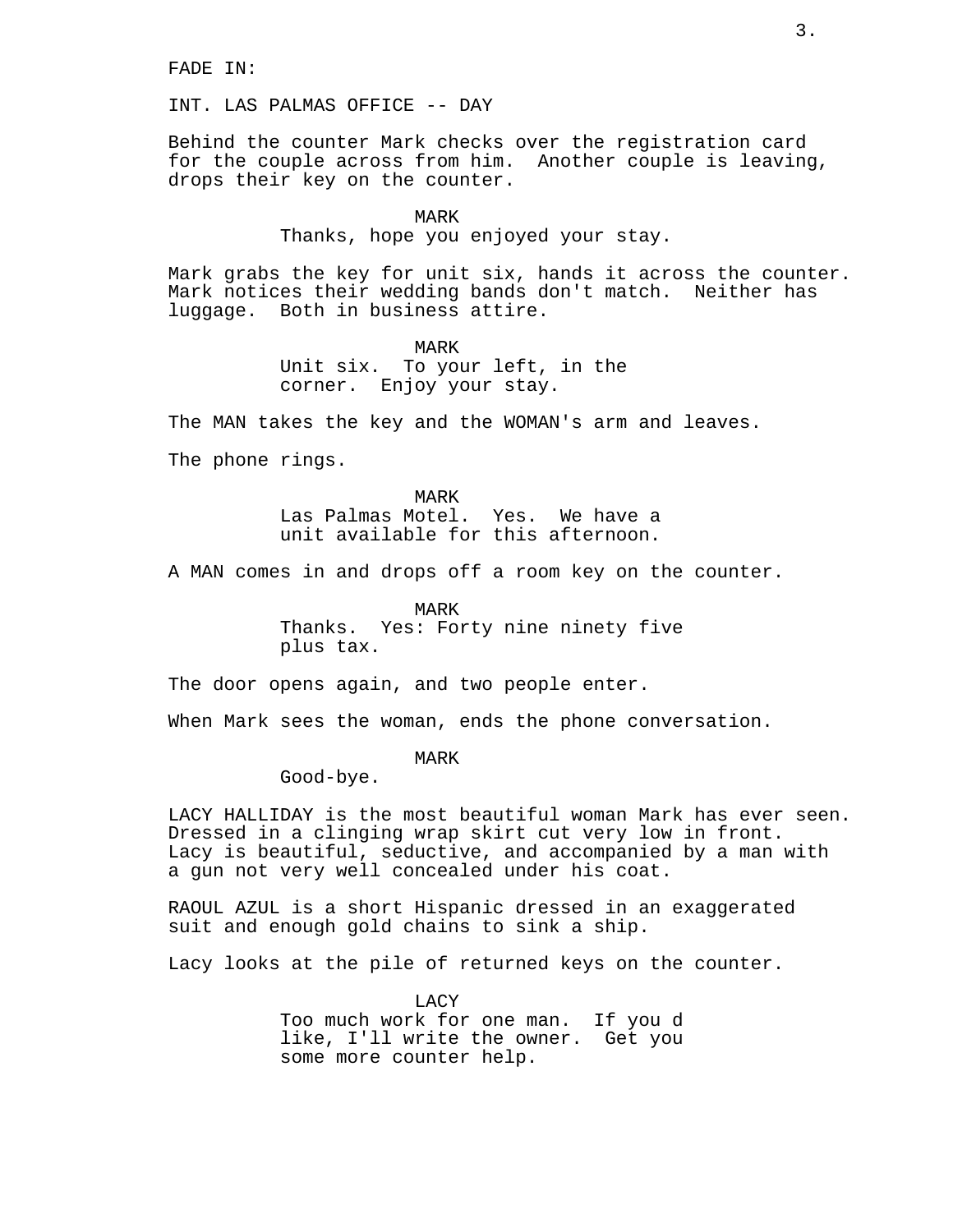FADE IN:

INT. LAS PALMAS OFFICE -- DAY

Behind the counter Mark checks over the registration card for the couple across from him. Another couple is leaving, drops their key on the counter.

MARK
Thanks, hope you enjoyed your stay.

Mark grabs the key for unit six, hands it across the counter. Mark notices their wedding bands don't match. Neither has luggage. Both in business attire.

MARK
Unit six. To your left, in the corner. Enjoy your stay.

The MAN takes the key and the WOMAN's arm and leaves.

The phone rings.

MARK
Las Palmas Motel. Yes. We have a unit available for this afternoon.

A MAN comes in and drops off a room key on the counter.

MARK
Thanks. Yes: Forty nine ninety five plus tax.

The door opens again, and two people enter.

When Mark sees the woman, ends the phone conversation.

MARK
Good-bye.

LACY HALLIDAY is the most beautiful woman Mark has ever seen. Dressed in a clinging wrap skirt cut very low in front. Lacy is beautiful, seductive, and accompanied by a man with a gun not very well concealed under his coat.

RAOUL AZUL is a short Hispanic dressed in an exaggerated suit and enough gold chains to sink a ship.

Lacy looks at the pile of returned keys on the counter.

LACY
Too much work for one man. If you d like, I'll write the owner. Get you some more counter help.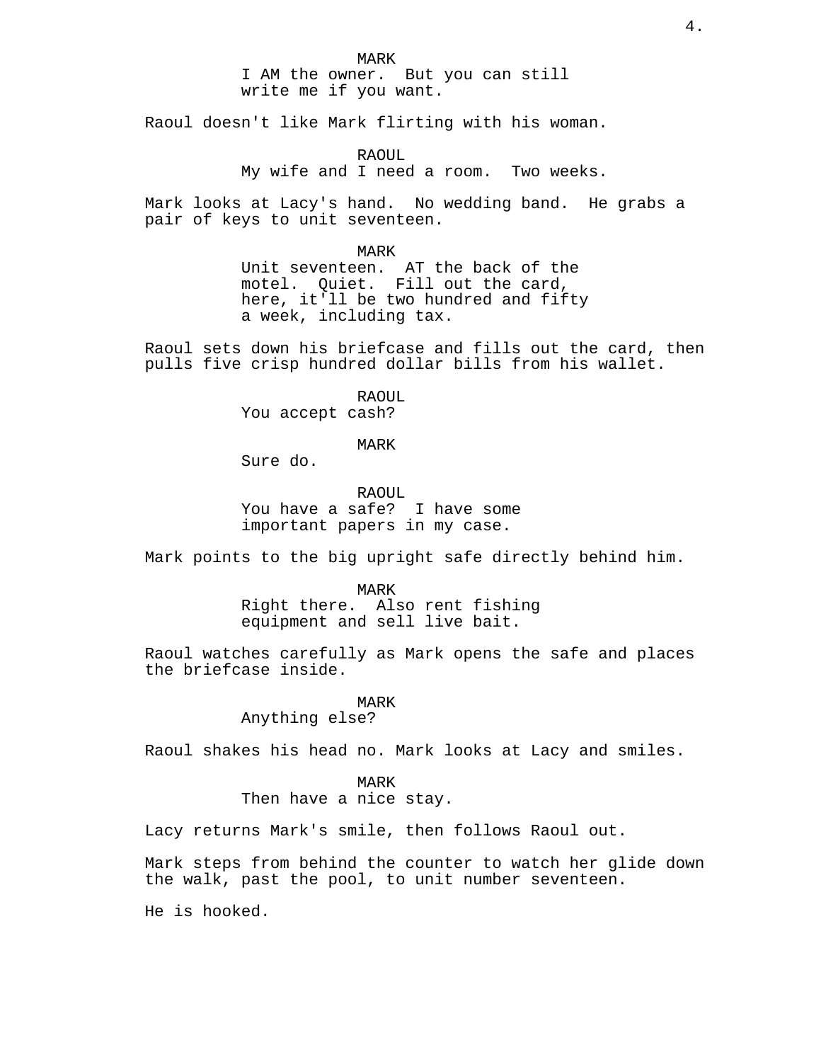MARK
I AM the owner.  But you can still write me if you want.

Raoul doesn't like Mark flirting with his woman.

RAOUL
My wife and I need a room.  Two weeks.

Mark looks at Lacy's hand.  No wedding band.  He grabs a pair of keys to unit seventeen.

MARK
Unit seventeen.  AT the back of the motel.  Quiet.  Fill out the card, here, it'll be two hundred and fifty a week, including tax.

Raoul sets down his briefcase and fills out the card, then pulls five crisp hundred dollar bills from his wallet.

RAOUL
You accept cash?

MARK
Sure do.

RAOUL
You have a safe?  I have some important papers in my case.

Mark points to the big upright safe directly behind him.

MARK
Right there.  Also rent fishing equipment and sell live bait.

Raoul watches carefully as Mark opens the safe and places the briefcase inside.

MARK
Anything else?

Raoul shakes his head no. Mark looks at Lacy and smiles.

MARK
Then have a nice stay.

Lacy returns Mark's smile, then follows Raoul out.

Mark steps from behind the counter to watch her glide down the walk, past the pool, to unit number seventeen.

He is hooked.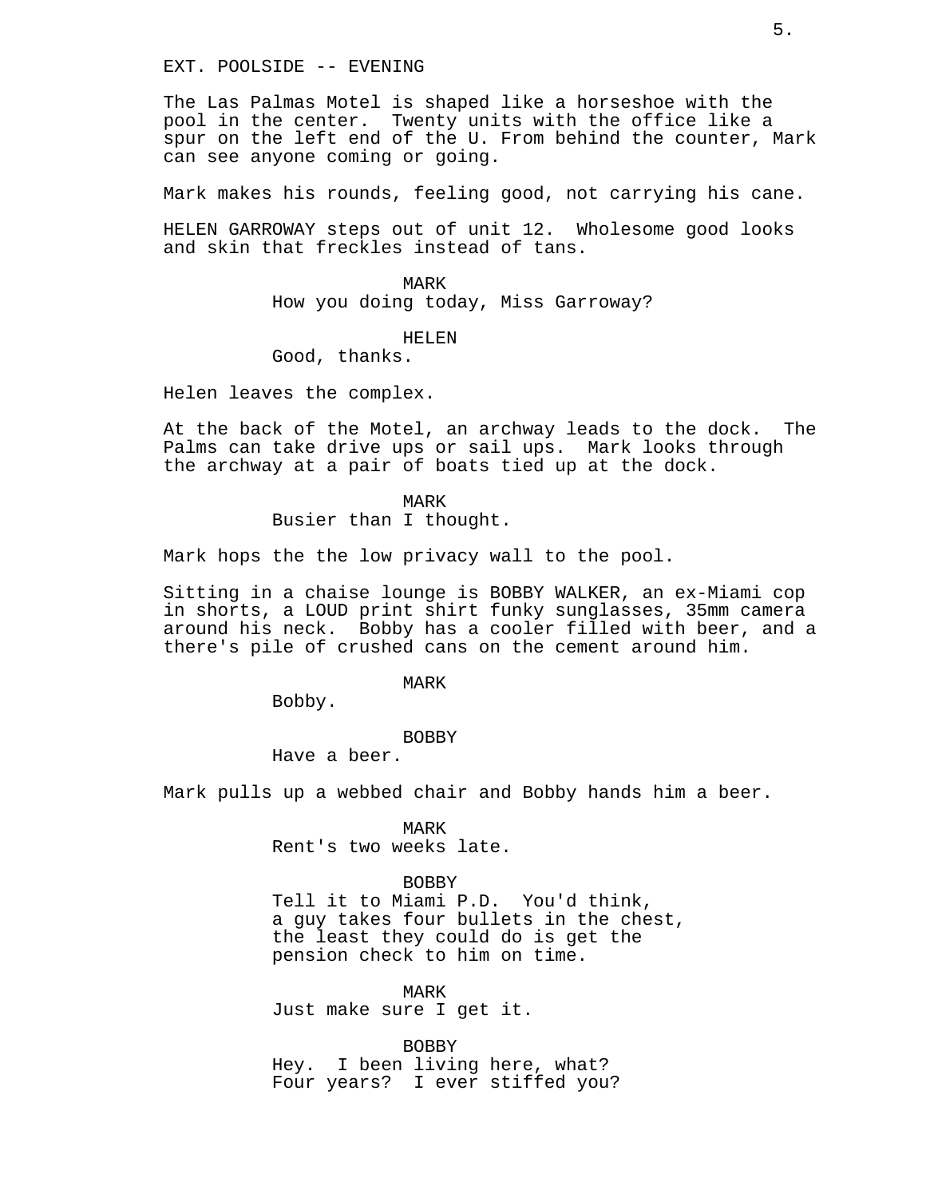EXT. POOLSIDE -- EVENING

The Las Palmas Motel is shaped like a horseshoe with the pool in the center. Twenty units with the office like a spur on the left end of the U. From behind the counter, Mark can see anyone coming or going.

Mark makes his rounds, feeling good, not carrying his cane.

HELEN GARROWAY steps out of unit 12. Wholesome good looks and skin that freckles instead of tans.

MARK
How you doing today, Miss Garroway?

HELEN
Good, thanks.

Helen leaves the complex.

At the back of the Motel, an archway leads to the dock. The Palms can take drive ups or sail ups. Mark looks through the archway at a pair of boats tied up at the dock.

MARK
Busier than I thought.

Mark hops the the low privacy wall to the pool.

Sitting in a chaise lounge is BOBBY WALKER, an ex-Miami cop in shorts, a LOUD print shirt funky sunglasses, 35mm camera around his neck. Bobby has a cooler filled with beer, and a there's pile of crushed cans on the cement around him.

MARK
Bobby.

BOBBY
Have a beer.

Mark pulls up a webbed chair and Bobby hands him a beer.

MARK
Rent's two weeks late.

BOBBY
Tell it to Miami P.D. You'd think, a guy takes four bullets in the chest, the least they could do is get the pension check to him on time.

MARK
Just make sure I get it.

BOBBY
Hey. I been living here, what? Four years? I ever stiffed you?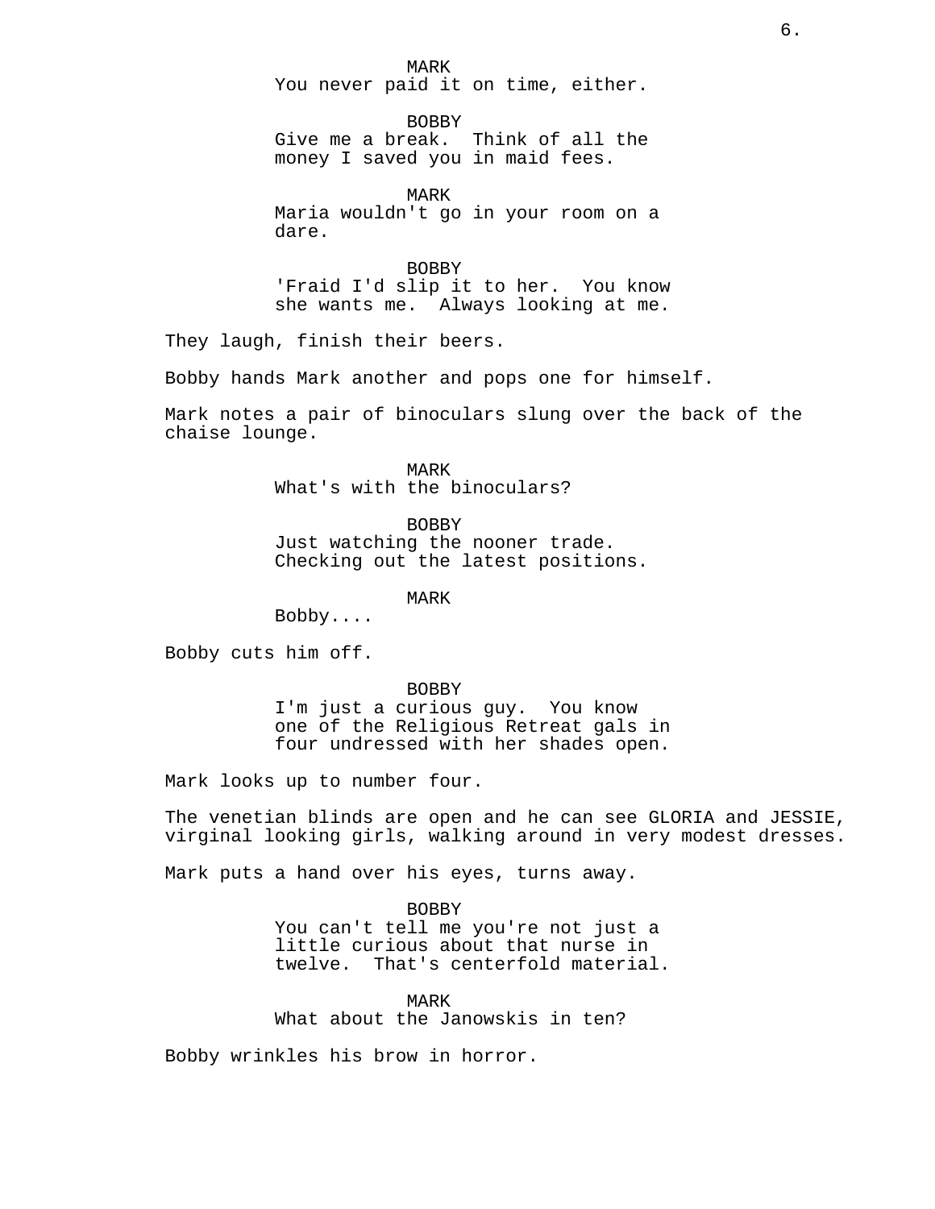MARK
You never paid it on time, either.

BOBBY
Give me a break. Think of all the money I saved you in maid fees.

MARK
Maria wouldn't go in your room on a dare.

BOBBY
'Fraid I'd slip it to her. You know she wants me. Always looking at me.

They laugh, finish their beers.

Bobby hands Mark another and pops one for himself.

Mark notes a pair of binoculars slung over the back of the chaise lounge.

MARK
What's with the binoculars?

BOBBY
Just watching the nooner trade. Checking out the latest positions.

MARK
Bobby....

Bobby cuts him off.

BOBBY
I'm just a curious guy. You know one of the Religious Retreat gals in four undressed with her shades open.

Mark looks up to number four.

The venetian blinds are open and he can see GLORIA and JESSIE, virginal looking girls, walking around in very modest dresses.

Mark puts a hand over his eyes, turns away.

BOBBY
You can't tell me you're not just a little curious about that nurse in twelve. That's centerfold material.

MARK
What about the Janowskis in ten?

Bobby wrinkles his brow in horror.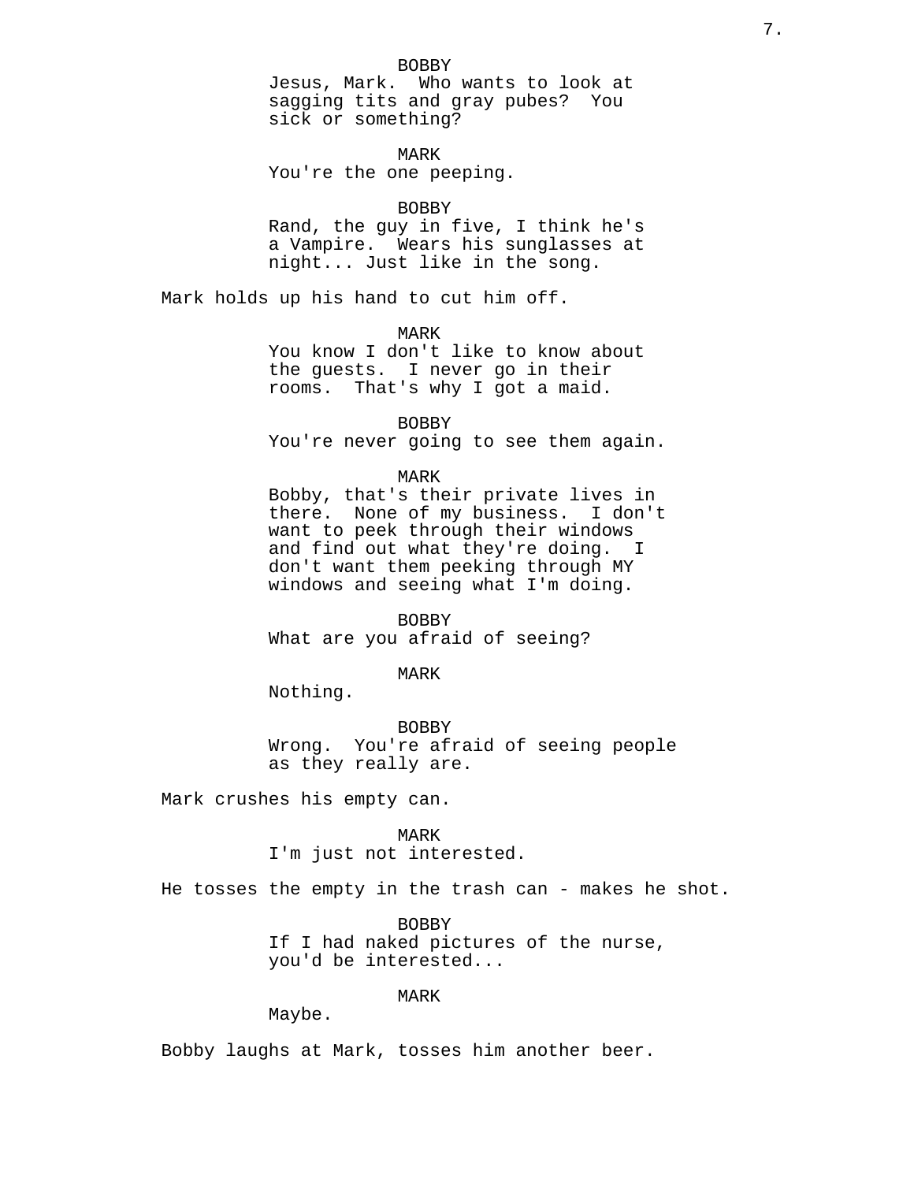BOBBY
Jesus, Mark. Who wants to look at sagging tits and gray pubes? You sick or something?

MARK
You're the one peeping.

BOBBY
Rand, the guy in five, I think he's a Vampire. Wears his sunglasses at night... Just like in the song.

Mark holds up his hand to cut him off.

MARK
You know I don't like to know about the guests. I never go in their rooms. That's why I got a maid.

BOBBY
You're never going to see them again.

MARK
Bobby, that's their private lives in there. None of my business. I don't want to peek through their windows and find out what they're doing. I don't want them peeking through MY windows and seeing what I'm doing.

BOBBY
What are you afraid of seeing?

MARK
Nothing.

BOBBY
Wrong. You're afraid of seeing people as they really are.

Mark crushes his empty can.

MARK
I'm just not interested.

He tosses the empty in the trash can - makes he shot.

BOBBY
If I had naked pictures of the nurse, you'd be interested...

MARK
Maybe.

Bobby laughs at Mark, tosses him another beer.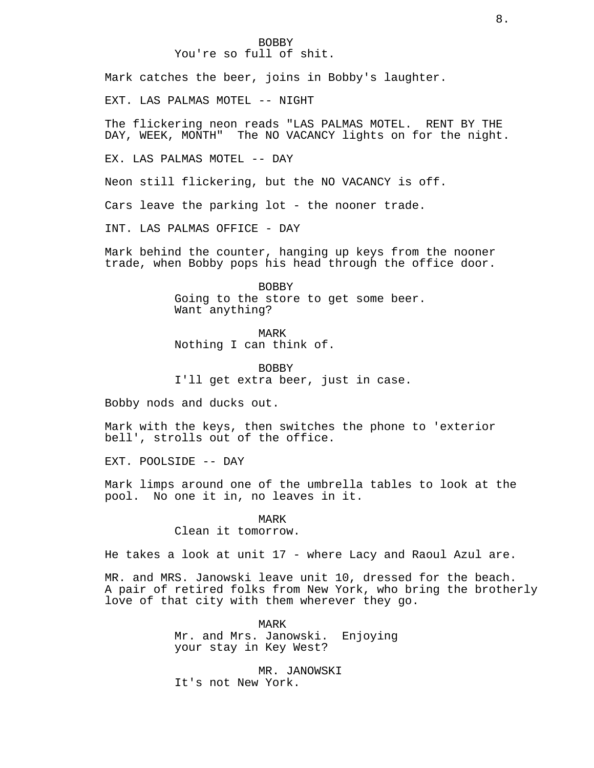BOBBY
You're so full of shit.

Mark catches the beer, joins in Bobby's laughter.

EXT. LAS PALMAS MOTEL -- NIGHT

The flickering neon reads "LAS PALMAS MOTEL.  RENT BY THE DAY, WEEK, MONTH"  The NO VACANCY lights on for the night.

EX. LAS PALMAS MOTEL -- DAY

Neon still flickering, but the NO VACANCY is off.

Cars leave the parking lot - the nooner trade.

INT. LAS PALMAS OFFICE - DAY

Mark behind the counter, hanging up keys from the nooner trade, when Bobby pops his head through the office door.

BOBBY
Going to the store to get some beer. Want anything?

MARK
Nothing I can think of.

BOBBY
I'll get extra beer, just in case.

Bobby nods and ducks out.

Mark with the keys, then switches the phone to 'exterior bell', strolls out of the office.

EXT. POOLSIDE -- DAY

Mark limps around one of the umbrella tables to look at the pool.  No one it in, no leaves in it.

MARK
Clean it tomorrow.

He takes a look at unit 17 - where Lacy and Raoul Azul are.

MR. and MRS. Janowski leave unit 10, dressed for the beach. A pair of retired folks from New York, who bring the brotherly love of that city with them wherever they go.

MARK
Mr. and Mrs. Janowski.  Enjoying your stay in Key West?

MR. JANOWSKI
It's not New York.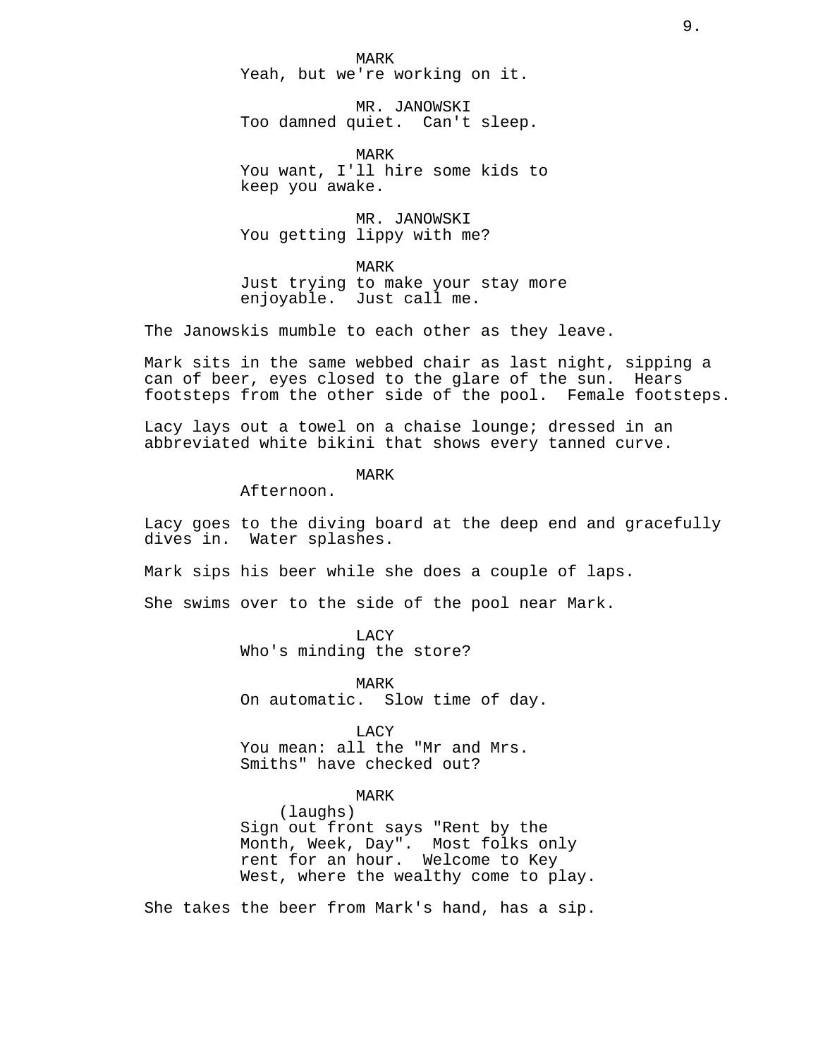MARK
Yeah, but we're working on it.

MR. JANOWSKI
Too damned quiet.  Can't sleep.

MARK
You want, I'll hire some kids to keep you awake.

MR. JANOWSKI
You getting lippy with me?

MARK
Just trying to make your stay more enjoyable.  Just call me.

The Janowskis mumble to each other as they leave.

Mark sits in the same webbed chair as last night, sipping a can of beer, eyes closed to the glare of the sun.  Hears footsteps from the other side of the pool.  Female footsteps.

Lacy lays out a towel on a chaise lounge; dressed in an abbreviated white bikini that shows every tanned curve.

MARK
Afternoon.

Lacy goes to the diving board at the deep end and gracefully dives in.  Water splashes.

Mark sips his beer while she does a couple of laps.

She swims over to the side of the pool near Mark.

LACY
Who's minding the store?

MARK
On automatic.  Slow time of day.

LACY
You mean: all the "Mr and Mrs. Smiths" have checked out?

MARK
(laughs)
Sign out front says "Rent by the Month, Week, Day".  Most folks only rent for an hour.  Welcome to Key West, where the wealthy come to play.

She takes the beer from Mark's hand, has a sip.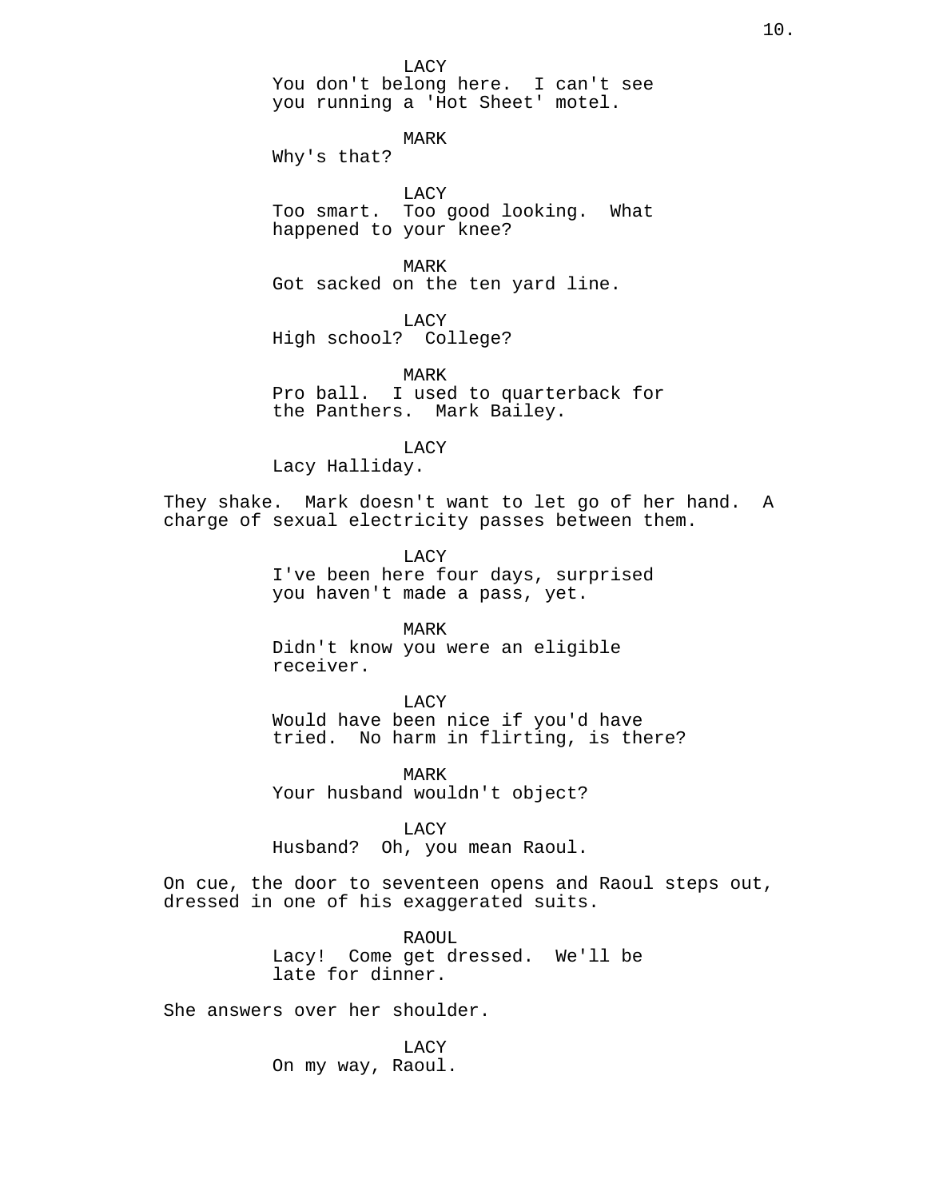LACY
You don't belong here.  I can't see you running a 'Hot Sheet' motel.

MARK
Why's that?

LACY
Too smart.  Too good looking.  What happened to your knee?

MARK
Got sacked on the ten yard line.

LACY
High school?  College?

MARK
Pro ball.  I used to quarterback for the Panthers.  Mark Bailey.

LACY
Lacy Halliday.

They shake.  Mark doesn't want to let go of her hand.  A charge of sexual electricity passes between them.

LACY
I've been here four days, surprised you haven't made a pass, yet.

MARK
Didn't know you were an eligible receiver.

LACY
Would have been nice if you'd have tried.  No harm in flirting, is there?

MARK
Your husband wouldn't object?

LACY
Husband?  Oh, you mean Raoul.

On cue, the door to seventeen opens and Raoul steps out, dressed in one of his exaggerated suits.

RAOUL
Lacy!  Come get dressed.  We'll be late for dinner.

She answers over her shoulder.

LACY
On my way, Raoul.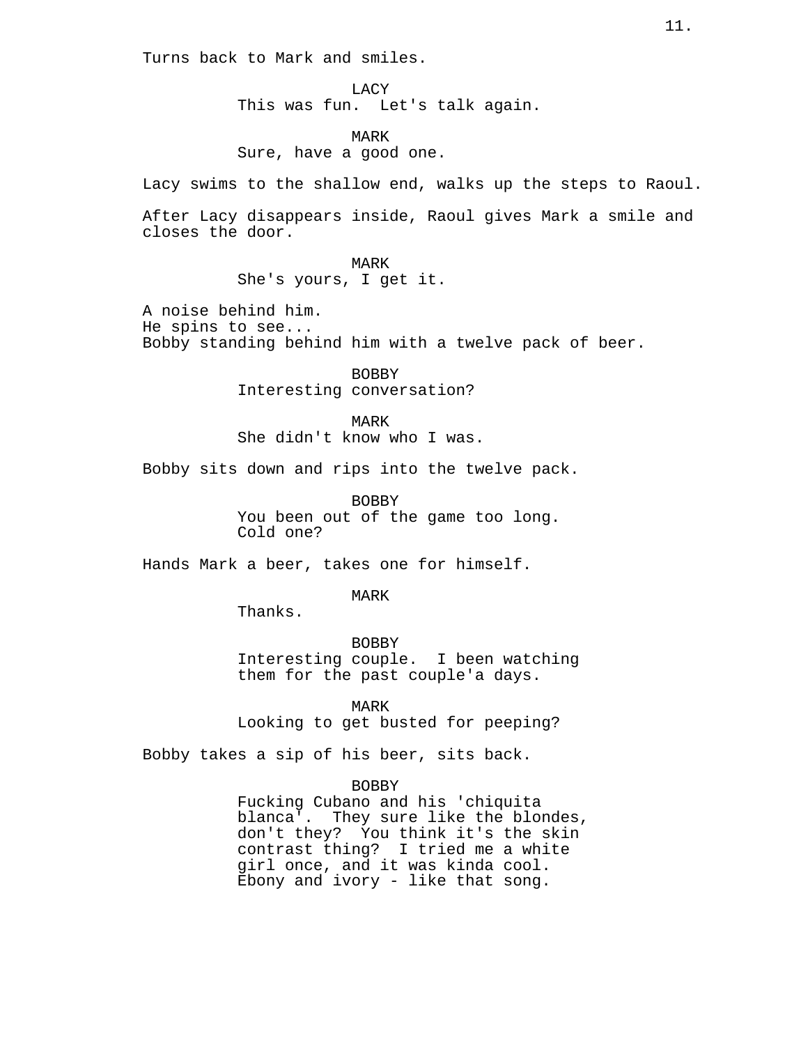Turns back to Mark and smiles.

LACY
This was fun. Let's talk again.

MARK
Sure, have a good one.

Lacy swims to the shallow end, walks up the steps to Raoul.

After Lacy disappears inside, Raoul gives Mark a smile and closes the door.

MARK
She's yours, I get it.

A noise behind him.
He spins to see...
Bobby standing behind him with a twelve pack of beer.

BOBBY
Interesting conversation?

MARK
She didn't know who I was.

Bobby sits down and rips into the twelve pack.

BOBBY
You been out of the game too long.
Cold one?

Hands Mark a beer, takes one for himself.

MARK
Thanks.

BOBBY
Interesting couple. I been watching them for the past couple'a days.

MARK
Looking to get busted for peeping?

Bobby takes a sip of his beer, sits back.

BOBBY
Fucking Cubano and his 'chiquita blanca'. They sure like the blondes, don't they? You think it's the skin contrast thing? I tried me a white girl once, and it was kinda cool. Ebony and ivory - like that song.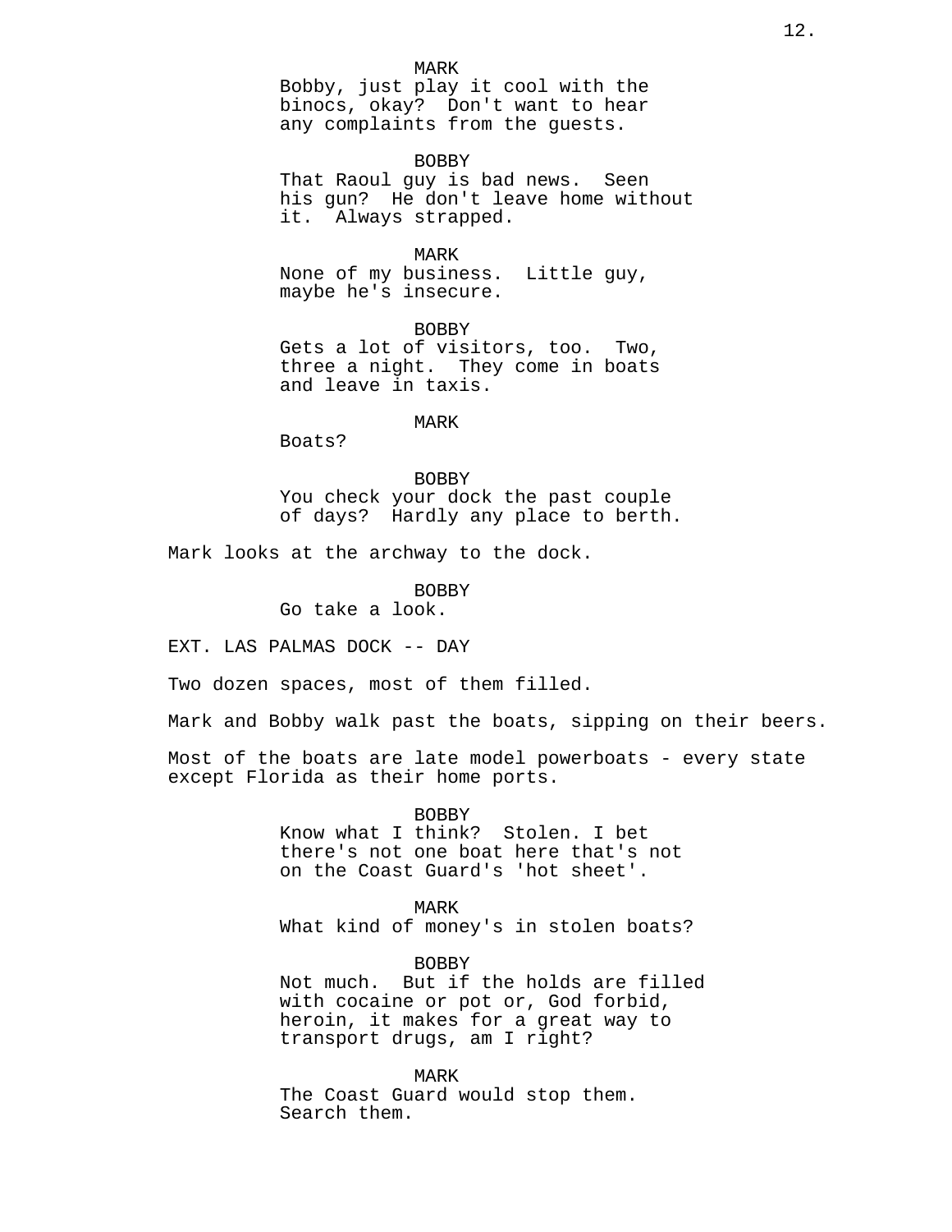MARK
Bobby, just play it cool with the binocs, okay? Don't want to hear any complaints from the guests.

BOBBY
That Raoul guy is bad news. Seen his gun? He don't leave home without it. Always strapped.

MARK
None of my business. Little guy, maybe he's insecure.

BOBBY
Gets a lot of visitors, too. Two, three a night. They come in boats and leave in taxis.

MARK
Boats?

BOBBY
You check your dock the past couple of days? Hardly any place to berth.

Mark looks at the archway to the dock.

BOBBY
Go take a look.

EXT. LAS PALMAS DOCK -- DAY

Two dozen spaces, most of them filled.

Mark and Bobby walk past the boats, sipping on their beers.

Most of the boats are late model powerboats - every state except Florida as their home ports.

BOBBY
Know what I think? Stolen. I bet there's not one boat here that's not on the Coast Guard's 'hot sheet'.

MARK
What kind of money's in stolen boats?

BOBBY
Not much. But if the holds are filled with cocaine or pot or, God forbid, heroin, it makes for a great way to transport drugs, am I right?

MARK
The Coast Guard would stop them. Search them.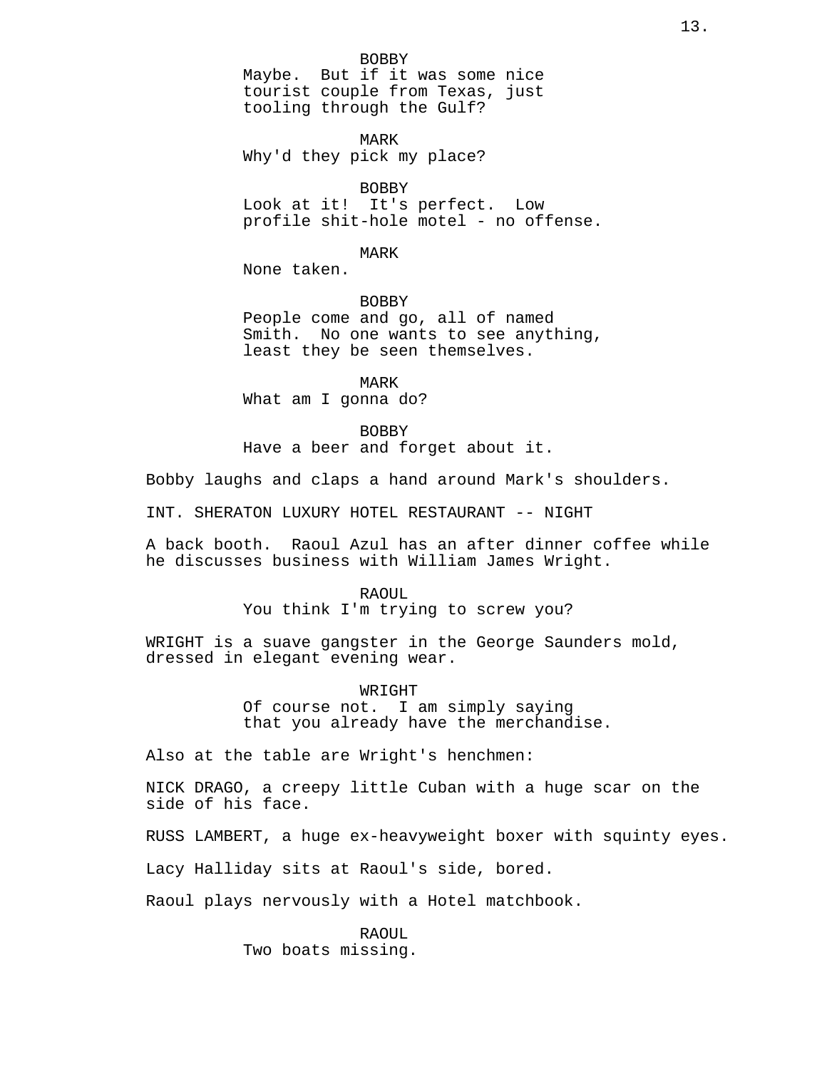BOBBY
Maybe. But if it was some nice tourist couple from Texas, just tooling through the Gulf?

MARK
Why'd they pick my place?

BOBBY
Look at it! It's perfect. Low profile shit-hole motel - no offense.

MARK
None taken.

BOBBY
People come and go, all of named Smith. No one wants to see anything, least they be seen themselves.

MARK
What am I gonna do?

BOBBY
Have a beer and forget about it.

Bobby laughs and claps a hand around Mark's shoulders.

INT. SHERATON LUXURY HOTEL RESTAURANT -- NIGHT

A back booth. Raoul Azul has an after dinner coffee while he discusses business with William James Wright.

RAOUL
You think I'm trying to screw you?

WRIGHT is a suave gangster in the George Saunders mold, dressed in elegant evening wear.

WRIGHT
Of course not. I am simply saying that you already have the merchandise.

Also at the table are Wright's henchmen:

NICK DRAGO, a creepy little Cuban with a huge scar on the side of his face.

RUSS LAMBERT, a huge ex-heavyweight boxer with squinty eyes.

Lacy Halliday sits at Raoul's side, bored.

Raoul plays nervously with a Hotel matchbook.

RAOUL
Two boats missing.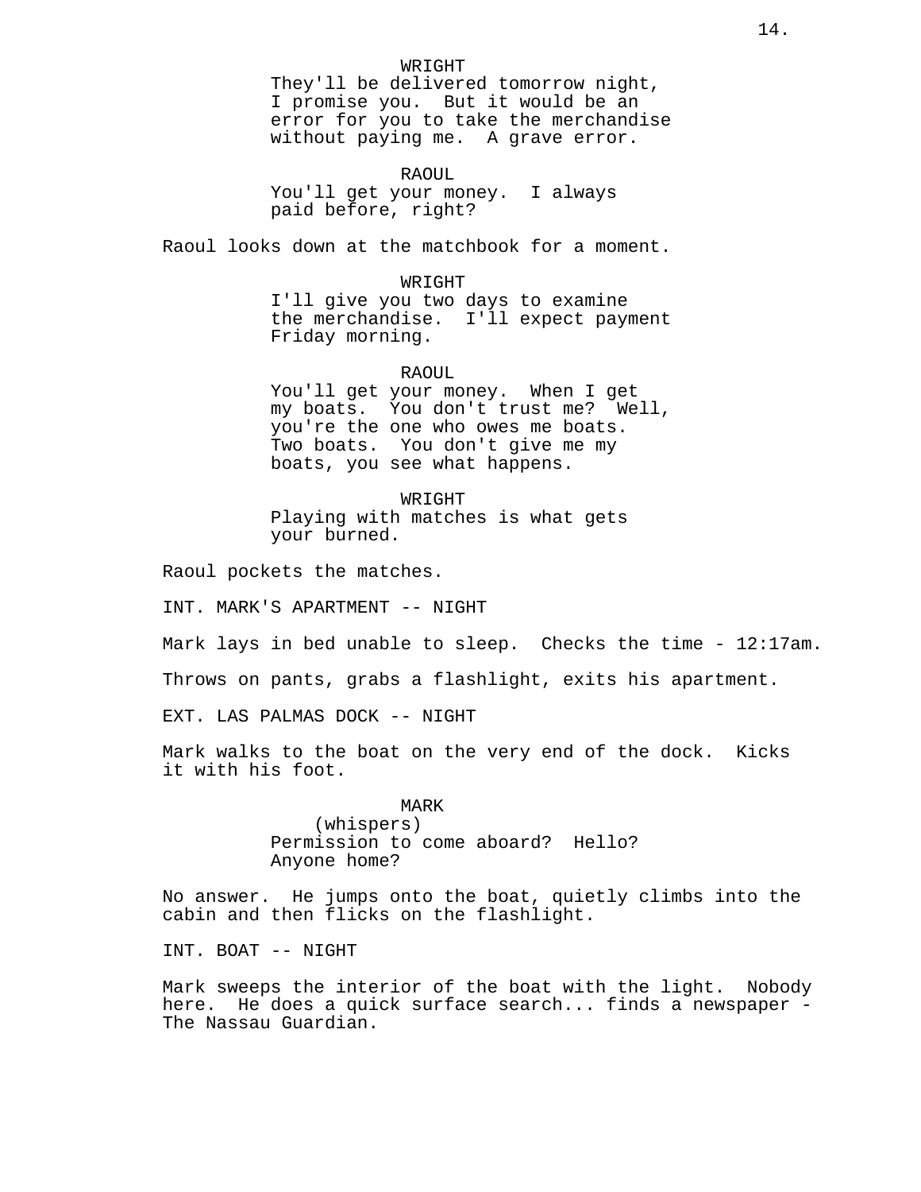WRIGHT
They'll be delivered tomorrow night, I promise you. But it would be an error for you to take the merchandise without paying me. A grave error.

RAOUL
You'll get your money. I always paid before, right?

Raoul looks down at the matchbook for a moment.

WRIGHT
I'll give you two days to examine the merchandise. I'll expect payment Friday morning.

RAOUL
You'll get your money. When I get my boats. You don't trust me? Well, you're the one who owes me boats. Two boats. You don't give me my boats, you see what happens.

WRIGHT
Playing with matches is what gets your burned.

Raoul pockets the matches.

INT. MARK'S APARTMENT -- NIGHT

Mark lays in bed unable to sleep. Checks the time - 12:17am.

Throws on pants, grabs a flashlight, exits his apartment.

EXT. LAS PALMAS DOCK -- NIGHT

Mark walks to the boat on the very end of the dock. Kicks it with his foot.

MARK
(whispers)
Permission to come aboard? Hello? Anyone home?

No answer. He jumps onto the boat, quietly climbs into the cabin and then flicks on the flashlight.

INT. BOAT -- NIGHT

Mark sweeps the interior of the boat with the light. Nobody here. He does a quick surface search... finds a newspaper - The Nassau Guardian.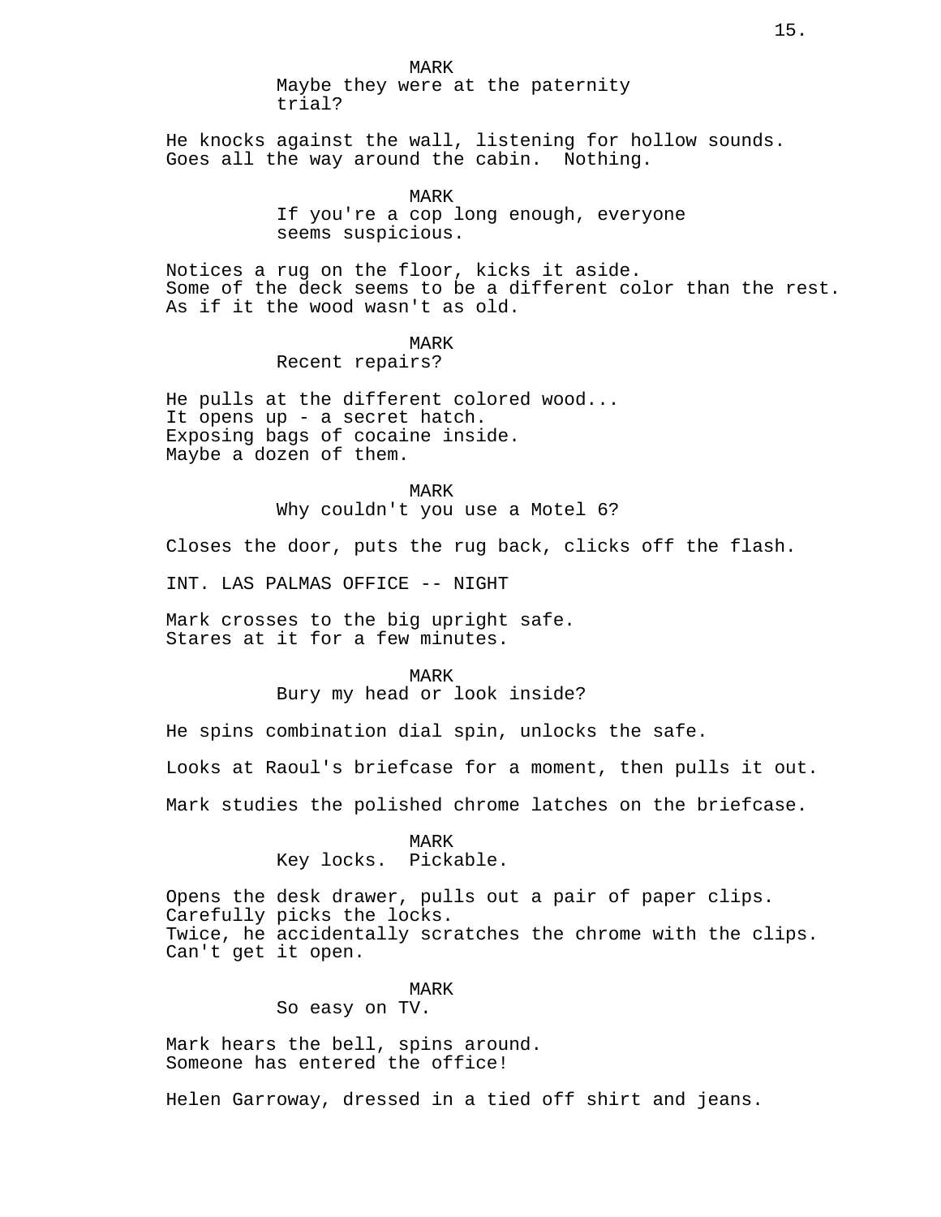MARK
Maybe they were at the paternity trial?

He knocks against the wall, listening for hollow sounds. Goes all the way around the cabin. Nothing.

MARK
If you're a cop long enough, everyone seems suspicious.

Notices a rug on the floor, kicks it aside.
Some of the deck seems to be a different color than the rest.
As if it the wood wasn't as old.

MARK
Recent repairs?

He pulls at the different colored wood...
It opens up - a secret hatch.
Exposing bags of cocaine inside.
Maybe a dozen of them.

MARK
Why couldn't you use a Motel 6?

Closes the door, puts the rug back, clicks off the flash.

INT. LAS PALMAS OFFICE -- NIGHT

Mark crosses to the big upright safe.
Stares at it for a few minutes.

MARK
Bury my head or look inside?

He spins combination dial spin, unlocks the safe.

Looks at Raoul's briefcase for a moment, then pulls it out.

Mark studies the polished chrome latches on the briefcase.

MARK
Key locks. Pickable.

Opens the desk drawer, pulls out a pair of paper clips.
Carefully picks the locks.
Twice, he accidentally scratches the chrome with the clips.
Can't get it open.

MARK
So easy on TV.

Mark hears the bell, spins around.
Someone has entered the office!

Helen Garroway, dressed in a tied off shirt and jeans.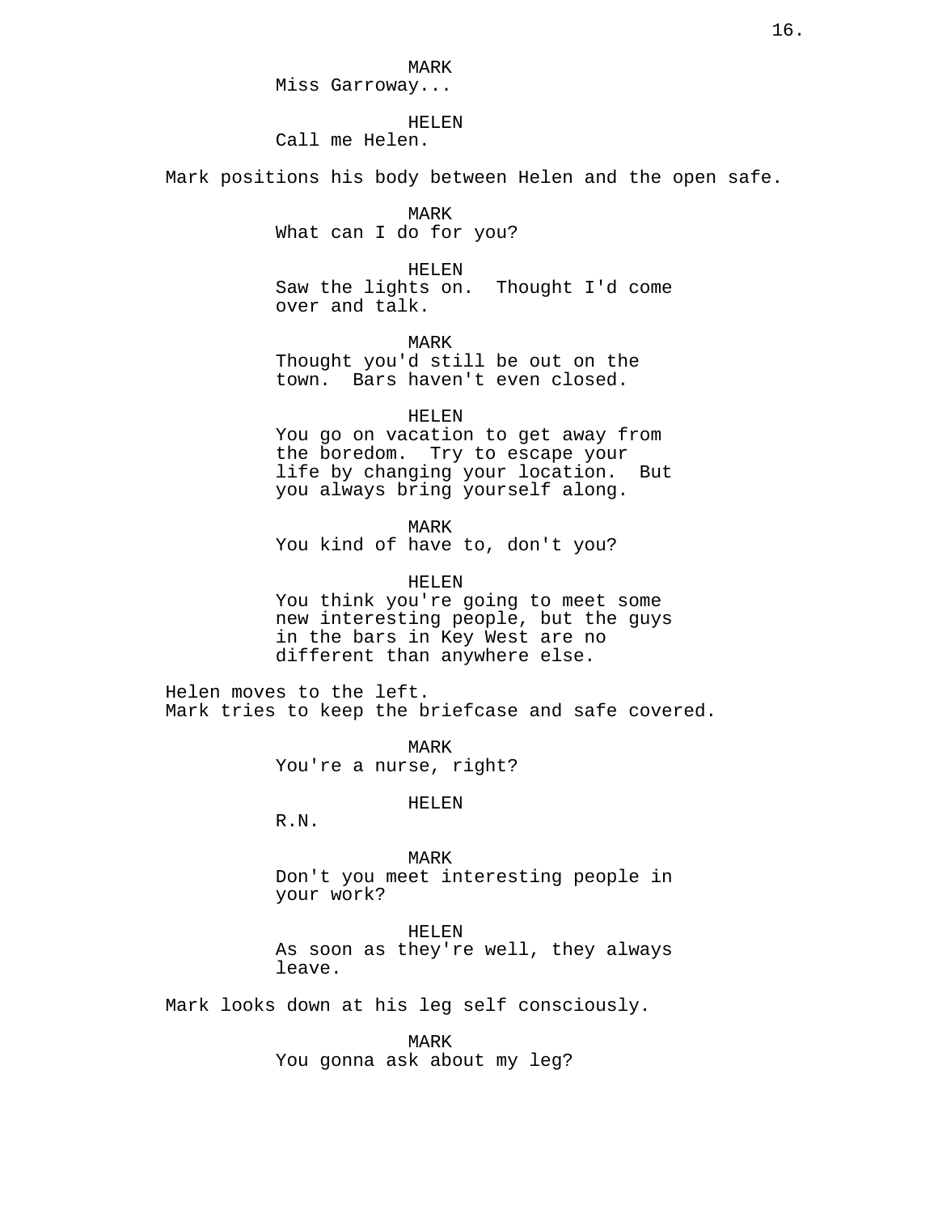MARK

Miss Garroway...

HELEN

Call me Helen.

Mark positions his body between Helen and the open safe.

MARK

What can I do for you?

HELEN

Saw the lights on. Thought I'd come over and talk.

MARK

Thought you'd still be out on the town. Bars haven't even closed.

HELEN

You go on vacation to get away from the boredom. Try to escape your life by changing your location. But you always bring yourself along.

MARK

You kind of have to, don't you?

HELEN

You think you're going to meet some new interesting people, but the guys in the bars in Key West are no different than anywhere else.

Helen moves to the left.
Mark tries to keep the briefcase and safe covered.

MARK

You're a nurse, right?

HELEN

R.N.

MARK

Don't you meet interesting people in your work?

HELEN

As soon as they're well, they always leave.

Mark looks down at his leg self consciously.

MARK

You gonna ask about my leg?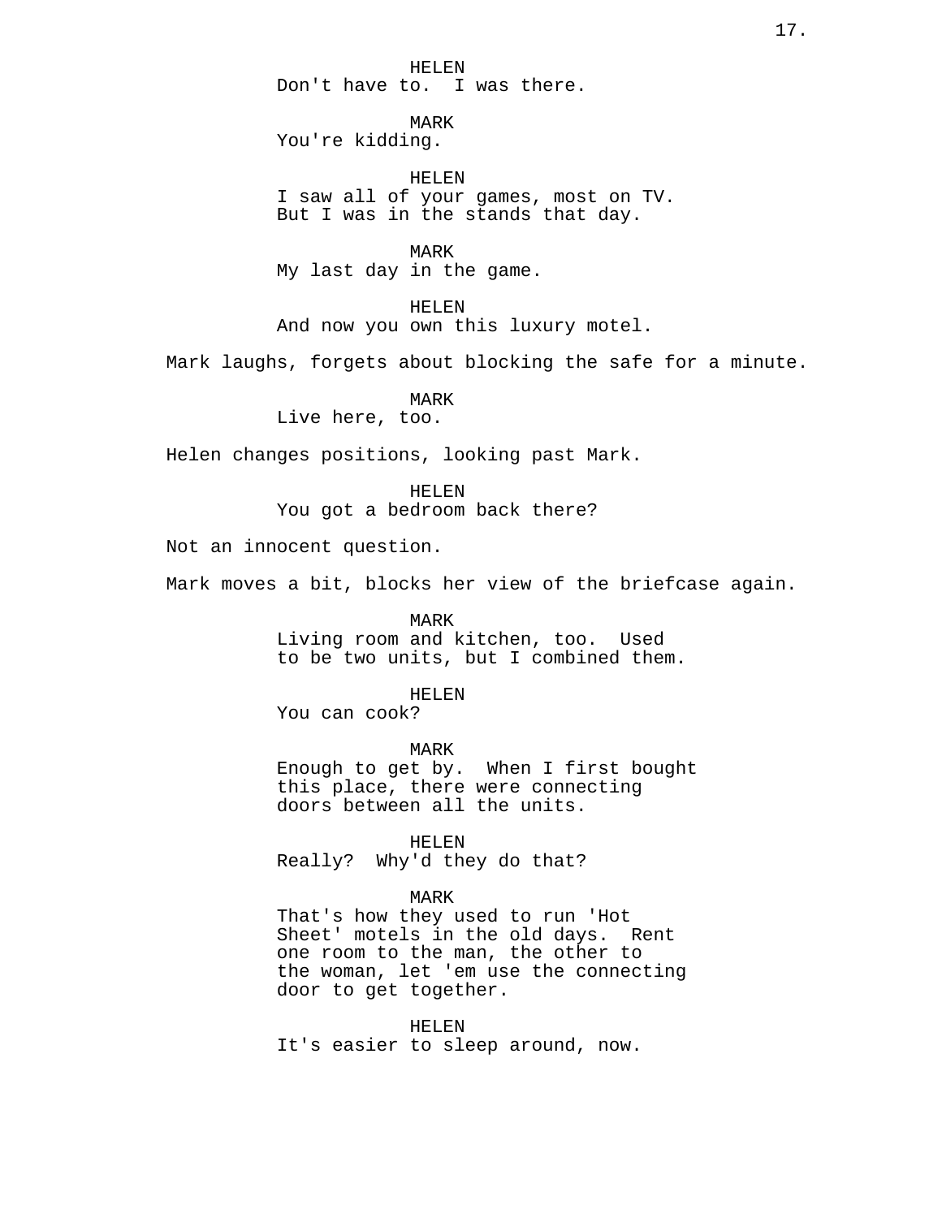HELEN
Don't have to.  I was there.

MARK
You're kidding.

HELEN
I saw all of your games, most on TV.
But I was in the stands that day.

MARK
My last day in the game.

HELEN
And now you own this luxury motel.

Mark laughs, forgets about blocking the safe for a minute.

MARK
Live here, too.

Helen changes positions, looking past Mark.

HELEN
You got a bedroom back there?

Not an innocent question.

Mark moves a bit, blocks her view of the briefcase again.

MARK
Living room and kitchen, too.  Used
to be two units, but I combined them.

HELEN
You can cook?

MARK
Enough to get by.  When I first bought
this place, there were connecting
doors between all the units.

HELEN
Really?  Why'd they do that?

MARK
That's how they used to run 'Hot
Sheet' motels in the old days.  Rent
one room to the man, the other to
the woman, let 'em use the connecting
door to get together.

HELEN
It's easier to sleep around, now.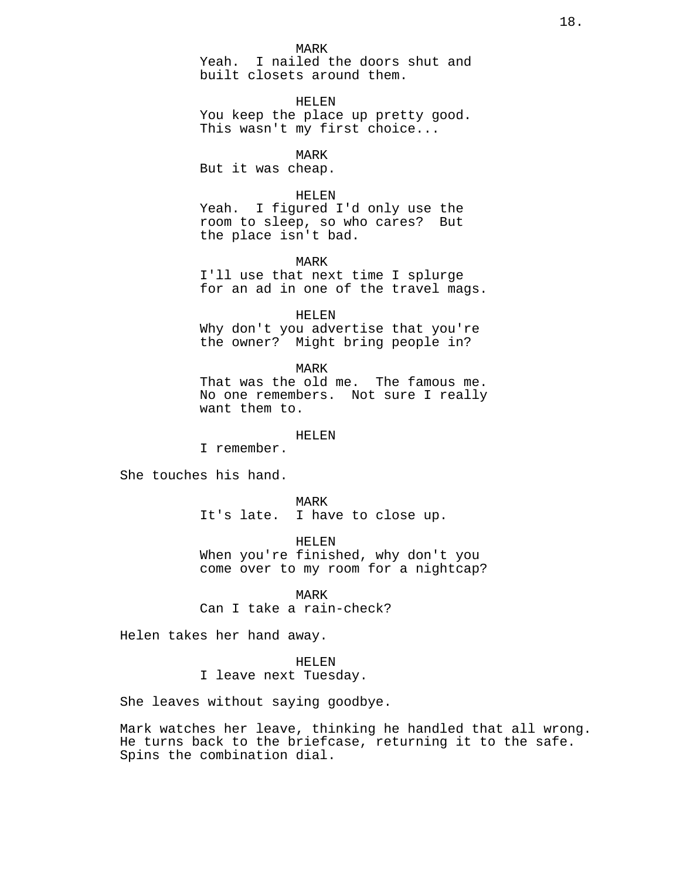MARK
Yeah.  I nailed the doors shut and built closets around them.

HELEN
You keep the place up pretty good. This wasn't my first choice...

MARK
But it was cheap.

HELEN
Yeah.  I figured I'd only use the room to sleep, so who cares?  But the place isn't bad.

MARK
I'll use that next time I splurge for an ad in one of the travel mags.

HELEN
Why don't you advertise that you're the owner?  Might bring people in?

MARK
That was the old me.  The famous me. No one remembers.  Not sure I really want them to.

HELEN
I remember.

She touches his hand.

MARK
It's late.  I have to close up.

HELEN
When you're finished, why don't you come over to my room for a nightcap?

MARK
Can I take a rain-check?

Helen takes her hand away.

HELEN
I leave next Tuesday.

She leaves without saying goodbye.

Mark watches her leave, thinking he handled that all wrong. He turns back to the briefcase, returning it to the safe. Spins the combination dial.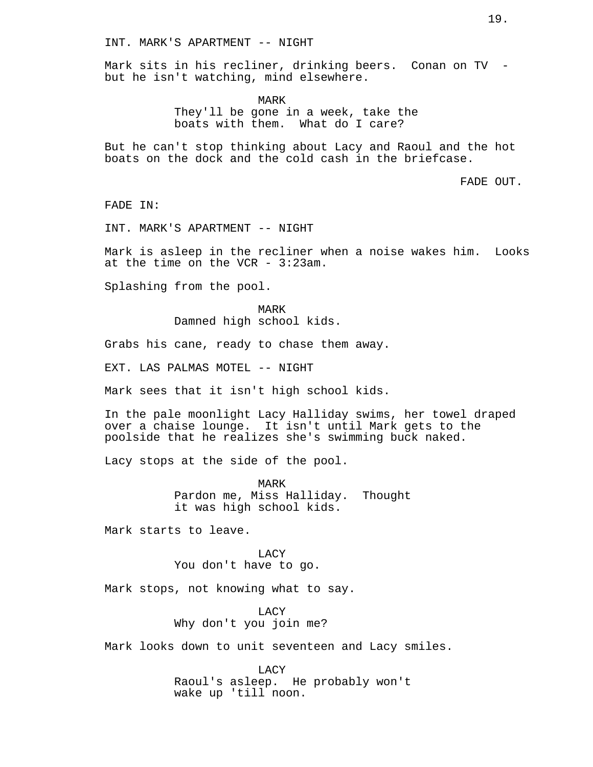INT. MARK'S APARTMENT -- NIGHT

Mark sits in his recliner, drinking beers. Conan on TV - but he isn't watching, mind elsewhere.

MARK
They'll be gone in a week, take the boats with them. What do I care?

But he can't stop thinking about Lacy and Raoul and the hot boats on the dock and the cold cash in the briefcase.

FADE OUT.

FADE IN:

INT. MARK'S APARTMENT -- NIGHT

Mark is asleep in the recliner when a noise wakes him. Looks at the time on the VCR - 3:23am.

Splashing from the pool.

MARK
Damned high school kids.

Grabs his cane, ready to chase them away.

EXT. LAS PALMAS MOTEL -- NIGHT

Mark sees that it isn't high school kids.

In the pale moonlight Lacy Halliday swims, her towel draped over a chaise lounge. It isn't until Mark gets to the poolside that he realizes she's swimming buck naked.

Lacy stops at the side of the pool.

MARK
Pardon me, Miss Halliday. Thought it was high school kids.

Mark starts to leave.

LACY
You don't have to go.

Mark stops, not knowing what to say.

LACY
Why don't you join me?

Mark looks down to unit seventeen and Lacy smiles.

LACY
Raoul's asleep. He probably won't wake up 'till noon.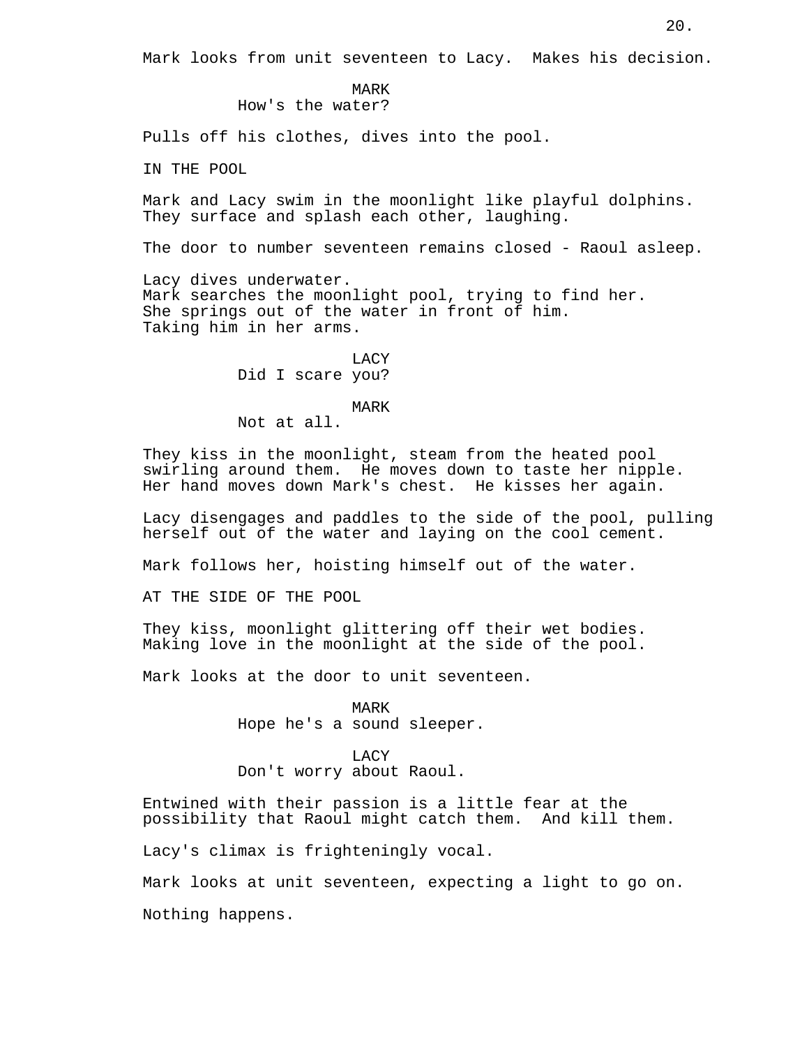Mark looks from unit seventeen to Lacy.  Makes his decision.

MARK
How's the water?

Pulls off his clothes, dives into the pool.

IN THE POOL

Mark and Lacy swim in the moonlight like playful dolphins. They surface and splash each other, laughing.

The door to number seventeen remains closed - Raoul asleep.

Lacy dives underwater.
Mark searches the moonlight pool, trying to find her.
She springs out of the water in front of him.
Taking him in her arms.

LACY
Did I scare you?

MARK
Not at all.

They kiss in the moonlight, steam from the heated pool swirling around them.  He moves down to taste her nipple. Her hand moves down Mark's chest.  He kisses her again.

Lacy disengages and paddles to the side of the pool, pulling herself out of the water and laying on the cool cement.

Mark follows her, hoisting himself out of the water.

AT THE SIDE OF THE POOL

They kiss, moonlight glittering off their wet bodies. Making love in the moonlight at the side of the pool.

Mark looks at the door to unit seventeen.

MARK
Hope he's a sound sleeper.

LACY
Don't worry about Raoul.

Entwined with their passion is a little fear at the possibility that Raoul might catch them.  And kill them.

Lacy's climax is frighteningly vocal.

Mark looks at unit seventeen, expecting a light to go on.

Nothing happens.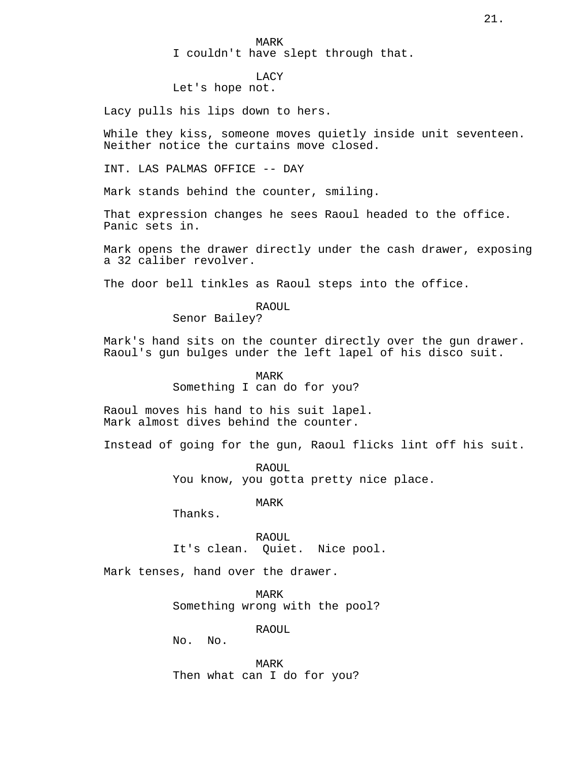MARK
I couldn't have slept through that.

LACY
Let's hope not.

Lacy pulls his lips down to hers.

While they kiss, someone moves quietly inside unit seventeen. Neither notice the curtains move closed.

INT. LAS PALMAS OFFICE -- DAY

Mark stands behind the counter, smiling.

That expression changes he sees Raoul headed to the office. Panic sets in.

Mark opens the drawer directly under the cash drawer, exposing a 32 caliber revolver.

The door bell tinkles as Raoul steps into the office.

RAOUL
Senor Bailey?

Mark's hand sits on the counter directly over the gun drawer. Raoul's gun bulges under the left lapel of his disco suit.

MARK
Something I can do for you?

Raoul moves his hand to his suit lapel.
Mark almost dives behind the counter.

Instead of going for the gun, Raoul flicks lint off his suit.

RAOUL
You know, you gotta pretty nice place.

MARK
Thanks.

RAOUL
It's clean.  Quiet.  Nice pool.

Mark tenses, hand over the drawer.

MARK
Something wrong with the pool?

RAOUL
No.  No.

MARK
Then what can I do for you?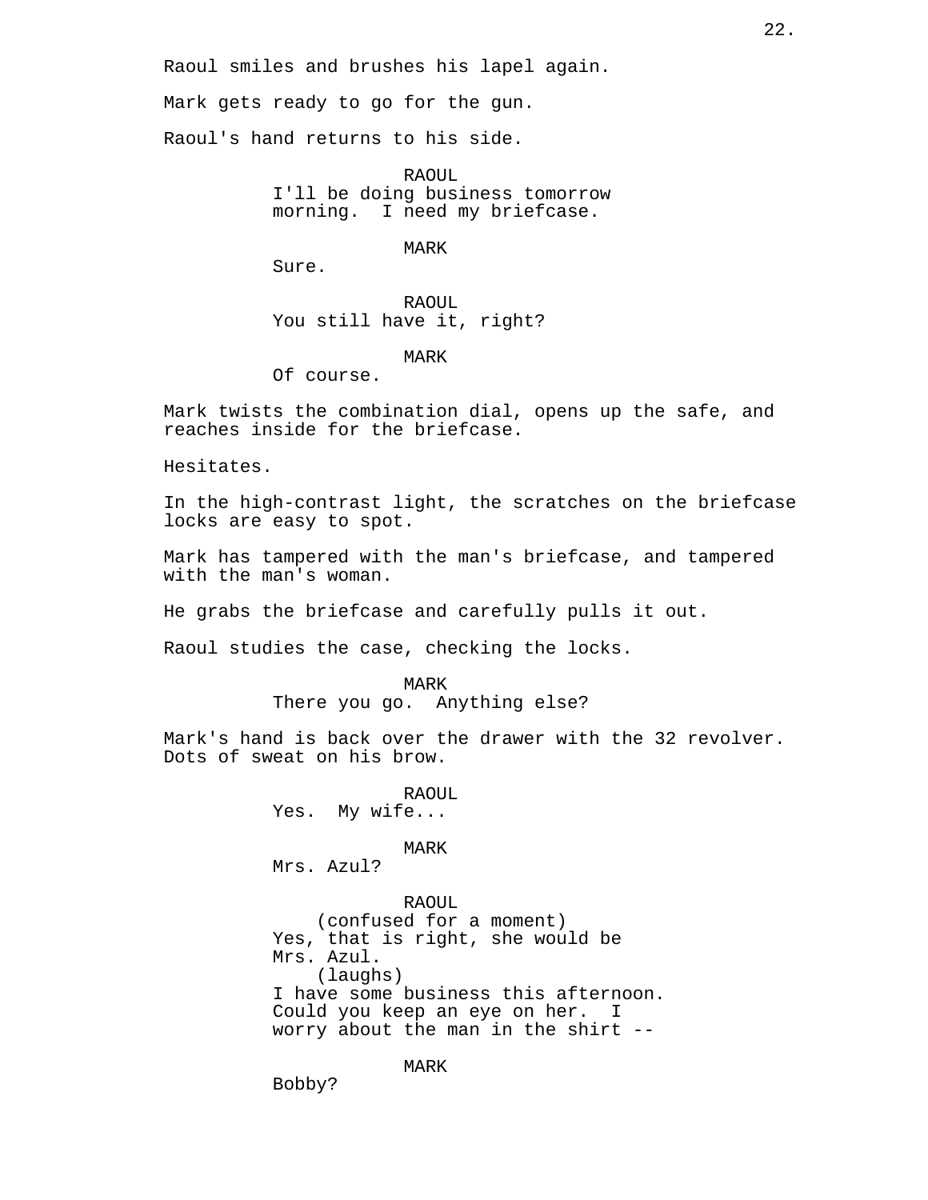Raoul smiles and brushes his lapel again.

Mark gets ready to go for the gun.

Raoul's hand returns to his side.

RAOUL
I'll be doing business tomorrow morning. I need my briefcase.

MARK
Sure.

RAOUL
You still have it, right?

MARK
Of course.

Mark twists the combination dial, opens up the safe, and reaches inside for the briefcase.

Hesitates.

In the high-contrast light, the scratches on the briefcase locks are easy to spot.

Mark has tampered with the man's briefcase, and tampered with the man's woman.

He grabs the briefcase and carefully pulls it out.

Raoul studies the case, checking the locks.

MARK
There you go. Anything else?

Mark's hand is back over the drawer with the 32 revolver. Dots of sweat on his brow.

RAOUL
Yes. My wife...

MARK
Mrs. Azul?

RAOUL
(confused for a moment)
Yes, that is right, she would be Mrs. Azul.
(laughs)
I have some business this afternoon. Could you keep an eye on her. I worry about the man in the shirt --

MARK
Bobby?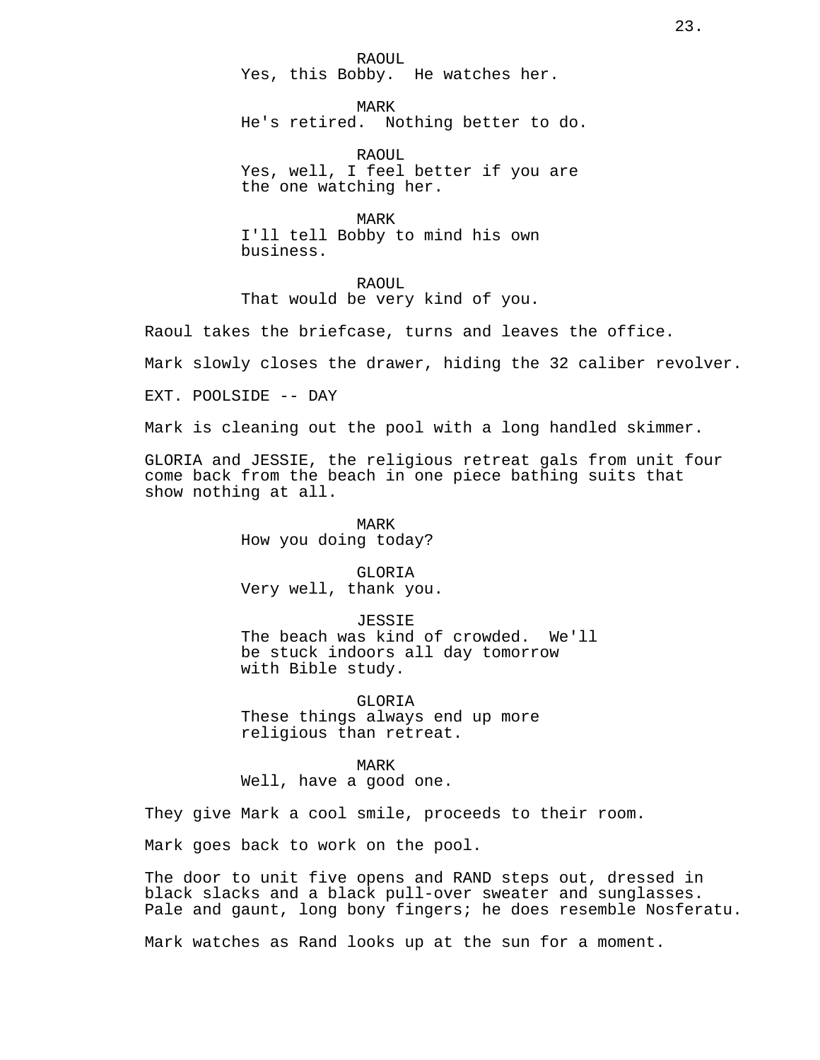RAOUL
Yes, this Bobby. He watches her.

MARK
He's retired. Nothing better to do.

RAOUL
Yes, well, I feel better if you are the one watching her.

MARK
I'll tell Bobby to mind his own business.

RAOUL
That would be very kind of you.

Raoul takes the briefcase, turns and leaves the office.

Mark slowly closes the drawer, hiding the 32 caliber revolver.

EXT. POOLSIDE -- DAY

Mark is cleaning out the pool with a long handled skimmer.

GLORIA and JESSIE, the religious retreat gals from unit four come back from the beach in one piece bathing suits that show nothing at all.

MARK
How you doing today?

GLORIA
Very well, thank you.

JESSIE
The beach was kind of crowded. We'll be stuck indoors all day tomorrow with Bible study.

GLORIA
These things always end up more religious than retreat.

MARK
Well, have a good one.

They give Mark a cool smile, proceeds to their room.

Mark goes back to work on the pool.

The door to unit five opens and RAND steps out, dressed in black slacks and a black pull-over sweater and sunglasses. Pale and gaunt, long bony fingers; he does resemble Nosferatu.

Mark watches as Rand looks up at the sun for a moment.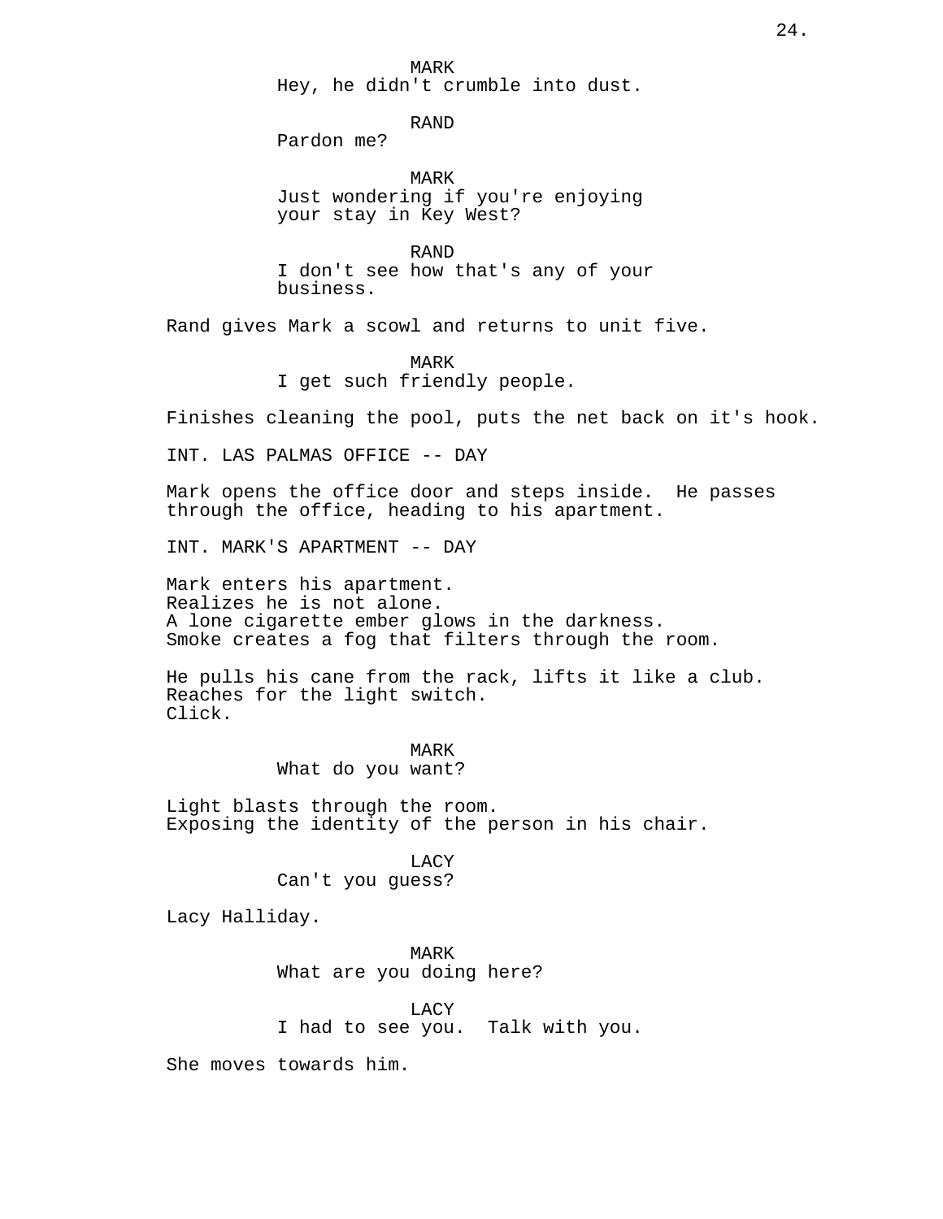MARK
Hey, he didn't crumble into dust.

RAND
Pardon me?

MARK
Just wondering if you're enjoying your stay in Key West?

RAND
I don't see how that's any of your business.

Rand gives Mark a scowl and returns to unit five.

MARK
I get such friendly people.

Finishes cleaning the pool, puts the net back on it's hook.

INT. LAS PALMAS OFFICE -- DAY

Mark opens the office door and steps inside. He passes through the office, heading to his apartment.

INT. MARK'S APARTMENT -- DAY

Mark enters his apartment.
Realizes he is not alone.
A lone cigarette ember glows in the darkness.
Smoke creates a fog that filters through the room.

He pulls his cane from the rack, lifts it like a club.
Reaches for the light switch.
Click.

MARK
What do you want?

Light blasts through the room.
Exposing the identity of the person in his chair.

LACY
Can't you guess?

Lacy Halliday.

MARK
What are you doing here?

LACY
I had to see you. Talk with you.

She moves towards him.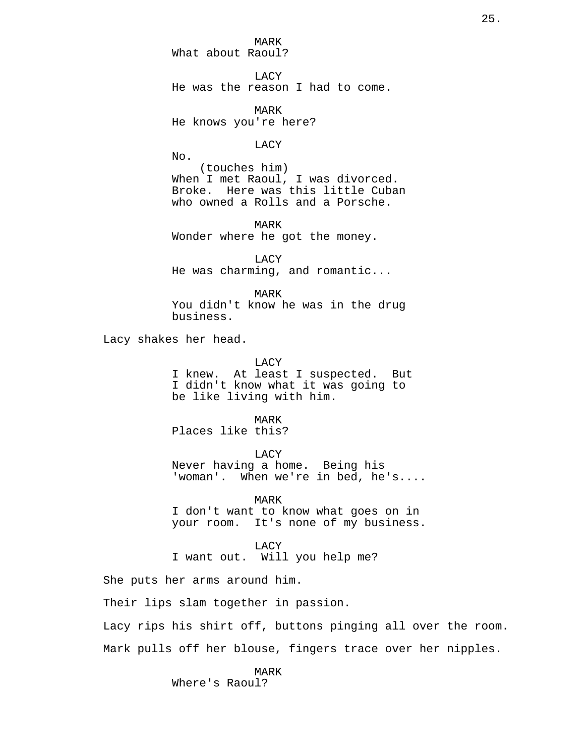MARK
What about Raoul?

LACY
He was the reason I had to come.

MARK
He knows you're here?

LACY
No.
(touches him)
When I met Raoul, I was divorced. Broke. Here was this little Cuban who owned a Rolls and a Porsche.

MARK
Wonder where he got the money.

LACY
He was charming, and romantic...

MARK
You didn't know he was in the drug business.

Lacy shakes her head.

LACY
I knew. At least I suspected. But I didn't know what it was going to be like living with him.

MARK
Places like this?

LACY
Never having a home. Being his 'woman'. When we're in bed, he's....

MARK
I don't want to know what goes on in your room. It's none of my business.

LACY
I want out. Will you help me?

She puts her arms around him.

Their lips slam together in passion.

Lacy rips his shirt off, buttons pinging all over the room.

Mark pulls off her blouse, fingers trace over her nipples.

MARK
Where's Raoul?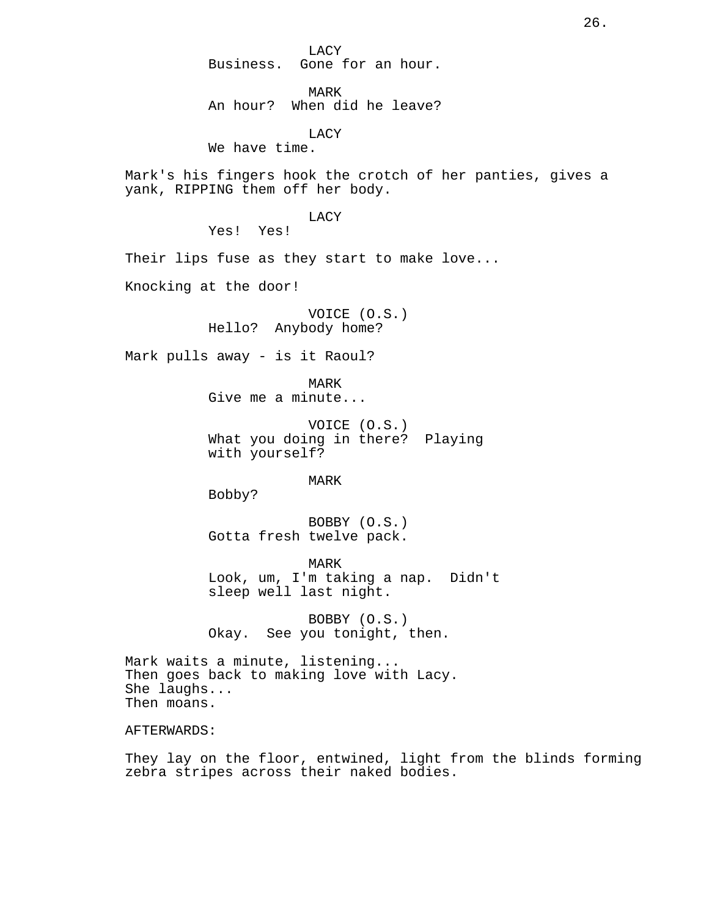LACY
Business.  Gone for an hour.

MARK
An hour?  When did he leave?

LACY
We have time.

Mark's his fingers hook the crotch of her panties, gives a yank, RIPPING them off her body.

LACY
Yes!  Yes!

Their lips fuse as they start to make love...

Knocking at the door!

VOICE (O.S.)
Hello?  Anybody home?

Mark pulls away - is it Raoul?

MARK
Give me a minute...

VOICE (O.S.)
What you doing in there?  Playing with yourself?

MARK
Bobby?

BOBBY (O.S.)
Gotta fresh twelve pack.

MARK
Look, um, I'm taking a nap.  Didn't sleep well last night.

BOBBY (O.S.)
Okay.  See you tonight, then.

Mark waits a minute, listening...
Then goes back to making love with Lacy.
She laughs...
Then moans.

AFTERWARDS:

They lay on the floor, entwined, light from the blinds forming zebra stripes across their naked bodies.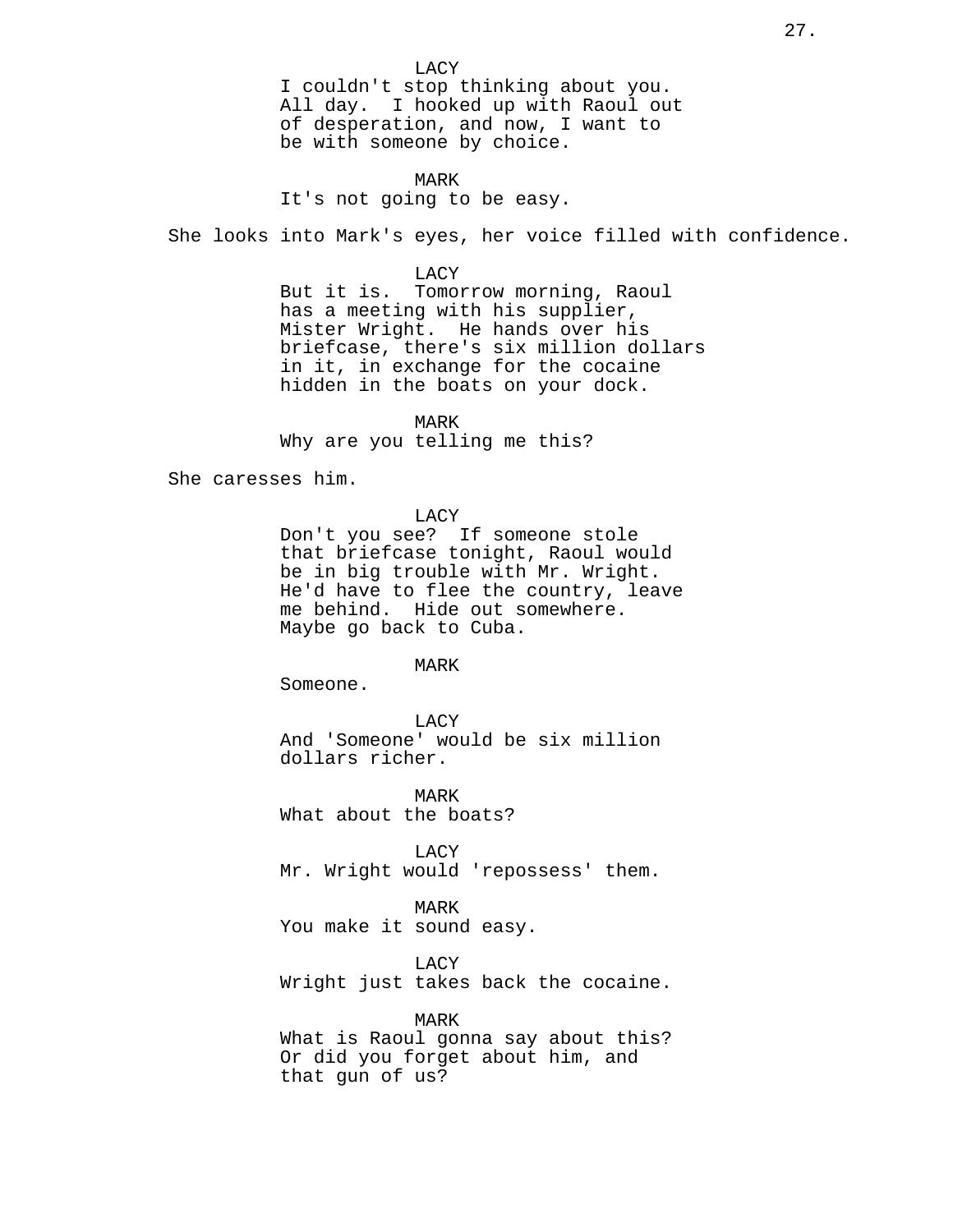LACY
I couldn't stop thinking about you. All day. I hooked up with Raoul out of desperation, and now, I want to be with someone by choice.

MARK
It's not going to be easy.

She looks into Mark's eyes, her voice filled with confidence.

LACY
But it is. Tomorrow morning, Raoul has a meeting with his supplier, Mister Wright. He hands over his briefcase, there's six million dollars in it, in exchange for the cocaine hidden in the boats on your dock.

MARK
Why are you telling me this?

She caresses him.

LACY
Don't you see? If someone stole that briefcase tonight, Raoul would be in big trouble with Mr. Wright. He'd have to flee the country, leave me behind. Hide out somewhere. Maybe go back to Cuba.

MARK
Someone.

LACY
And 'Someone' would be six million dollars richer.

MARK
What about the boats?

LACY
Mr. Wright would 'repossess' them.

MARK
You make it sound easy.

LACY
Wright just takes back the cocaine.

MARK
What is Raoul gonna say about this? Or did you forget about him, and that gun of us?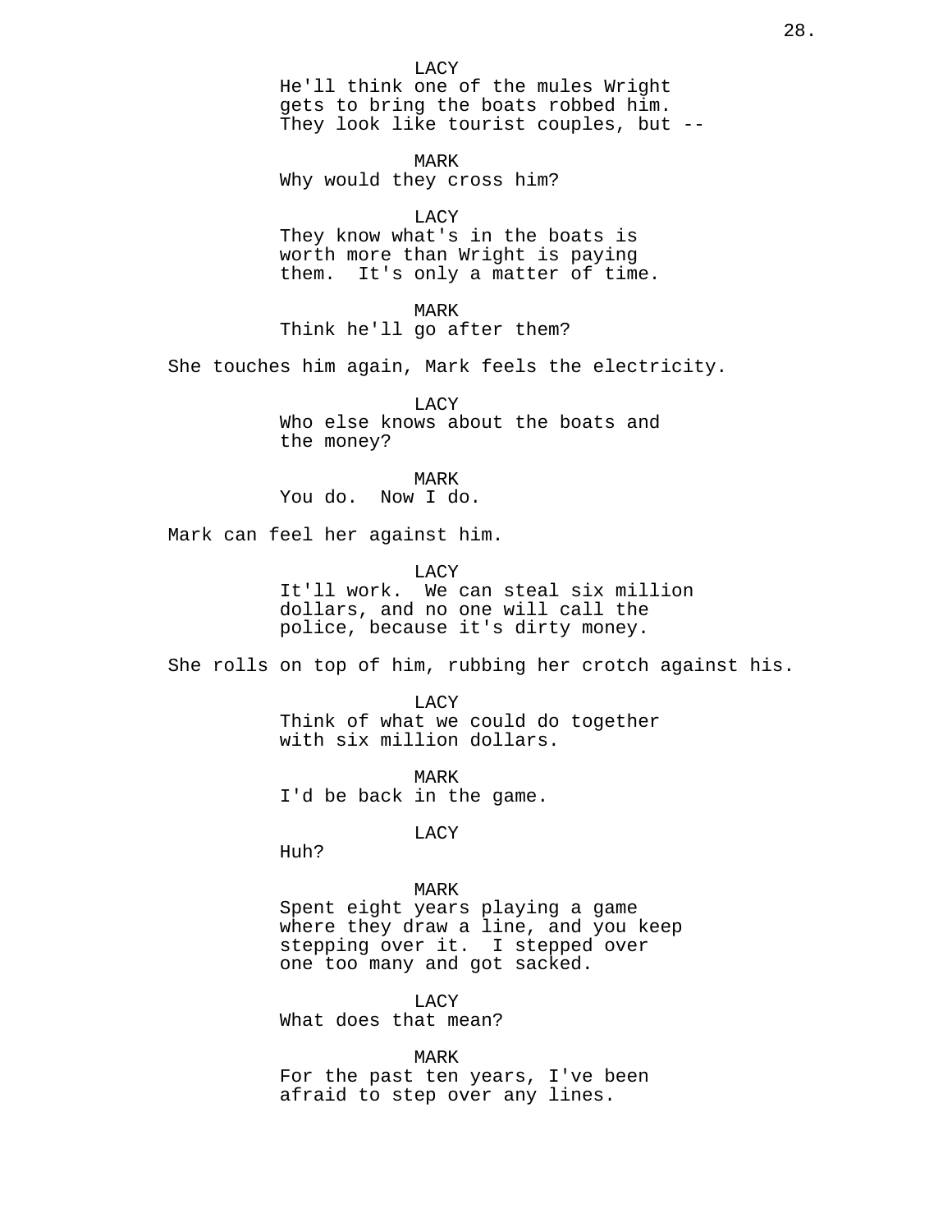LACY

He'll think one of the mules Wright gets to bring the boats robbed him. They look like tourist couples, but --

MARK

Why would they cross him?

LACY

They know what's in the boats is worth more than Wright is paying them. It's only a matter of time.

MARK

Think he'll go after them?

She touches him again, Mark feels the electricity.

LACY

Who else knows about the boats and the money?

MARK

You do. Now I do.

Mark can feel her against him.

LACY

It'll work. We can steal six million dollars, and no one will call the police, because it's dirty money.

She rolls on top of him, rubbing her crotch against his.

LACY

Think of what we could do together with six million dollars.

MARK

I'd be back in the game.

LACY

Huh?

MARK

Spent eight years playing a game where they draw a line, and you keep stepping over it. I stepped over one too many and got sacked.

LACY

What does that mean?

MARK

For the past ten years, I've been afraid to step over any lines.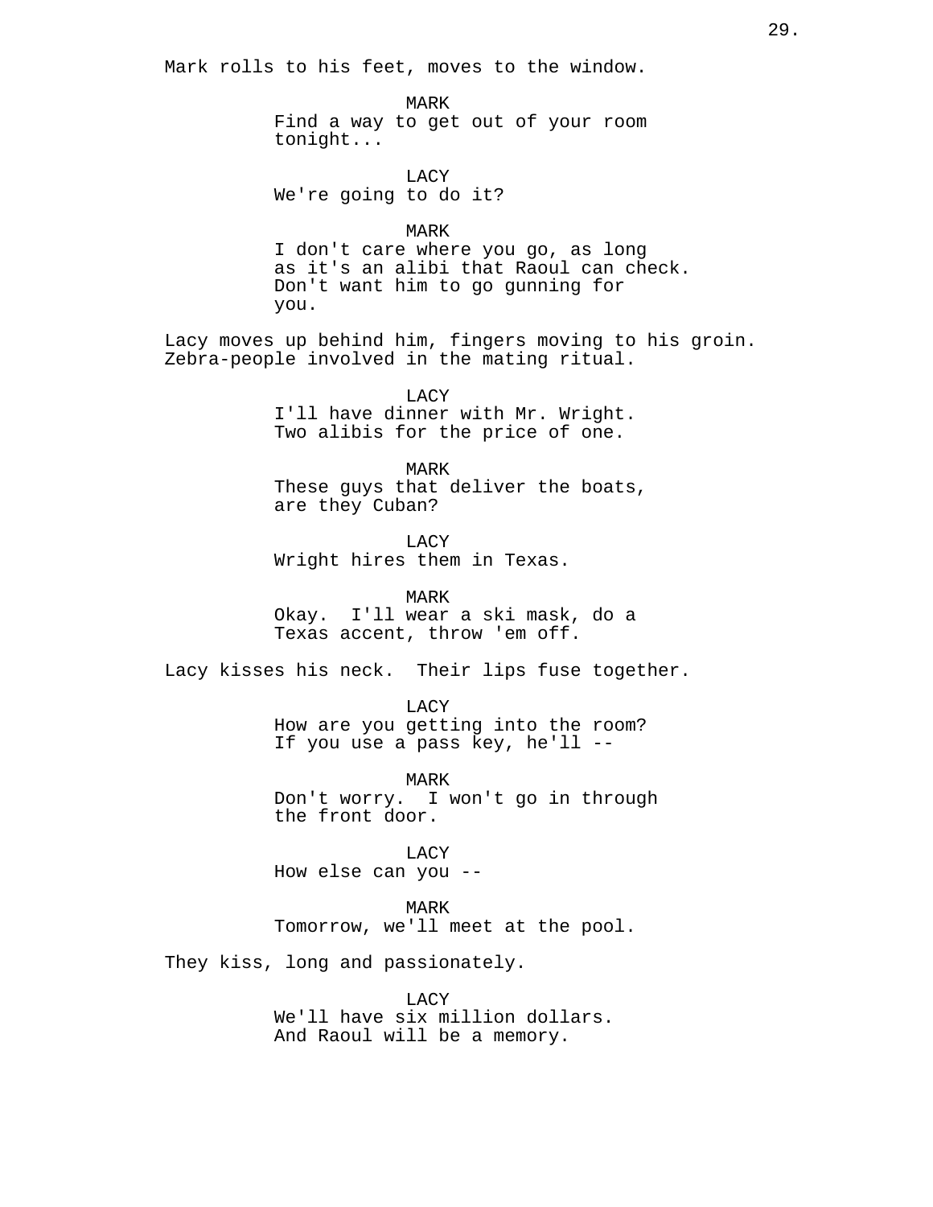Mark rolls to his feet, moves to the window.

MARK
Find a way to get out of your room tonight...

LACY
We're going to do it?

MARK
I don't care where you go, as long as it's an alibi that Raoul can check. Don't want him to go gunning for you.

Lacy moves up behind him, fingers moving to his groin. Zebra-people involved in the mating ritual.

LACY
I'll have dinner with Mr. Wright. Two alibis for the price of one.

MARK
These guys that deliver the boats, are they Cuban?

LACY
Wright hires them in Texas.

MARK
Okay. I'll wear a ski mask, do a Texas accent, throw 'em off.

Lacy kisses his neck. Their lips fuse together.

LACY
How are you getting into the room? If you use a pass key, he'll --

MARK
Don't worry. I won't go in through the front door.

LACY
How else can you --

MARK
Tomorrow, we'll meet at the pool.

They kiss, long and passionately.

LACY
We'll have six million dollars. And Raoul will be a memory.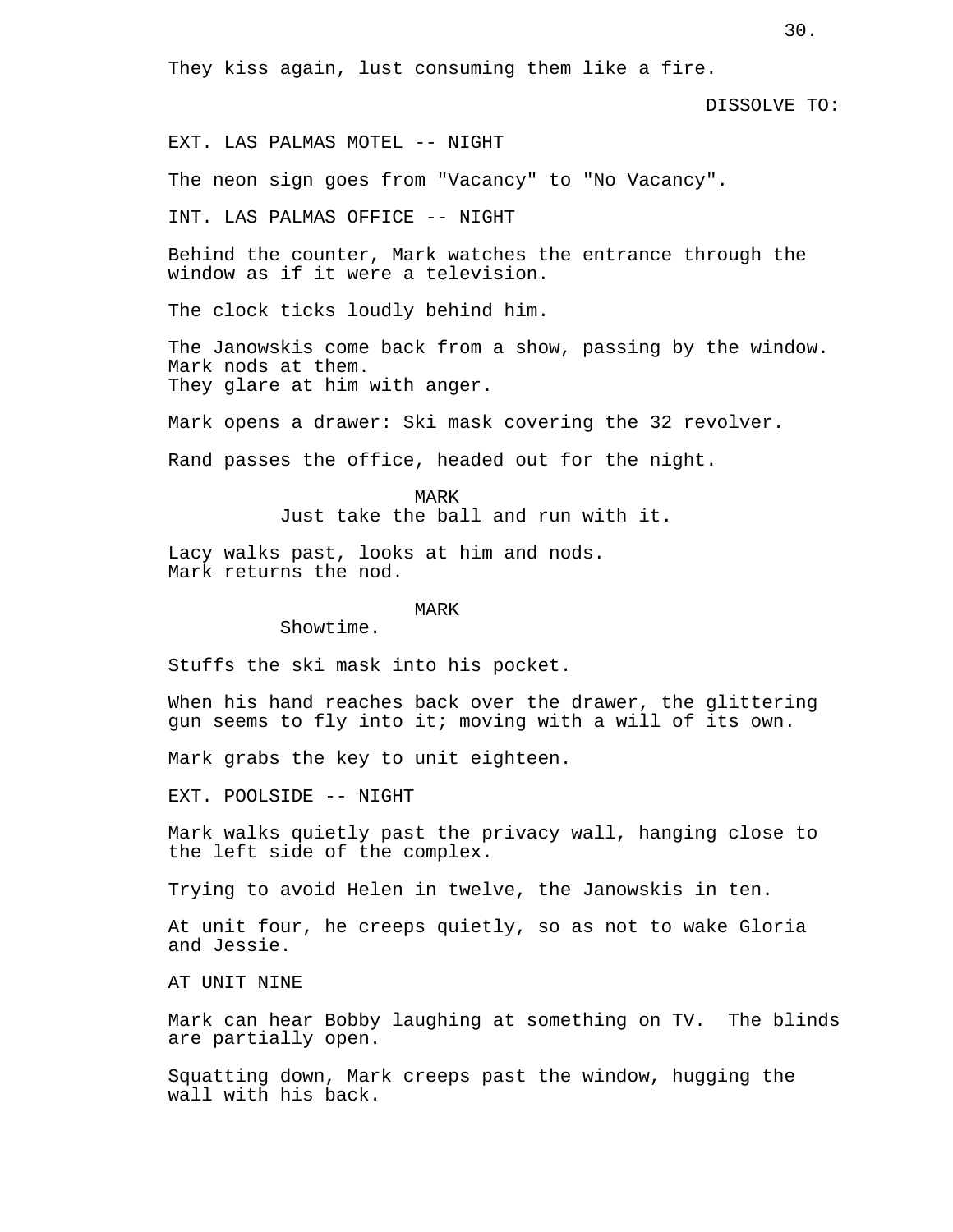They kiss again, lust consuming them like a fire.

DISSOLVE TO:

EXT. LAS PALMAS MOTEL -- NIGHT

The neon sign goes from "Vacancy" to "No Vacancy".

INT. LAS PALMAS OFFICE -- NIGHT

Behind the counter, Mark watches the entrance through the window as if it were a television.

The clock ticks loudly behind him.

The Janowskis come back from a show, passing by the window. Mark nods at them.
They glare at him with anger.

Mark opens a drawer: Ski mask covering the 32 revolver.

Rand passes the office, headed out for the night.

MARK
Just take the ball and run with it.

Lacy walks past, looks at him and nods.
Mark returns the nod.

MARK
Showtime.

Stuffs the ski mask into his pocket.

When his hand reaches back over the drawer, the glittering gun seems to fly into it; moving with a will of its own.

Mark grabs the key to unit eighteen.

EXT. POOLSIDE -- NIGHT

Mark walks quietly past the privacy wall, hanging close to the left side of the complex.

Trying to avoid Helen in twelve, the Janowskis in ten.

At unit four, he creeps quietly, so as not to wake Gloria and Jessie.

AT UNIT NINE

Mark can hear Bobby laughing at something on TV. The blinds are partially open.

Squatting down, Mark creeps past the window, hugging the wall with his back.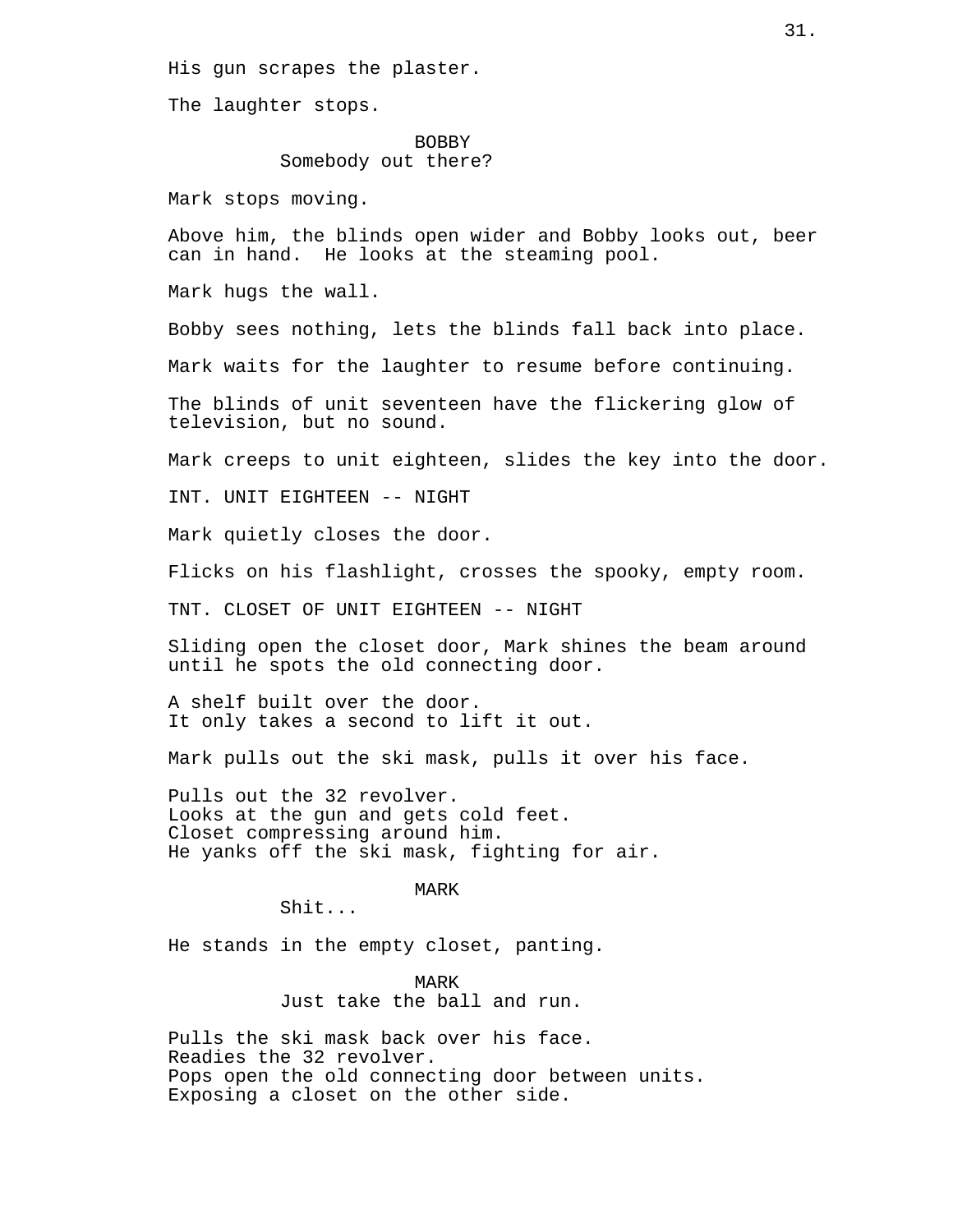His gun scrapes the plaster.

The laughter stops.

BOBBY
Somebody out there?

Mark stops moving.

Above him, the blinds open wider and Bobby looks out, beer can in hand. He looks at the steaming pool.

Mark hugs the wall.

Bobby sees nothing, lets the blinds fall back into place.

Mark waits for the laughter to resume before continuing.

The blinds of unit seventeen have the flickering glow of television, but no sound.

Mark creeps to unit eighteen, slides the key into the door.

INT. UNIT EIGHTEEN -- NIGHT

Mark quietly closes the door.

Flicks on his flashlight, crosses the spooky, empty room.

TNT. CLOSET OF UNIT EIGHTEEN -- NIGHT

Sliding open the closet door, Mark shines the beam around until he spots the old connecting door.

A shelf built over the door.
It only takes a second to lift it out.

Mark pulls out the ski mask, pulls it over his face.

Pulls out the 32 revolver.
Looks at the gun and gets cold feet.
Closet compressing around him.
He yanks off the ski mask, fighting for air.

MARK
Shit...

He stands in the empty closet, panting.

MARK
Just take the ball and run.

Pulls the ski mask back over his face.
Readies the 32 revolver.
Pops open the old connecting door between units.
Exposing a closet on the other side.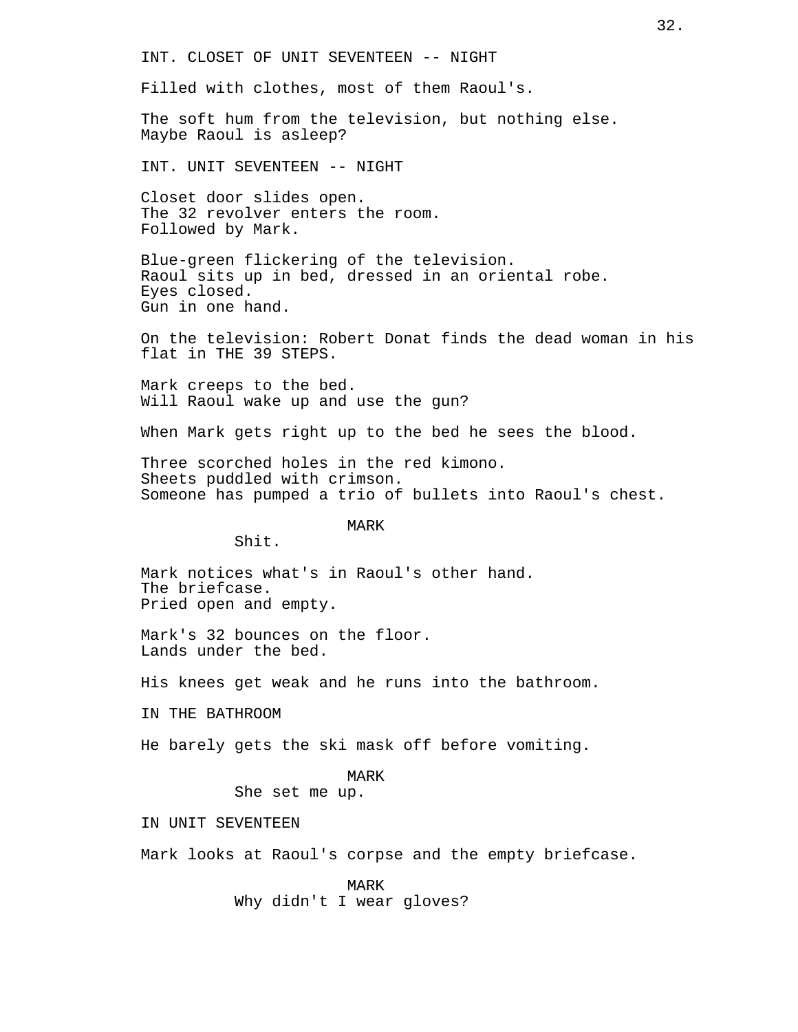INT. CLOSET OF UNIT SEVENTEEN -- NIGHT

Filled with clothes, most of them Raoul's.

The soft hum from the television, but nothing else.
Maybe Raoul is asleep?

INT. UNIT SEVENTEEN -- NIGHT

Closet door slides open.
The 32 revolver enters the room.
Followed by Mark.

Blue-green flickering of the television.
Raoul sits up in bed, dressed in an oriental robe.
Eyes closed.
Gun in one hand.

On the television: Robert Donat finds the dead woman in his flat in THE 39 STEPS.

Mark creeps to the bed.
Will Raoul wake up and use the gun?

When Mark gets right up to the bed he sees the blood.

Three scorched holes in the red kimono.
Sheets puddled with crimson.
Someone has pumped a trio of bullets into Raoul's chest.

MARK
Shit.

Mark notices what's in Raoul's other hand.
The briefcase.
Pried open and empty.

Mark's 32 bounces on the floor.
Lands under the bed.

His knees get weak and he runs into the bathroom.

IN THE BATHROOM

He barely gets the ski mask off before vomiting.

MARK
She set me up.

IN UNIT SEVENTEEN

Mark looks at Raoul's corpse and the empty briefcase.

MARK
Why didn't I wear gloves?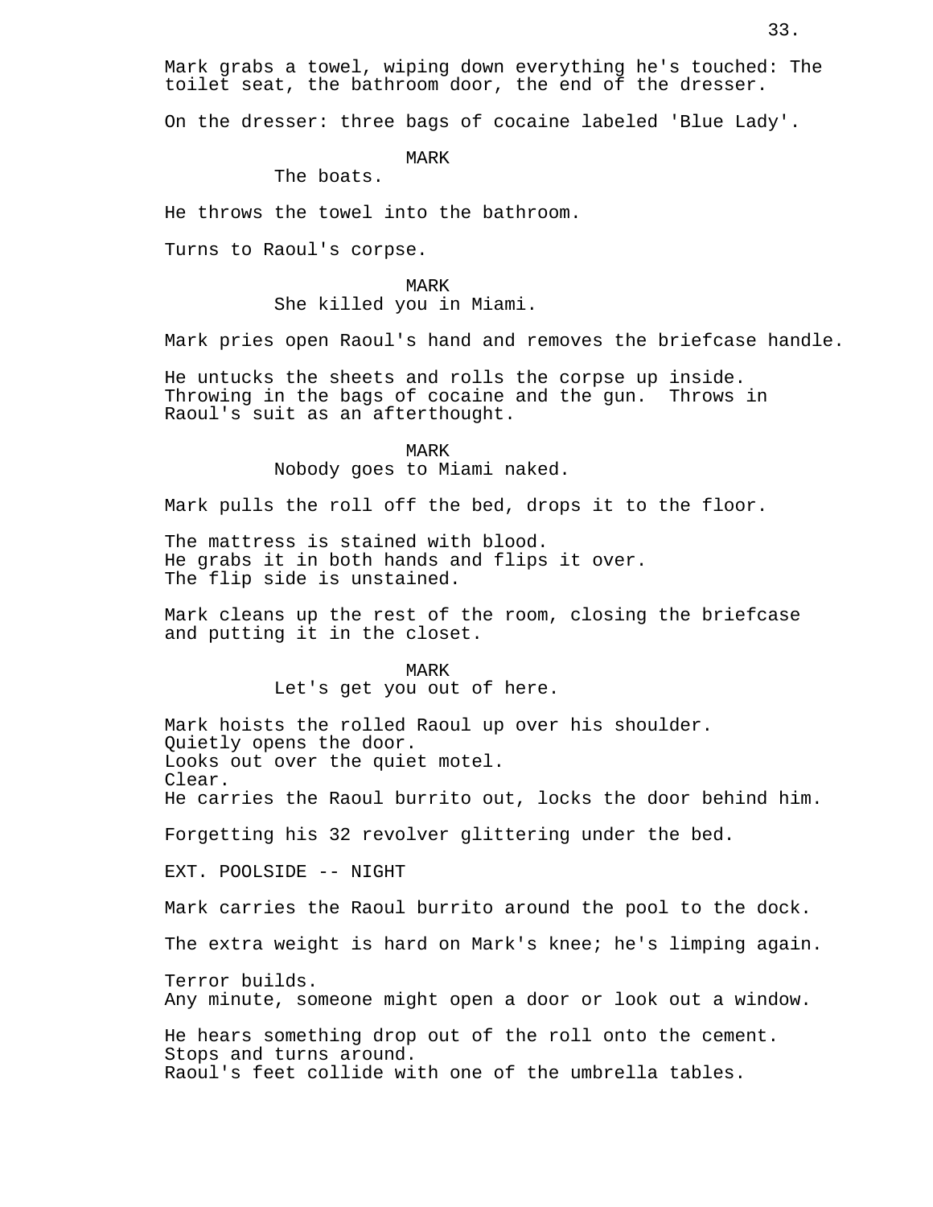Mark grabs a towel, wiping down everything he's touched: The toilet seat, the bathroom door, the end of the dresser.

On the dresser: three bags of cocaine labeled 'Blue Lady'.

MARK
The boats.

He throws the towel into the bathroom.

Turns to Raoul's corpse.

MARK
She killed you in Miami.

Mark pries open Raoul's hand and removes the briefcase handle.

He untucks the sheets and rolls the corpse up inside. Throwing in the bags of cocaine and the gun. Throws in Raoul's suit as an afterthought.

MARK
Nobody goes to Miami naked.

Mark pulls the roll off the bed, drops it to the floor.

The mattress is stained with blood.
He grabs it in both hands and flips it over.
The flip side is unstained.

Mark cleans up the rest of the room, closing the briefcase and putting it in the closet.

MARK
Let's get you out of here.

Mark hoists the rolled Raoul up over his shoulder.
Quietly opens the door.
Looks out over the quiet motel.
Clear.
He carries the Raoul burrito out, locks the door behind him.

Forgetting his 32 revolver glittering under the bed.

EXT. POOLSIDE -- NIGHT

Mark carries the Raoul burrito around the pool to the dock.

The extra weight is hard on Mark's knee; he's limping again.

Terror builds.
Any minute, someone might open a door or look out a window.

He hears something drop out of the roll onto the cement.
Stops and turns around.
Raoul's feet collide with one of the umbrella tables.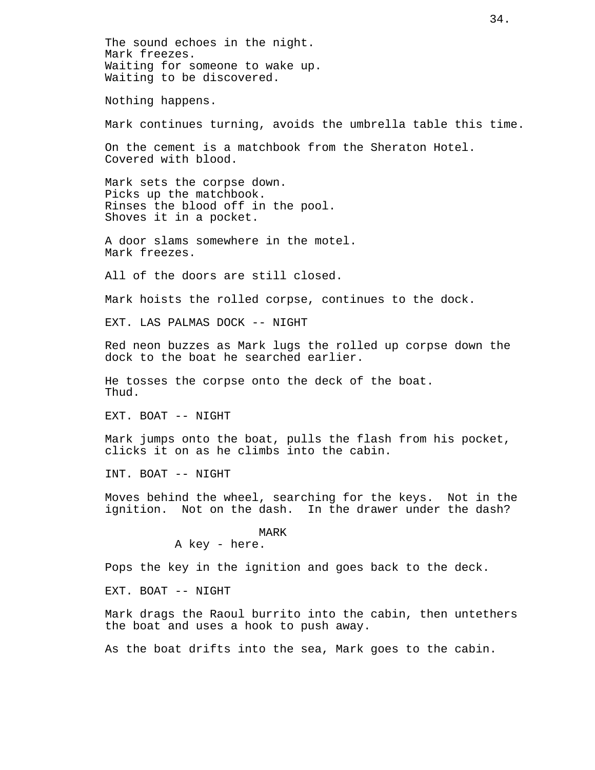The sound echoes in the night.
Mark freezes.
Waiting for someone to wake up.
Waiting to be discovered.

Nothing happens.

Mark continues turning, avoids the umbrella table this time.

On the cement is a matchbook from the Sheraton Hotel.
Covered with blood.

Mark sets the corpse down.
Picks up the matchbook.
Rinses the blood off in the pool.
Shoves it in a pocket.

A door slams somewhere in the motel.
Mark freezes.

All of the doors are still closed.

Mark hoists the rolled corpse, continues to the dock.

EXT. LAS PALMAS DOCK -- NIGHT

Red neon buzzes as Mark lugs the rolled up corpse down the dock to the boat he searched earlier.

He tosses the corpse onto the deck of the boat.
Thud.

EXT. BOAT -- NIGHT

Mark jumps onto the boat, pulls the flash from his pocket, clicks it on as he climbs into the cabin.

INT. BOAT -- NIGHT

Moves behind the wheel, searching for the keys. Not in the ignition. Not on the dash. In the drawer under the dash?

MARK
A key - here.

Pops the key in the ignition and goes back to the deck.

EXT. BOAT -- NIGHT

Mark drags the Raoul burrito into the cabin, then untethers the boat and uses a hook to push away.

As the boat drifts into the sea, Mark goes to the cabin.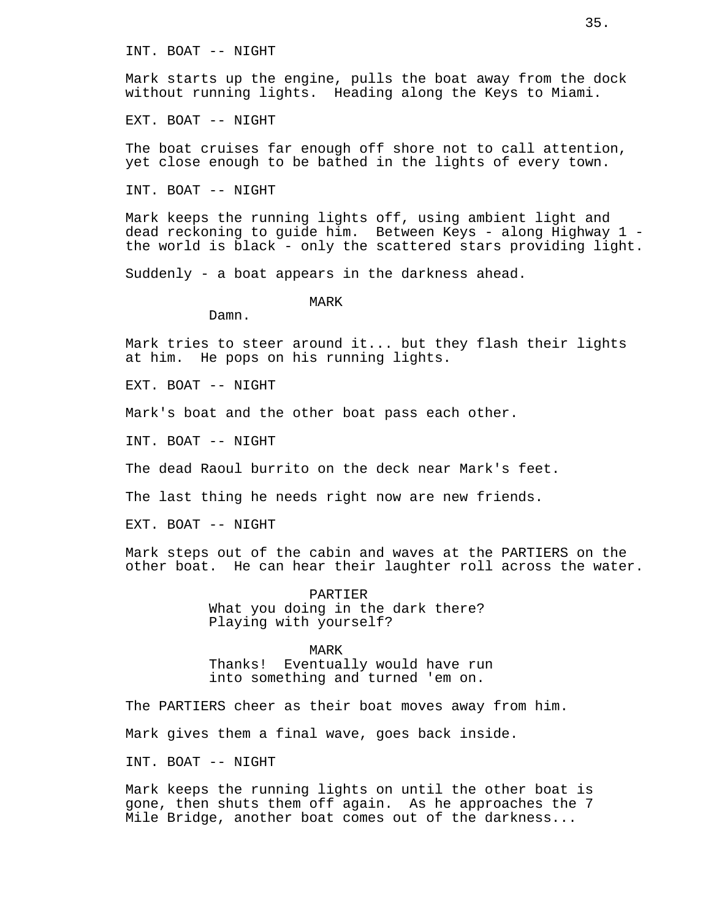INT. BOAT -- NIGHT

Mark starts up the engine, pulls the boat away from the dock without running lights. Heading along the Keys to Miami.

EXT. BOAT -- NIGHT

The boat cruises far enough off shore not to call attention, yet close enough to be bathed in the lights of every town.

INT. BOAT -- NIGHT

Mark keeps the running lights off, using ambient light and dead reckoning to guide him. Between Keys - along Highway 1 - the world is black - only the scattered stars providing light.

Suddenly - a boat appears in the darkness ahead.

MARK

Damn.

Mark tries to steer around it... but they flash their lights at him. He pops on his running lights.

EXT. BOAT -- NIGHT

Mark's boat and the other boat pass each other.

INT. BOAT -- NIGHT

The dead Raoul burrito on the deck near Mark's feet.

The last thing he needs right now are new friends.

EXT. BOAT -- NIGHT

Mark steps out of the cabin and waves at the PARTIERS on the other boat. He can hear their laughter roll across the water.

PARTIER

What you doing in the dark there? Playing with yourself?

MARK

Thanks! Eventually would have run into something and turned 'em on.

The PARTIERS cheer as their boat moves away from him.

Mark gives them a final wave, goes back inside.

INT. BOAT -- NIGHT

Mark keeps the running lights on until the other boat is gone, then shuts them off again. As he approaches the 7 Mile Bridge, another boat comes out of the darkness...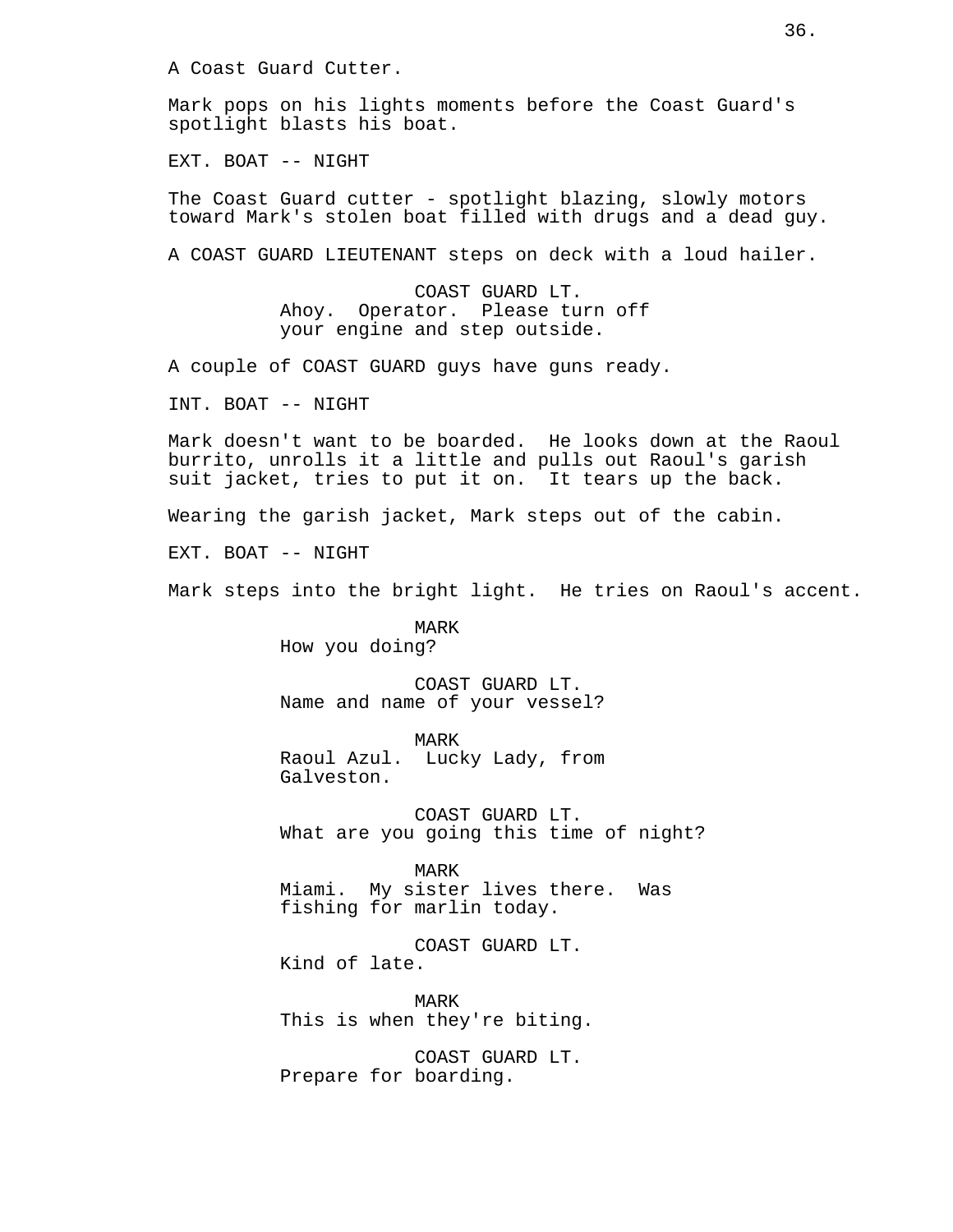A Coast Guard Cutter.

Mark pops on his lights moments before the Coast Guard's spotlight blasts his boat.

EXT. BOAT -- NIGHT

The Coast Guard cutter - spotlight blazing, slowly motors toward Mark's stolen boat filled with drugs and a dead guy.

A COAST GUARD LIEUTENANT steps on deck with a loud hailer.

COAST GUARD LT.
Ahoy. Operator. Please turn off your engine and step outside.

A couple of COAST GUARD guys have guns ready.

INT. BOAT -- NIGHT

Mark doesn't want to be boarded. He looks down at the Raoul burrito, unrolls it a little and pulls out Raoul's garish suit jacket, tries to put it on. It tears up the back.

Wearing the garish jacket, Mark steps out of the cabin.

EXT. BOAT -- NIGHT

Mark steps into the bright light. He tries on Raoul's accent.

MARK
How you doing?

COAST GUARD LT.
Name and name of your vessel?

MARK
Raoul Azul. Lucky Lady, from Galveston.

COAST GUARD LT.
What are you going this time of night?

MARK
Miami. My sister lives there. Was fishing for marlin today.

COAST GUARD LT.
Kind of late.

MARK
This is when they're biting.

COAST GUARD LT.
Prepare for boarding.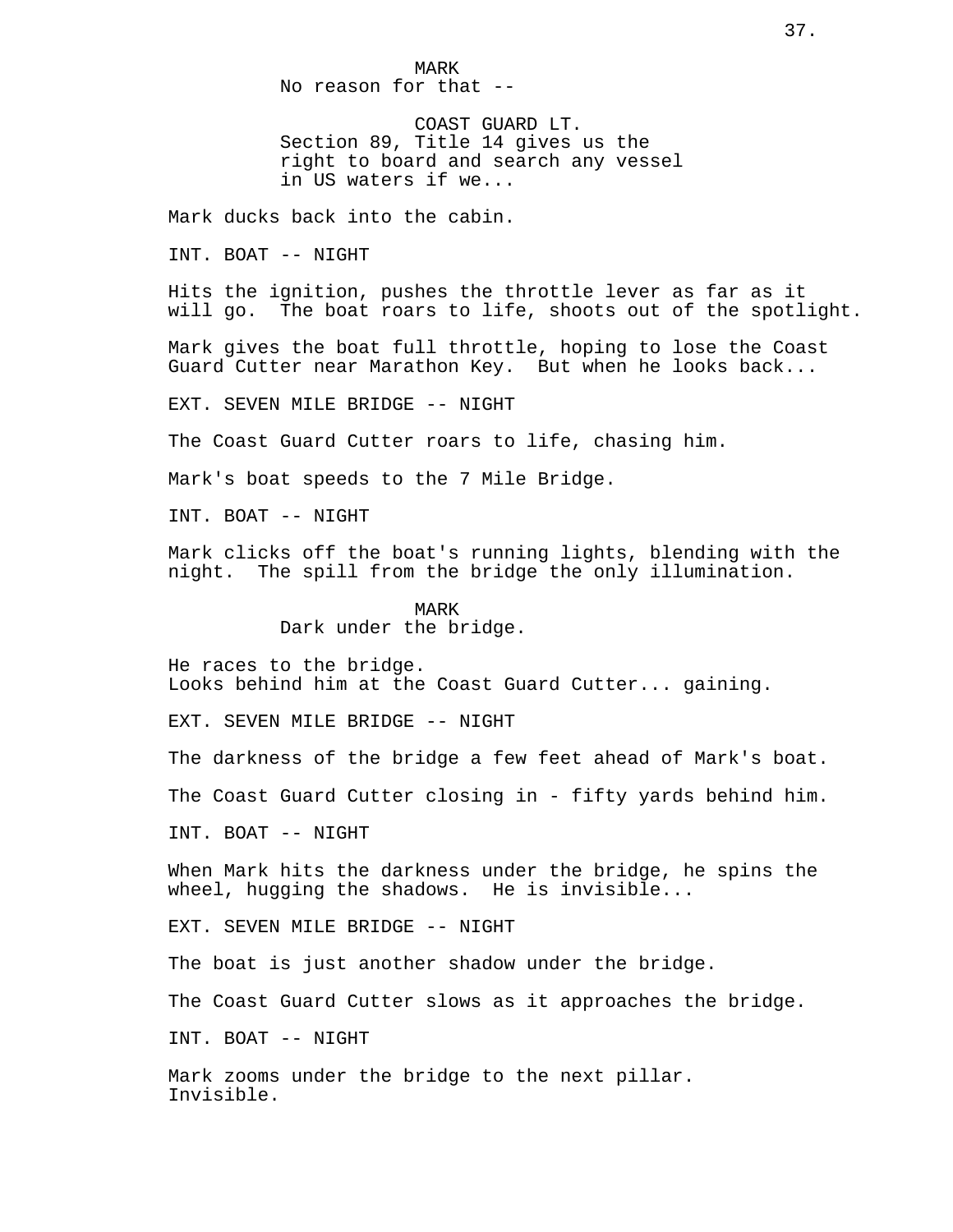MARK
No reason for that --

COAST GUARD LT.
Section 89, Title 14 gives us the right to board and search any vessel in US waters if we...

Mark ducks back into the cabin.

INT. BOAT -- NIGHT

Hits the ignition, pushes the throttle lever as far as it will go. The boat roars to life, shoots out of the spotlight.

Mark gives the boat full throttle, hoping to lose the Coast Guard Cutter near Marathon Key. But when he looks back...

EXT. SEVEN MILE BRIDGE -- NIGHT

The Coast Guard Cutter roars to life, chasing him.

Mark's boat speeds to the 7 Mile Bridge.

INT. BOAT -- NIGHT

Mark clicks off the boat's running lights, blending with the night. The spill from the bridge the only illumination.

MARK
Dark under the bridge.

He races to the bridge.
Looks behind him at the Coast Guard Cutter... gaining.

EXT. SEVEN MILE BRIDGE -- NIGHT

The darkness of the bridge a few feet ahead of Mark's boat.

The Coast Guard Cutter closing in - fifty yards behind him.

INT. BOAT -- NIGHT

When Mark hits the darkness under the bridge, he spins the wheel, hugging the shadows. He is invisible...

EXT. SEVEN MILE BRIDGE -- NIGHT

The boat is just another shadow under the bridge.

The Coast Guard Cutter slows as it approaches the bridge.

INT. BOAT -- NIGHT

Mark zooms under the bridge to the next pillar.
Invisible.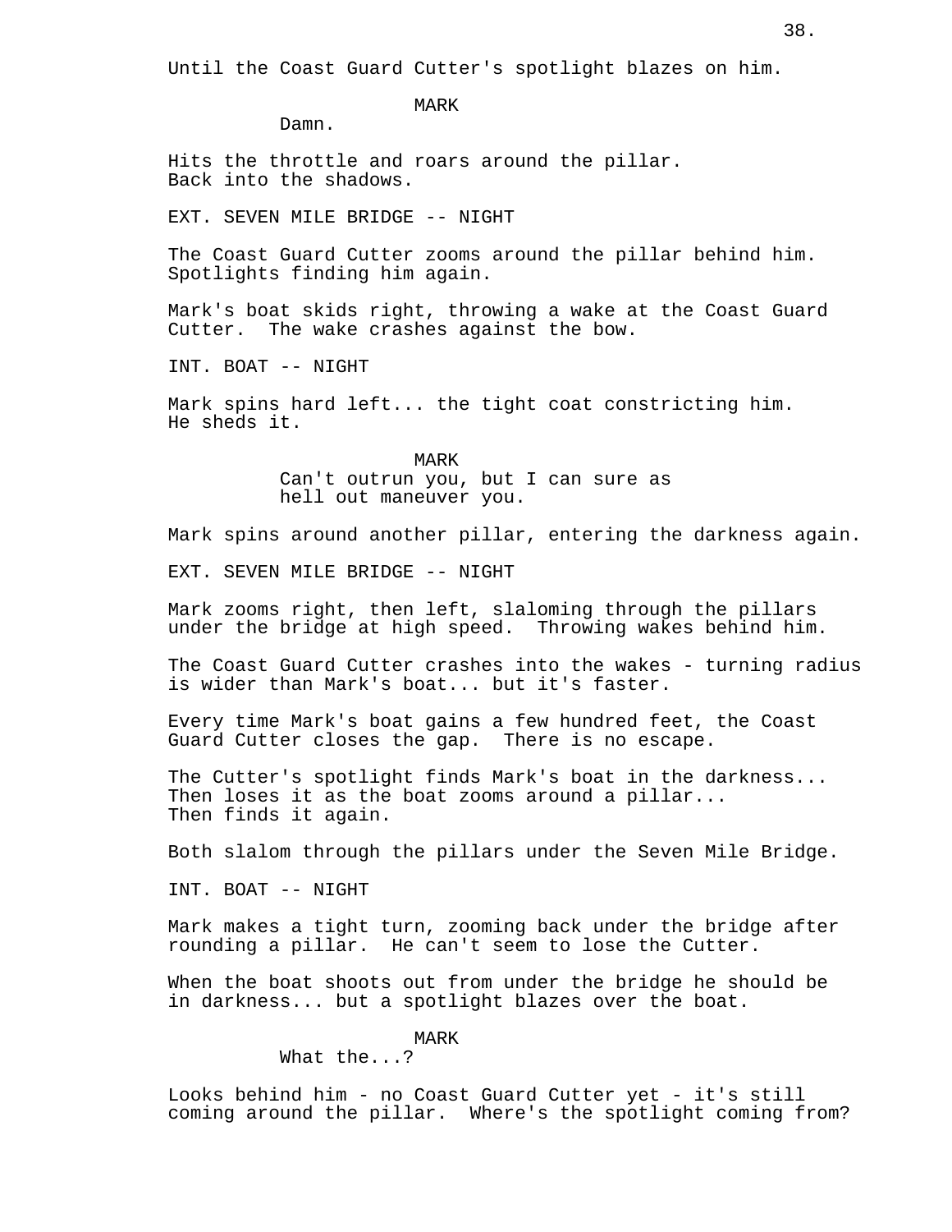Until the Coast Guard Cutter's spotlight blazes on him.

MARK
Damn.

Hits the throttle and roars around the pillar.
Back into the shadows.

EXT. SEVEN MILE BRIDGE -- NIGHT

The Coast Guard Cutter zooms around the pillar behind him.
Spotlights finding him again.

Mark's boat skids right, throwing a wake at the Coast Guard Cutter. The wake crashes against the bow.

INT. BOAT -- NIGHT

Mark spins hard left... the tight coat constricting him.
He sheds it.

MARK
Can't outrun you, but I can sure as hell out maneuver you.

Mark spins around another pillar, entering the darkness again.

EXT. SEVEN MILE BRIDGE -- NIGHT

Mark zooms right, then left, slaloming through the pillars under the bridge at high speed. Throwing wakes behind him.

The Coast Guard Cutter crashes into the wakes - turning radius is wider than Mark's boat... but it's faster.

Every time Mark's boat gains a few hundred feet, the Coast Guard Cutter closes the gap. There is no escape.

The Cutter's spotlight finds Mark's boat in the darkness...
Then loses it as the boat zooms around a pillar...
Then finds it again.

Both slalom through the pillars under the Seven Mile Bridge.

INT. BOAT -- NIGHT

Mark makes a tight turn, zooming back under the bridge after rounding a pillar. He can't seem to lose the Cutter.

When the boat shoots out from under the bridge he should be in darkness... but a spotlight blazes over the boat.

MARK
What the...?

Looks behind him - no Coast Guard Cutter yet - it's still coming around the pillar. Where's the spotlight coming from?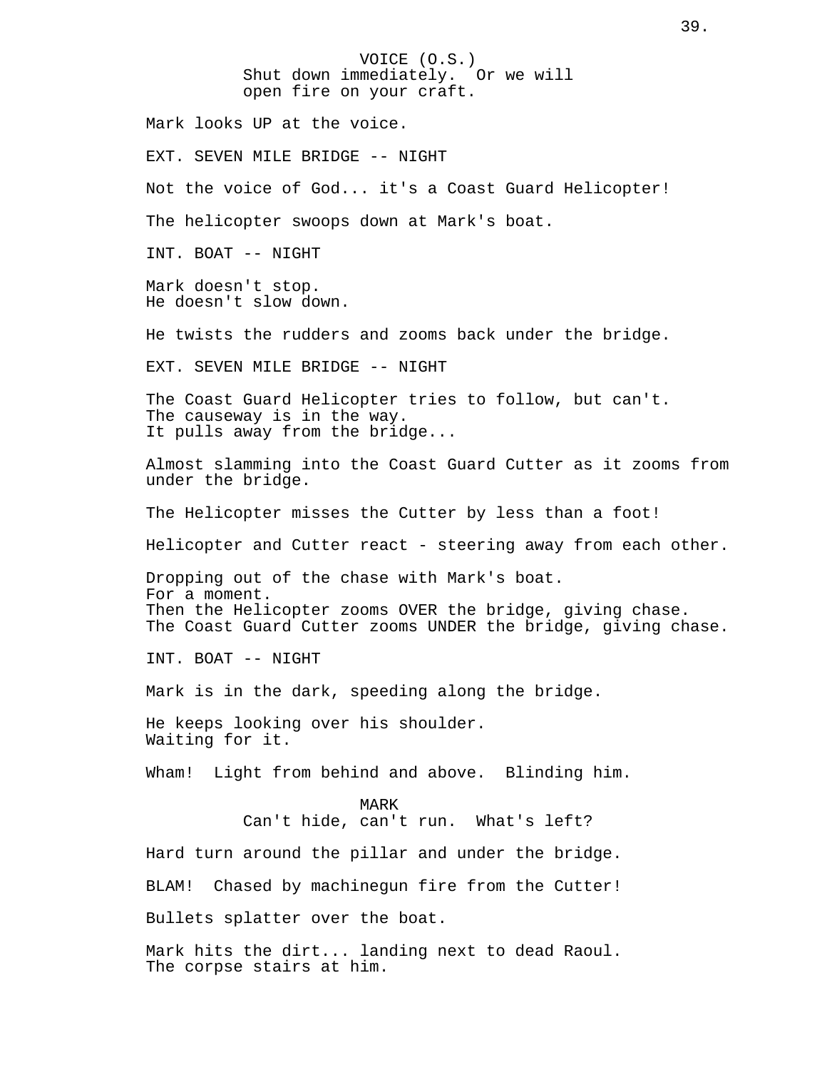VOICE (O.S.)
Shut down immediately.  Or we will open fire on your craft.

Mark looks UP at the voice.

EXT. SEVEN MILE BRIDGE -- NIGHT

Not the voice of God... it's a Coast Guard Helicopter!

The helicopter swoops down at Mark's boat.

INT. BOAT -- NIGHT

Mark doesn't stop.
He doesn't slow down.

He twists the rudders and zooms back under the bridge.

EXT. SEVEN MILE BRIDGE -- NIGHT

The Coast Guard Helicopter tries to follow, but can't.
The causeway is in the way.
It pulls away from the bridge...

Almost slamming into the Coast Guard Cutter as it zooms from under the bridge.

The Helicopter misses the Cutter by less than a foot!

Helicopter and Cutter react - steering away from each other.

Dropping out of the chase with Mark's boat.
For a moment.
Then the Helicopter zooms OVER the bridge, giving chase.
The Coast Guard Cutter zooms UNDER the bridge, giving chase.

INT. BOAT -- NIGHT

Mark is in the dark, speeding along the bridge.

He keeps looking over his shoulder.
Waiting for it.

Wham!  Light from behind and above.  Blinding him.

MARK
Can't hide, can't run.  What's left?

Hard turn around the pillar and under the bridge.

BLAM!  Chased by machinegun fire from the Cutter!

Bullets splatter over the boat.

Mark hits the dirt... landing next to dead Raoul.
The corpse stairs at him.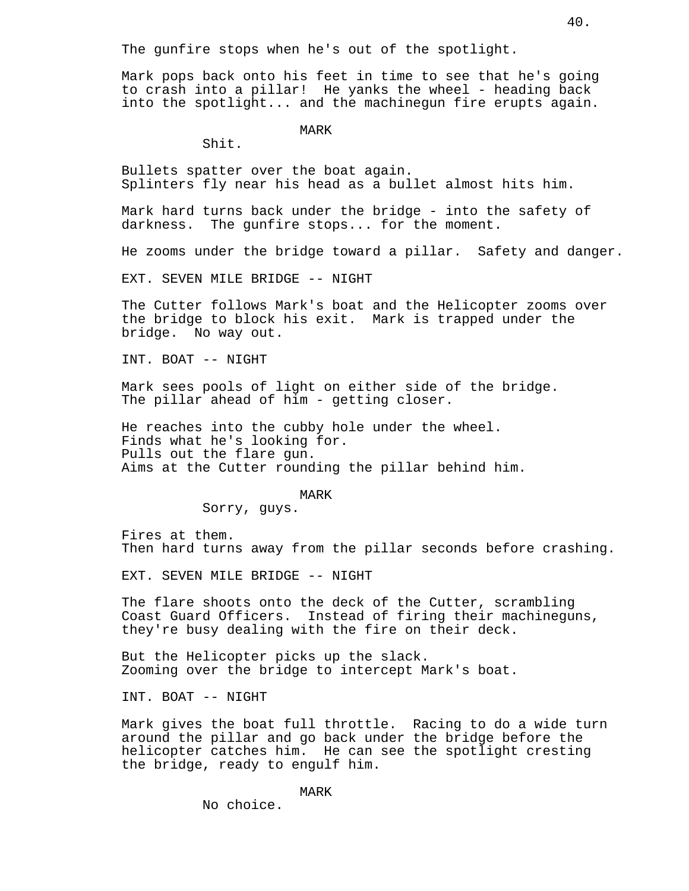The gunfire stops when he's out of the spotlight.

Mark pops back onto his feet in time to see that he's going to crash into a pillar!  He yanks the wheel - heading back into the spotlight... and the machinegun fire erupts again.

MARK

Shit.

Bullets spatter over the boat again.
Splinters fly near his head as a bullet almost hits him.

Mark hard turns back under the bridge - into the safety of darkness.  The gunfire stops... for the moment.

He zooms under the bridge toward a pillar.  Safety and danger.

EXT. SEVEN MILE BRIDGE -- NIGHT

The Cutter follows Mark's boat and the Helicopter zooms over the bridge to block his exit.  Mark is trapped under the bridge.  No way out.

INT. BOAT -- NIGHT

Mark sees pools of light on either side of the bridge.
The pillar ahead of him - getting closer.

He reaches into the cubby hole under the wheel.
Finds what he's looking for.
Pulls out the flare gun.
Aims at the Cutter rounding the pillar behind him.

MARK

Sorry, guys.

Fires at them.
Then hard turns away from the pillar seconds before crashing.

EXT. SEVEN MILE BRIDGE -- NIGHT

The flare shoots onto the deck of the Cutter, scrambling Coast Guard Officers.  Instead of firing their machineguns, they're busy dealing with the fire on their deck.

But the Helicopter picks up the slack.
Zooming over the bridge to intercept Mark's boat.

INT. BOAT -- NIGHT

Mark gives the boat full throttle.  Racing to do a wide turn around the pillar and go back under the bridge before the helicopter catches him.  He can see the spotlight cresting the bridge, ready to engulf him.

MARK

No choice.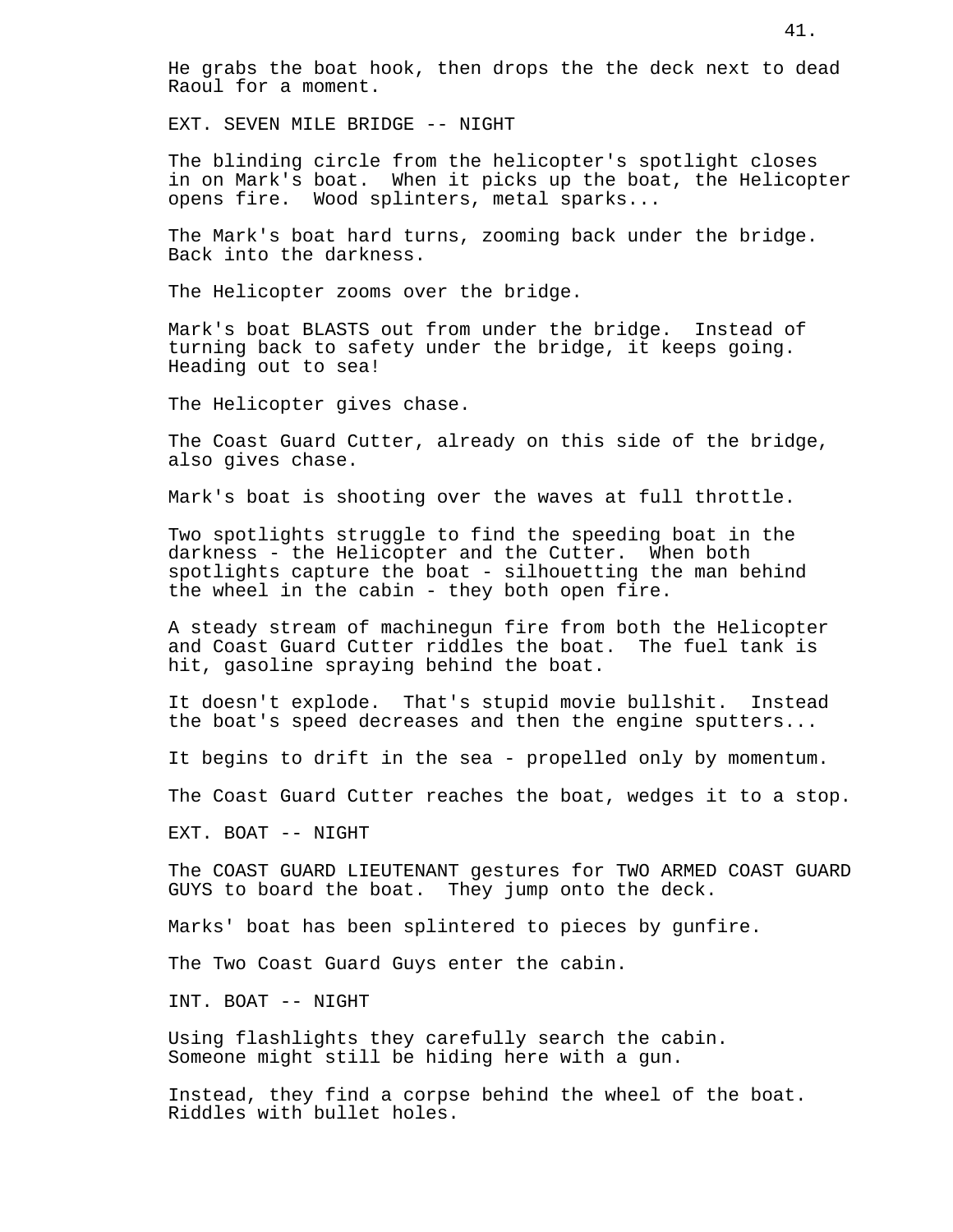He grabs the boat hook, then drops the the deck next to dead Raoul for a moment.

EXT. SEVEN MILE BRIDGE -- NIGHT

The blinding circle from the helicopter's spotlight closes in on Mark's boat. When it picks up the boat, the Helicopter opens fire. Wood splinters, metal sparks...

The Mark's boat hard turns, zooming back under the bridge. Back into the darkness.

The Helicopter zooms over the bridge.

Mark's boat BLASTS out from under the bridge. Instead of turning back to safety under the bridge, it keeps going. Heading out to sea!

The Helicopter gives chase.

The Coast Guard Cutter, already on this side of the bridge, also gives chase.

Mark's boat is shooting over the waves at full throttle.

Two spotlights struggle to find the speeding boat in the darkness - the Helicopter and the Cutter. When both spotlights capture the boat - silhouetting the man behind the wheel in the cabin - they both open fire.

A steady stream of machinegun fire from both the Helicopter and Coast Guard Cutter riddles the boat. The fuel tank is hit, gasoline spraying behind the boat.

It doesn't explode. That's stupid movie bullshit. Instead the boat's speed decreases and then the engine sputters...

It begins to drift in the sea - propelled only by momentum.

The Coast Guard Cutter reaches the boat, wedges it to a stop.

EXT. BOAT -- NIGHT

The COAST GUARD LIEUTENANT gestures for TWO ARMED COAST GUARD GUYS to board the boat. They jump onto the deck.

Marks' boat has been splintered to pieces by gunfire.

The Two Coast Guard Guys enter the cabin.

INT. BOAT -- NIGHT

Using flashlights they carefully search the cabin. Someone might still be hiding here with a gun.

Instead, they find a corpse behind the wheel of the boat. Riddles with bullet holes.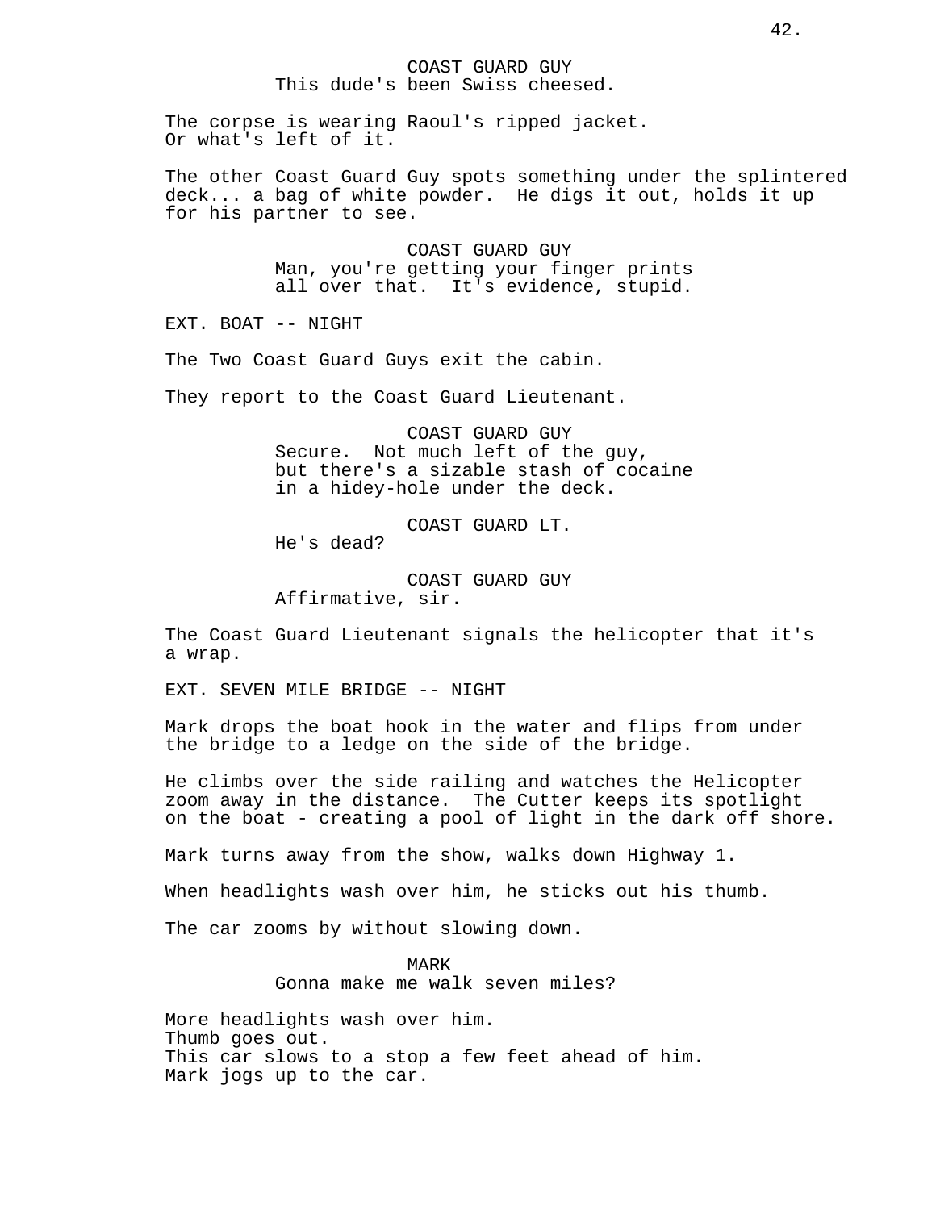COAST GUARD GUY
This dude's been Swiss cheesed.

The corpse is wearing Raoul's ripped jacket.
Or what's left of it.

The other Coast Guard Guy spots something under the splintered deck... a bag of white powder. He digs it out, holds it up for his partner to see.

COAST GUARD GUY
Man, you're getting your finger prints all over that. It's evidence, stupid.

EXT. BOAT -- NIGHT

The Two Coast Guard Guys exit the cabin.

They report to the Coast Guard Lieutenant.

COAST GUARD GUY
Secure. Not much left of the guy, but there's a sizable stash of cocaine in a hidey-hole under the deck.

COAST GUARD LT.
He's dead?

COAST GUARD GUY
Affirmative, sir.

The Coast Guard Lieutenant signals the helicopter that it's a wrap.

EXT. SEVEN MILE BRIDGE -- NIGHT

Mark drops the boat hook in the water and flips from under the bridge to a ledge on the side of the bridge.

He climbs over the side railing and watches the Helicopter zoom away in the distance. The Cutter keeps its spotlight on the boat - creating a pool of light in the dark off shore.

Mark turns away from the show, walks down Highway 1.

When headlights wash over him, he sticks out his thumb.

The car zooms by without slowing down.

MARK
Gonna make me walk seven miles?

More headlights wash over him.
Thumb goes out.
This car slows to a stop a few feet ahead of him.
Mark jogs up to the car.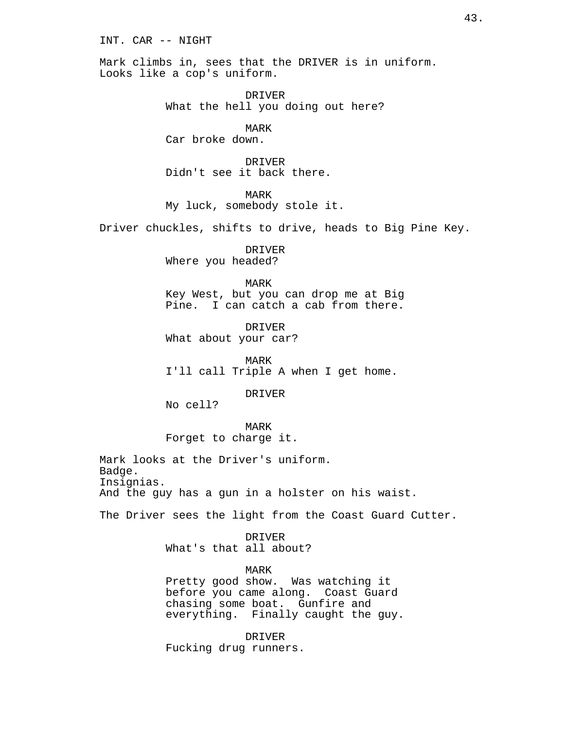INT. CAR -- NIGHT

Mark climbs in, sees that the DRIVER is in uniform. Looks like a cop's uniform.

DRIVER
What the hell you doing out here?

MARK
Car broke down.

DRIVER
Didn't see it back there.

MARK
My luck, somebody stole it.

Driver chuckles, shifts to drive, heads to Big Pine Key.

DRIVER
Where you headed?

MARK
Key West, but you can drop me at Big Pine. I can catch a cab from there.

DRIVER
What about your car?

MARK
I'll call Triple A when I get home.

DRIVER
No cell?

MARK
Forget to charge it.

Mark looks at the Driver's uniform.
Badge.
Insignias.
And the guy has a gun in a holster on his waist.

The Driver sees the light from the Coast Guard Cutter.

DRIVER
What's that all about?

MARK
Pretty good show. Was watching it before you came along. Coast Guard chasing some boat. Gunfire and everything. Finally caught the guy.

DRIVER
Fucking drug runners.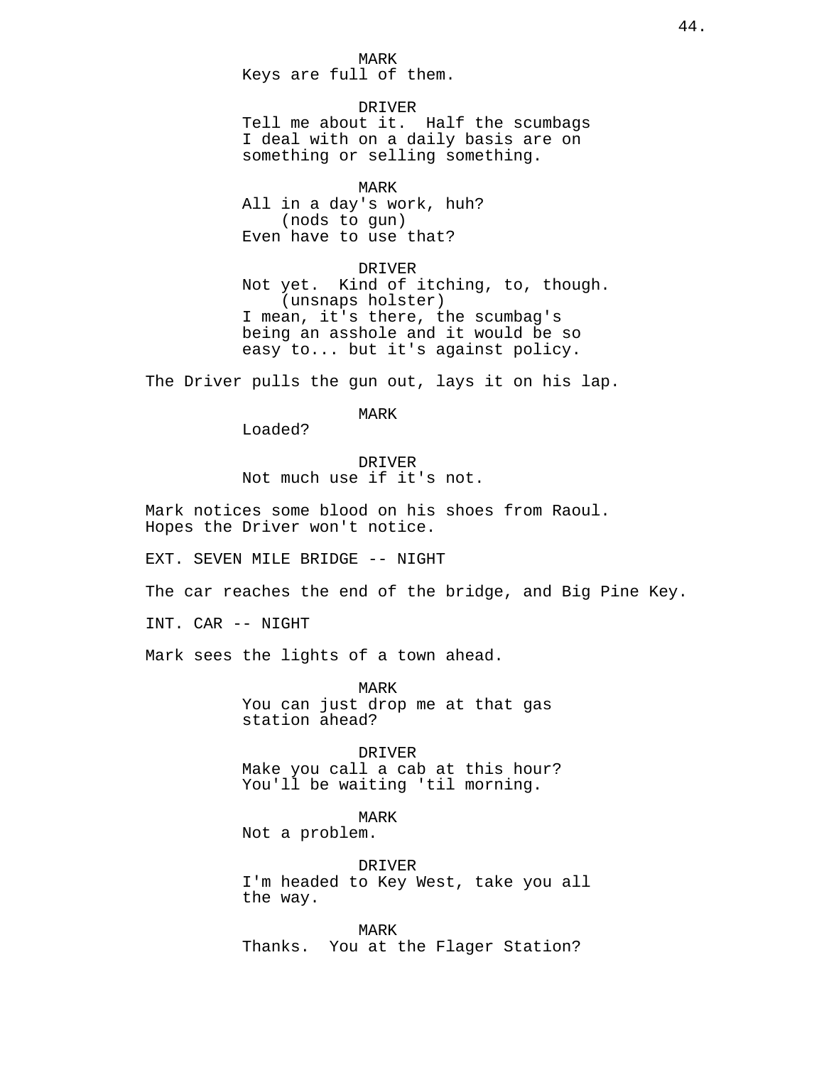MARK
Keys are full of them.

DRIVER
Tell me about it. Half the scumbags I deal with on a daily basis are on something or selling something.

MARK
All in a day's work, huh?
(nods to gun)
Even have to use that?

DRIVER
Not yet. Kind of itching, to, though.
(unsnaps holster)
I mean, it's there, the scumbag's being an asshole and it would be so easy to... but it's against policy.

The Driver pulls the gun out, lays it on his lap.

MARK
Loaded?

DRIVER
Not much use if it's not.

Mark notices some blood on his shoes from Raoul. Hopes the Driver won't notice.

EXT. SEVEN MILE BRIDGE -- NIGHT

The car reaches the end of the bridge, and Big Pine Key.

INT. CAR -- NIGHT

Mark sees the lights of a town ahead.

MARK
You can just drop me at that gas station ahead?

DRIVER
Make you call a cab at this hour? You'll be waiting 'til morning.

MARK
Not a problem.

DRIVER
I'm headed to Key West, take you all the way.

MARK
Thanks. You at the Flager Station?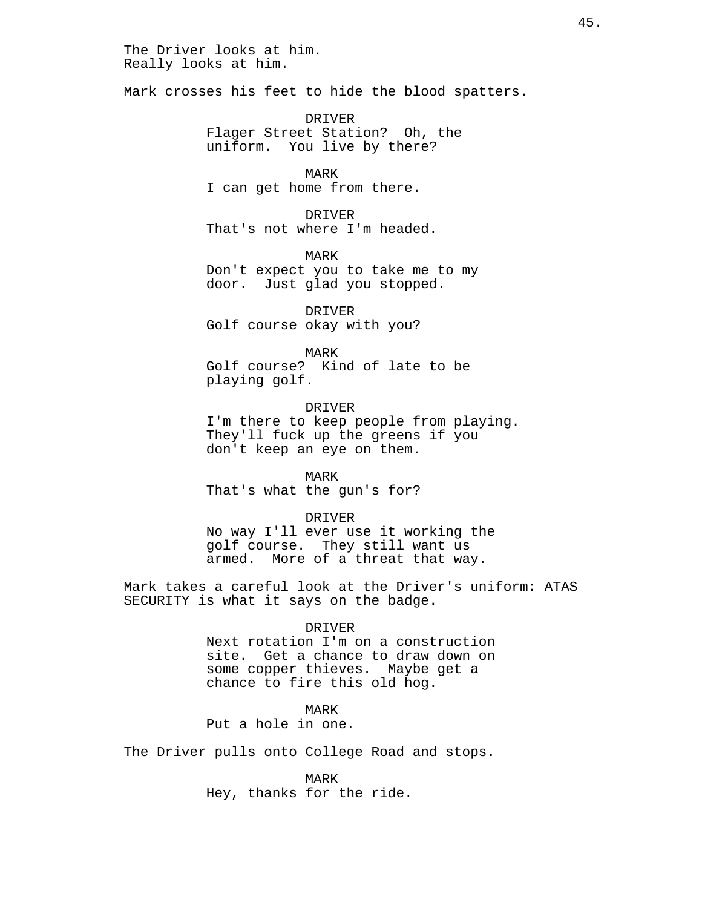The Driver looks at him.
Really looks at him.

Mark crosses his feet to hide the blood spatters.

DRIVER
Flager Street Station? Oh, the uniform. You live by there?

MARK
I can get home from there.

DRIVER
That's not where I'm headed.

MARK
Don't expect you to take me to my door. Just glad you stopped.

DRIVER
Golf course okay with you?

MARK
Golf course? Kind of late to be playing golf.

DRIVER
I'm there to keep people from playing. They'll fuck up the greens if you don't keep an eye on them.

MARK
That's what the gun's for?

DRIVER
No way I'll ever use it working the golf course. They still want us armed. More of a threat that way.

Mark takes a careful look at the Driver's uniform: ATAS SECURITY is what it says on the badge.

DRIVER
Next rotation I'm on a construction site. Get a chance to draw down on some copper thieves. Maybe get a chance to fire this old hog.

MARK
Put a hole in one.

The Driver pulls onto College Road and stops.

MARK
Hey, thanks for the ride.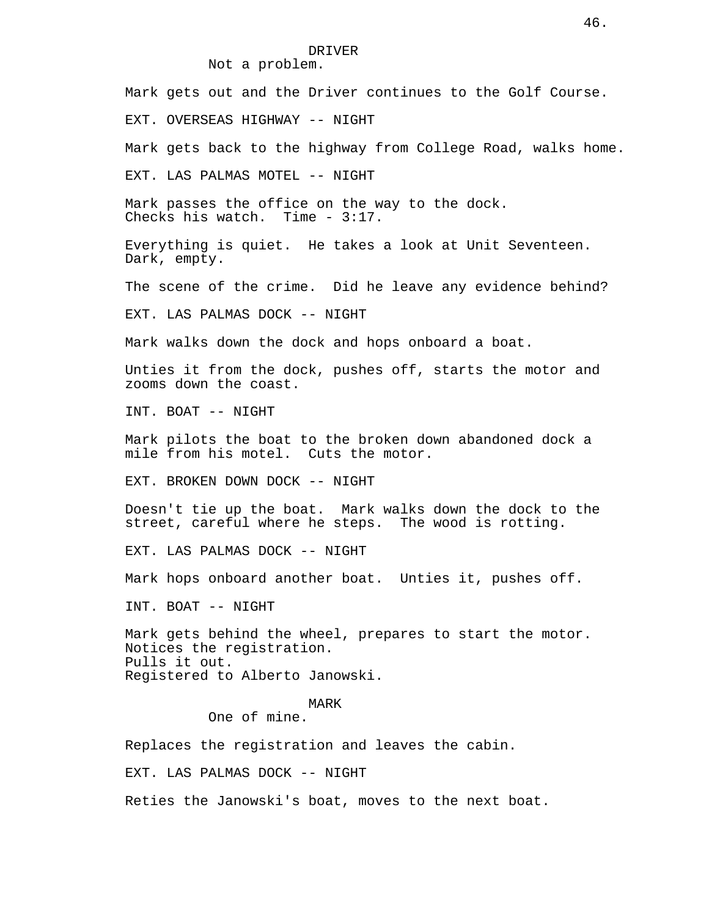DRIVER
Not a problem.

Mark gets out and the Driver continues to the Golf Course.

EXT. OVERSEAS HIGHWAY -- NIGHT

Mark gets back to the highway from College Road, walks home.

EXT. LAS PALMAS MOTEL -- NIGHT

Mark passes the office on the way to the dock.
Checks his watch. Time - 3:17.

Everything is quiet. He takes a look at Unit Seventeen.
Dark, empty.

The scene of the crime. Did he leave any evidence behind?

EXT. LAS PALMAS DOCK -- NIGHT

Mark walks down the dock and hops onboard a boat.

Unties it from the dock, pushes off, starts the motor and zooms down the coast.

INT. BOAT -- NIGHT

Mark pilots the boat to the broken down abandoned dock a mile from his motel. Cuts the motor.

EXT. BROKEN DOWN DOCK -- NIGHT

Doesn't tie up the boat. Mark walks down the dock to the street, careful where he steps. The wood is rotting.

EXT. LAS PALMAS DOCK -- NIGHT

Mark hops onboard another boat. Unties it, pushes off.

INT. BOAT -- NIGHT

Mark gets behind the wheel, prepares to start the motor.
Notices the registration.
Pulls it out.
Registered to Alberto Janowski.

MARK
One of mine.

Replaces the registration and leaves the cabin.

EXT. LAS PALMAS DOCK -- NIGHT

Reties the Janowski's boat, moves to the next boat.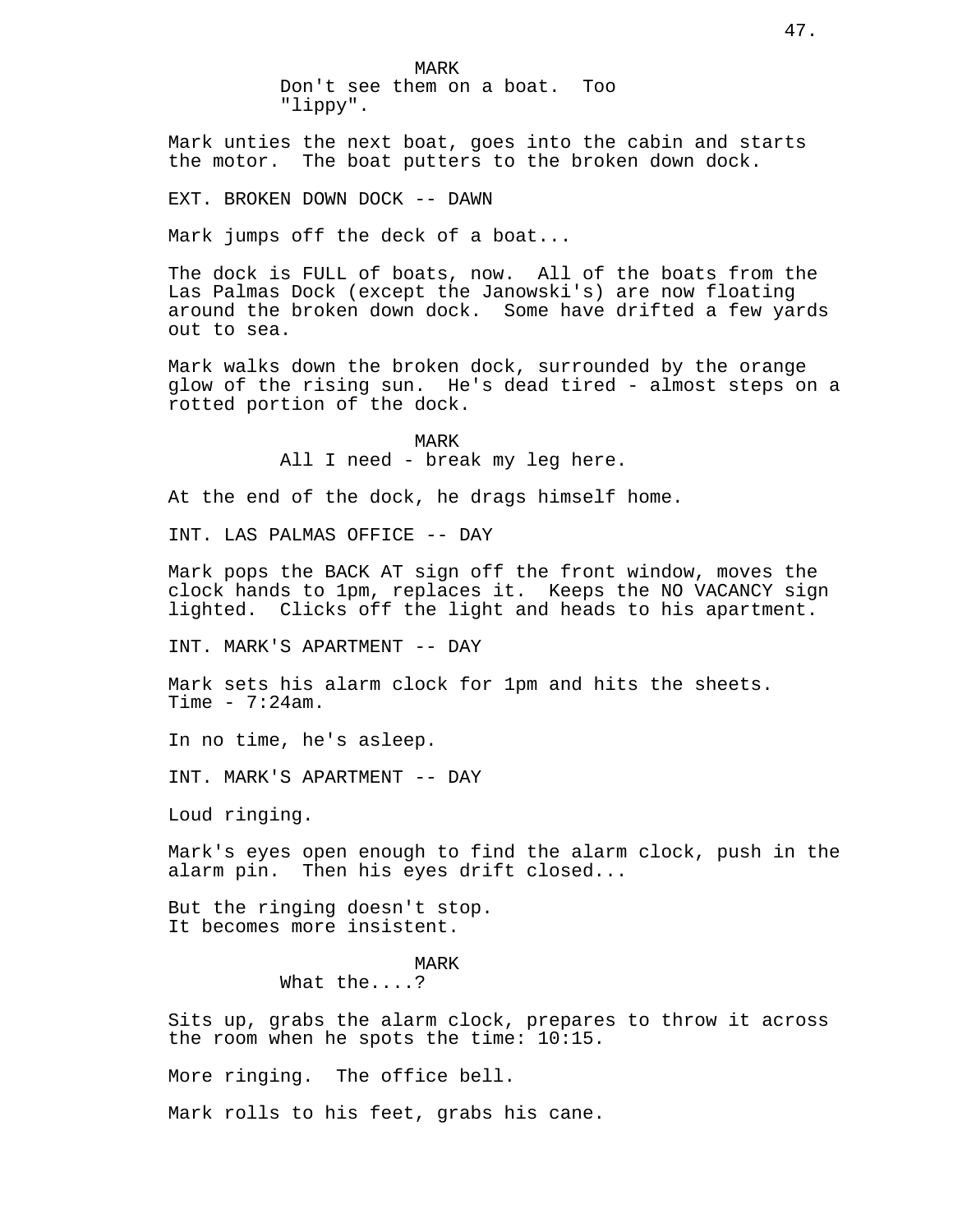MARK
Don't see them on a boat. Too "lippy".

Mark unties the next boat, goes into the cabin and starts the motor. The boat putters to the broken down dock.

EXT. BROKEN DOWN DOCK -- DAWN

Mark jumps off the deck of a boat...

The dock is FULL of boats, now. All of the boats from the Las Palmas Dock (except the Janowski's) are now floating around the broken down dock. Some have drifted a few yards out to sea.

Mark walks down the broken dock, surrounded by the orange glow of the rising sun. He's dead tired - almost steps on a rotted portion of the dock.

MARK
All I need - break my leg here.

At the end of the dock, he drags himself home.

INT. LAS PALMAS OFFICE -- DAY

Mark pops the BACK AT sign off the front window, moves the clock hands to 1pm, replaces it. Keeps the NO VACANCY sign lighted. Clicks off the light and heads to his apartment.

INT. MARK'S APARTMENT -- DAY

Mark sets his alarm clock for 1pm and hits the sheets.
Time - 7:24am.

In no time, he's asleep.

INT. MARK'S APARTMENT -- DAY

Loud ringing.

Mark's eyes open enough to find the alarm clock, push in the alarm pin. Then his eyes drift closed...

But the ringing doesn't stop.
It becomes more insistent.

MARK
What the....?

Sits up, grabs the alarm clock, prepares to throw it across the room when he spots the time: 10:15.

More ringing. The office bell.

Mark rolls to his feet, grabs his cane.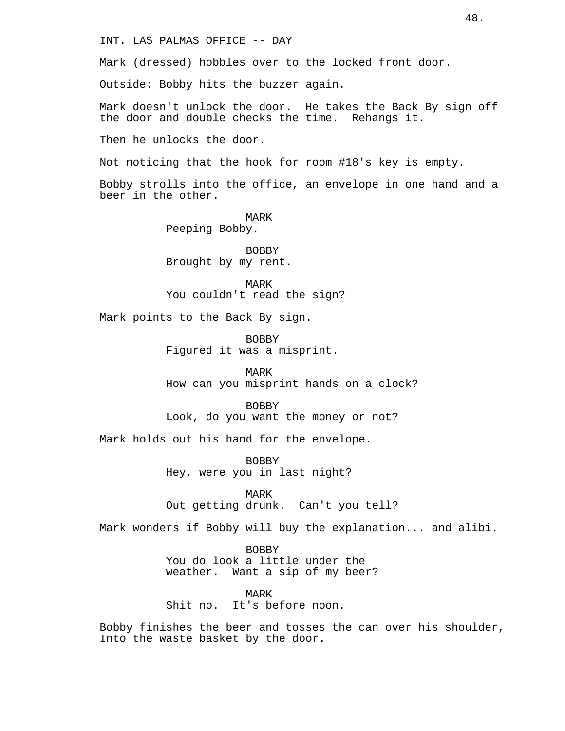INT. LAS PALMAS OFFICE -- DAY

Mark (dressed) hobbles over to the locked front door.

Outside: Bobby hits the buzzer again.

Mark doesn't unlock the door. He takes the Back By sign off the door and double checks the time. Rehangs it.

Then he unlocks the door.

Not noticing that the hook for room #18's key is empty.

Bobby strolls into the office, an envelope in one hand and a beer in the other.

MARK
Peeping Bobby.

BOBBY
Brought by my rent.

MARK
You couldn't read the sign?

Mark points to the Back By sign.

BOBBY
Figured it was a misprint.

MARK
How can you misprint hands on a clock?

BOBBY
Look, do you want the money or not?

Mark holds out his hand for the envelope.

BOBBY
Hey, were you in last night?

MARK
Out getting drunk. Can't you tell?

Mark wonders if Bobby will buy the explanation... and alibi.

BOBBY
You do look a little under the weather. Want a sip of my beer?

MARK
Shit no. It's before noon.

Bobby finishes the beer and tosses the can over his shoulder, Into the waste basket by the door.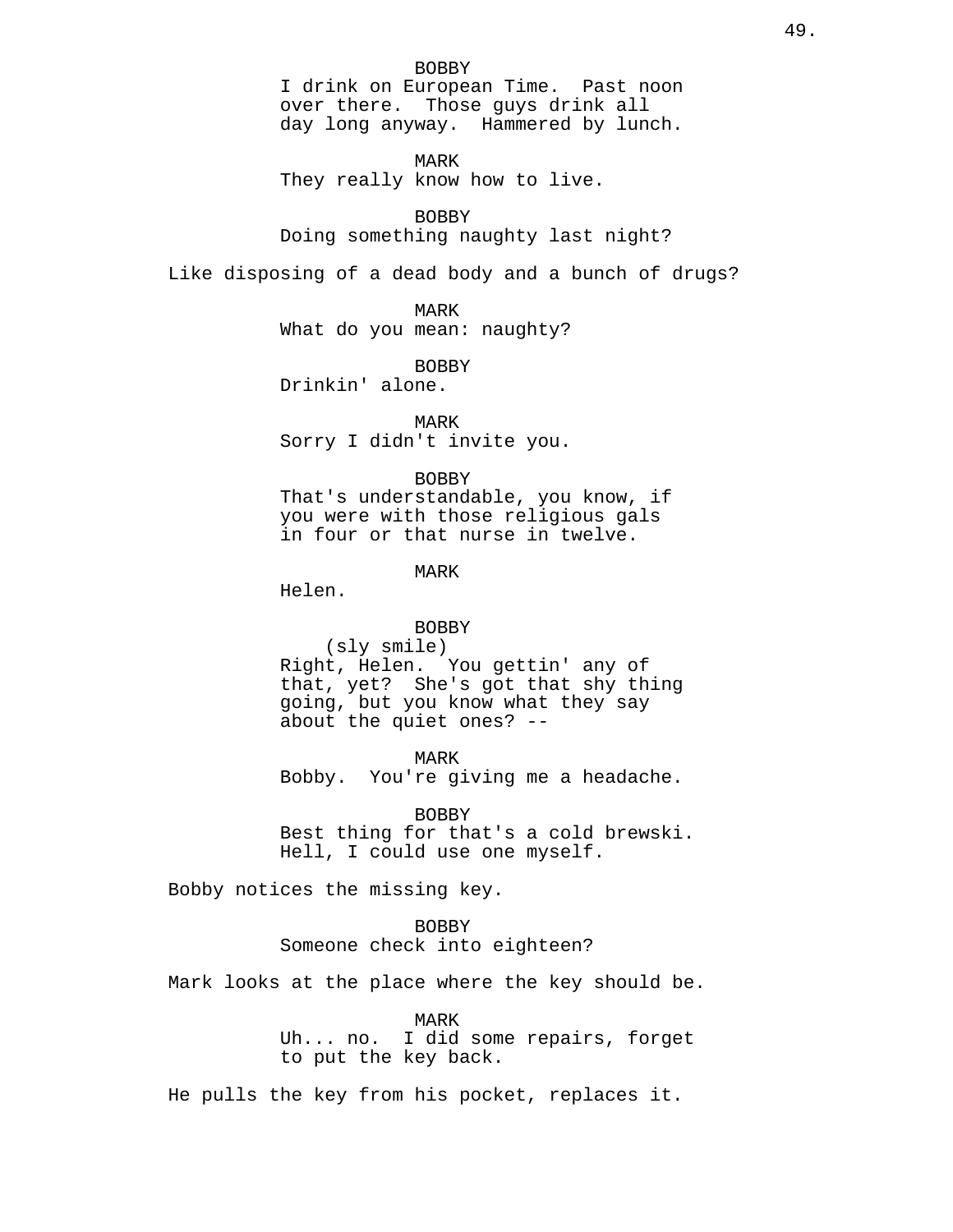BOBBY

I drink on European Time. Past noon over there. Those guys drink all day long anyway. Hammered by lunch.

MARK

They really know how to live.

BOBBY

Doing something naughty last night?

Like disposing of a dead body and a bunch of drugs?

MARK

What do you mean: naughty?

BOBBY

Drinkin' alone.

MARK

Sorry I didn't invite you.

BOBBY

That's understandable, you know, if you were with those religious gals in four or that nurse in twelve.

MARK

Helen.

BOBBY

(sly smile)

Right, Helen. You gettin' any of that, yet? She's got that shy thing going, but you know what they say about the quiet ones? --

MARK

Bobby. You're giving me a headache.

BOBBY

Best thing for that's a cold brewski. Hell, I could use one myself.

Bobby notices the missing key.

BOBBY

Someone check into eighteen?

Mark looks at the place where the key should be.

MARK

Uh... no. I did some repairs, forget to put the key back.

He pulls the key from his pocket, replaces it.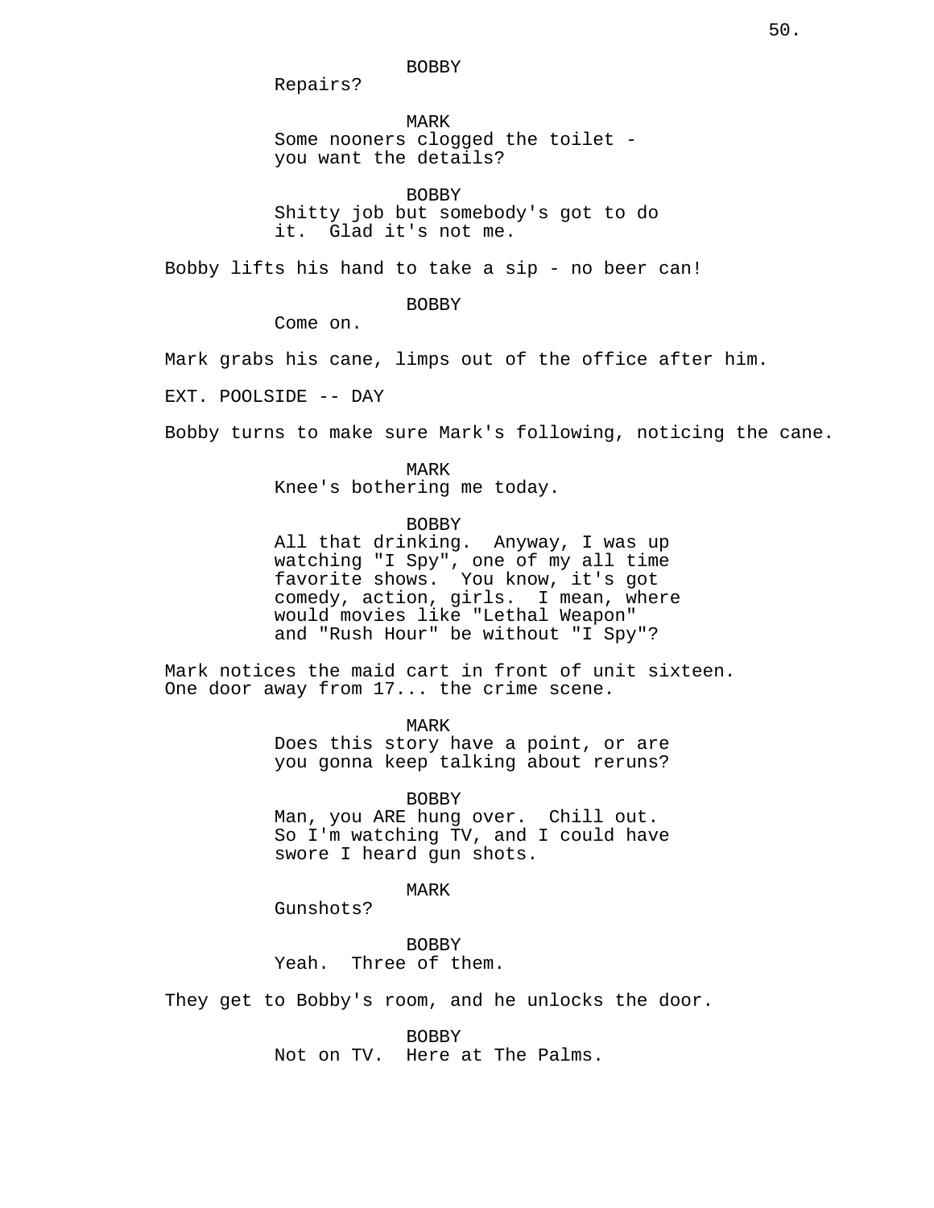BOBBY
Repairs?

MARK
Some nooners clogged the toilet - you want the details?

BOBBY
Shitty job but somebody's got to do it.  Glad it's not me.

Bobby lifts his hand to take a sip - no beer can!

BOBBY
Come on.

Mark grabs his cane, limps out of the office after him.

EXT. POOLSIDE -- DAY

Bobby turns to make sure Mark's following, noticing the cane.

MARK
Knee's bothering me today.

BOBBY
All that drinking.  Anyway, I was up watching "I Spy", one of my all time favorite shows.  You know, it's got comedy, action, girls.  I mean, where would movies like "Lethal Weapon" and "Rush Hour" be without "I Spy"?

Mark notices the maid cart in front of unit sixteen. One door away from 17... the crime scene.

MARK
Does this story have a point, or are you gonna keep talking about reruns?

BOBBY
Man, you ARE hung over.  Chill out. So I'm watching TV, and I could have swore I heard gun shots.

MARK
Gunshots?

BOBBY
Yeah.  Three of them.

They get to Bobby's room, and he unlocks the door.

BOBBY
Not on TV.  Here at The Palms.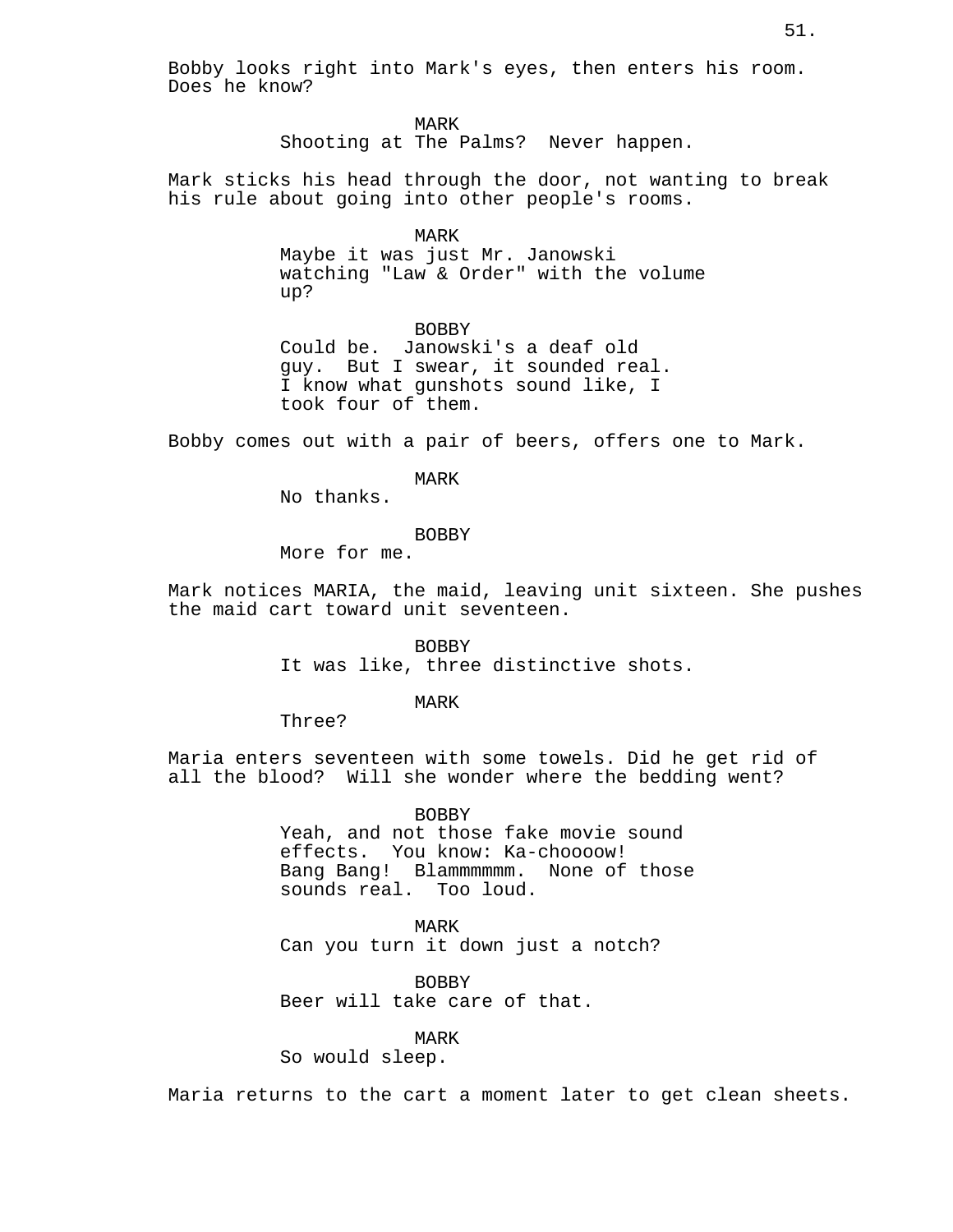Bobby looks right into Mark's eyes, then enters his room. Does he know?

MARK
Shooting at The Palms? Never happen.

Mark sticks his head through the door, not wanting to break his rule about going into other people's rooms.

MARK
Maybe it was just Mr. Janowski watching "Law & Order" with the volume up?

BOBBY
Could be. Janowski's a deaf old guy. But I swear, it sounded real. I know what gunshots sound like, I took four of them.

Bobby comes out with a pair of beers, offers one to Mark.

MARK
No thanks.

BOBBY
More for me.

Mark notices MARIA, the maid, leaving unit sixteen. She pushes the maid cart toward unit seventeen.

BOBBY
It was like, three distinctive shots.

MARK
Three?

Maria enters seventeen with some towels. Did he get rid of all the blood? Will she wonder where the bedding went?

BOBBY
Yeah, and not those fake movie sound effects. You know: Ka-choooow! Bang Bang! Blammmmmm. None of those sounds real. Too loud.

MARK
Can you turn it down just a notch?

BOBBY
Beer will take care of that.

MARK
So would sleep.

Maria returns to the cart a moment later to get clean sheets.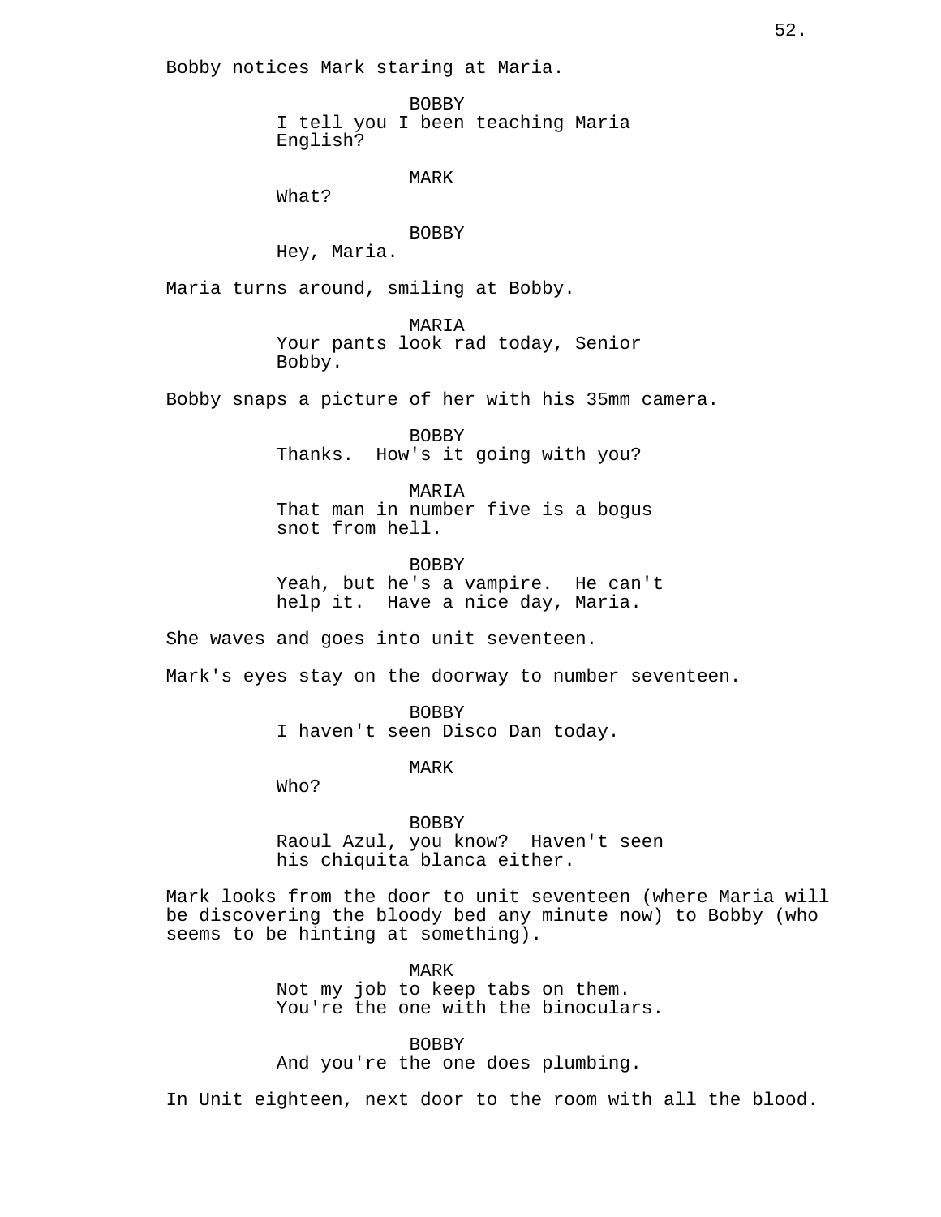Bobby notices Mark staring at Maria.

BOBBY
I tell you I been teaching Maria English?

MARK
What?

BOBBY
Hey, Maria.

Maria turns around, smiling at Bobby.

MARIA
Your pants look rad today, Senior Bobby.

Bobby snaps a picture of her with his 35mm camera.

BOBBY
Thanks.  How's it going with you?

MARIA
That man in number five is a bogus snot from hell.

BOBBY
Yeah, but he's a vampire.  He can't help it.  Have a nice day, Maria.

She waves and goes into unit seventeen.

Mark's eyes stay on the doorway to number seventeen.

BOBBY
I haven't seen Disco Dan today.

MARK
Who?

BOBBY
Raoul Azul, you know?  Haven't seen his chiquita blanca either.

Mark looks from the door to unit seventeen (where Maria will be discovering the bloody bed any minute now) to Bobby (who seems to be hinting at something).

MARK
Not my job to keep tabs on them. You're the one with the binoculars.

BOBBY
And you're the one does plumbing.

In Unit eighteen, next door to the room with all the blood.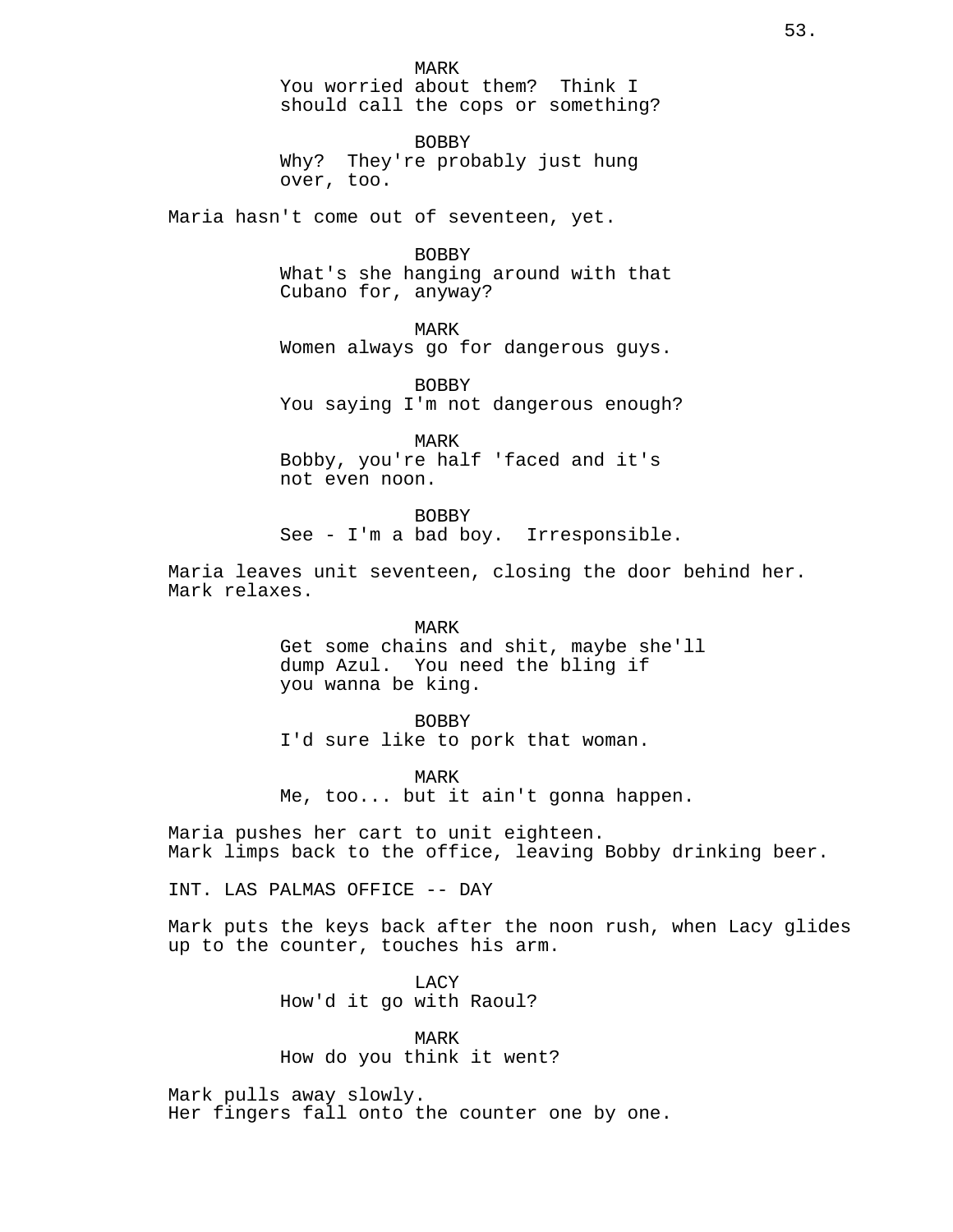MARK
You worried about them? Think I should call the cops or something?

BOBBY
Why? They're probably just hung over, too.

Maria hasn't come out of seventeen, yet.

BOBBY
What's she hanging around with that Cubano for, anyway?

MARK
Women always go for dangerous guys.

BOBBY
You saying I'm not dangerous enough?

MARK
Bobby, you're half 'faced and it's not even noon.

BOBBY
See - I'm a bad boy. Irresponsible.

Maria leaves unit seventeen, closing the door behind her. Mark relaxes.

MARK
Get some chains and shit, maybe she'll dump Azul. You need the bling if you wanna be king.

BOBBY
I'd sure like to pork that woman.

MARK
Me, too... but it ain't gonna happen.

Maria pushes her cart to unit eighteen.
Mark limps back to the office, leaving Bobby drinking beer.

INT. LAS PALMAS OFFICE -- DAY

Mark puts the keys back after the noon rush, when Lacy glides up to the counter, touches his arm.

LACY
How'd it go with Raoul?

MARK
How do you think it went?

Mark pulls away slowly.
Her fingers fall onto the counter one by one.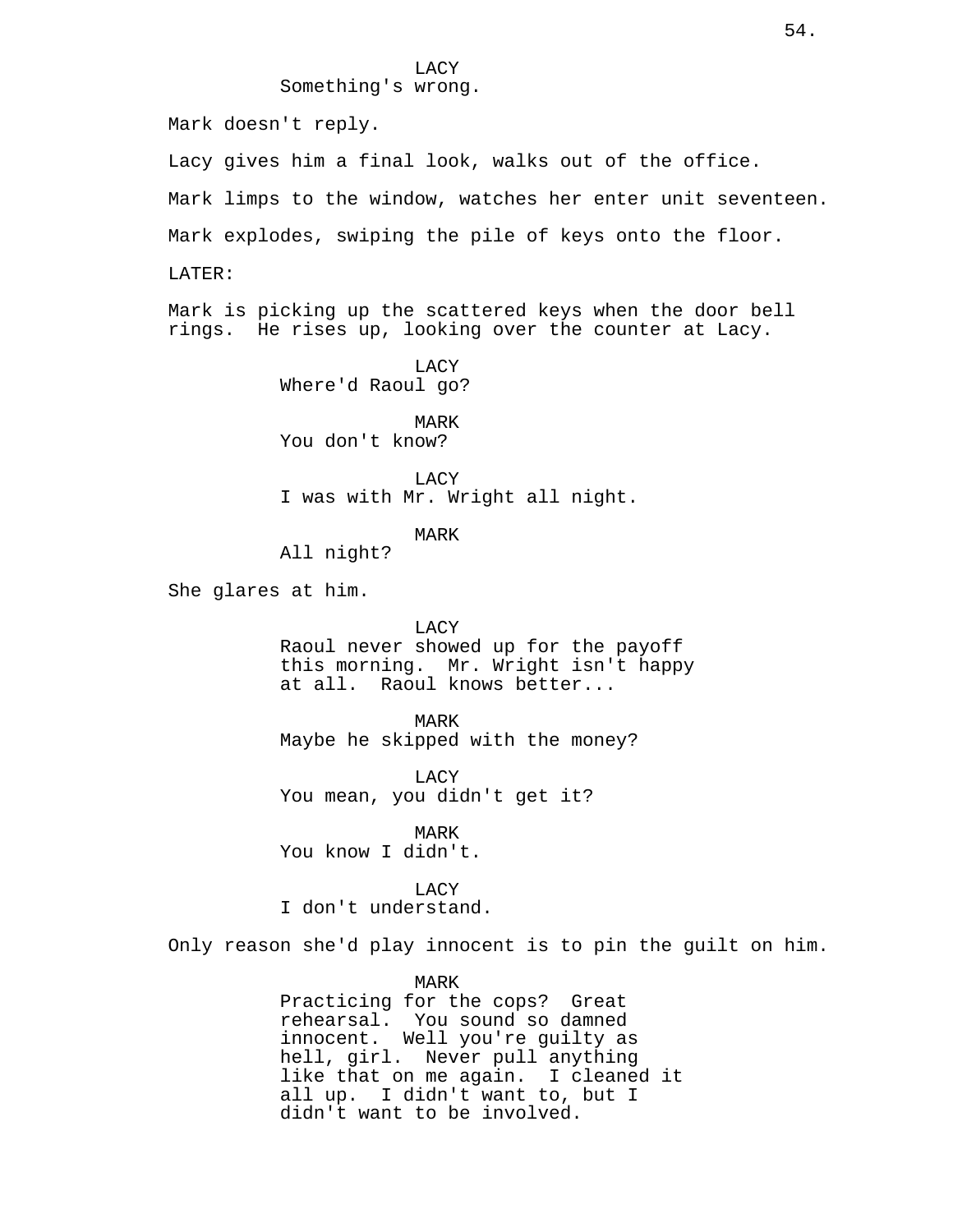LACY
Something's wrong.

Mark doesn't reply.

Lacy gives him a final look, walks out of the office.

Mark limps to the window, watches her enter unit seventeen.

Mark explodes, swiping the pile of keys onto the floor.

LATER:

Mark is picking up the scattered keys when the door bell rings.  He rises up, looking over the counter at Lacy.

LACY
Where'd Raoul go?

MARK
You don't know?

LACY
I was with Mr. Wright all night.

MARK
All night?

She glares at him.

LACY
Raoul never showed up for the payoff this morning.  Mr. Wright isn't happy at all.  Raoul knows better...

MARK
Maybe he skipped with the money?

LACY
You mean, you didn't get it?

MARK
You know I didn't.

LACY
I don't understand.

Only reason she'd play innocent is to pin the guilt on him.

MARK
Practicing for the cops?  Great rehearsal.  You sound so damned innocent.  Well you're guilty as hell, girl.  Never pull anything like that on me again.  I cleaned it all up.  I didn't want to, but I didn't want to be involved.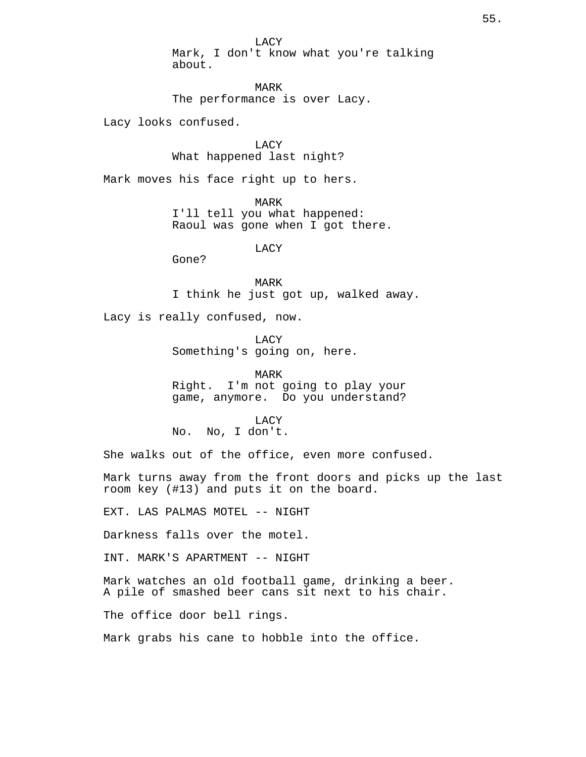LACY
Mark, I don't know what you're talking about.

MARK
The performance is over Lacy.

Lacy looks confused.

LACY
What happened last night?

Mark moves his face right up to hers.

MARK
I'll tell you what happened: Raoul was gone when I got there.

LACY
Gone?

MARK
I think he just got up, walked away.

Lacy is really confused, now.

LACY
Something's going on, here.

MARK
Right. I'm not going to play your game, anymore. Do you understand?

LACY
No. No, I don't.

She walks out of the office, even more confused.

Mark turns away from the front doors and picks up the last room key (#13) and puts it on the board.

EXT. LAS PALMAS MOTEL -- NIGHT

Darkness falls over the motel.

INT. MARK'S APARTMENT -- NIGHT

Mark watches an old football game, drinking a beer. A pile of smashed beer cans sit next to his chair.

The office door bell rings.

Mark grabs his cane to hobble into the office.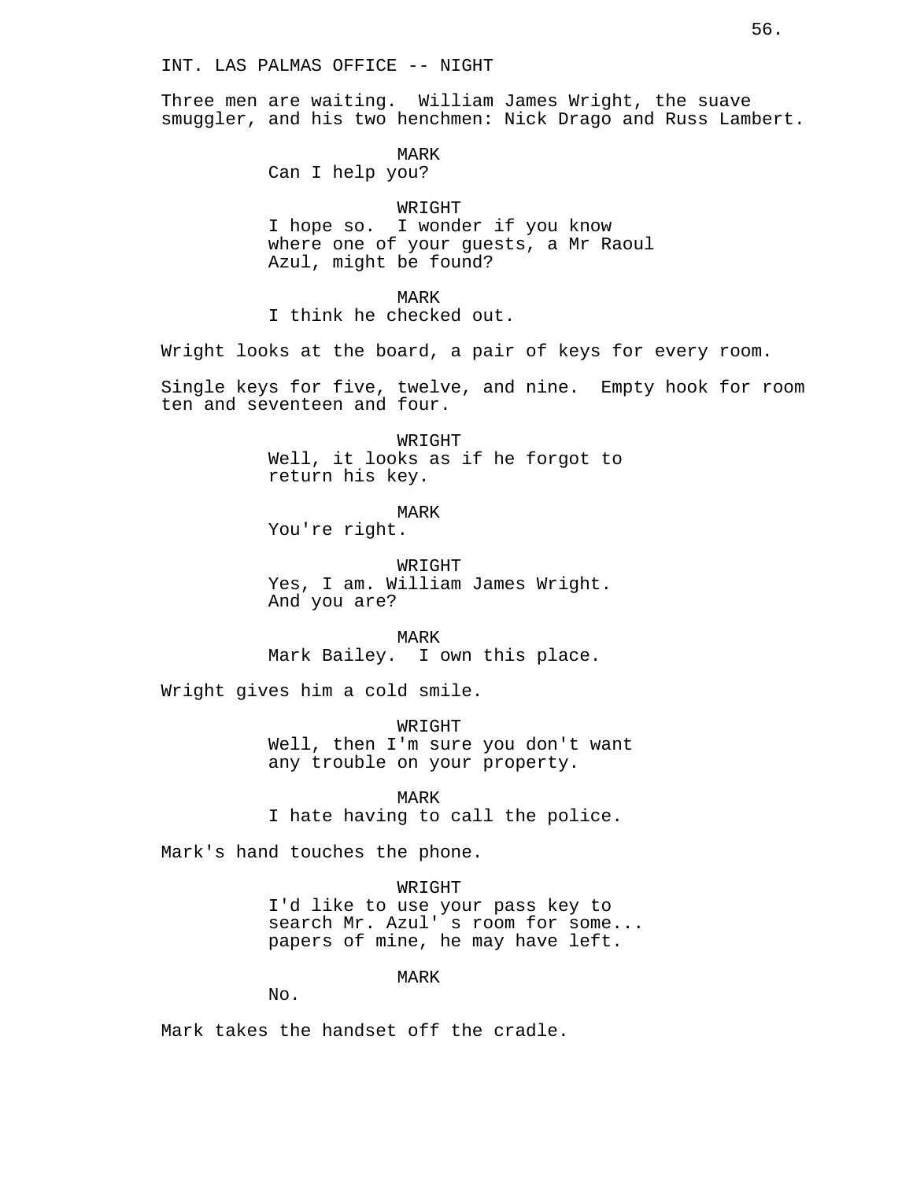INT. LAS PALMAS OFFICE -- NIGHT

Three men are waiting. William James Wright, the suave smuggler, and his two henchmen: Nick Drago and Russ Lambert.

MARK
Can I help you?

WRIGHT
I hope so. I wonder if you know where one of your guests, a Mr Raoul Azul, might be found?

MARK
I think he checked out.

Wright looks at the board, a pair of keys for every room.

Single keys for five, twelve, and nine. Empty hook for room ten and seventeen and four.

WRIGHT
Well, it looks as if he forgot to return his key.

MARK
You're right.

WRIGHT
Yes, I am. William James Wright. And you are?

MARK
Mark Bailey. I own this place.

Wright gives him a cold smile.

WRIGHT
Well, then I'm sure you don't want any trouble on your property.

MARK
I hate having to call the police.

Mark's hand touches the phone.

WRIGHT
I'd like to use your pass key to search Mr. Azul' s room for some... papers of mine, he may have left.

MARK
No.

Mark takes the handset off the cradle.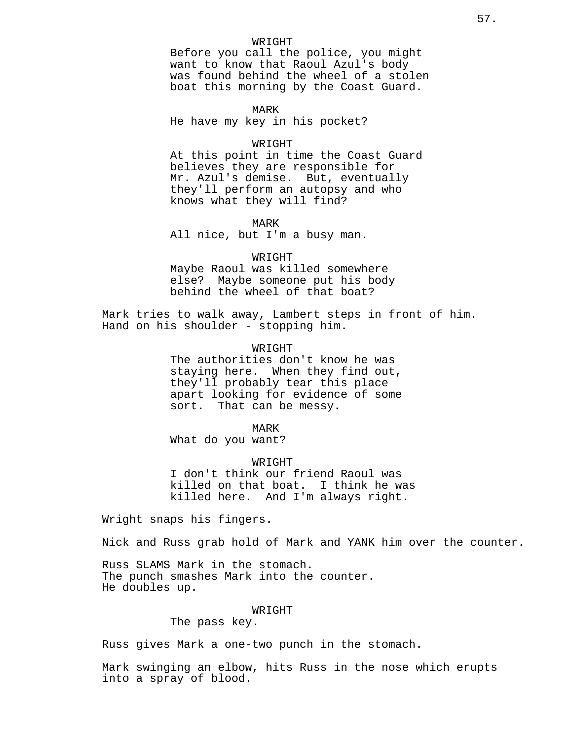WRIGHT
Before you call the police, you might want to know that Raoul Azul's body was found behind the wheel of a stolen boat this morning by the Coast Guard.

MARK
He have my key in his pocket?

WRIGHT
At this point in time the Coast Guard believes they are responsible for Mr. Azul's demise. But, eventually they'll perform an autopsy and who knows what they will find?

MARK
All nice, but I'm a busy man.

WRIGHT
Maybe Raoul was killed somewhere else? Maybe someone put his body behind the wheel of that boat?

Mark tries to walk away, Lambert steps in front of him. Hand on his shoulder - stopping him.

WRIGHT
The authorities don't know he was staying here. When they find out, they'll probably tear this place apart looking for evidence of some sort. That can be messy.

MARK
What do you want?

WRIGHT
I don't think our friend Raoul was killed on that boat. I think he was killed here. And I'm always right.

Wright snaps his fingers.

Nick and Russ grab hold of Mark and YANK him over the counter.

Russ SLAMS Mark in the stomach.
The punch smashes Mark into the counter.
He doubles up.

WRIGHT
The pass key.

Russ gives Mark a one-two punch in the stomach.

Mark swinging an elbow, hits Russ in the nose which erupts into a spray of blood.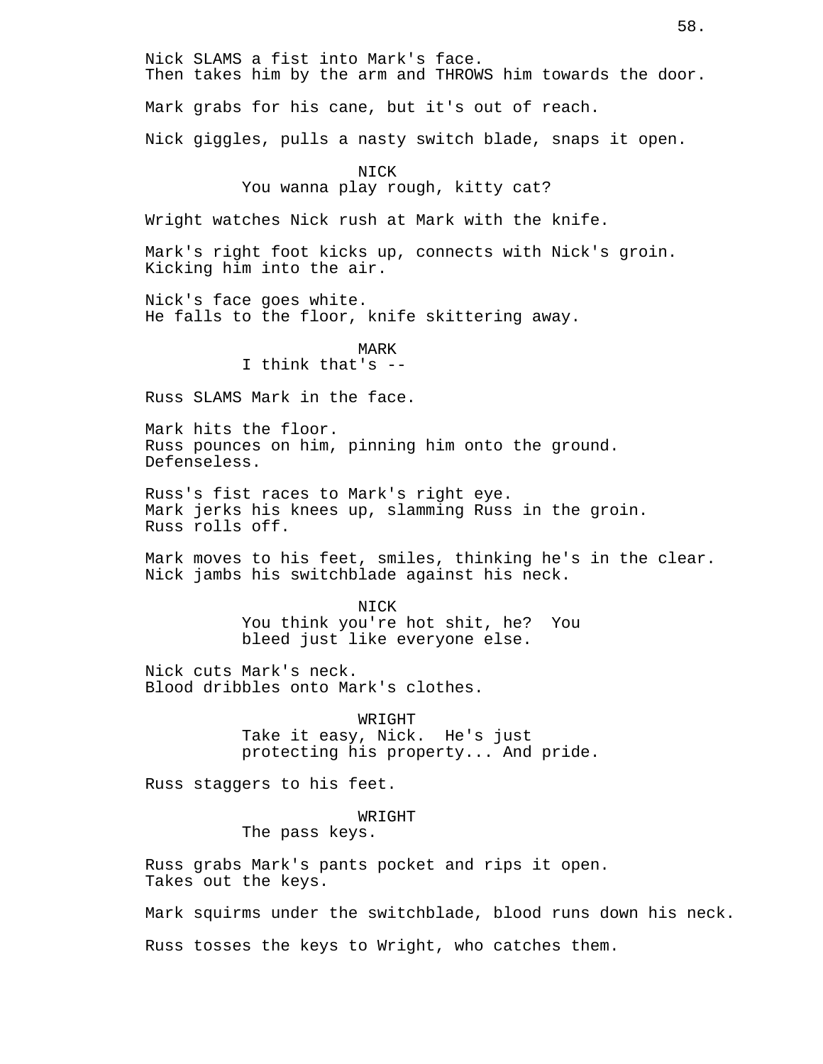Nick SLAMS a fist into Mark's face.
Then takes him by the arm and THROWS him towards the door.

Mark grabs for his cane, but it's out of reach.

Nick giggles, pulls a nasty switch blade, snaps it open.

NICK
You wanna play rough, kitty cat?

Wright watches Nick rush at Mark with the knife.

Mark's right foot kicks up, connects with Nick's groin.
Kicking him into the air.

Nick's face goes white.
He falls to the floor, knife skittering away.

MARK
I think that's --

Russ SLAMS Mark in the face.

Mark hits the floor.
Russ pounces on him, pinning him onto the ground.
Defenseless.

Russ's fist races to Mark's right eye.
Mark jerks his knees up, slamming Russ in the groin.
Russ rolls off.

Mark moves to his feet, smiles, thinking he's in the clear.
Nick jambs his switchblade against his neck.

NICK
You think you're hot shit, he? You
bleed just like everyone else.

Nick cuts Mark's neck.
Blood dribbles onto Mark's clothes.

WRIGHT
Take it easy, Nick. He's just
protecting his property... And pride.

Russ staggers to his feet.

WRIGHT
The pass keys.

Russ grabs Mark's pants pocket and rips it open.
Takes out the keys.

Mark squirms under the switchblade, blood runs down his neck.

Russ tosses the keys to Wright, who catches them.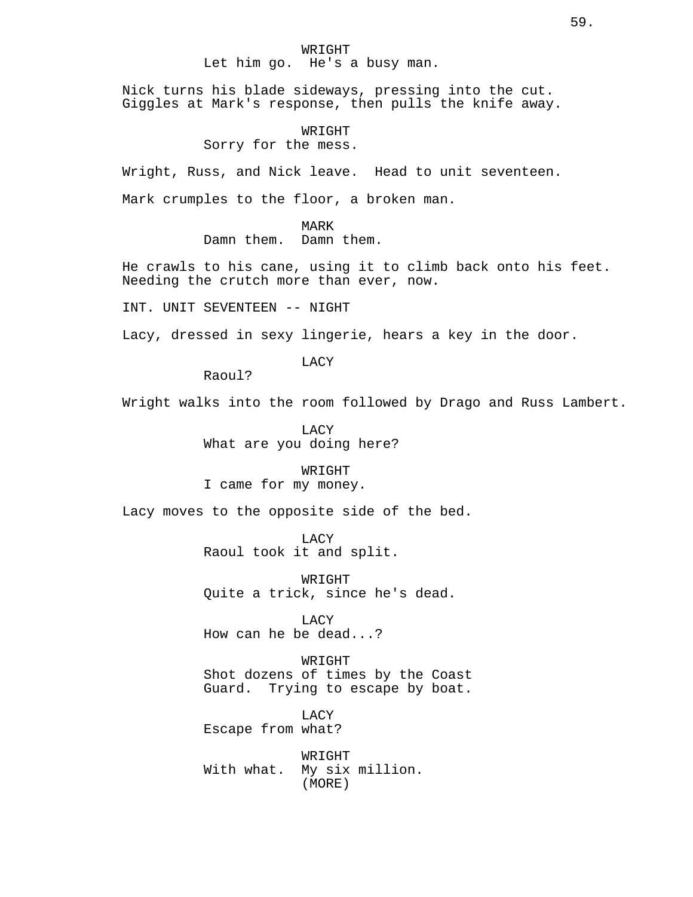WRIGHT
Let him go.  He's a busy man.

Nick turns his blade sideways, pressing into the cut. Giggles at Mark's response, then pulls the knife away.

WRIGHT
Sorry for the mess.

Wright, Russ, and Nick leave.  Head to unit seventeen.

Mark crumples to the floor, a broken man.

MARK
Damn them.  Damn them.

He crawls to his cane, using it to climb back onto his feet. Needing the crutch more than ever, now.

INT. UNIT SEVENTEEN -- NIGHT

Lacy, dressed in sexy lingerie, hears a key in the door.

LACY
Raoul?

Wright walks into the room followed by Drago and Russ Lambert.

LACY
What are you doing here?

WRIGHT
I came for my money.

Lacy moves to the opposite side of the bed.

LACY
Raoul took it and split.

WRIGHT
Quite a trick, since he's dead.

LACY
How can he be dead...?

WRIGHT
Shot dozens of times by the Coast Guard.  Trying to escape by boat.

LACY
Escape from what?

WRIGHT
With what.  My six million.
(MORE)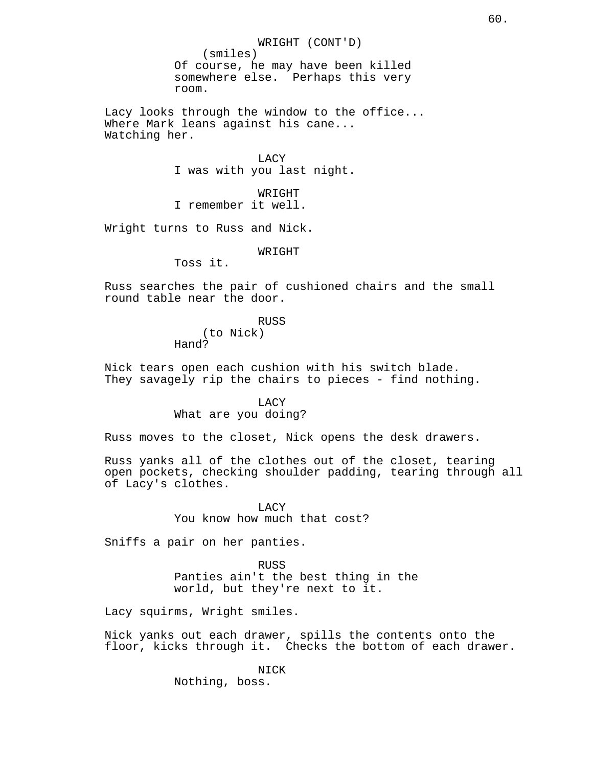WRIGHT (CONT'D)
(smiles)
Of course, he may have been killed somewhere else. Perhaps this very room.

Lacy looks through the window to the office...
Where Mark leans against his cane...
Watching her.

LACY
I was with you last night.

WRIGHT
I remember it well.

Wright turns to Russ and Nick.

WRIGHT
Toss it.

Russ searches the pair of cushioned chairs and the small round table near the door.

RUSS
(to Nick)
Hand?

Nick tears open each cushion with his switch blade.
They savagely rip the chairs to pieces - find nothing.

LACY
What are you doing?

Russ moves to the closet, Nick opens the desk drawers.

Russ yanks all of the clothes out of the closet, tearing open pockets, checking shoulder padding, tearing through all of Lacy's clothes.

LACY
You know how much that cost?

Sniffs a pair on her panties.

RUSS
Panties ain't the best thing in the world, but they're next to it.

Lacy squirms, Wright smiles.

Nick yanks out each drawer, spills the contents onto the floor, kicks through it. Checks the bottom of each drawer.

NICK
Nothing, boss.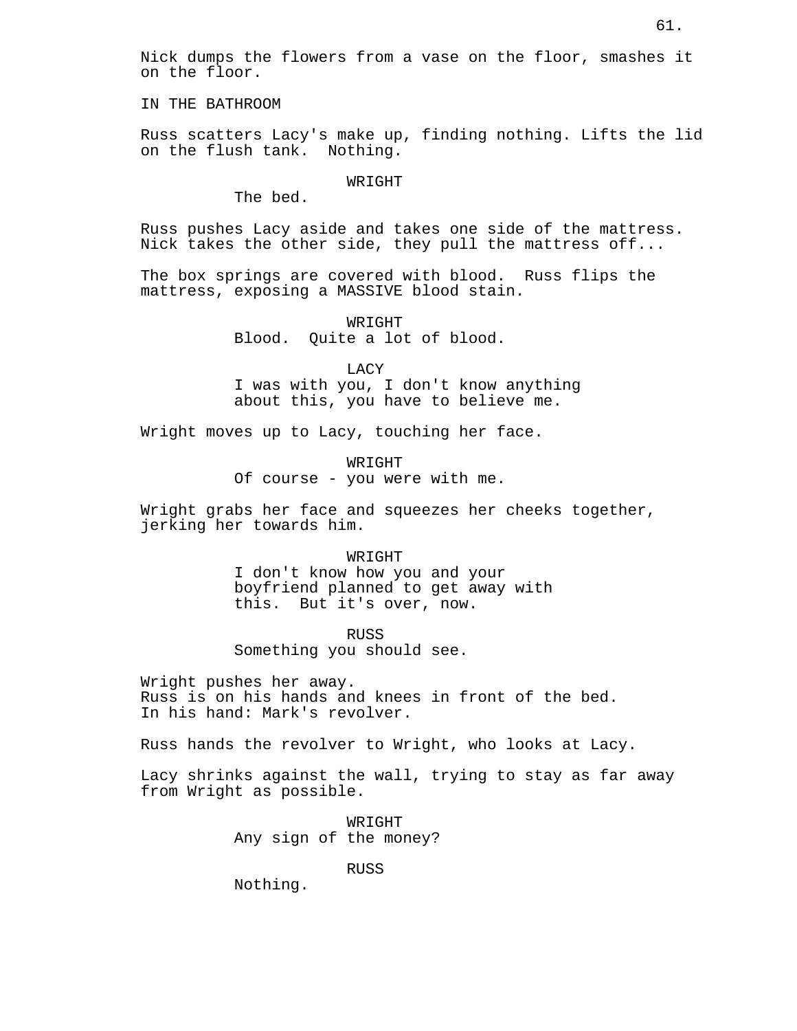Nick dumps the flowers from a vase on the floor, smashes it on the floor.

IN THE BATHROOM

Russ scatters Lacy's make up, finding nothing. Lifts the lid on the flush tank.  Nothing.

WRIGHT

The bed.

Russ pushes Lacy aside and takes one side of the mattress. Nick takes the other side, they pull the mattress off...

The box springs are covered with blood.  Russ flips the mattress, exposing a MASSIVE blood stain.

WRIGHT

Blood.  Quite a lot of blood.

LACY

I was with you, I don't know anything about this, you have to believe me.

Wright moves up to Lacy, touching her face.

WRIGHT

Of course - you were with me.

Wright grabs her face and squeezes her cheeks together, jerking her towards him.

WRIGHT

I don't know how you and your boyfriend planned to get away with this.  But it's over, now.

RUSS

Something you should see.

Wright pushes her away.
Russ is on his hands and knees in front of the bed.
In his hand: Mark's revolver.

Russ hands the revolver to Wright, who looks at Lacy.

Lacy shrinks against the wall, trying to stay as far away from Wright as possible.

WRIGHT

Any sign of the money?

RUSS

Nothing.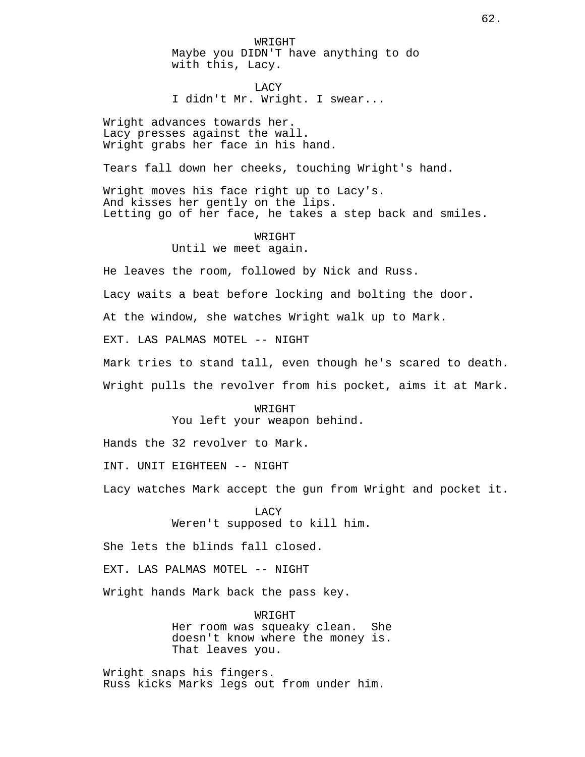WRIGHT
Maybe you DIDN'T have anything to do with this, Lacy.

LACY
I didn't Mr. Wright. I swear...

Wright advances towards her.
Lacy presses against the wall.
Wright grabs her face in his hand.

Tears fall down her cheeks, touching Wright's hand.

Wright moves his face right up to Lacy's.
And kisses her gently on the lips.
Letting go of her face, he takes a step back and smiles.

WRIGHT
Until we meet again.

He leaves the room, followed by Nick and Russ.

Lacy waits a beat before locking and bolting the door.

At the window, she watches Wright walk up to Mark.

EXT. LAS PALMAS MOTEL -- NIGHT

Mark tries to stand tall, even though he's scared to death.

Wright pulls the revolver from his pocket, aims it at Mark.

WRIGHT
You left your weapon behind.

Hands the 32 revolver to Mark.

INT. UNIT EIGHTEEN -- NIGHT

Lacy watches Mark accept the gun from Wright and pocket it.

LACY
Weren't supposed to kill him.

She lets the blinds fall closed.

EXT. LAS PALMAS MOTEL -- NIGHT

Wright hands Mark back the pass key.

WRIGHT
Her room was squeaky clean. She doesn't know where the money is. That leaves you.

Wright snaps his fingers.
Russ kicks Marks legs out from under him.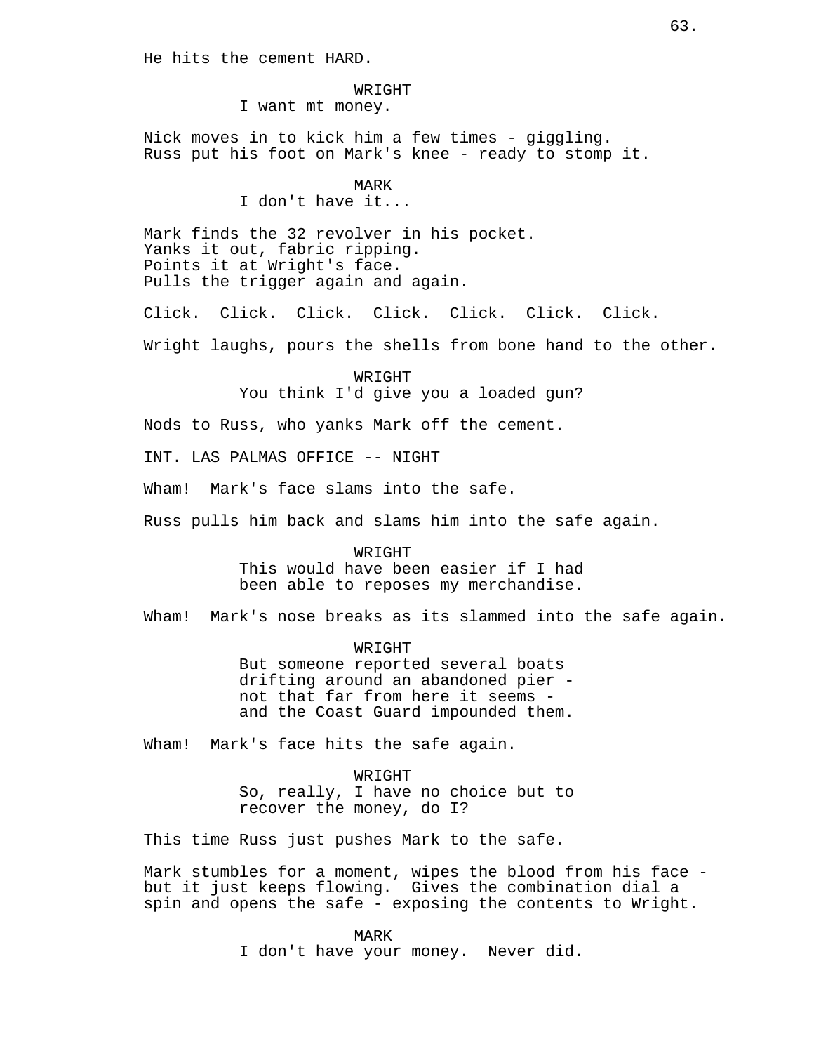He hits the cement HARD.

WRIGHT
I want mt money.

Nick moves in to kick him a few times - giggling.
Russ put his foot on Mark's knee - ready to stomp it.

MARK
I don't have it...

Mark finds the 32 revolver in his pocket.
Yanks it out, fabric ripping.
Points it at Wright's face.
Pulls the trigger again and again.

Click. Click. Click. Click. Click. Click. Click.

Wright laughs, pours the shells from bone hand to the other.

WRIGHT
You think I'd give you a loaded gun?

Nods to Russ, who yanks Mark off the cement.

INT. LAS PALMAS OFFICE -- NIGHT

Wham! Mark's face slams into the safe.

Russ pulls him back and slams him into the safe again.

WRIGHT
This would have been easier if I had
been able to reposes my merchandise.

Wham! Mark's nose breaks as its slammed into the safe again.

WRIGHT
But someone reported several boats
drifting around an abandoned pier -
not that far from here it seems -
and the Coast Guard impounded them.

Wham! Mark's face hits the safe again.

WRIGHT
So, really, I have no choice but to
recover the money, do I?

This time Russ just pushes Mark to the safe.

Mark stumbles for a moment, wipes the blood from his face -
but it just keeps flowing. Gives the combination dial a
spin and opens the safe - exposing the contents to Wright.

MARK
I don't have your money. Never did.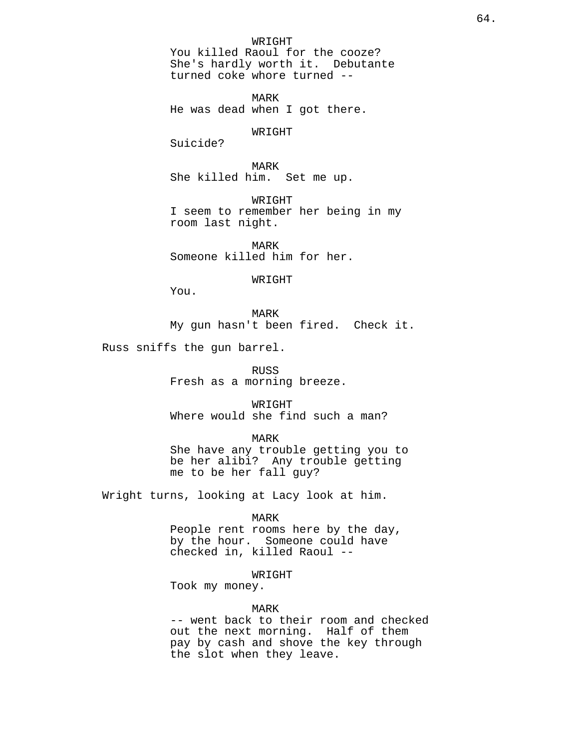WRIGHT
You killed Raoul for the cooze? She's hardly worth it. Debutante turned coke whore turned --

MARK
He was dead when I got there.

WRIGHT
Suicide?

MARK
She killed him. Set me up.

WRIGHT
I seem to remember her being in my room last night.

MARK
Someone killed him for her.

WRIGHT
You.

MARK
My gun hasn't been fired. Check it.

Russ sniffs the gun barrel.

RUSS
Fresh as a morning breeze.

WRIGHT
Where would she find such a man?

MARK
She have any trouble getting you to be her alibi? Any trouble getting me to be her fall guy?

Wright turns, looking at Lacy look at him.

MARK
People rent rooms here by the day, by the hour. Someone could have checked in, killed Raoul --

WRIGHT
Took my money.

MARK
-- went back to their room and checked out the next morning. Half of them pay by cash and shove the key through the slot when they leave.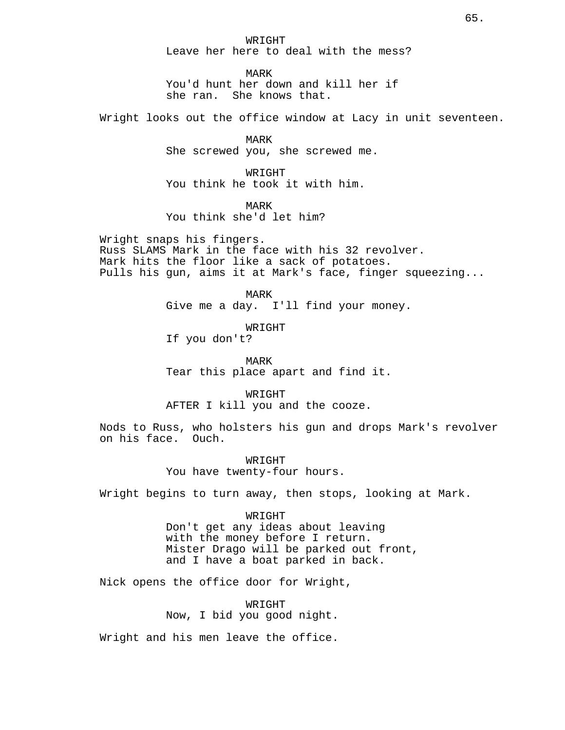WRIGHT
Leave her here to deal with the mess?

MARK
You'd hunt her down and kill her if she ran.  She knows that.

Wright looks out the office window at Lacy in unit seventeen.

MARK
She screwed you, she screwed me.

WRIGHT
You think he took it with him.

MARK
You think she'd let him?

Wright snaps his fingers.
Russ SLAMS Mark in the face with his 32 revolver.
Mark hits the floor like a sack of potatoes.
Pulls his gun, aims it at Mark's face, finger squeezing...

MARK
Give me a day.  I'll find your money.

WRIGHT
If you don't?

MARK
Tear this place apart and find it.

WRIGHT
AFTER I kill you and the cooze.

Nods to Russ, who holsters his gun and drops Mark's revolver on his face.  Ouch.

WRIGHT
You have twenty-four hours.

Wright begins to turn away, then stops, looking at Mark.

WRIGHT
Don't get any ideas about leaving with the money before I return.
Mister Drago will be parked out front, and I have a boat parked in back.

Nick opens the office door for Wright,

WRIGHT
Now, I bid you good night.

Wright and his men leave the office.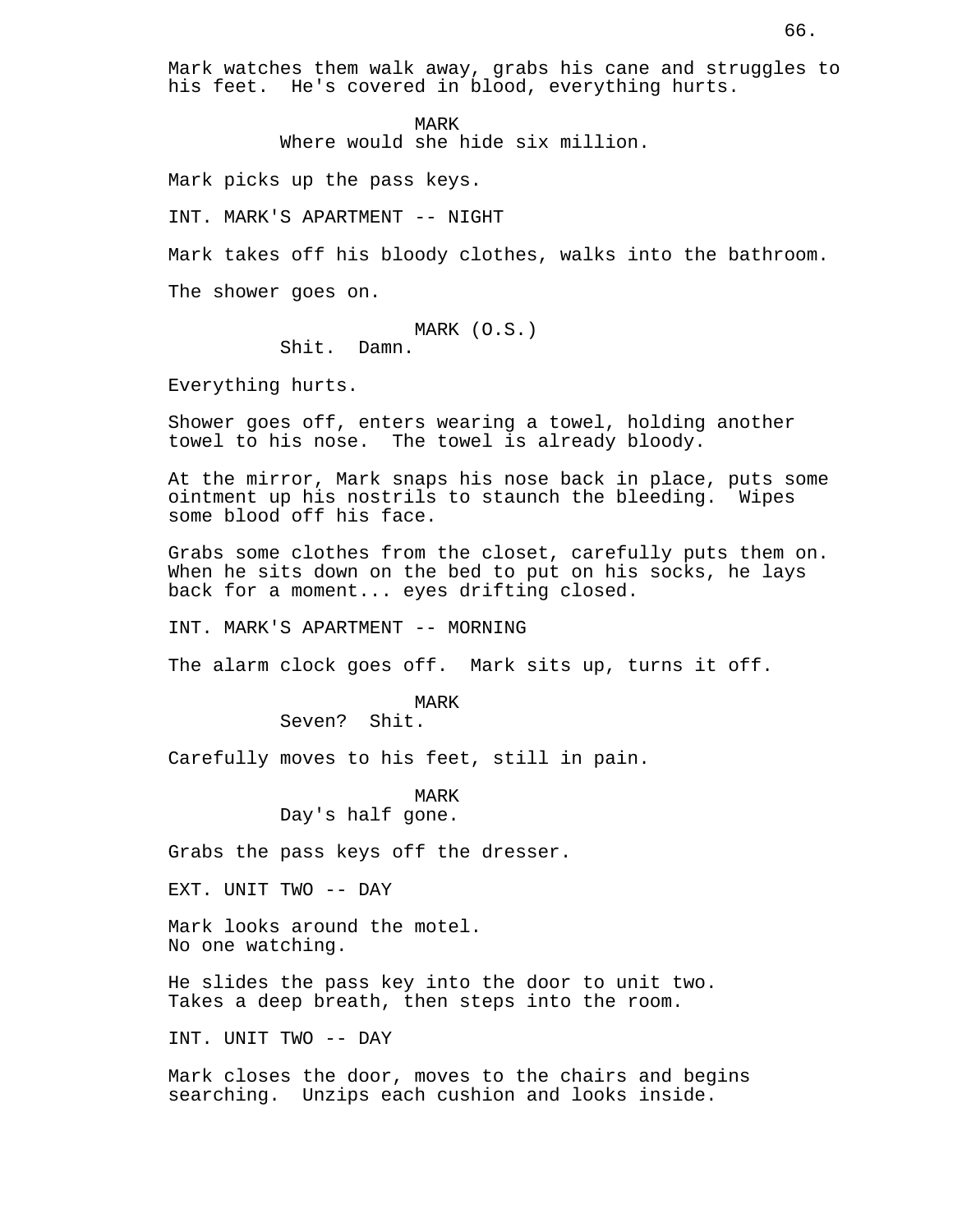Mark watches them walk away, grabs his cane and struggles to his feet. He's covered in blood, everything hurts.

MARK
Where would she hide six million.

Mark picks up the pass keys.

INT. MARK'S APARTMENT -- NIGHT

Mark takes off his bloody clothes, walks into the bathroom.

The shower goes on.

MARK (O.S.)
Shit. Damn.

Everything hurts.

Shower goes off, enters wearing a towel, holding another towel to his nose. The towel is already bloody.

At the mirror, Mark snaps his nose back in place, puts some ointment up his nostrils to staunch the bleeding. Wipes some blood off his face.

Grabs some clothes from the closet, carefully puts them on. When he sits down on the bed to put on his socks, he lays back for a moment... eyes drifting closed.

INT. MARK'S APARTMENT -- MORNING

The alarm clock goes off. Mark sits up, turns it off.

MARK
Seven? Shit.

Carefully moves to his feet, still in pain.

MARK
Day's half gone.

Grabs the pass keys off the dresser.

EXT. UNIT TWO -- DAY

Mark looks around the motel.
No one watching.

He slides the pass key into the door to unit two.
Takes a deep breath, then steps into the room.

INT. UNIT TWO -- DAY

Mark closes the door, moves to the chairs and begins searching. Unzips each cushion and looks inside.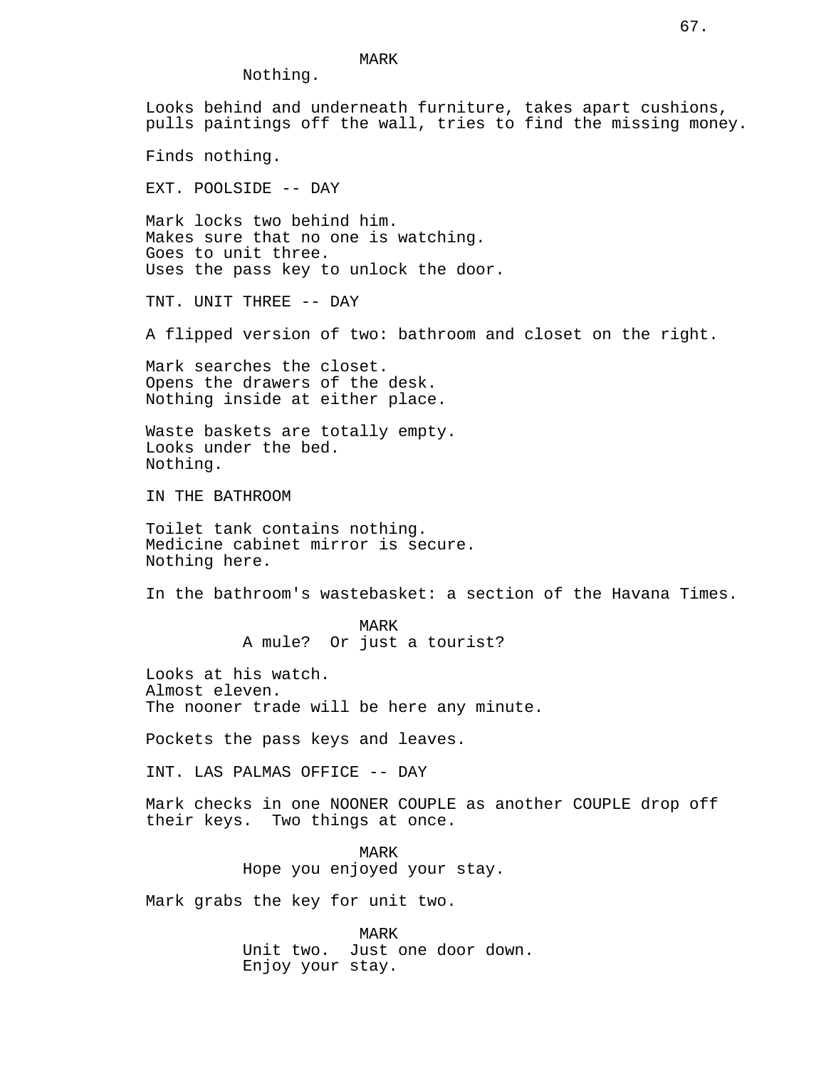MARK

Nothing.

Looks behind and underneath furniture, takes apart cushions, pulls paintings off the wall, tries to find the missing money.

Finds nothing.

EXT. POOLSIDE -- DAY

Mark locks two behind him.
Makes sure that no one is watching.
Goes to unit three.
Uses the pass key to unlock the door.

TNT. UNIT THREE -- DAY

A flipped version of two: bathroom and closet on the right.

Mark searches the closet.
Opens the drawers of the desk.
Nothing inside at either place.

Waste baskets are totally empty.
Looks under the bed.
Nothing.

IN THE BATHROOM

Toilet tank contains nothing.
Medicine cabinet mirror is secure.
Nothing here.

In the bathroom's wastebasket: a section of the Havana Times.

MARK

A mule? Or just a tourist?

Looks at his watch.
Almost eleven.
The nooner trade will be here any minute.

Pockets the pass keys and leaves.

INT. LAS PALMAS OFFICE -- DAY

Mark checks in one NOONER COUPLE as another COUPLE drop off their keys. Two things at once.

MARK

Hope you enjoyed your stay.

Mark grabs the key for unit two.

MARK

Unit two. Just one door down.
Enjoy your stay.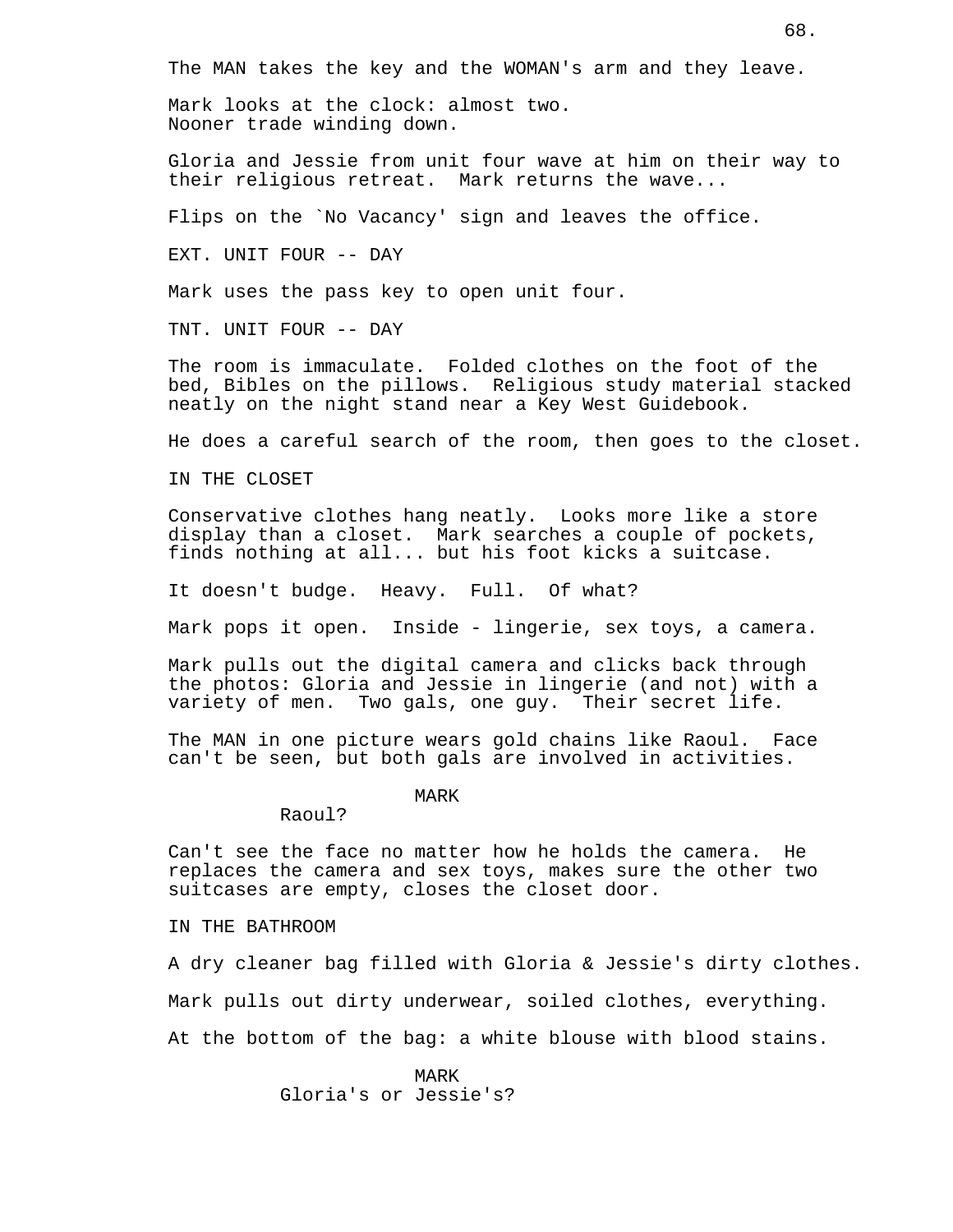The MAN takes the key and the WOMAN's arm and they leave.

Mark looks at the clock: almost two.
Nooner trade winding down.

Gloria and Jessie from unit four wave at him on their way to their religious retreat. Mark returns the wave...

Flips on the `No Vacancy' sign and leaves the office.

EXT. UNIT FOUR -- DAY

Mark uses the pass key to open unit four.

TNT. UNIT FOUR -- DAY

The room is immaculate. Folded clothes on the foot of the bed, Bibles on the pillows. Religious study material stacked neatly on the night stand near a Key West Guidebook.

He does a careful search of the room, then goes to the closet.

IN THE CLOSET

Conservative clothes hang neatly. Looks more like a store display than a closet. Mark searches a couple of pockets, finds nothing at all... but his foot kicks a suitcase.

It doesn't budge. Heavy. Full. Of what?

Mark pops it open. Inside - lingerie, sex toys, a camera.

Mark pulls out the digital camera and clicks back through the photos: Gloria and Jessie in lingerie (and not) with a variety of men. Two gals, one guy. Their secret life.

The MAN in one picture wears gold chains like Raoul. Face can't be seen, but both gals are involved in activities.

MARK
Raoul?

Can't see the face no matter how he holds the camera. He replaces the camera and sex toys, makes sure the other two suitcases are empty, closes the closet door.

IN THE BATHROOM

A dry cleaner bag filled with Gloria & Jessie's dirty clothes.

Mark pulls out dirty underwear, soiled clothes, everything.

At the bottom of the bag: a white blouse with blood stains.

MARK
Gloria's or Jessie's?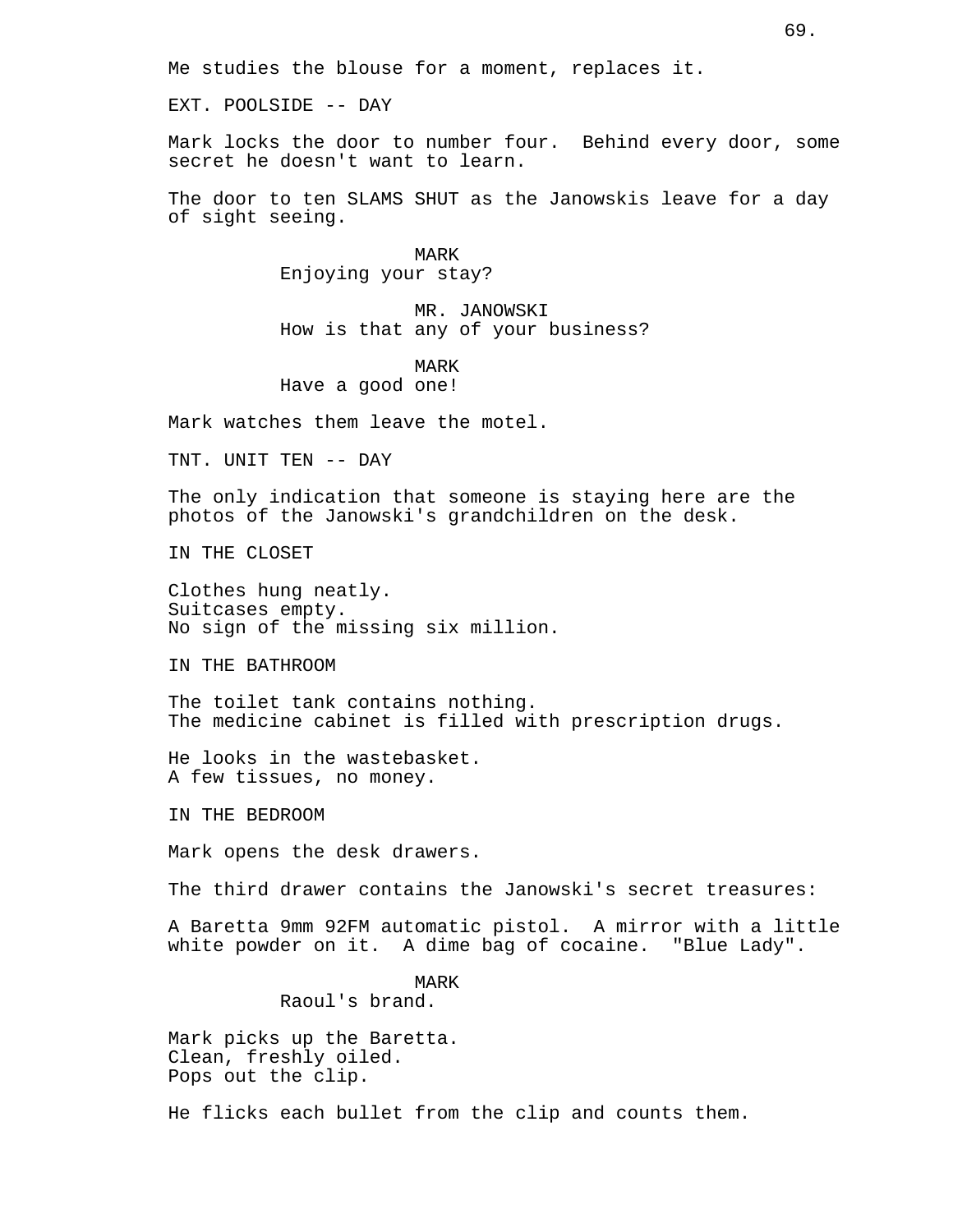Me studies the blouse for a moment, replaces it.

EXT. POOLSIDE -- DAY

Mark locks the door to number four. Behind every door, some secret he doesn't want to learn.

The door to ten SLAMS SHUT as the Janowskis leave for a day of sight seeing.

MARK
Enjoying your stay?

MR. JANOWSKI
How is that any of your business?

MARK
Have a good one!

Mark watches them leave the motel.

TNT. UNIT TEN -- DAY

The only indication that someone is staying here are the photos of the Janowski's grandchildren on the desk.

IN THE CLOSET

Clothes hung neatly.
Suitcases empty.
No sign of the missing six million.

IN THE BATHROOM

The toilet tank contains nothing.
The medicine cabinet is filled with prescription drugs.

He looks in the wastebasket.
A few tissues, no money.

IN THE BEDROOM

Mark opens the desk drawers.

The third drawer contains the Janowski's secret treasures:

A Baretta 9mm 92FM automatic pistol. A mirror with a little white powder on it. A dime bag of cocaine. "Blue Lady".

MARK
Raoul's brand.

Mark picks up the Baretta.
Clean, freshly oiled.
Pops out the clip.

He flicks each bullet from the clip and counts them.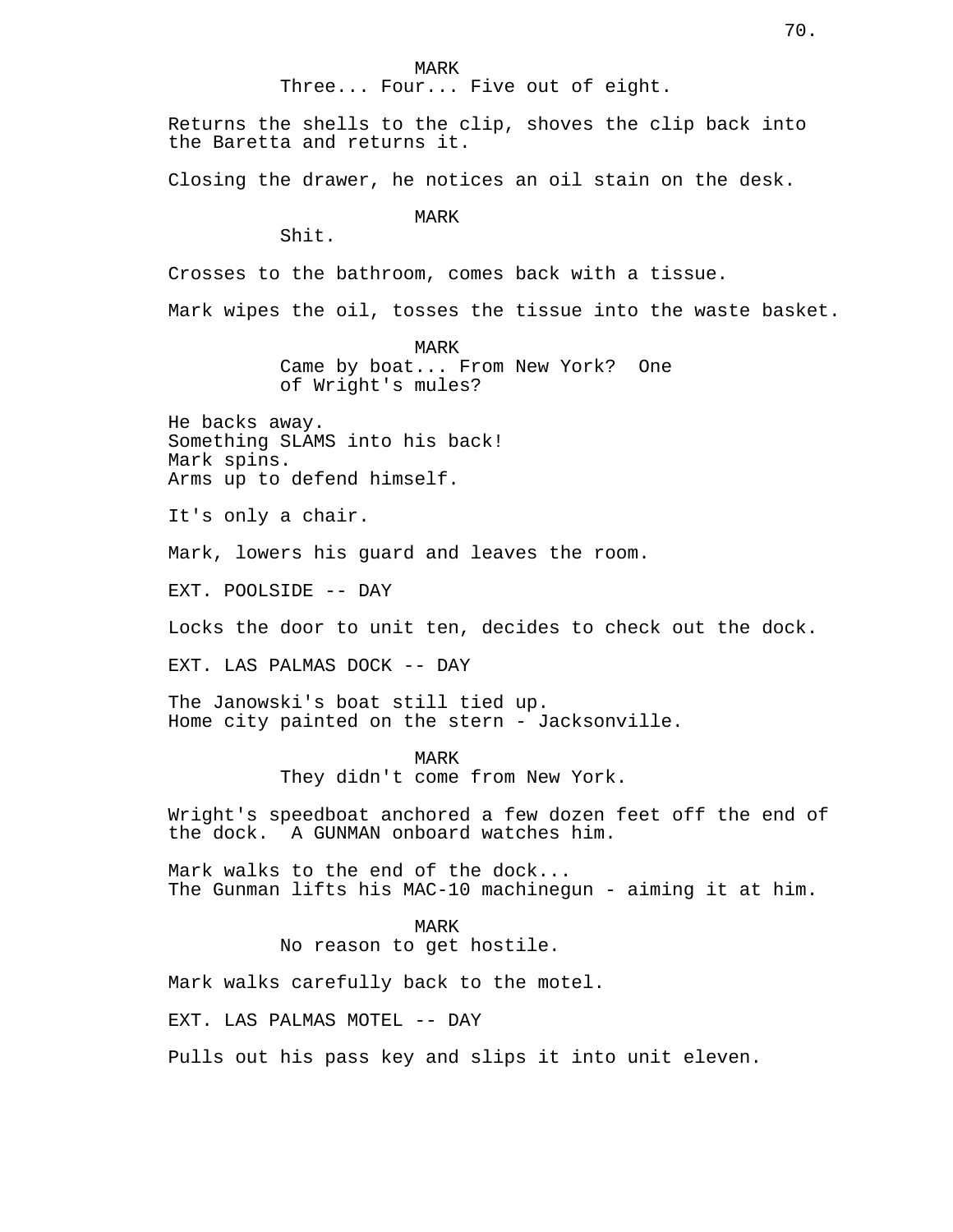MARK
Three... Four... Five out of eight.

Returns the shells to the clip, shoves the clip back into the Baretta and returns it.

Closing the drawer, he notices an oil stain on the desk.

MARK
Shit.

Crosses to the bathroom, comes back with a tissue.

Mark wipes the oil, tosses the tissue into the waste basket.

MARK
Came by boat... From New York? One of Wright's mules?

He backs away.
Something SLAMS into his back!
Mark spins.
Arms up to defend himself.

It's only a chair.

Mark, lowers his guard and leaves the room.

EXT. POOLSIDE -- DAY

Locks the door to unit ten, decides to check out the dock.

EXT. LAS PALMAS DOCK -- DAY

The Janowski's boat still tied up.
Home city painted on the stern - Jacksonville.

MARK
They didn't come from New York.

Wright's speedboat anchored a few dozen feet off the end of the dock. A GUNMAN onboard watches him.

Mark walks to the end of the dock...
The Gunman lifts his MAC-10 machinegun - aiming it at him.

MARK
No reason to get hostile.

Mark walks carefully back to the motel.

EXT. LAS PALMAS MOTEL -- DAY

Pulls out his pass key and slips it into unit eleven.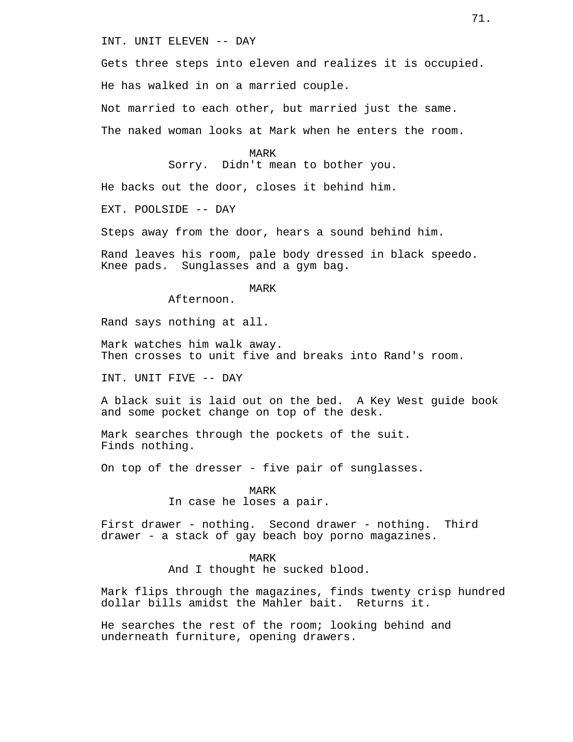INT. UNIT ELEVEN -- DAY

Gets three steps into eleven and realizes it is occupied.

He has walked in on a married couple.

Not married to each other, but married just the same.

The naked woman looks at Mark when he enters the room.

MARK
Sorry.  Didn't mean to bother you.

He backs out the door, closes it behind him.

EXT. POOLSIDE -- DAY

Steps away from the door, hears a sound behind him.

Rand leaves his room, pale body dressed in black speedo. Knee pads.  Sunglasses and a gym bag.

MARK
Afternoon.

Rand says nothing at all.

Mark watches him walk away.
Then crosses to unit five and breaks into Rand's room.

INT. UNIT FIVE -- DAY

A black suit is laid out on the bed.  A Key West guide book and some pocket change on top of the desk.

Mark searches through the pockets of the suit.
Finds nothing.

On top of the dresser - five pair of sunglasses.

MARK
In case he loses a pair.

First drawer - nothing.  Second drawer - nothing.  Third drawer - a stack of gay beach boy porno magazines.

MARK
And I thought he sucked blood.

Mark flips through the magazines, finds twenty crisp hundred dollar bills amidst the Mahler bait.  Returns it.

He searches the rest of the room; looking behind and underneath furniture, opening drawers.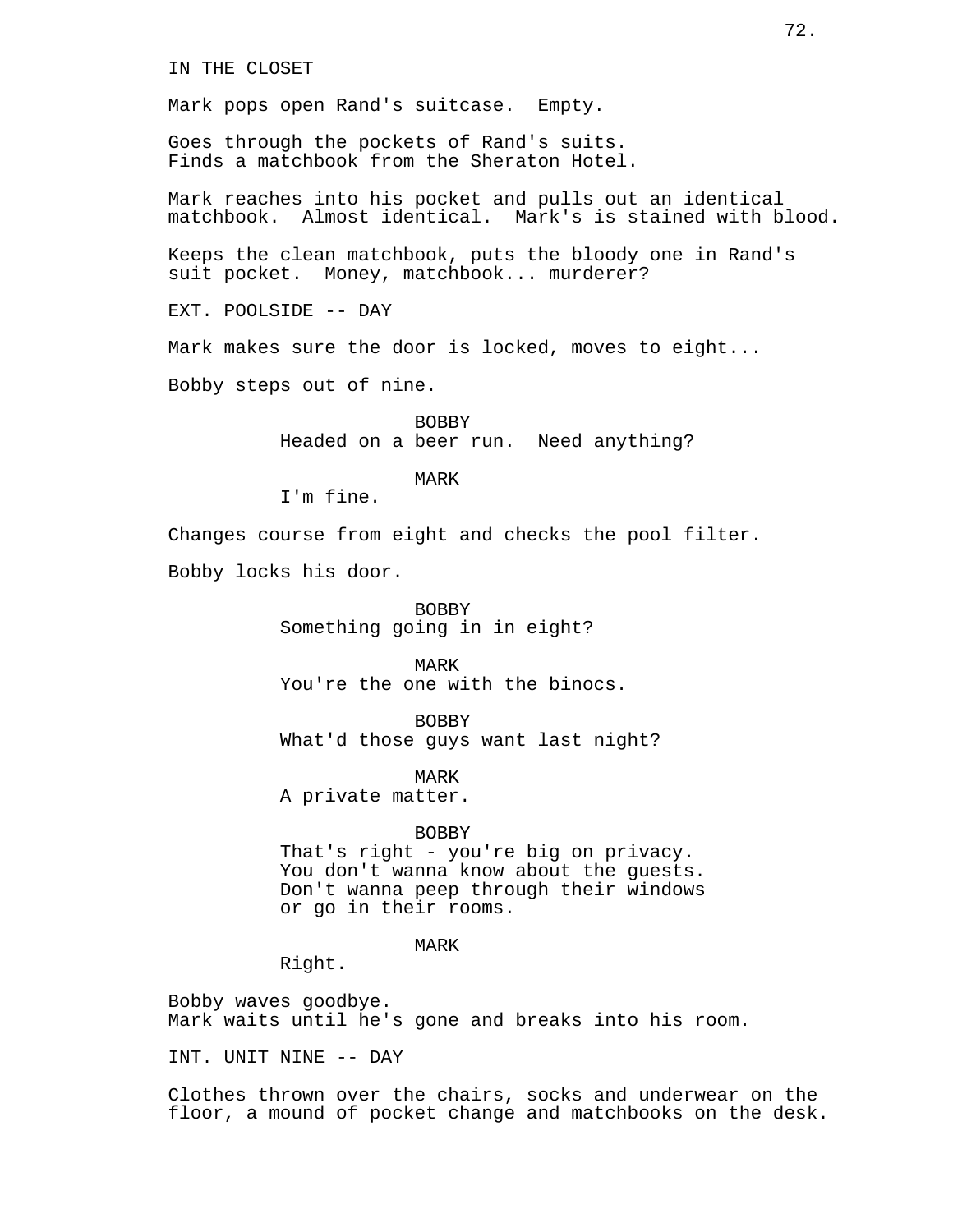IN THE CLOSET

Mark pops open Rand's suitcase.  Empty.

Goes through the pockets of Rand's suits.
Finds a matchbook from the Sheraton Hotel.

Mark reaches into his pocket and pulls out an identical matchbook.  Almost identical.  Mark's is stained with blood.

Keeps the clean matchbook, puts the bloody one in Rand's suit pocket.  Money, matchbook... murderer?

EXT. POOLSIDE -- DAY

Mark makes sure the door is locked, moves to eight...

Bobby steps out of nine.

BOBBY
Headed on a beer run.  Need anything?

MARK
I'm fine.

Changes course from eight and checks the pool filter.

Bobby locks his door.

BOBBY
Something going in in eight?

MARK
You're the one with the binocs.

BOBBY
What'd those guys want last night?

MARK
A private matter.

BOBBY
That's right - you're big on privacy.
You don't wanna know about the guests.
Don't wanna peep through their windows
or go in their rooms.

MARK
Right.

Bobby waves goodbye.
Mark waits until he's gone and breaks into his room.

INT. UNIT NINE -- DAY

Clothes thrown over the chairs, socks and underwear on the floor, a mound of pocket change and matchbooks on the desk.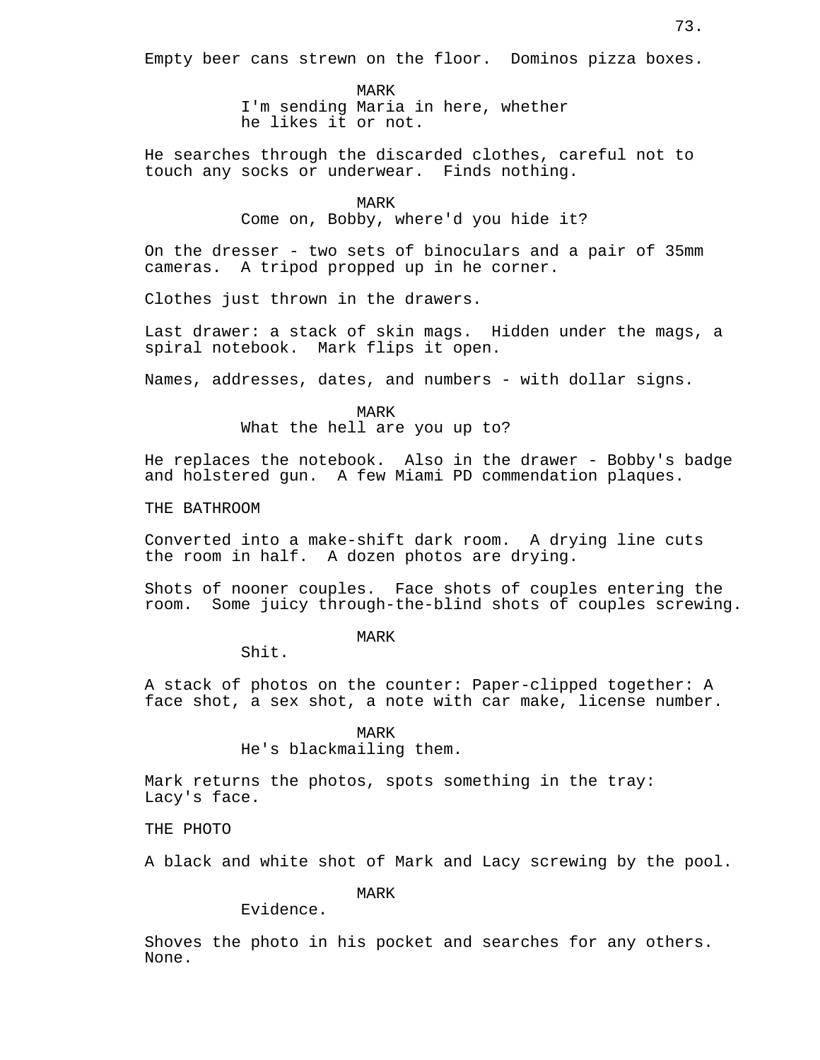Empty beer cans strewn on the floor.  Dominos pizza boxes.

MARK
I'm sending Maria in here, whether he likes it or not.

He searches through the discarded clothes, careful not to touch any socks or underwear.  Finds nothing.

MARK
Come on, Bobby, where'd you hide it?

On the dresser - two sets of binoculars and a pair of 35mm cameras.  A tripod propped up in he corner.

Clothes just thrown in the drawers.

Last drawer: a stack of skin mags.  Hidden under the mags, a spiral notebook.  Mark flips it open.

Names, addresses, dates, and numbers - with dollar signs.

MARK
What the hell are you up to?

He replaces the notebook.  Also in the drawer - Bobby's badge and holstered gun.  A few Miami PD commendation plaques.

THE BATHROOM

Converted into a make-shift dark room.  A drying line cuts the room in half.  A dozen photos are drying.

Shots of nooner couples.  Face shots of couples entering the room.  Some juicy through-the-blind shots of couples screwing.

MARK
Shit.

A stack of photos on the counter: Paper-clipped together: A face shot, a sex shot, a note with car make, license number.

MARK
He's blackmailing them.

Mark returns the photos, spots something in the tray: Lacy's face.

THE PHOTO

A black and white shot of Mark and Lacy screwing by the pool.

MARK
Evidence.

Shoves the photo in his pocket and searches for any others. None.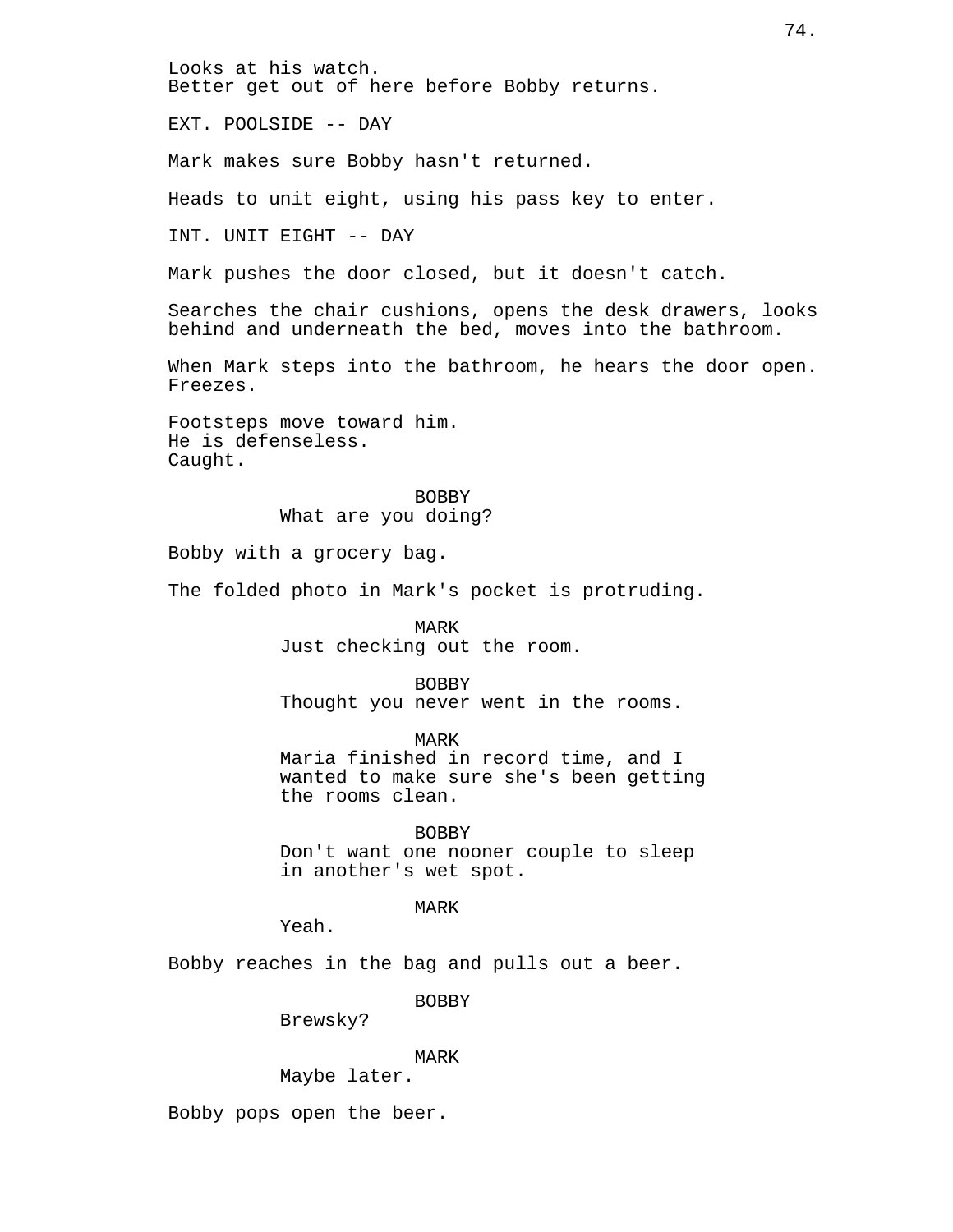Looks at his watch.
Better get out of here before Bobby returns.

EXT. POOLSIDE -- DAY

Mark makes sure Bobby hasn't returned.

Heads to unit eight, using his pass key to enter.

INT. UNIT EIGHT -- DAY

Mark pushes the door closed, but it doesn't catch.

Searches the chair cushions, opens the desk drawers, looks behind and underneath the bed, moves into the bathroom.

When Mark steps into the bathroom, he hears the door open. Freezes.

Footsteps move toward him.
He is defenseless.
Caught.

BOBBY
What are you doing?

Bobby with a grocery bag.

The folded photo in Mark's pocket is protruding.

MARK
Just checking out the room.

BOBBY
Thought you never went in the rooms.

MARK
Maria finished in record time, and I wanted to make sure she's been getting the rooms clean.

BOBBY
Don't want one nooner couple to sleep in another's wet spot.

MARK
Yeah.

Bobby reaches in the bag and pulls out a beer.

BOBBY
Brewsky?

MARK
Maybe later.

Bobby pops open the beer.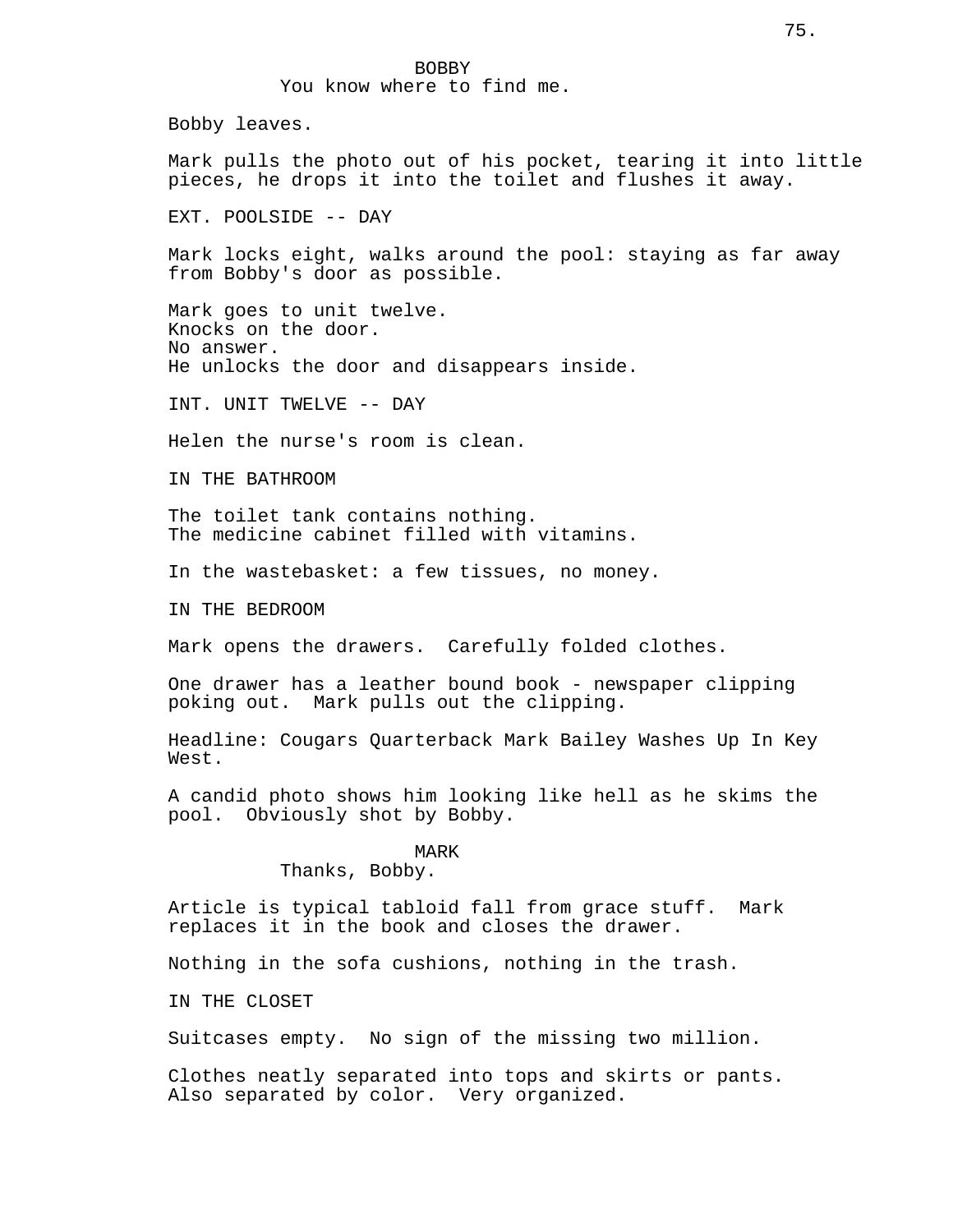BOBBY
You know where to find me.

Bobby leaves.

Mark pulls the photo out of his pocket, tearing it into little pieces, he drops it into the toilet and flushes it away.

EXT. POOLSIDE -- DAY

Mark locks eight, walks around the pool: staying as far away from Bobby's door as possible.

Mark goes to unit twelve.
Knocks on the door.
No answer.
He unlocks the door and disappears inside.

INT. UNIT TWELVE -- DAY

Helen the nurse's room is clean.

IN THE BATHROOM

The toilet tank contains nothing.
The medicine cabinet filled with vitamins.

In the wastebasket: a few tissues, no money.

IN THE BEDROOM

Mark opens the drawers. Carefully folded clothes.

One drawer has a leather bound book - newspaper clipping poking out. Mark pulls out the clipping.

Headline: Cougars Quarterback Mark Bailey Washes Up In Key West.

A candid photo shows him looking like hell as he skims the pool. Obviously shot by Bobby.

MARK
Thanks, Bobby.

Article is typical tabloid fall from grace stuff. Mark replaces it in the book and closes the drawer.

Nothing in the sofa cushions, nothing in the trash.

IN THE CLOSET

Suitcases empty. No sign of the missing two million.

Clothes neatly separated into tops and skirts or pants. Also separated by color. Very organized.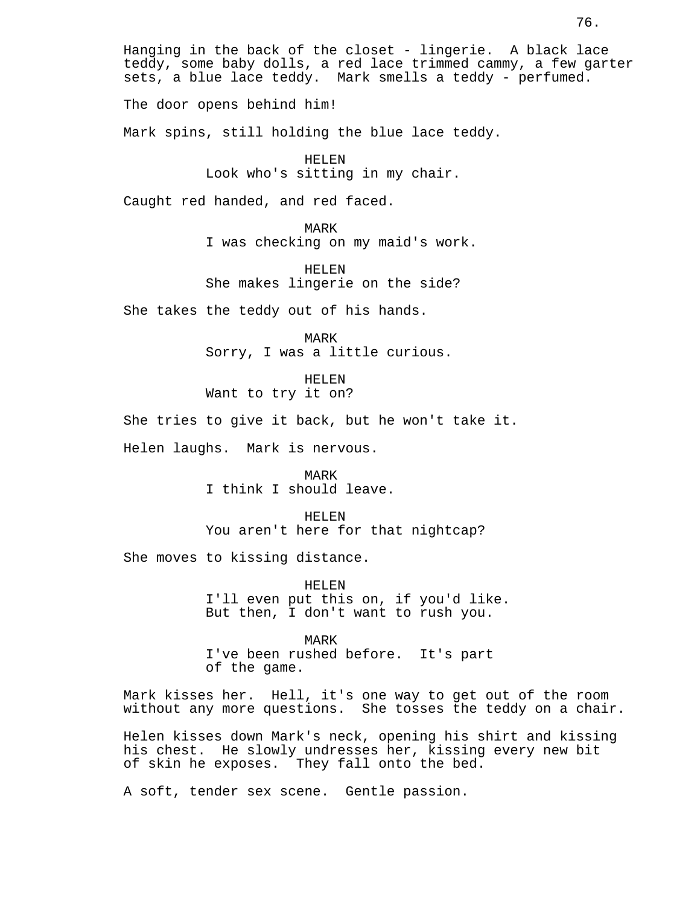Hanging in the back of the closet - lingerie. A black lace teddy, some baby dolls, a red lace trimmed cammy, a few garter sets, a blue lace teddy. Mark smells a teddy - perfumed.

The door opens behind him!

Mark spins, still holding the blue lace teddy.

HELEN
Look who's sitting in my chair.

Caught red handed, and red faced.

MARK
I was checking on my maid's work.

HELEN
She makes lingerie on the side?

She takes the teddy out of his hands.

MARK
Sorry, I was a little curious.

HELEN
Want to try it on?

She tries to give it back, but he won't take it.

Helen laughs. Mark is nervous.

MARK
I think I should leave.

HELEN
You aren't here for that nightcap?

She moves to kissing distance.

HELEN
I'll even put this on, if you'd like.
But then, I don't want to rush you.

MARK
I've been rushed before. It's part
of the game.

Mark kisses her. Hell, it's one way to get out of the room without any more questions. She tosses the teddy on a chair.

Helen kisses down Mark's neck, opening his shirt and kissing his chest. He slowly undresses her, kissing every new bit of skin he exposes. They fall onto the bed.

A soft, tender sex scene. Gentle passion.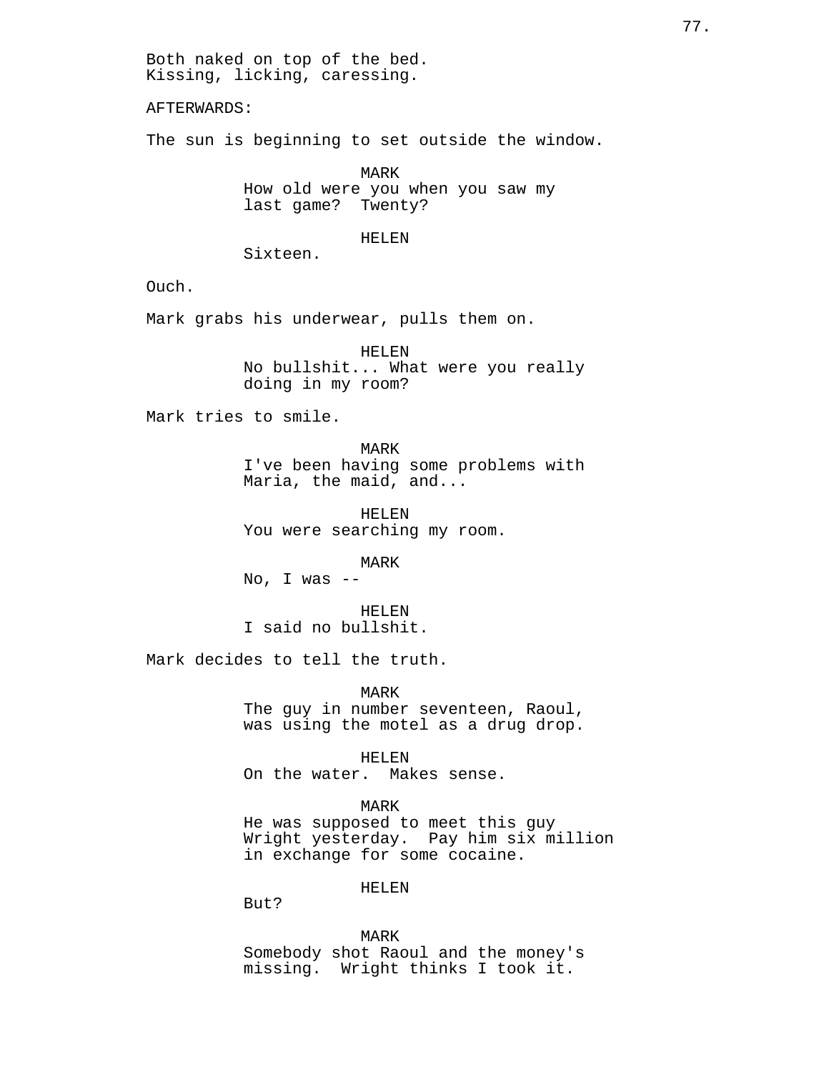Both naked on top of the bed.
Kissing, licking, caressing.

AFTERWARDS:

The sun is beginning to set outside the window.

MARK
How old were you when you saw my last game? Twenty?

HELEN
Sixteen.

Ouch.

Mark grabs his underwear, pulls them on.

HELEN
No bullshit... What were you really doing in my room?

Mark tries to smile.

MARK
I've been having some problems with Maria, the maid, and...

HELEN
You were searching my room.

MARK
No, I was --

HELEN
I said no bullshit.

Mark decides to tell the truth.

MARK
The guy in number seventeen, Raoul, was using the motel as a drug drop.

HELEN
On the water. Makes sense.

MARK
He was supposed to meet this guy Wright yesterday. Pay him six million in exchange for some cocaine.

HELEN
But?

MARK
Somebody shot Raoul and the money's missing. Wright thinks I took it.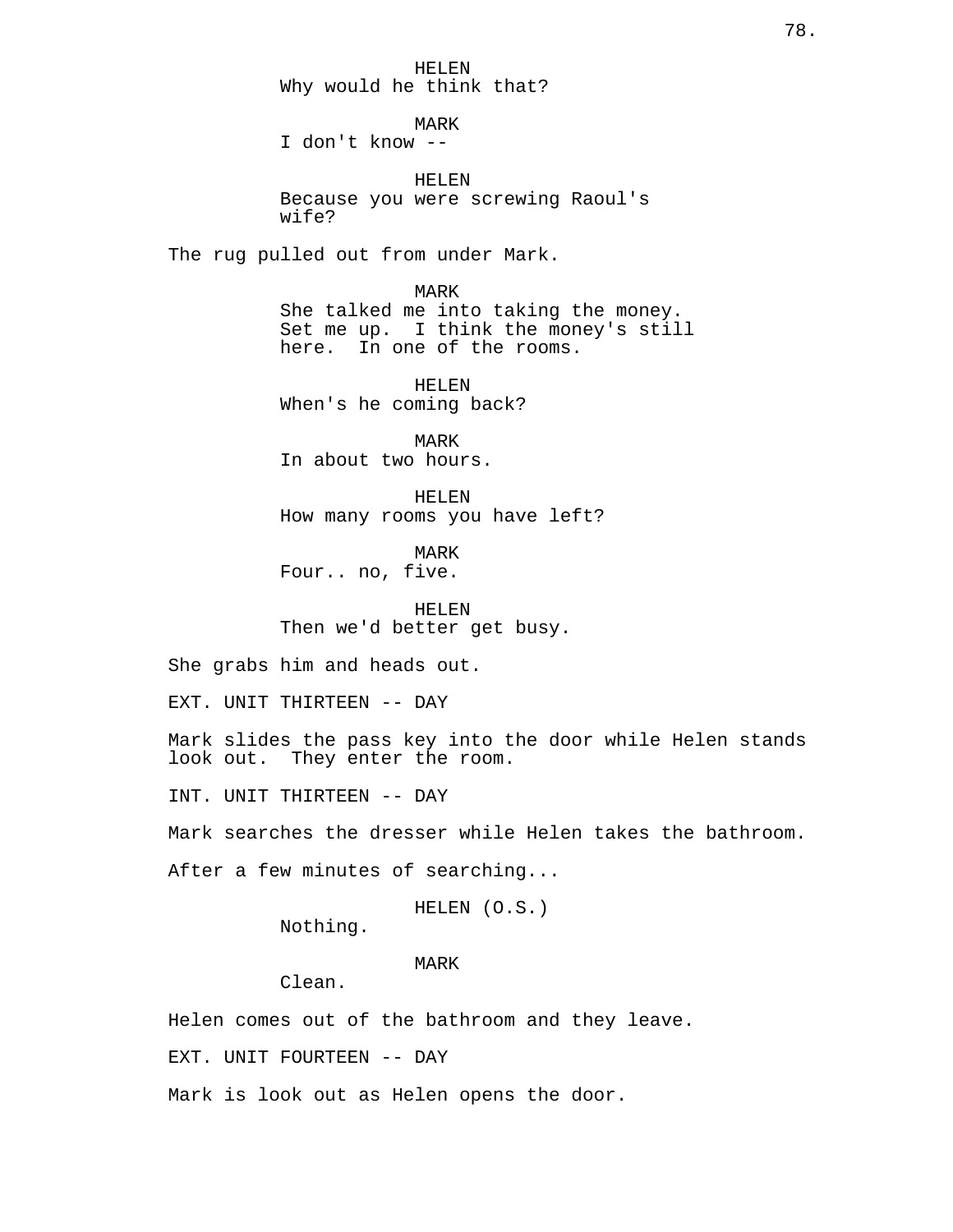HELEN
Why would he think that?

MARK
I don't know --

HELEN
Because you were screwing Raoul's wife?

The rug pulled out from under Mark.

MARK
She talked me into taking the money. Set me up. I think the money's still here. In one of the rooms.

HELEN
When's he coming back?

MARK
In about two hours.

HELEN
How many rooms you have left?

MARK
Four.. no, five.

HELEN
Then we'd better get busy.

She grabs him and heads out.

EXT. UNIT THIRTEEN -- DAY

Mark slides the pass key into the door while Helen stands look out. They enter the room.

INT. UNIT THIRTEEN -- DAY

Mark searches the dresser while Helen takes the bathroom.

After a few minutes of searching...

HELEN (O.S.)
Nothing.

MARK
Clean.

Helen comes out of the bathroom and they leave.

EXT. UNIT FOURTEEN -- DAY

Mark is look out as Helen opens the door.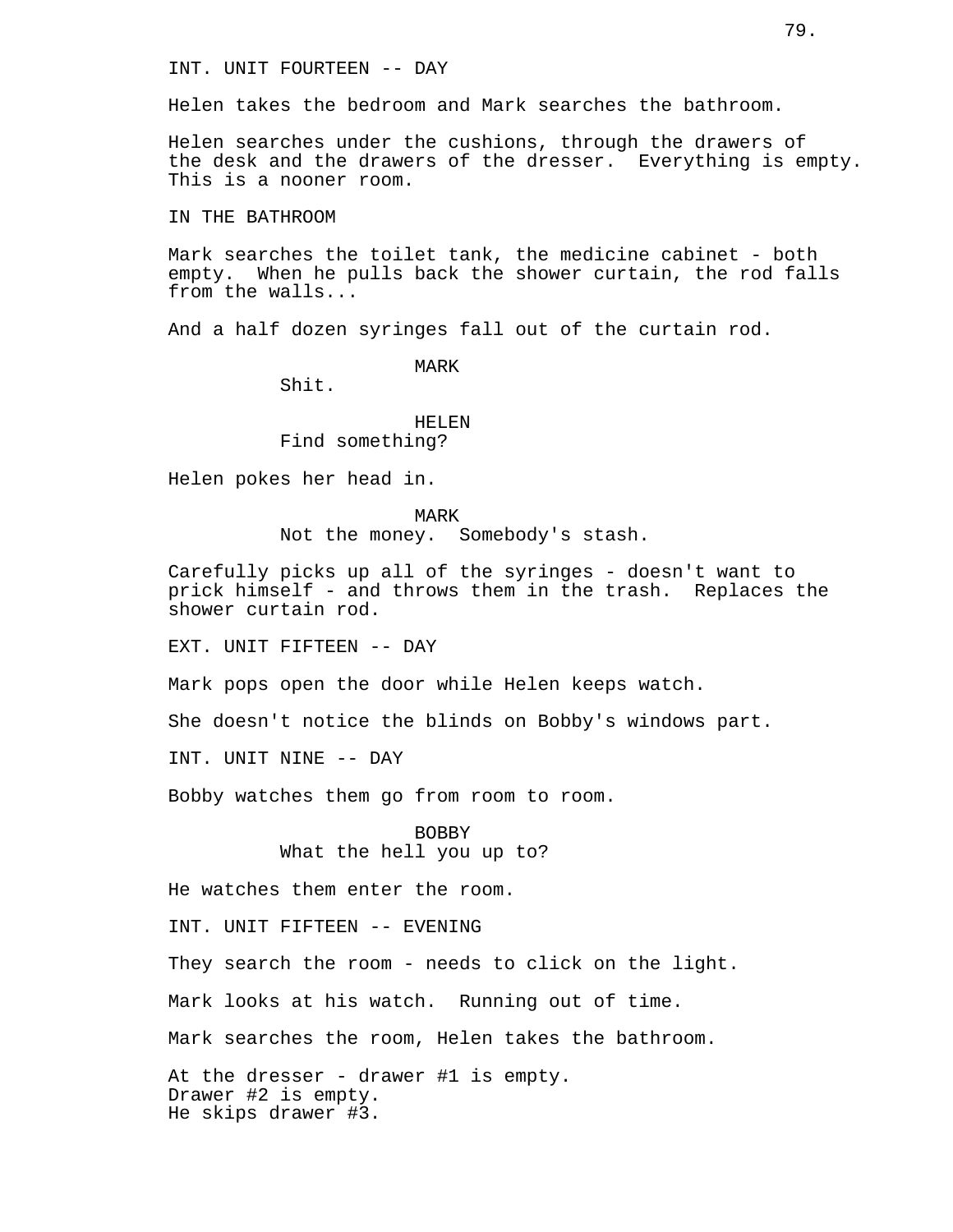INT. UNIT FOURTEEN -- DAY

Helen takes the bedroom and Mark searches the bathroom.

Helen searches under the cushions, through the drawers of the desk and the drawers of the dresser. Everything is empty. This is a nooner room.

IN THE BATHROOM

Mark searches the toilet tank, the medicine cabinet - both empty. When he pulls back the shower curtain, the rod falls from the walls...

And a half dozen syringes fall out of the curtain rod.

MARK
Shit.

HELEN
Find something?

Helen pokes her head in.

MARK
Not the money. Somebody's stash.

Carefully picks up all of the syringes - doesn't want to prick himself - and throws them in the trash. Replaces the shower curtain rod.

EXT. UNIT FIFTEEN -- DAY

Mark pops open the door while Helen keeps watch.

She doesn't notice the blinds on Bobby's windows part.

INT. UNIT NINE -- DAY

Bobby watches them go from room to room.

BOBBY
What the hell you up to?

He watches them enter the room.

INT. UNIT FIFTEEN -- EVENING

They search the room - needs to click on the light.

Mark looks at his watch. Running out of time.

Mark searches the room, Helen takes the bathroom.

At the dresser - drawer #1 is empty.
Drawer #2 is empty.
He skips drawer #3.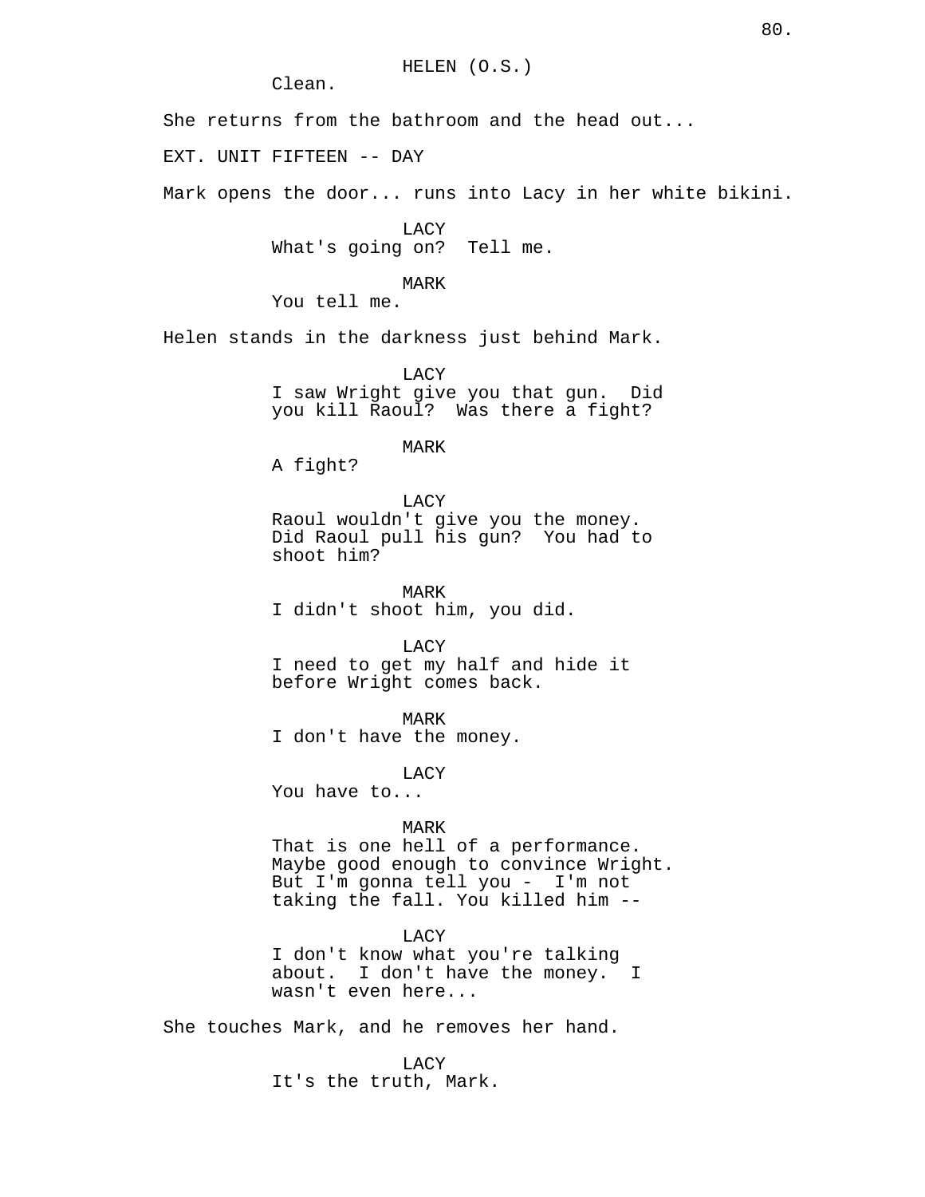HELEN (O.S.)
Clean.

She returns from the bathroom and the head out...

EXT. UNIT FIFTEEN -- DAY

Mark opens the door... runs into Lacy in her white bikini.

LACY
What's going on? Tell me.

MARK
You tell me.

Helen stands in the darkness just behind Mark.

LACY
I saw Wright give you that gun. Did you kill Raoul? Was there a fight?

MARK
A fight?

LACY
Raoul wouldn't give you the money. Did Raoul pull his gun? You had to shoot him?

MARK
I didn't shoot him, you did.

LACY
I need to get my half and hide it before Wright comes back.

MARK
I don't have the money.

LACY
You have to...

MARK
That is one hell of a performance. Maybe good enough to convince Wright. But I'm gonna tell you - I'm not taking the fall. You killed him --

LACY
I don't know what you're talking about. I don't have the money. I wasn't even here...

She touches Mark, and he removes her hand.

LACY
It's the truth, Mark.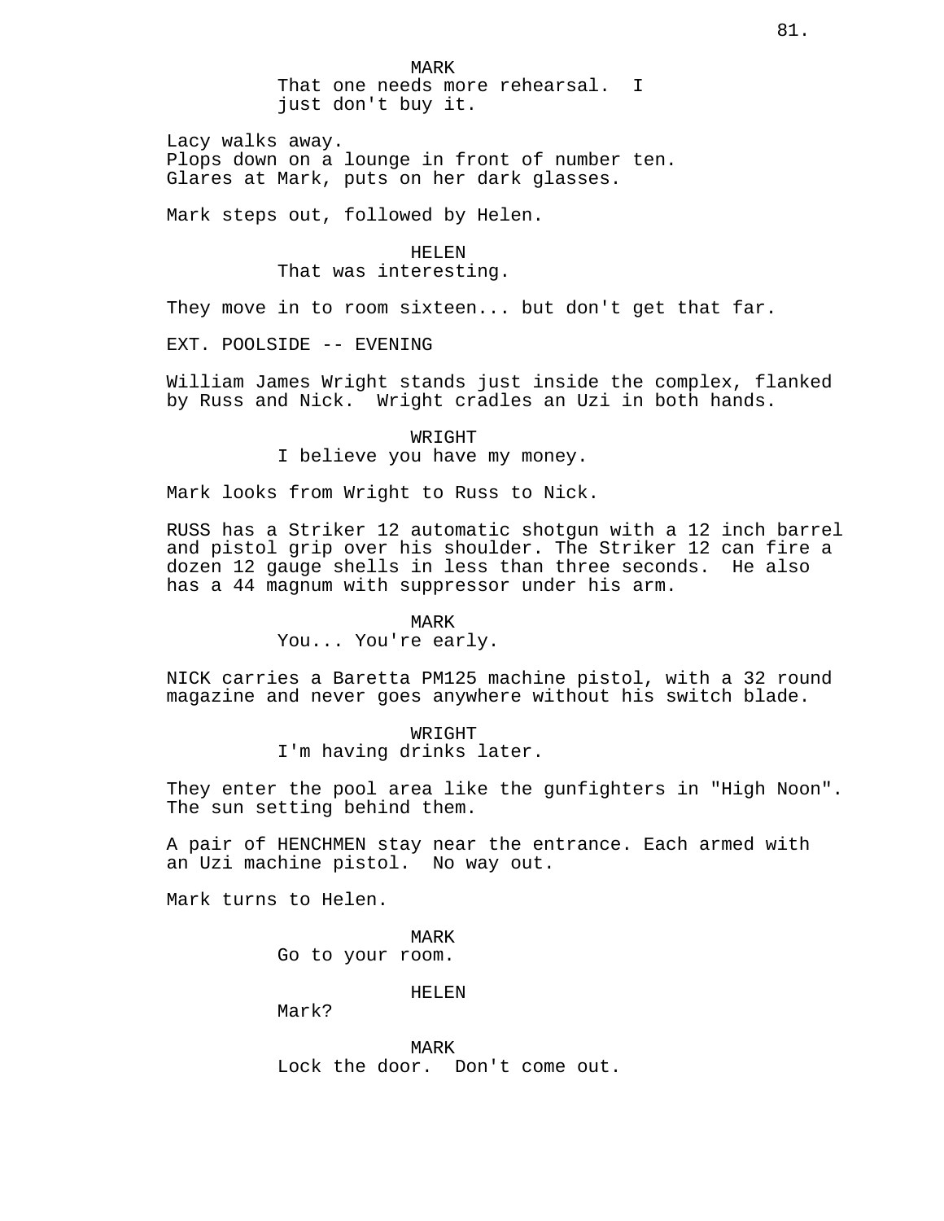MARK
That one needs more rehearsal.  I just don't buy it.

Lacy walks away.
Plops down on a lounge in front of number ten.
Glares at Mark, puts on her dark glasses.

Mark steps out, followed by Helen.

HELEN
That was interesting.

They move in to room sixteen... but don't get that far.

EXT. POOLSIDE -- EVENING

William James Wright stands just inside the complex, flanked by Russ and Nick.  Wright cradles an Uzi in both hands.

WRIGHT
I believe you have my money.

Mark looks from Wright to Russ to Nick.

RUSS has a Striker 12 automatic shotgun with a 12 inch barrel and pistol grip over his shoulder. The Striker 12 can fire a dozen 12 gauge shells in less than three seconds.  He also has a 44 magnum with suppressor under his arm.

MARK
You... You're early.

NICK carries a Baretta PM125 machine pistol, with a 32 round magazine and never goes anywhere without his switch blade.

WRIGHT
I'm having drinks later.

They enter the pool area like the gunfighters in "High Noon". The sun setting behind them.

A pair of HENCHMEN stay near the entrance. Each armed with an Uzi machine pistol.  No way out.

Mark turns to Helen.

MARK
Go to your room.

HELEN
Mark?

MARK
Lock the door.  Don't come out.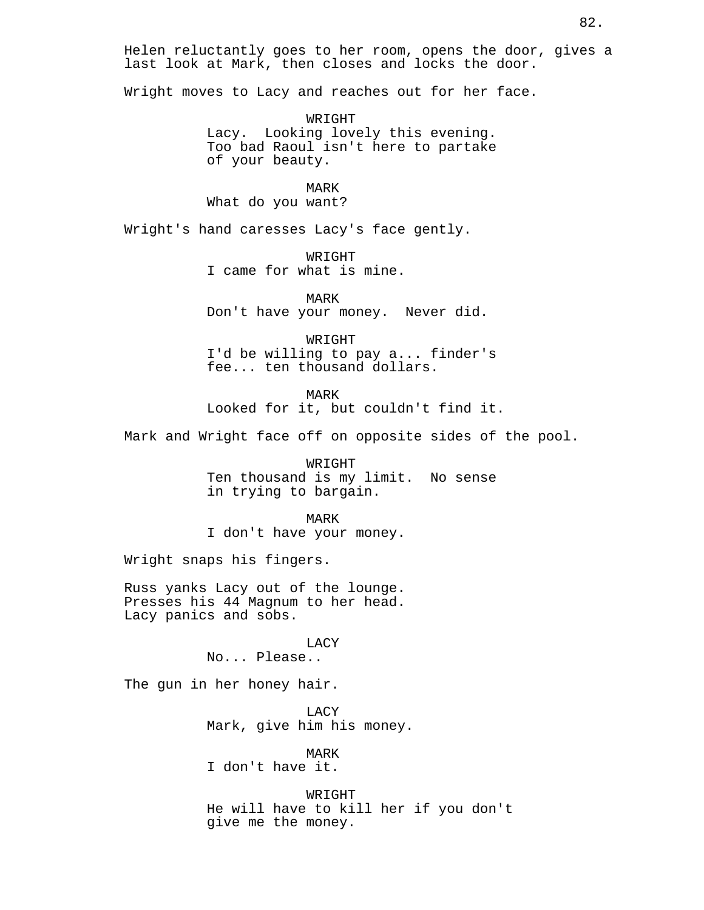Helen reluctantly goes to her room, opens the door, gives a last look at Mark, then closes and locks the door.

Wright moves to Lacy and reaches out for her face.

WRIGHT
Lacy.  Looking lovely this evening.
Too bad Raoul isn't here to partake
of your beauty.

MARK
What do you want?

Wright's hand caresses Lacy's face gently.

WRIGHT
I came for what is mine.

MARK
Don't have your money.  Never did.

WRIGHT
I'd be willing to pay a... finder's
fee... ten thousand dollars.

MARK
Looked for it, but couldn't find it.

Mark and Wright face off on opposite sides of the pool.

WRIGHT
Ten thousand is my limit.  No sense
in trying to bargain.

MARK
I don't have your money.

Wright snaps his fingers.

Russ yanks Lacy out of the lounge.
Presses his 44 Magnum to her head.
Lacy panics and sobs.

LACY
No... Please..

The gun in her honey hair.

LACY
Mark, give him his money.

MARK
I don't have it.

WRIGHT
He will have to kill her if you don't
give me the money.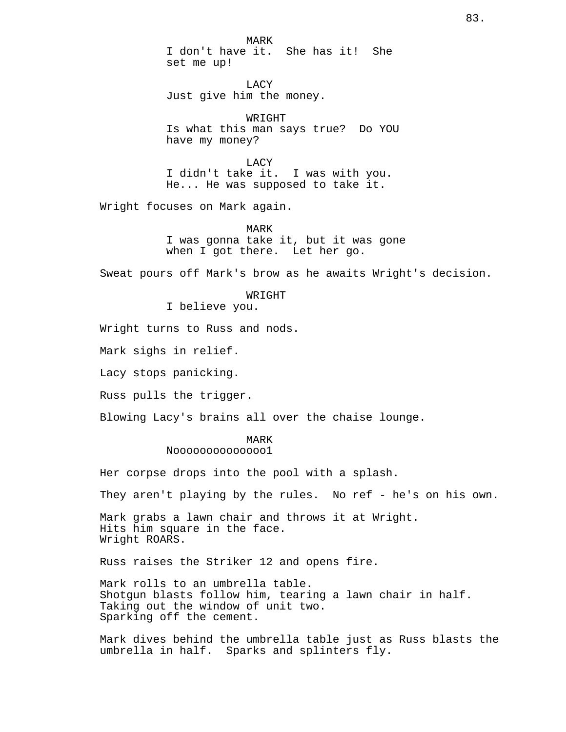MARK
I don't have it.  She has it!  She set me up!

LACY
Just give him the money.

WRIGHT
Is what this man says true?  Do YOU have my money?

LACY
I didn't take it.  I was with you.  He... He was supposed to take it.

Wright focuses on Mark again.

MARK
I was gonna take it, but it was gone when I got there.  Let her go.

Sweat pours off Mark's brow as he awaits Wright's decision.

WRIGHT
I believe you.

Wright turns to Russ and nods.

Mark sighs in relief.

Lacy stops panicking.

Russ pulls the trigger.

Blowing Lacy's brains all over the chaise lounge.

MARK
Noooooooooooooo1

Her corpse drops into the pool with a splash.

They aren't playing by the rules.  No ref - he's on his own.

Mark grabs a lawn chair and throws it at Wright.
Hits him square in the face.
Wright ROARS.

Russ raises the Striker 12 and opens fire.

Mark rolls to an umbrella table.
Shotgun blasts follow him, tearing a lawn chair in half.
Taking out the window of unit two.
Sparking off the cement.

Mark dives behind the umbrella table just as Russ blasts the umbrella in half.  Sparks and splinters fly.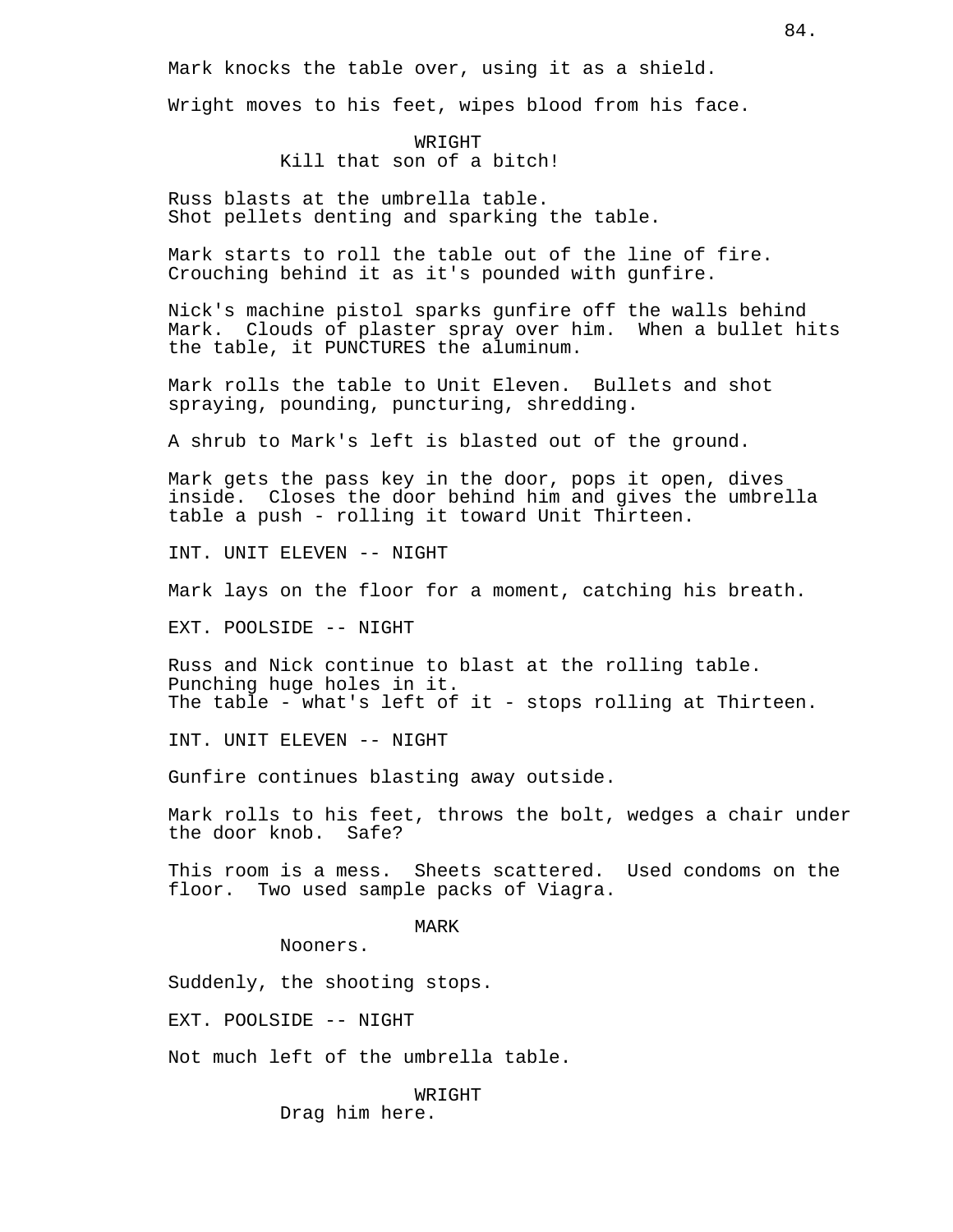Mark knocks the table over, using it as a shield.

Wright moves to his feet, wipes blood from his face.

WRIGHT
Kill that son of a bitch!

Russ blasts at the umbrella table.
Shot pellets denting and sparking the table.

Mark starts to roll the table out of the line of fire.
Crouching behind it as it's pounded with gunfire.

Nick's machine pistol sparks gunfire off the walls behind Mark. Clouds of plaster spray over him. When a bullet hits the table, it PUNCTURES the aluminum.

Mark rolls the table to Unit Eleven. Bullets and shot spraying, pounding, puncturing, shredding.

A shrub to Mark's left is blasted out of the ground.

Mark gets the pass key in the door, pops it open, dives inside. Closes the door behind him and gives the umbrella table a push - rolling it toward Unit Thirteen.

INT. UNIT ELEVEN -- NIGHT

Mark lays on the floor for a moment, catching his breath.

EXT. POOLSIDE -- NIGHT

Russ and Nick continue to blast at the rolling table.
Punching huge holes in it.
The table - what's left of it - stops rolling at Thirteen.

INT. UNIT ELEVEN -- NIGHT

Gunfire continues blasting away outside.

Mark rolls to his feet, throws the bolt, wedges a chair under the door knob. Safe?

This room is a mess. Sheets scattered. Used condoms on the floor. Two used sample packs of Viagra.

MARK
Nooners.

Suddenly, the shooting stops.

EXT. POOLSIDE -- NIGHT

Not much left of the umbrella table.

WRIGHT
Drag him here.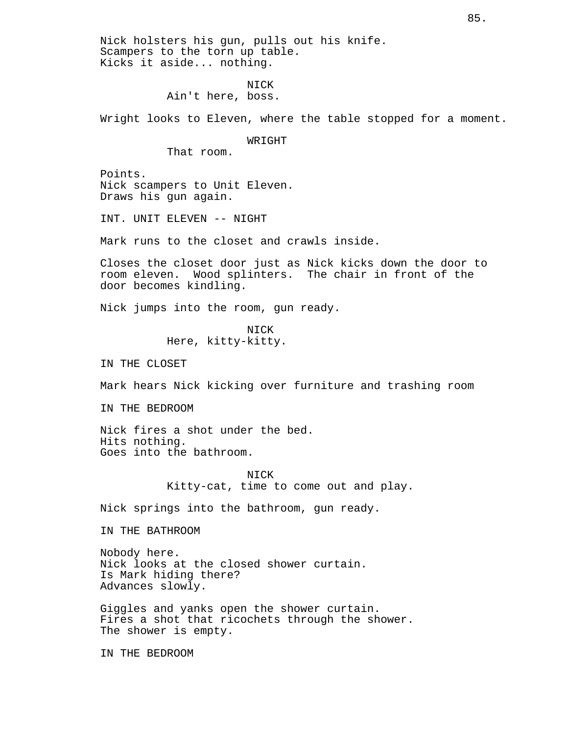Nick holsters his gun, pulls out his knife.
Scampers to the torn up table.
Kicks it aside... nothing.

NICK
Ain't here, boss.

Wright looks to Eleven, where the table stopped for a moment.

WRIGHT
That room.

Points.
Nick scampers to Unit Eleven.
Draws his gun again.

INT. UNIT ELEVEN -- NIGHT

Mark runs to the closet and crawls inside.

Closes the closet door just as Nick kicks down the door to room eleven. Wood splinters. The chair in front of the door becomes kindling.

Nick jumps into the room, gun ready.

NICK
Here, kitty-kitty.

IN THE CLOSET

Mark hears Nick kicking over furniture and trashing room

IN THE BEDROOM

Nick fires a shot under the bed.
Hits nothing.
Goes into the bathroom.

NICK
Kitty-cat, time to come out and play.

Nick springs into the bathroom, gun ready.

IN THE BATHROOM

Nobody here.
Nick looks at the closed shower curtain.
Is Mark hiding there?
Advances slowly.

Giggles and yanks open the shower curtain.
Fires a shot that ricochets through the shower.
The shower is empty.

IN THE BEDROOM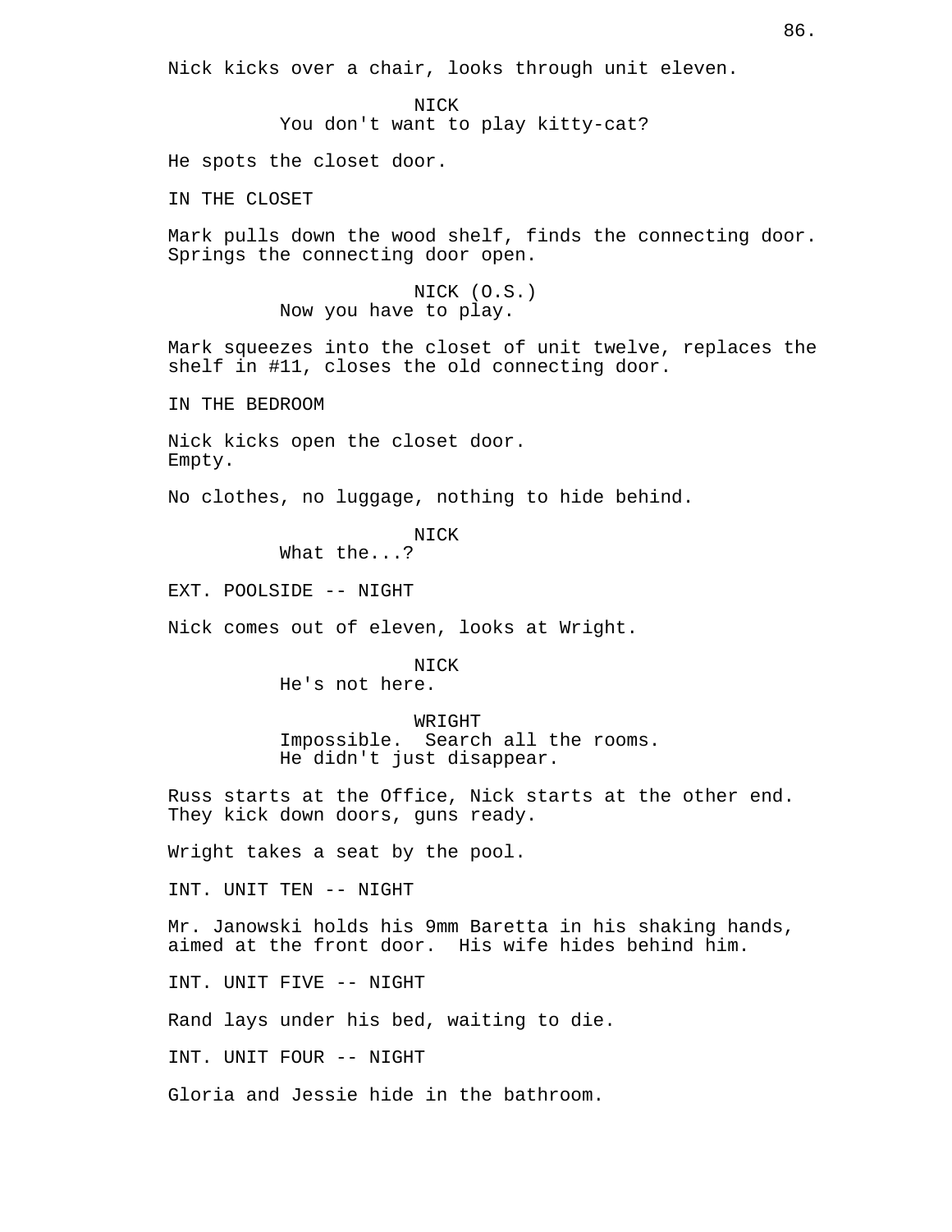Nick kicks over a chair, looks through unit eleven.

NICK
You don't want to play kitty-cat?

He spots the closet door.

IN THE CLOSET

Mark pulls down the wood shelf, finds the connecting door. Springs the connecting door open.

NICK (O.S.)
Now you have to play.

Mark squeezes into the closet of unit twelve, replaces the shelf in #11, closes the old connecting door.

IN THE BEDROOM

Nick kicks open the closet door.
Empty.

No clothes, no luggage, nothing to hide behind.

NICK
What the...?

EXT. POOLSIDE -- NIGHT

Nick comes out of eleven, looks at Wright.

NICK
He's not here.

WRIGHT
Impossible. Search all the rooms.
He didn't just disappear.

Russ starts at the Office, Nick starts at the other end. They kick down doors, guns ready.

Wright takes a seat by the pool.

INT. UNIT TEN -- NIGHT

Mr. Janowski holds his 9mm Baretta in his shaking hands, aimed at the front door. His wife hides behind him.

INT. UNIT FIVE -- NIGHT

Rand lays under his bed, waiting to die.

INT. UNIT FOUR -- NIGHT

Gloria and Jessie hide in the bathroom.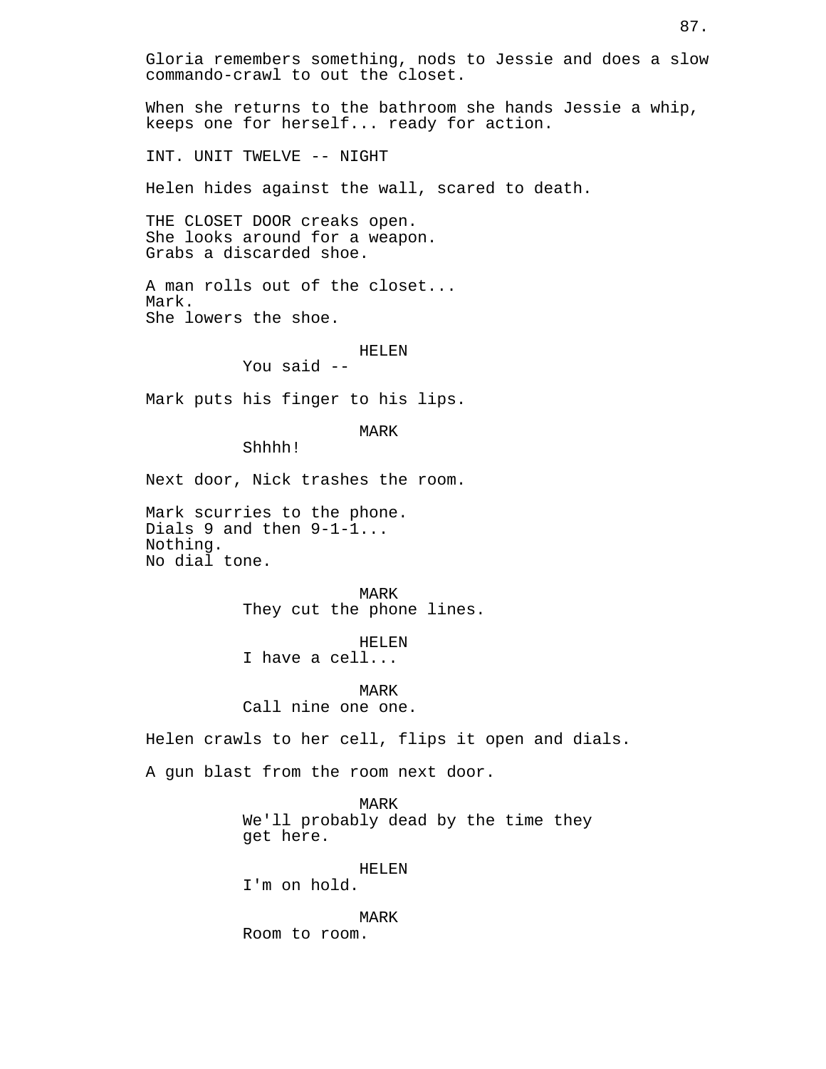Gloria remembers something, nods to Jessie and does a slow commando-crawl to out the closet.

When she returns to the bathroom she hands Jessie a whip, keeps one for herself... ready for action.

INT. UNIT TWELVE -- NIGHT

Helen hides against the wall, scared to death.

THE CLOSET DOOR creaks open.
She looks around for a weapon.
Grabs a discarded shoe.

A man rolls out of the closet...
Mark.
She lowers the shoe.

HELEN
You said --

Mark puts his finger to his lips.

MARK
Shhhh!

Next door, Nick trashes the room.

Mark scurries to the phone.
Dials 9 and then 9-1-1...
Nothing.
No dial tone.

MARK
They cut the phone lines.

HELEN
I have a cell...

MARK
Call nine one one.

Helen crawls to her cell, flips it open and dials.

A gun blast from the room next door.

MARK
We'll probably dead by the time they get here.

HELEN
I'm on hold.

MARK
Room to room.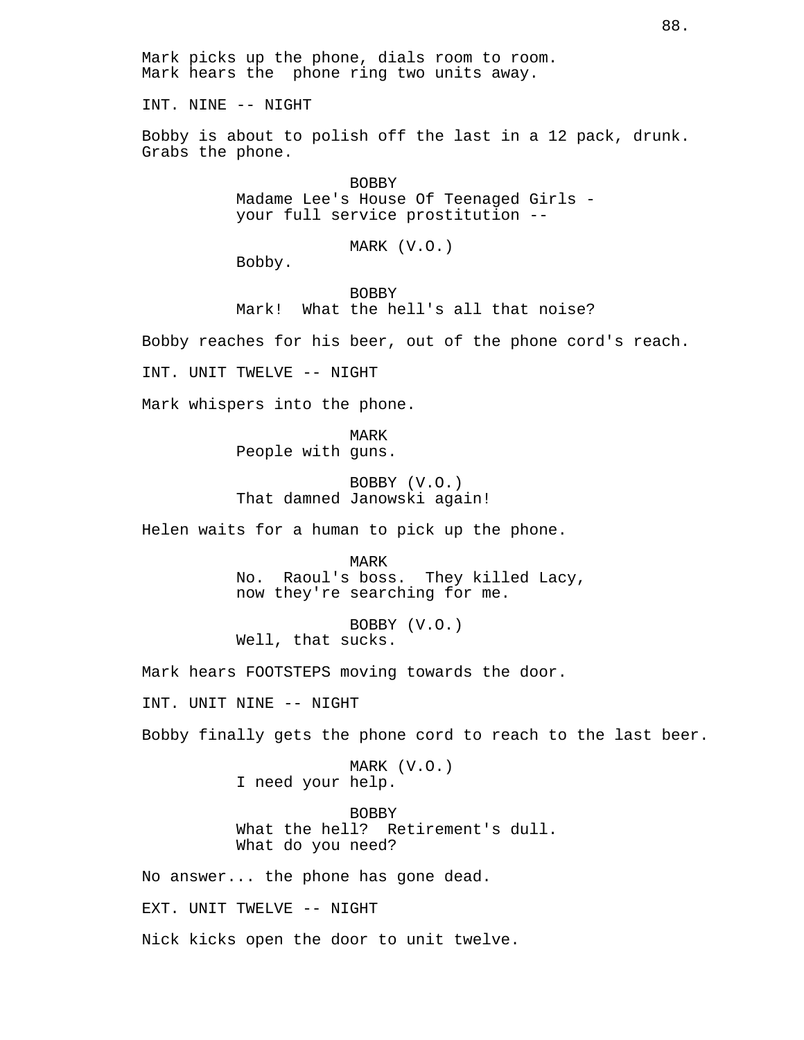Mark picks up the phone, dials room to room.
Mark hears the  phone ring two units away.

INT. NINE -- NIGHT

Bobby is about to polish off the last in a 12 pack, drunk.
Grabs the phone.

BOBBY
Madame Lee's House Of Teenaged Girls -
your full service prostitution --

MARK (V.O.)
Bobby.

BOBBY
Mark!  What the hell's all that noise?

Bobby reaches for his beer, out of the phone cord's reach.

INT. UNIT TWELVE -- NIGHT

Mark whispers into the phone.

MARK
People with guns.

BOBBY (V.O.)
That damned Janowski again!

Helen waits for a human to pick up the phone.

MARK
No.  Raoul's boss.  They killed Lacy,
now they're searching for me.

BOBBY (V.O.)
Well, that sucks.

Mark hears FOOTSTEPS moving towards the door.

INT. UNIT NINE -- NIGHT

Bobby finally gets the phone cord to reach to the last beer.

MARK (V.O.)
I need your help.

BOBBY
What the hell?  Retirement's dull.
What do you need?

No answer... the phone has gone dead.

EXT. UNIT TWELVE -- NIGHT

Nick kicks open the door to unit twelve.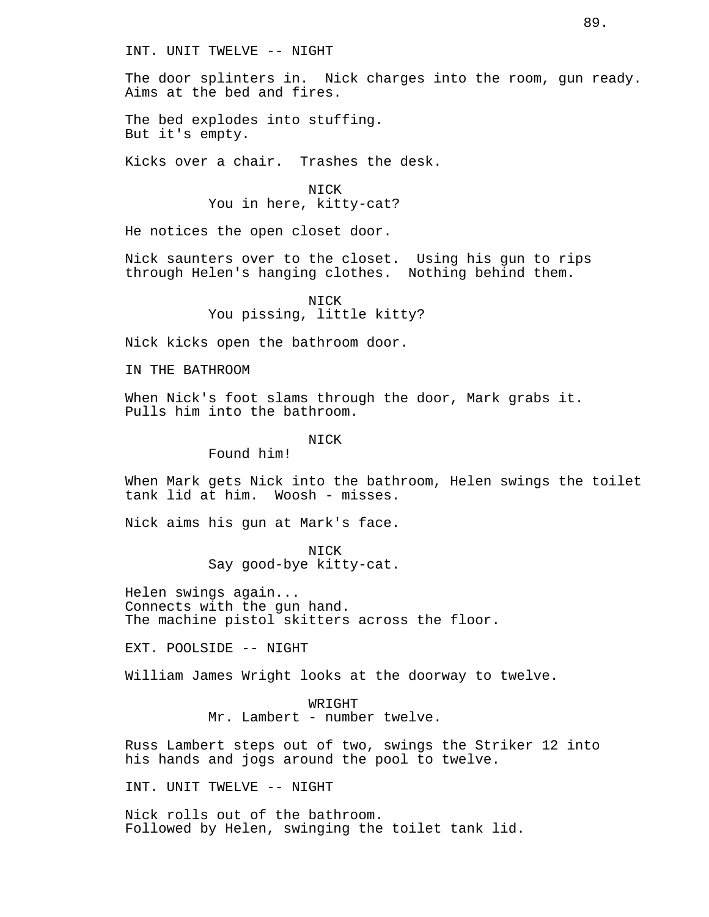INT. UNIT TWELVE -- NIGHT

The door splinters in. Nick charges into the room, gun ready. Aims at the bed and fires.

The bed explodes into stuffing.
But it's empty.

Kicks over a chair. Trashes the desk.

NICK
You in here, kitty-cat?

He notices the open closet door.

Nick saunters over to the closet. Using his gun to rips through Helen's hanging clothes. Nothing behind them.

NICK
You pissing, little kitty?

Nick kicks open the bathroom door.

IN THE BATHROOM

When Nick's foot slams through the door, Mark grabs it. Pulls him into the bathroom.

NICK
Found him!

When Mark gets Nick into the bathroom, Helen swings the toilet tank lid at him. Woosh - misses.

Nick aims his gun at Mark's face.

NICK
Say good-bye kitty-cat.

Helen swings again...
Connects with the gun hand.
The machine pistol skitters across the floor.

EXT. POOLSIDE -- NIGHT

William James Wright looks at the doorway to twelve.

WRIGHT
Mr. Lambert - number twelve.

Russ Lambert steps out of two, swings the Striker 12 into his hands and jogs around the pool to twelve.

INT. UNIT TWELVE -- NIGHT

Nick rolls out of the bathroom.
Followed by Helen, swinging the toilet tank lid.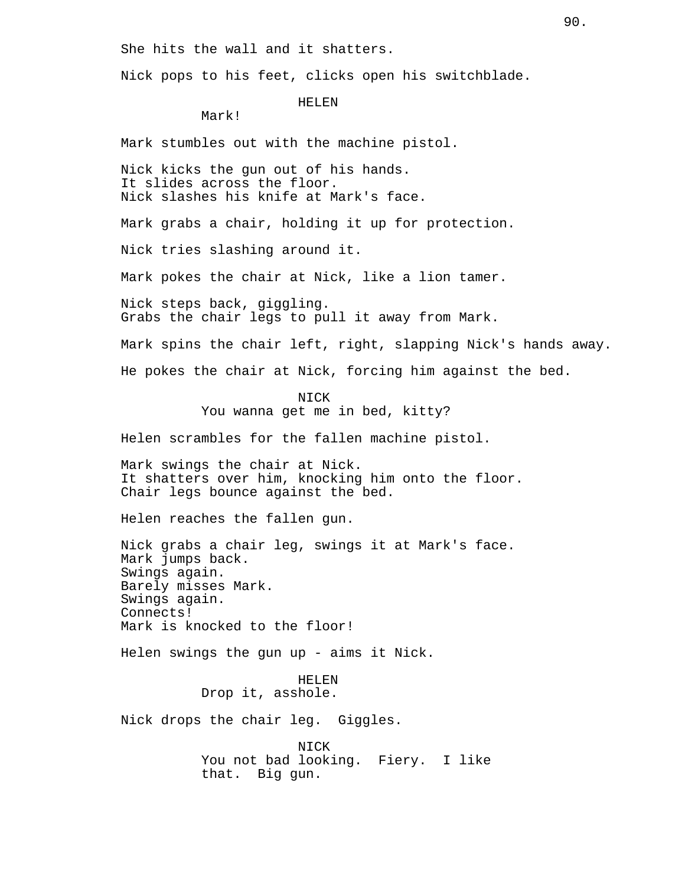She hits the wall and it shatters.

Nick pops to his feet, clicks open his switchblade.

HELEN
Mark!

Mark stumbles out with the machine pistol.

Nick kicks the gun out of his hands.
It slides across the floor.
Nick slashes his knife at Mark's face.

Mark grabs a chair, holding it up for protection.

Nick tries slashing around it.

Mark pokes the chair at Nick, like a lion tamer.

Nick steps back, giggling.
Grabs the chair legs to pull it away from Mark.

Mark spins the chair left, right, slapping Nick's hands away.

He pokes the chair at Nick, forcing him against the bed.

NICK
You wanna get me in bed, kitty?

Helen scrambles for the fallen machine pistol.

Mark swings the chair at Nick.
It shatters over him, knocking him onto the floor.
Chair legs bounce against the bed.

Helen reaches the fallen gun.

Nick grabs a chair leg, swings it at Mark's face.
Mark jumps back.
Swings again.
Barely misses Mark.
Swings again.
Connects!
Mark is knocked to the floor!

Helen swings the gun up - aims it Nick.

HELEN
Drop it, asshole.

Nick drops the chair leg. Giggles.

NICK
You not bad looking. Fiery. I like that. Big gun.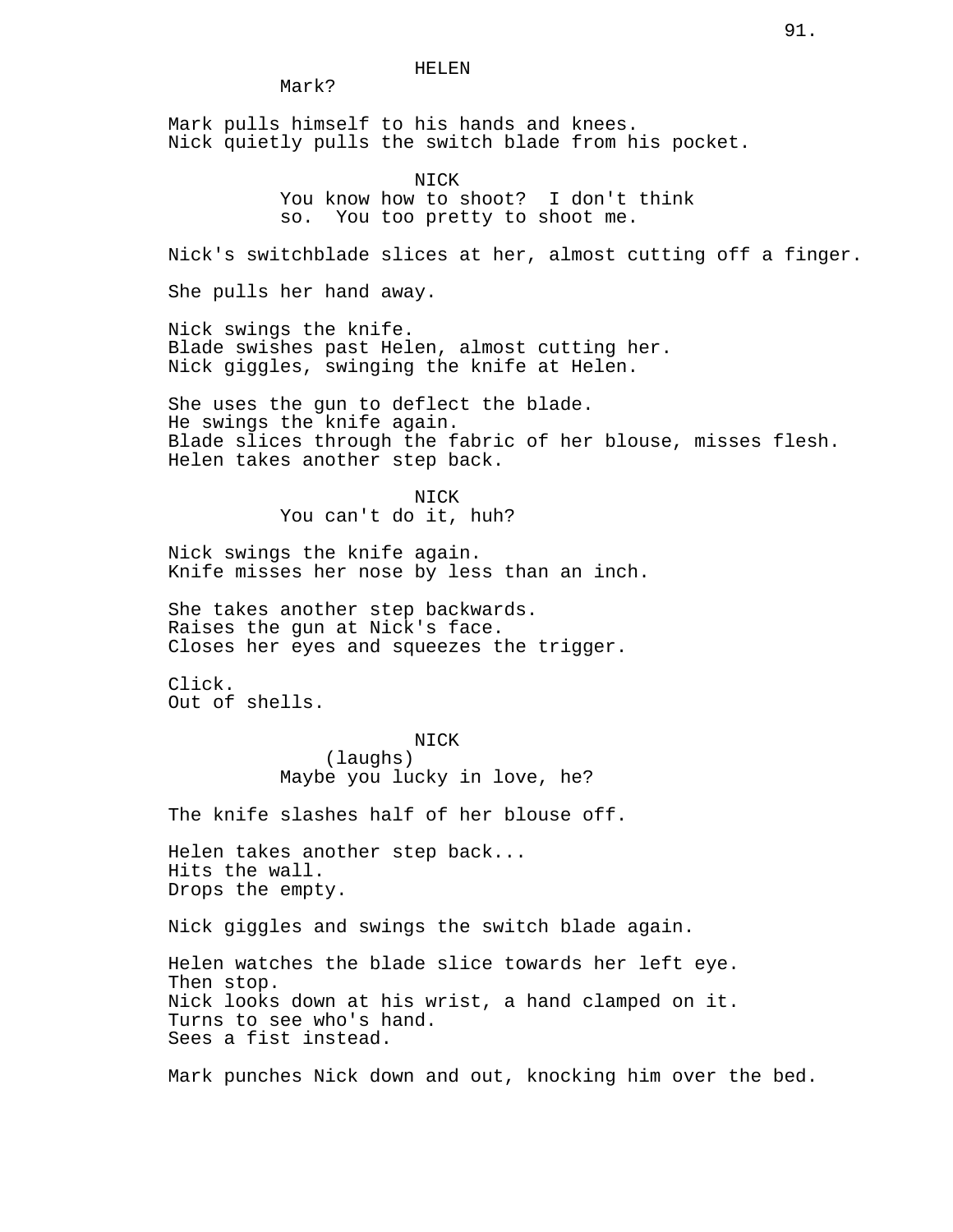HELEN
Mark?

Mark pulls himself to his hands and knees.
Nick quietly pulls the switch blade from his pocket.

NICK
You know how to shoot? I don't think so. You too pretty to shoot me.

Nick's switchblade slices at her, almost cutting off a finger.

She pulls her hand away.

Nick swings the knife.
Blade swishes past Helen, almost cutting her.
Nick giggles, swinging the knife at Helen.

She uses the gun to deflect the blade.
He swings the knife again.
Blade slices through the fabric of her blouse, misses flesh.
Helen takes another step back.

NICK
You can't do it, huh?

Nick swings the knife again.
Knife misses her nose by less than an inch.

She takes another step backwards.
Raises the gun at Nick's face.
Closes her eyes and squeezes the trigger.

Click.
Out of shells.

NICK
(laughs)
Maybe you lucky in love, he?

The knife slashes half of her blouse off.

Helen takes another step back...
Hits the wall.
Drops the empty.

Nick giggles and swings the switch blade again.

Helen watches the blade slice towards her left eye.
Then stop.
Nick looks down at his wrist, a hand clamped on it.
Turns to see who's hand.
Sees a fist instead.

Mark punches Nick down and out, knocking him over the bed.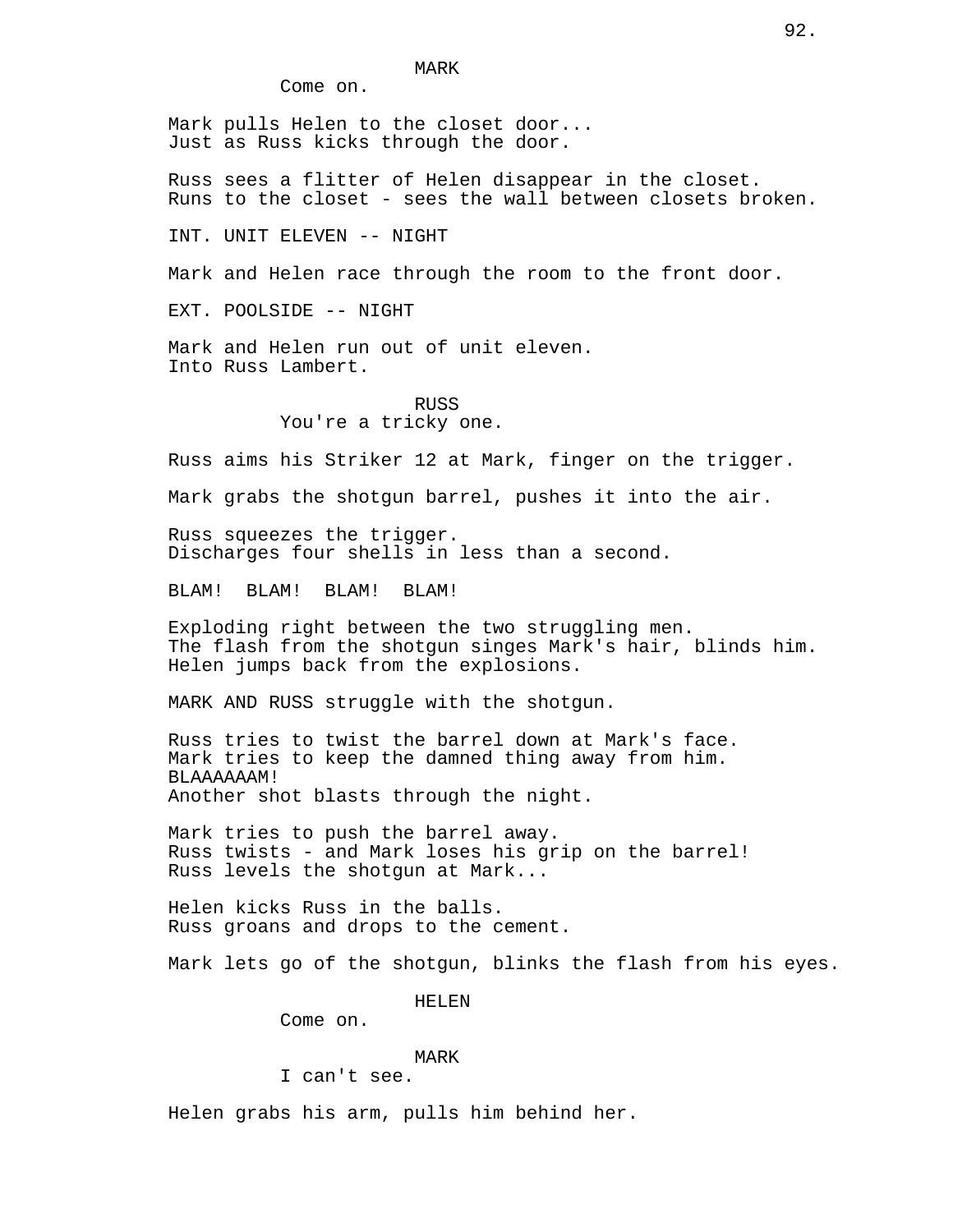MARK
Come on.

Mark pulls Helen to the closet door...
Just as Russ kicks through the door.

Russ sees a flitter of Helen disappear in the closet.
Runs to the closet - sees the wall between closets broken.

INT. UNIT ELEVEN -- NIGHT

Mark and Helen race through the room to the front door.

EXT. POOLSIDE -- NIGHT

Mark and Helen run out of unit eleven.
Into Russ Lambert.

RUSS
You're a tricky one.

Russ aims his Striker 12 at Mark, finger on the trigger.

Mark grabs the shotgun barrel, pushes it into the air.

Russ squeezes the trigger.
Discharges four shells in less than a second.

BLAM! BLAM! BLAM! BLAM!

Exploding right between the two struggling men.
The flash from the shotgun singes Mark's hair, blinds him.
Helen jumps back from the explosions.

MARK AND RUSS struggle with the shotgun.

Russ tries to twist the barrel down at Mark's face.
Mark tries to keep the damned thing away from him.
BLAAAAAAM!
Another shot blasts through the night.

Mark tries to push the barrel away.
Russ twists - and Mark loses his grip on the barrel!
Russ levels the shotgun at Mark...

Helen kicks Russ in the balls.
Russ groans and drops to the cement.

Mark lets go of the shotgun, blinks the flash from his eyes.

HELEN
Come on.

MARK
I can't see.

Helen grabs his arm, pulls him behind her.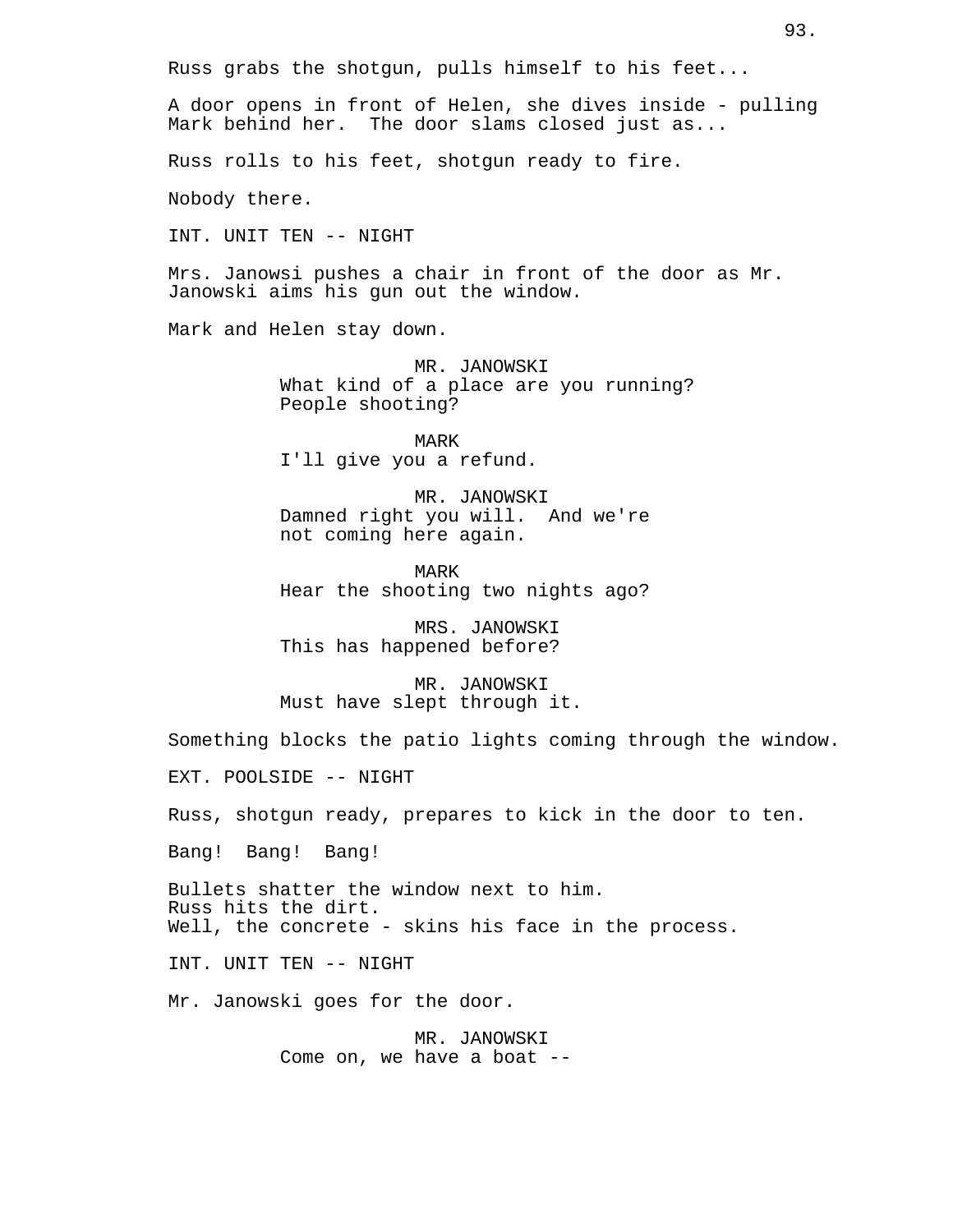Russ grabs the shotgun, pulls himself to his feet...

A door opens in front of Helen, she dives inside - pulling Mark behind her. The door slams closed just as...

Russ rolls to his feet, shotgun ready to fire.

Nobody there.

INT. UNIT TEN -- NIGHT

Mrs. Janowsi pushes a chair in front of the door as Mr. Janowski aims his gun out the window.

Mark and Helen stay down.

MR. JANOWSKI
What kind of a place are you running? People shooting?

MARK
I'll give you a refund.

MR. JANOWSKI
Damned right you will. And we're not coming here again.

MARK
Hear the shooting two nights ago?

MRS. JANOWSKI
This has happened before?

MR. JANOWSKI
Must have slept through it.

Something blocks the patio lights coming through the window.

EXT. POOLSIDE -- NIGHT

Russ, shotgun ready, prepares to kick in the door to ten.

Bang! Bang! Bang!

Bullets shatter the window next to him.
Russ hits the dirt.
Well, the concrete - skins his face in the process.

INT. UNIT TEN -- NIGHT

Mr. Janowski goes for the door.

MR. JANOWSKI
Come on, we have a boat --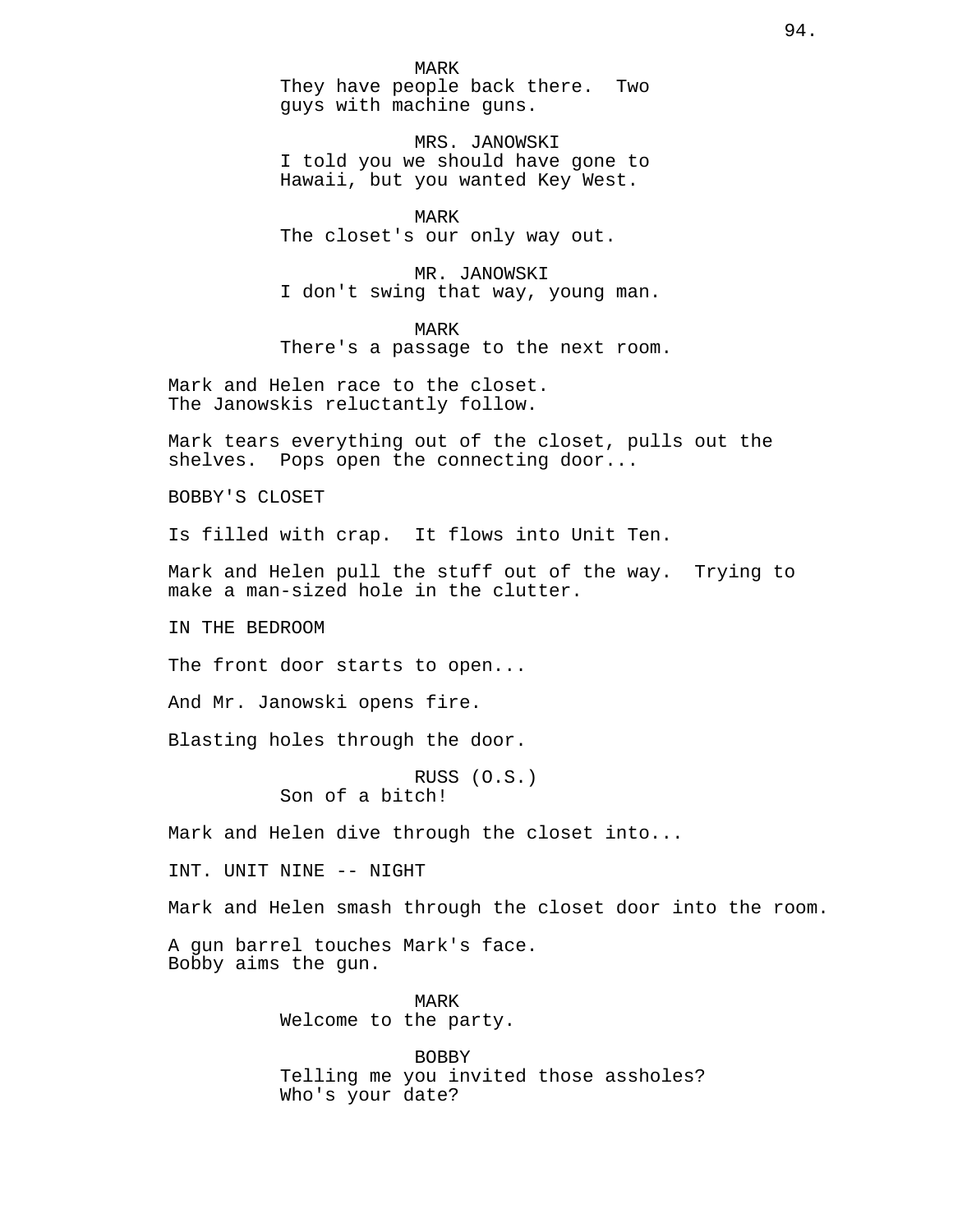MARK
They have people back there. Two guys with machine guns.

MRS. JANOWSKI
I told you we should have gone to Hawaii, but you wanted Key West.

MARK
The closet's our only way out.

MR. JANOWSKI
I don't swing that way, young man.

MARK
There's a passage to the next room.

Mark and Helen race to the closet.
The Janowskis reluctantly follow.

Mark tears everything out of the closet, pulls out the shelves. Pops open the connecting door...

BOBBY'S CLOSET

Is filled with crap. It flows into Unit Ten.

Mark and Helen pull the stuff out of the way. Trying to make a man-sized hole in the clutter.

IN THE BEDROOM

The front door starts to open...

And Mr. Janowski opens fire.

Blasting holes through the door.

RUSS (O.S.)
Son of a bitch!

Mark and Helen dive through the closet into...

INT. UNIT NINE -- NIGHT

Mark and Helen smash through the closet door into the room.

A gun barrel touches Mark's face.
Bobby aims the gun.

MARK
Welcome to the party.

BOBBY
Telling me you invited those assholes?
Who's your date?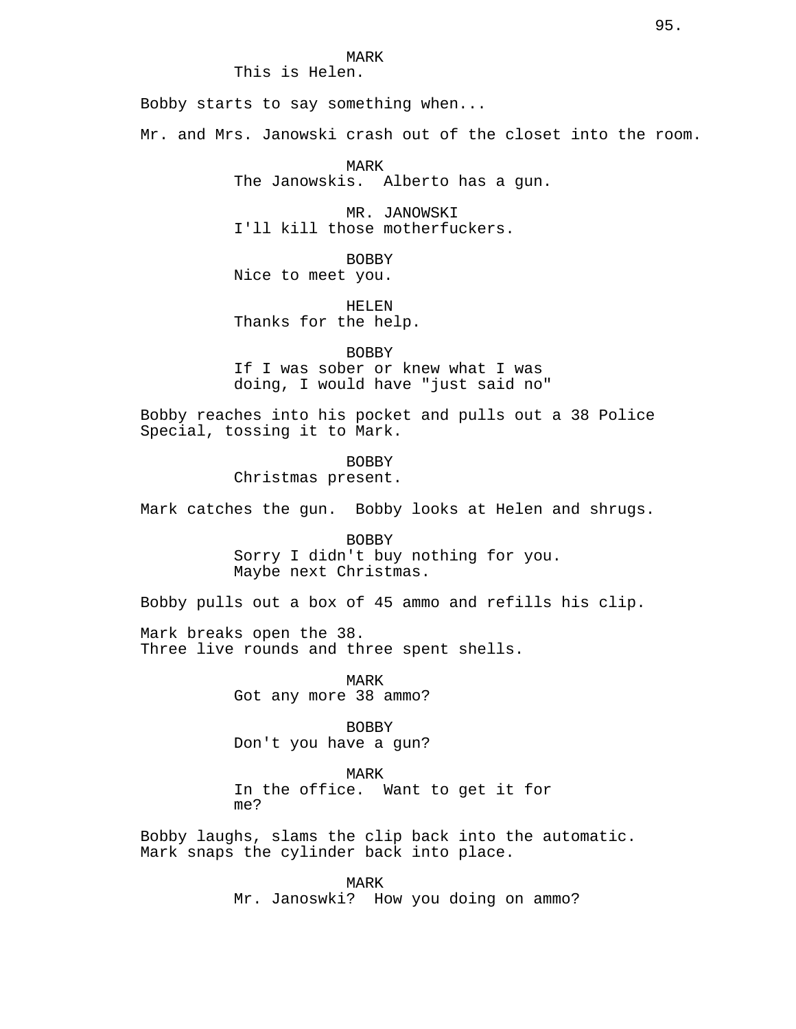MARK
This is Helen.

Bobby starts to say something when...

Mr. and Mrs. Janowski crash out of the closet into the room.

MARK
The Janowskis.  Alberto has a gun.

MR. JANOWSKI
I'll kill those motherfuckers.

BOBBY
Nice to meet you.

HELEN
Thanks for the help.

BOBBY
If I was sober or knew what I was doing, I would have "just said no"

Bobby reaches into his pocket and pulls out a 38 Police Special, tossing it to Mark.

BOBBY
Christmas present.

Mark catches the gun.  Bobby looks at Helen and shrugs.

BOBBY
Sorry I didn't buy nothing for you. Maybe next Christmas.

Bobby pulls out a box of 45 ammo and refills his clip.

Mark breaks open the 38.
Three live rounds and three spent shells.

MARK
Got any more 38 ammo?

BOBBY
Don't you have a gun?

MARK
In the office.  Want to get it for me?

Bobby laughs, slams the clip back into the automatic.
Mark snaps the cylinder back into place.

MARK
Mr. Janoswki?  How you doing on ammo?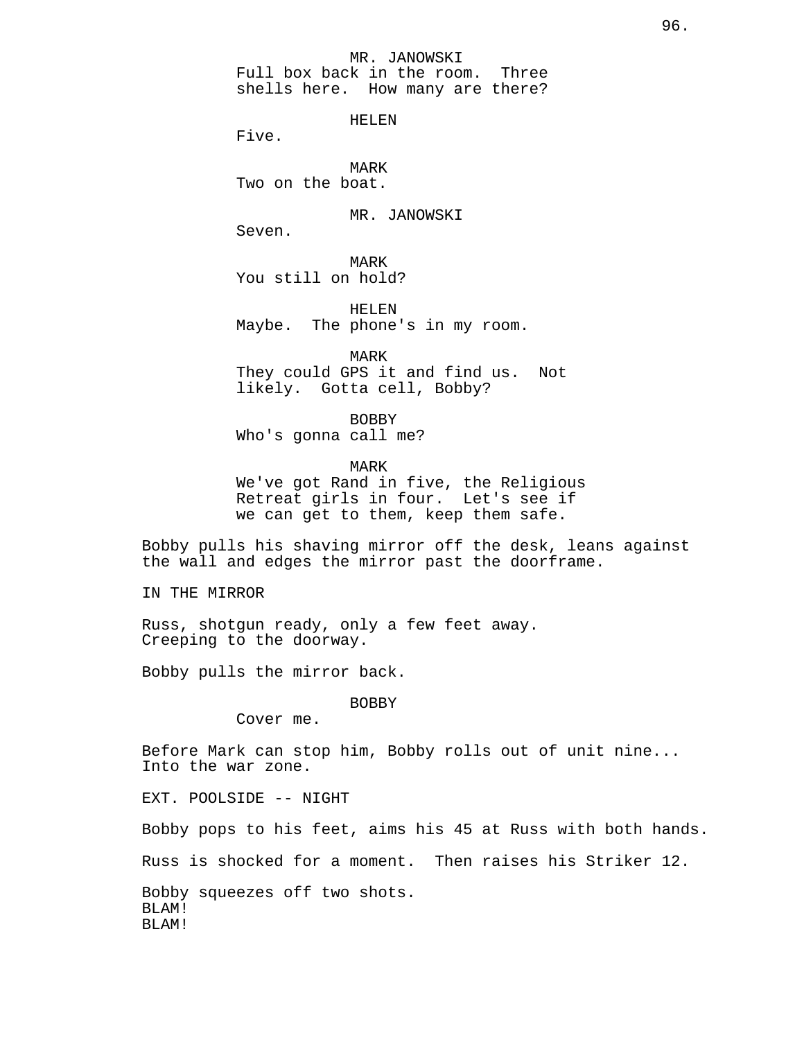MR. JANOWSKI
Full box back in the room. Three shells here. How many are there?

HELEN
Five.

MARK
Two on the boat.

MR. JANOWSKI
Seven.

MARK
You still on hold?

HELEN
Maybe. The phone's in my room.

MARK
They could GPS it and find us. Not likely. Gotta cell, Bobby?

BOBBY
Who's gonna call me?

MARK
We've got Rand in five, the Religious Retreat girls in four. Let's see if we can get to them, keep them safe.

Bobby pulls his shaving mirror off the desk, leans against the wall and edges the mirror past the doorframe.

IN THE MIRROR

Russ, shotgun ready, only a few feet away. Creeping to the doorway.

Bobby pulls the mirror back.

BOBBY
Cover me.

Before Mark can stop him, Bobby rolls out of unit nine... Into the war zone.

EXT. POOLSIDE -- NIGHT

Bobby pops to his feet, aims his 45 at Russ with both hands.

Russ is shocked for a moment. Then raises his Striker 12.

Bobby squeezes off two shots.
BLAM!
BLAM!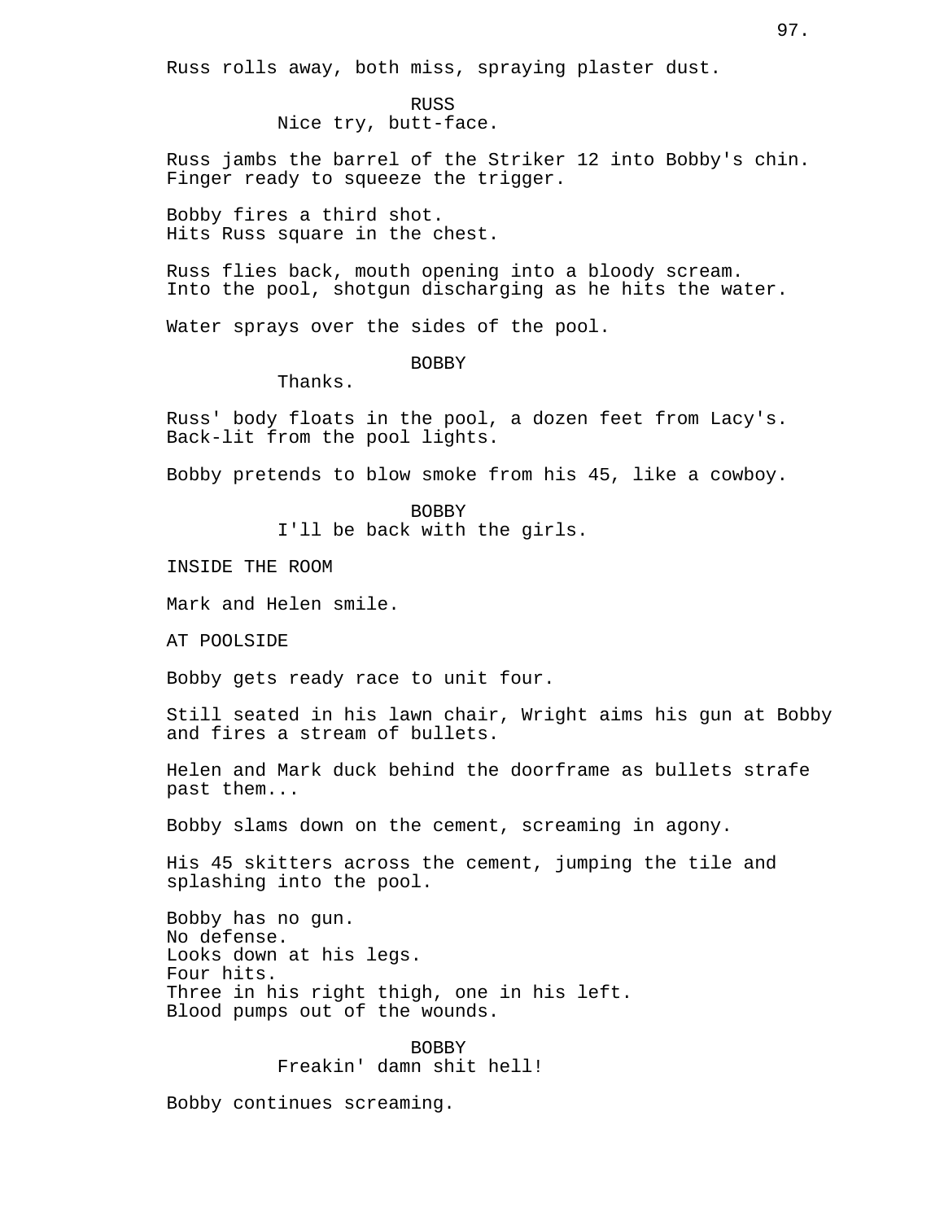Russ rolls away, both miss, spraying plaster dust.

RUSS
Nice try, butt-face.

Russ jambs the barrel of the Striker 12 into Bobby's chin. Finger ready to squeeze the trigger.

Bobby fires a third shot.
Hits Russ square in the chest.

Russ flies back, mouth opening into a bloody scream.
Into the pool, shotgun discharging as he hits the water.

Water sprays over the sides of the pool.

BOBBY
Thanks.

Russ' body floats in the pool, a dozen feet from Lacy's.
Back-lit from the pool lights.

Bobby pretends to blow smoke from his 45, like a cowboy.

BOBBY
I'll be back with the girls.

INSIDE THE ROOM

Mark and Helen smile.

AT POOLSIDE

Bobby gets ready race to unit four.

Still seated in his lawn chair, Wright aims his gun at Bobby and fires a stream of bullets.

Helen and Mark duck behind the doorframe as bullets strafe past them...

Bobby slams down on the cement, screaming in agony.

His 45 skitters across the cement, jumping the tile and splashing into the pool.

Bobby has no gun.
No defense.
Looks down at his legs.
Four hits.
Three in his right thigh, one in his left.
Blood pumps out of the wounds.

BOBBY
Freakin' damn shit hell!

Bobby continues screaming.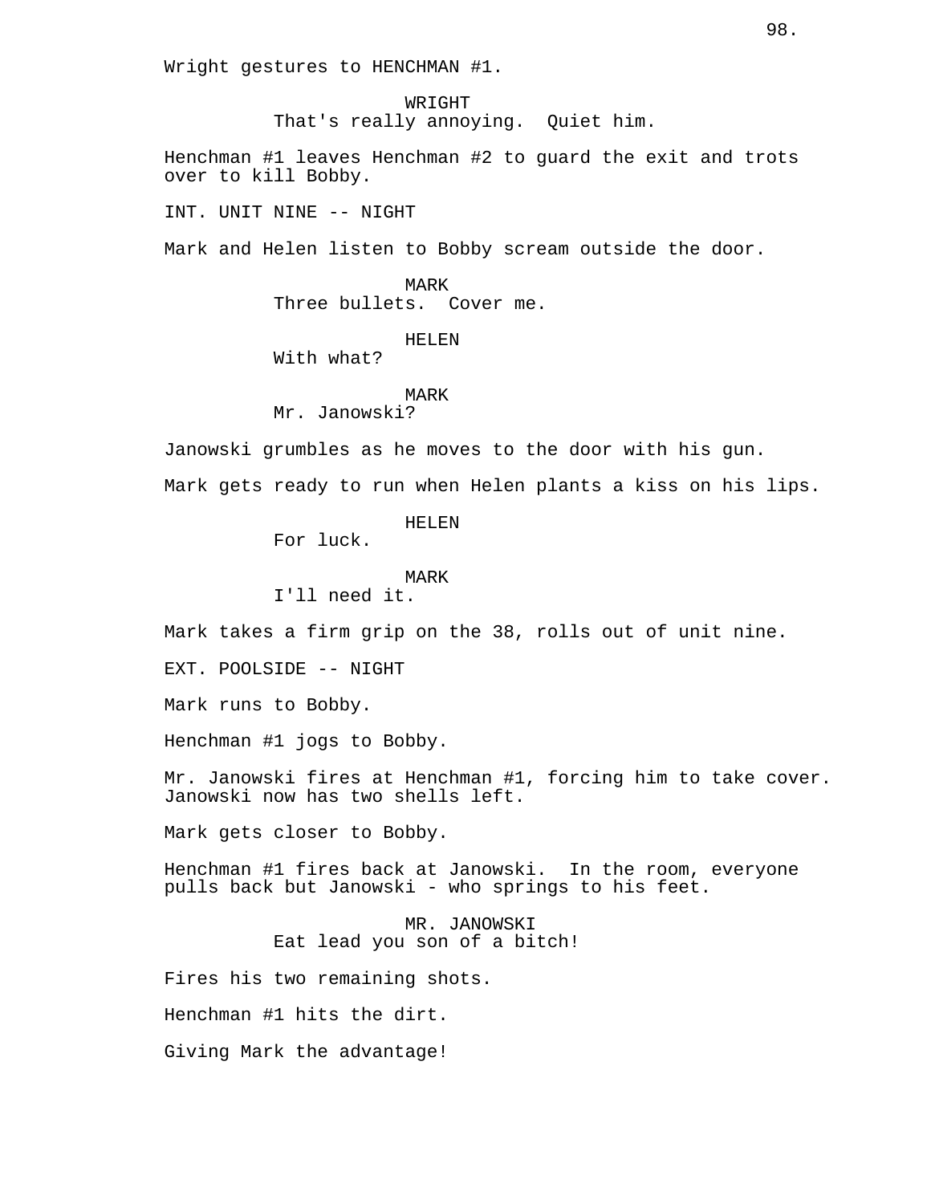Wright gestures to HENCHMAN #1.

WRIGHT
That's really annoying.  Quiet him.

Henchman #1 leaves Henchman #2 to guard the exit and trots over to kill Bobby.

INT. UNIT NINE -- NIGHT

Mark and Helen listen to Bobby scream outside the door.

MARK
Three bullets.  Cover me.

HELEN
With what?

MARK
Mr. Janowski?

Janowski grumbles as he moves to the door with his gun.

Mark gets ready to run when Helen plants a kiss on his lips.

HELEN
For luck.

MARK
I'll need it.

Mark takes a firm grip on the 38, rolls out of unit nine.

EXT. POOLSIDE -- NIGHT

Mark runs to Bobby.

Henchman #1 jogs to Bobby.

Mr. Janowski fires at Henchman #1, forcing him to take cover. Janowski now has two shells left.

Mark gets closer to Bobby.

Henchman #1 fires back at Janowski.  In the room, everyone pulls back but Janowski - who springs to his feet.

MR. JANOWSKI
Eat lead you son of a bitch!

Fires his two remaining shots.

Henchman #1 hits the dirt.

Giving Mark the advantage!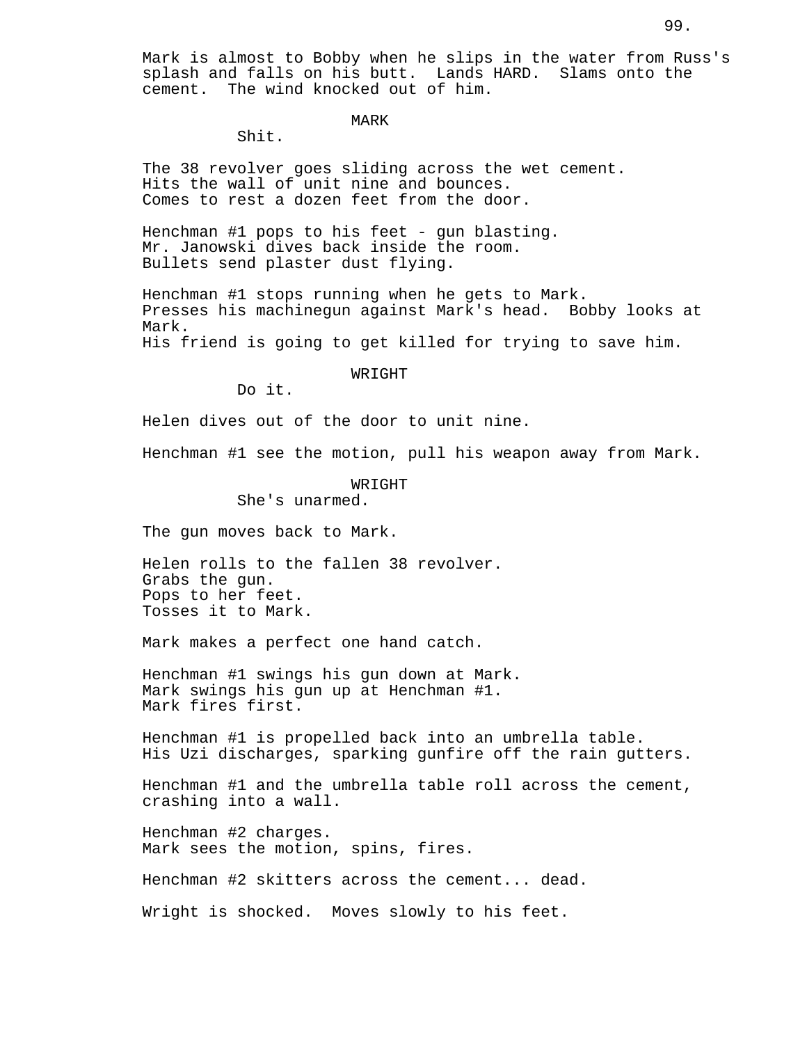Mark is almost to Bobby when he slips in the water from Russ's splash and falls on his butt. Lands HARD. Slams onto the cement. The wind knocked out of him.

MARK
Shit.

The 38 revolver goes sliding across the wet cement.
Hits the wall of unit nine and bounces.
Comes to rest a dozen feet from the door.

Henchman #1 pops to his feet - gun blasting.
Mr. Janowski dives back inside the room.
Bullets send plaster dust flying.

Henchman #1 stops running when he gets to Mark.
Presses his machinegun against Mark's head. Bobby looks at Mark.
His friend is going to get killed for trying to save him.

WRIGHT
Do it.

Helen dives out of the door to unit nine.

Henchman #1 see the motion, pull his weapon away from Mark.

WRIGHT
She's unarmed.

The gun moves back to Mark.

Helen rolls to the fallen 38 revolver.
Grabs the gun.
Pops to her feet.
Tosses it to Mark.

Mark makes a perfect one hand catch.

Henchman #1 swings his gun down at Mark.
Mark swings his gun up at Henchman #1.
Mark fires first.

Henchman #1 is propelled back into an umbrella table.
His Uzi discharges, sparking gunfire off the rain gutters.

Henchman #1 and the umbrella table roll across the cement, crashing into a wall.

Henchman #2 charges.
Mark sees the motion, spins, fires.

Henchman #2 skitters across the cement... dead.

Wright is shocked. Moves slowly to his feet.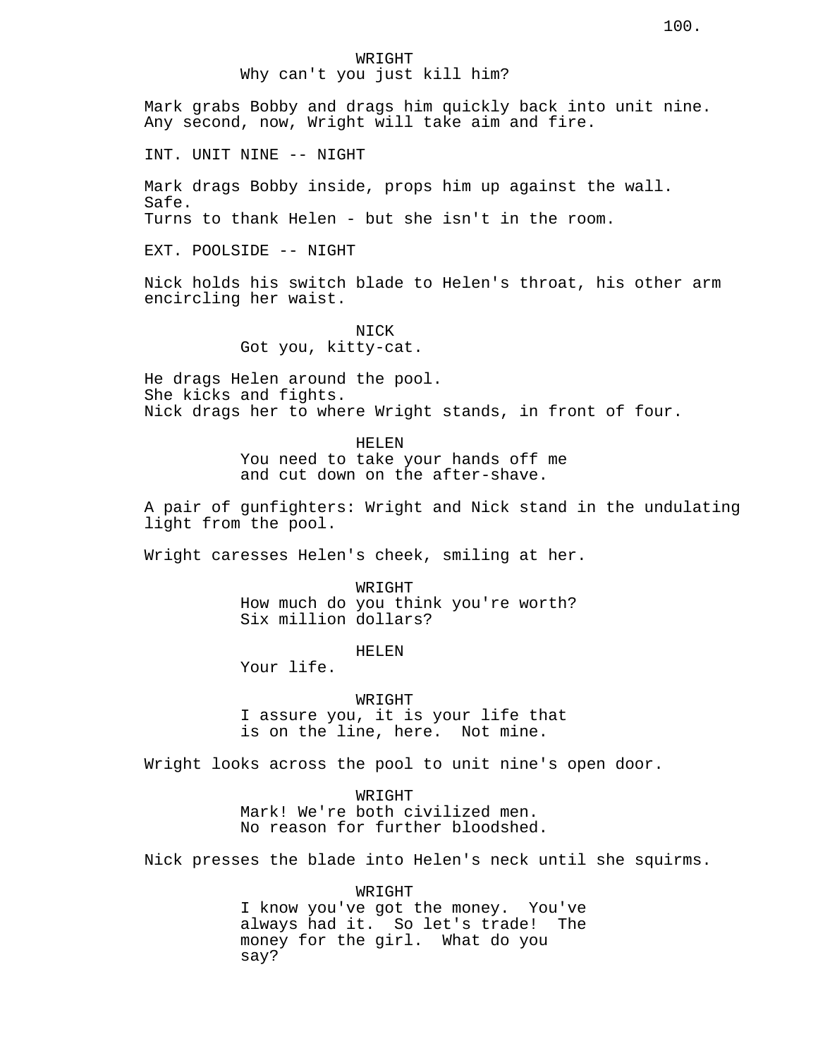WRIGHT
Why can't you just kill him?

Mark grabs Bobby and drags him quickly back into unit nine. Any second, now, Wright will take aim and fire.

INT. UNIT NINE -- NIGHT

Mark drags Bobby inside, props him up against the wall.
Safe.
Turns to thank Helen - but she isn't in the room.

EXT. POOLSIDE -- NIGHT

Nick holds his switch blade to Helen's throat, his other arm encircling her waist.

NICK
Got you, kitty-cat.

He drags Helen around the pool.
She kicks and fights.
Nick drags her to where Wright stands, in front of four.

HELEN
You need to take your hands off me and cut down on the after-shave.

A pair of gunfighters: Wright and Nick stand in the undulating light from the pool.

Wright caresses Helen's cheek, smiling at her.

WRIGHT
How much do you think you're worth? Six million dollars?

HELEN
Your life.

WRIGHT
I assure you, it is your life that is on the line, here. Not mine.

Wright looks across the pool to unit nine's open door.

WRIGHT
Mark! We're both civilized men. No reason for further bloodshed.

Nick presses the blade into Helen's neck until she squirms.

WRIGHT
I know you've got the money. You've always had it. So let's trade! The money for the girl. What do you say?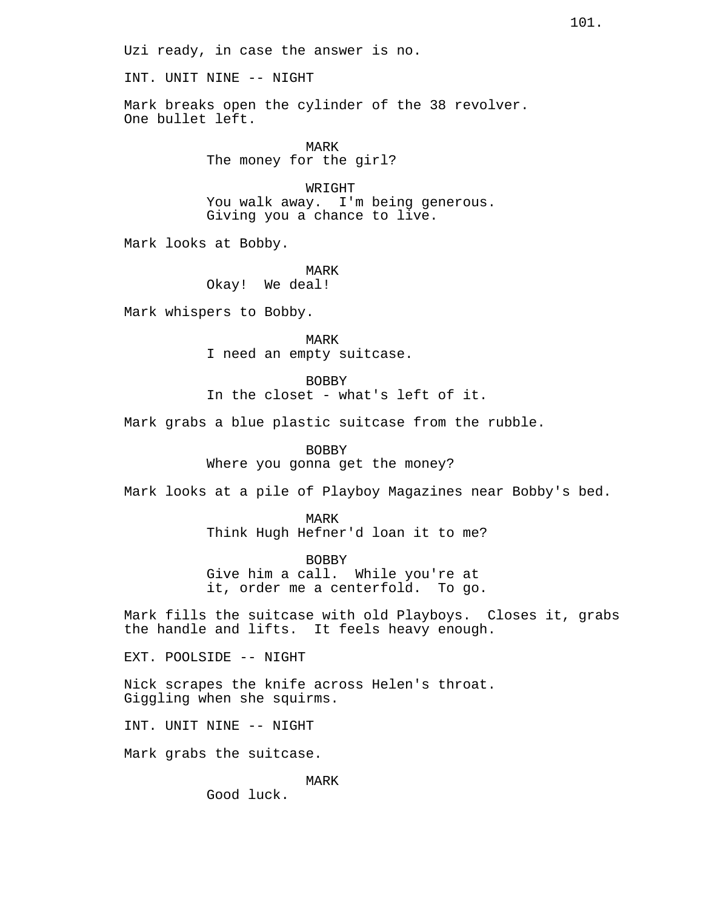Uzi ready, in case the answer is no.

INT. UNIT NINE -- NIGHT

Mark breaks open the cylinder of the 38 revolver. One bullet left.

MARK
The money for the girl?

WRIGHT
You walk away. I'm being generous. Giving you a chance to live.

Mark looks at Bobby.

MARK
Okay! We deal!

Mark whispers to Bobby.

MARK
I need an empty suitcase.

BOBBY
In the closet - what's left of it.

Mark grabs a blue plastic suitcase from the rubble.

BOBBY
Where you gonna get the money?

Mark looks at a pile of Playboy Magazines near Bobby's bed.

MARK
Think Hugh Hefner'd loan it to me?

BOBBY
Give him a call. While you're at it, order me a centerfold. To go.

Mark fills the suitcase with old Playboys. Closes it, grabs the handle and lifts. It feels heavy enough.

EXT. POOLSIDE -- NIGHT

Nick scrapes the knife across Helen's throat. Giggling when she squirms.

INT. UNIT NINE -- NIGHT

Mark grabs the suitcase.

MARK
Good luck.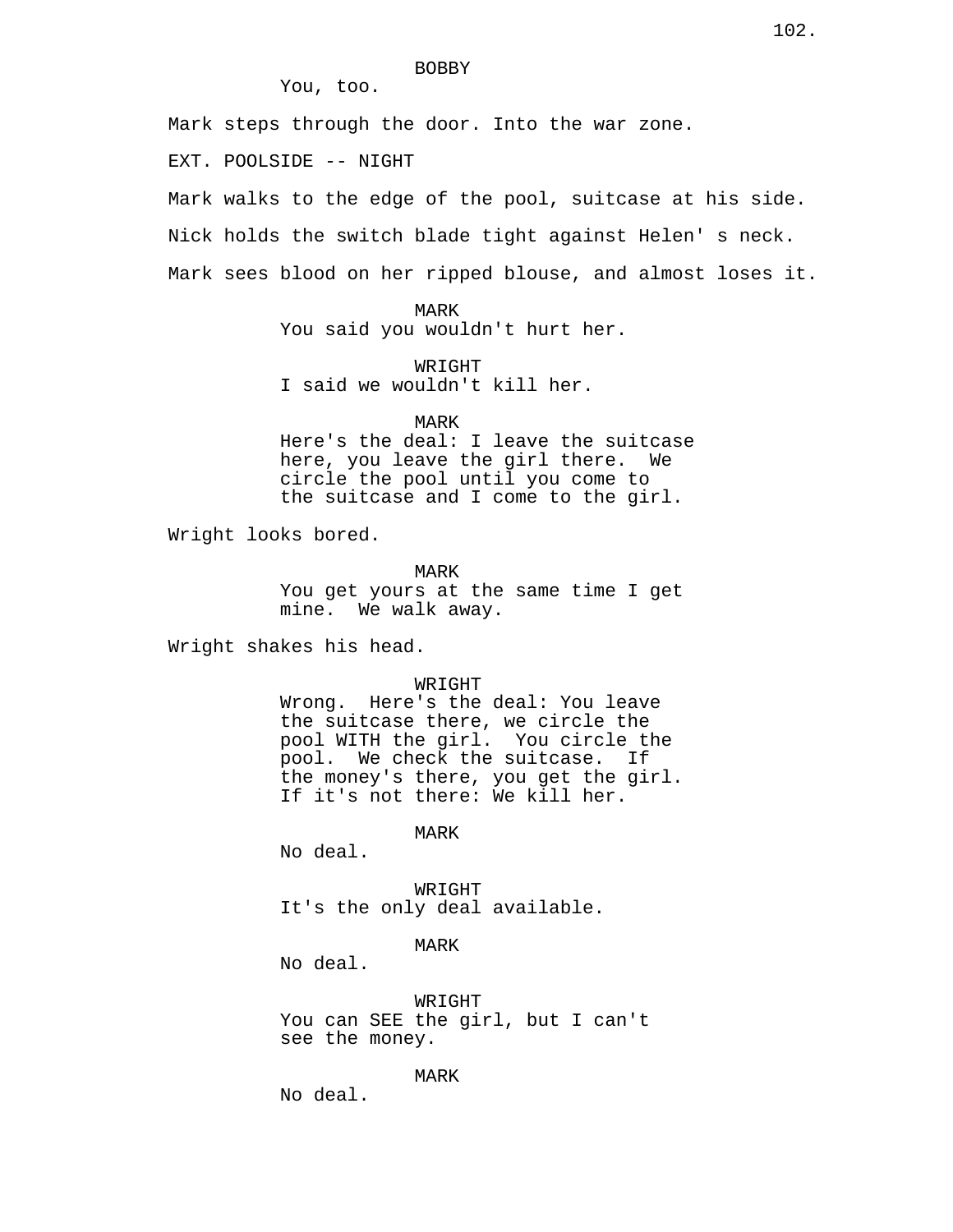BOBBY

You, too.

Mark steps through the door. Into the war zone.

EXT. POOLSIDE -- NIGHT

Mark walks to the edge of the pool, suitcase at his side.

Nick holds the switch blade tight against Helen' s neck.

Mark sees blood on her ripped blouse, and almost loses it.

MARK

You said you wouldn't hurt her.

WRIGHT

I said we wouldn't kill her.

MARK

Here's the deal: I leave the suitcase here, you leave the girl there. We circle the pool until you come to the suitcase and I come to the girl.

Wright looks bored.

MARK

You get yours at the same time I get mine. We walk away.

Wright shakes his head.

WRIGHT

Wrong. Here's the deal: You leave the suitcase there, we circle the pool WITH the girl. You circle the pool. We check the suitcase. If the money's there, you get the girl. If it's not there: We kill her.

MARK

No deal.

WRIGHT

It's the only deal available.

MARK

No deal.

WRIGHT

You can SEE the girl, but I can't see the money.

MARK

No deal.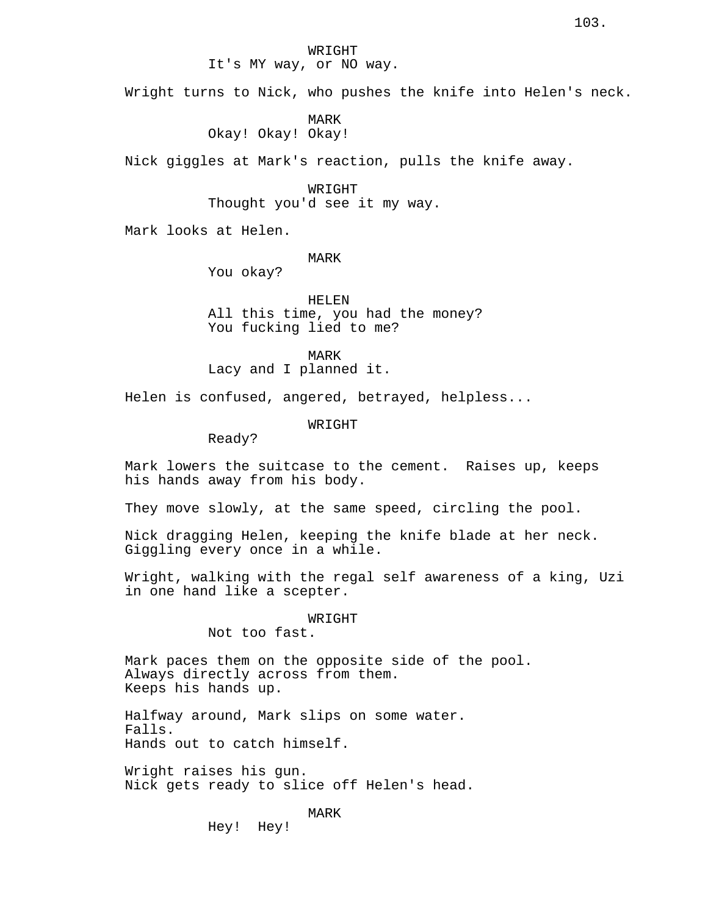WRIGHT
It's MY way, or NO way.

Wright turns to Nick, who pushes the knife into Helen's neck.

MARK
Okay! Okay! Okay!

Nick giggles at Mark's reaction, pulls the knife away.

WRIGHT
Thought you'd see it my way.

Mark looks at Helen.

MARK
You okay?

HELEN
All this time, you had the money?
You fucking lied to me?

MARK
Lacy and I planned it.

Helen is confused, angered, betrayed, helpless...

WRIGHT
Ready?

Mark lowers the suitcase to the cement. Raises up, keeps his hands away from his body.

They move slowly, at the same speed, circling the pool.

Nick dragging Helen, keeping the knife blade at her neck.
Giggling every once in a while.

Wright, walking with the regal self awareness of a king, Uzi in one hand like a scepter.

WRIGHT
Not too fast.

Mark paces them on the opposite side of the pool.
Always directly across from them.
Keeps his hands up.

Halfway around, Mark slips on some water.
Falls.
Hands out to catch himself.

Wright raises his gun.
Nick gets ready to slice off Helen's head.

MARK
Hey! Hey!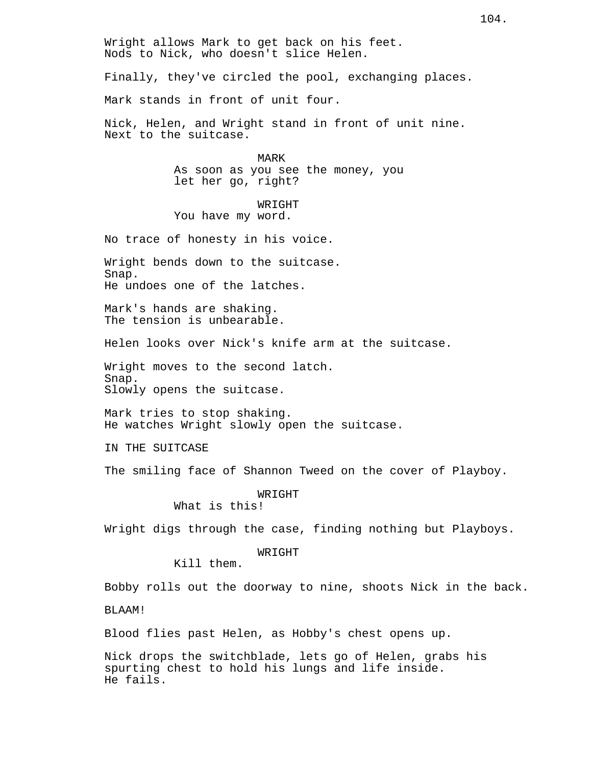Wright allows Mark to get back on his feet.
Nods to Nick, who doesn't slice Helen.

Finally, they've circled the pool, exchanging places.

Mark stands in front of unit four.

Nick, Helen, and Wright stand in front of unit nine.
Next to the suitcase.

MARK
As soon as you see the money, you
let her go, right?

WRIGHT
You have my word.

No trace of honesty in his voice.

Wright bends down to the suitcase.
Snap.
He undoes one of the latches.

Mark's hands are shaking.
The tension is unbearable.

Helen looks over Nick's knife arm at the suitcase.

Wright moves to the second latch.
Snap.
Slowly opens the suitcase.

Mark tries to stop shaking.
He watches Wright slowly open the suitcase.

IN THE SUITCASE

The smiling face of Shannon Tweed on the cover of Playboy.

WRIGHT
What is this!

Wright digs through the case, finding nothing but Playboys.

WRIGHT
Kill them.

Bobby rolls out the doorway to nine, shoots Nick in the back.

BLAAM!

Blood flies past Helen, as Hobby's chest opens up.

Nick drops the switchblade, lets go of Helen, grabs his
spurting chest to hold his lungs and life inside.
He fails.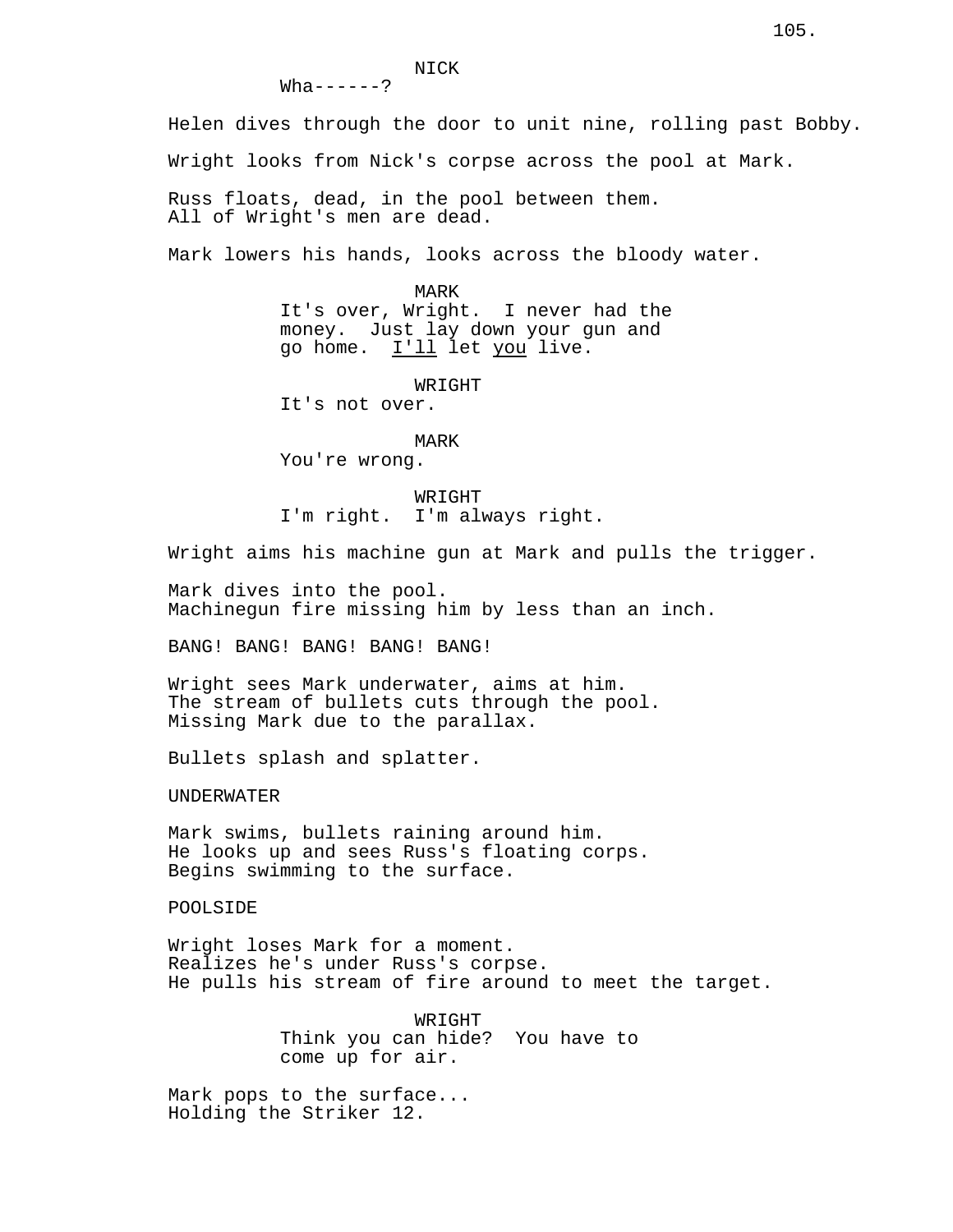NICK
Wha------?

Helen dives through the door to unit nine, rolling past Bobby.

Wright looks from Nick's corpse across the pool at Mark.

Russ floats, dead, in the pool between them.
All of Wright's men are dead.

Mark lowers his hands, looks across the bloody water.

MARK
It's over, Wright. I never had the money. Just lay down your gun and go home. I'll let you live.

WRIGHT
It's not over.

MARK
You're wrong.

WRIGHT
I'm right. I'm always right.

Wright aims his machine gun at Mark and pulls the trigger.

Mark dives into the pool.
Machinegun fire missing him by less than an inch.

BANG! BANG! BANG! BANG! BANG!

Wright sees Mark underwater, aims at him.
The stream of bullets cuts through the pool.
Missing Mark due to the parallax.

Bullets splash and splatter.

UNDERWATER

Mark swims, bullets raining around him.
He looks up and sees Russ's floating corps.
Begins swimming to the surface.

POOLSIDE

Wright loses Mark for a moment.
Realizes he's under Russ's corpse.
He pulls his stream of fire around to meet the target.

WRIGHT
Think you can hide? You have to come up for air.

Mark pops to the surface...
Holding the Striker 12.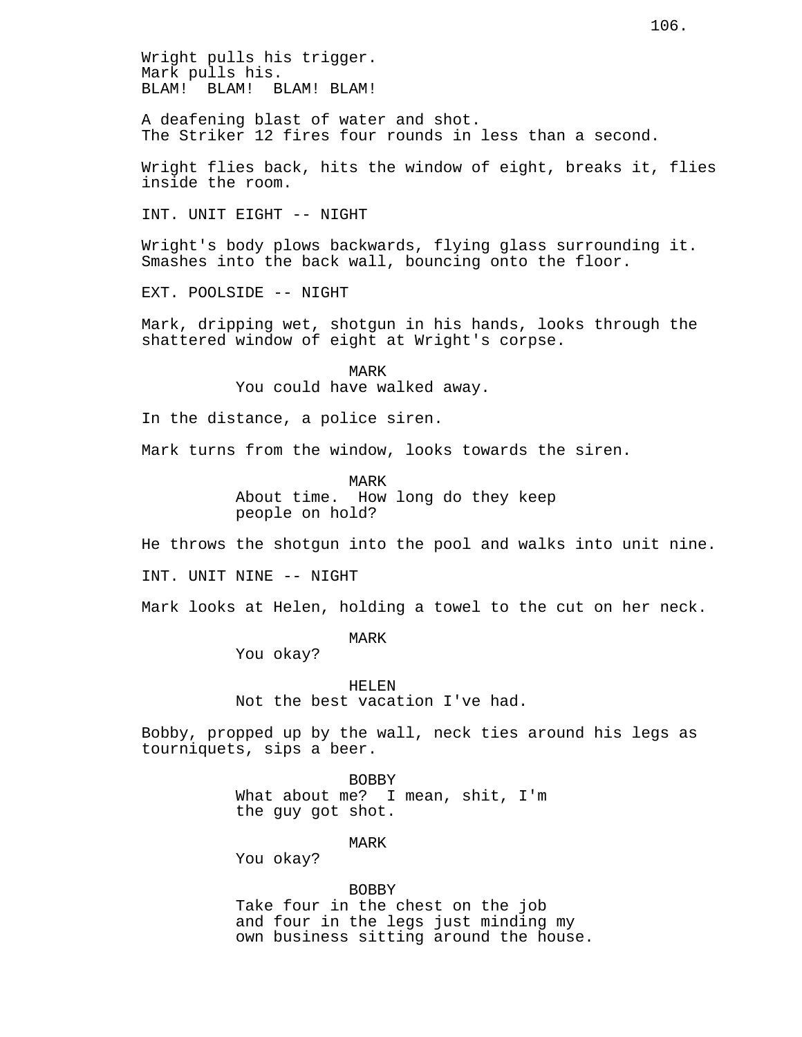Wright pulls his trigger.
Mark pulls his.
BLAM! BLAM! BLAM! BLAM!

A deafening blast of water and shot.
The Striker 12 fires four rounds in less than a second.

Wright flies back, hits the window of eight, breaks it, flies inside the room.

INT. UNIT EIGHT -- NIGHT

Wright's body plows backwards, flying glass surrounding it.
Smashes into the back wall, bouncing onto the floor.

EXT. POOLSIDE -- NIGHT

Mark, dripping wet, shotgun in his hands, looks through the shattered window of eight at Wright's corpse.

MARK
You could have walked away.

In the distance, a police siren.

Mark turns from the window, looks towards the siren.

MARK
About time. How long do they keep people on hold?

He throws the shotgun into the pool and walks into unit nine.

INT. UNIT NINE -- NIGHT

Mark looks at Helen, holding a towel to the cut on her neck.

MARK
You okay?

HELEN
Not the best vacation I've had.

Bobby, propped up by the wall, neck ties around his legs as tourniquets, sips a beer.

BOBBY
What about me? I mean, shit, I'm the guy got shot.

MARK
You okay?

BOBBY
Take four in the chest on the job and four in the legs just minding my own business sitting around the house.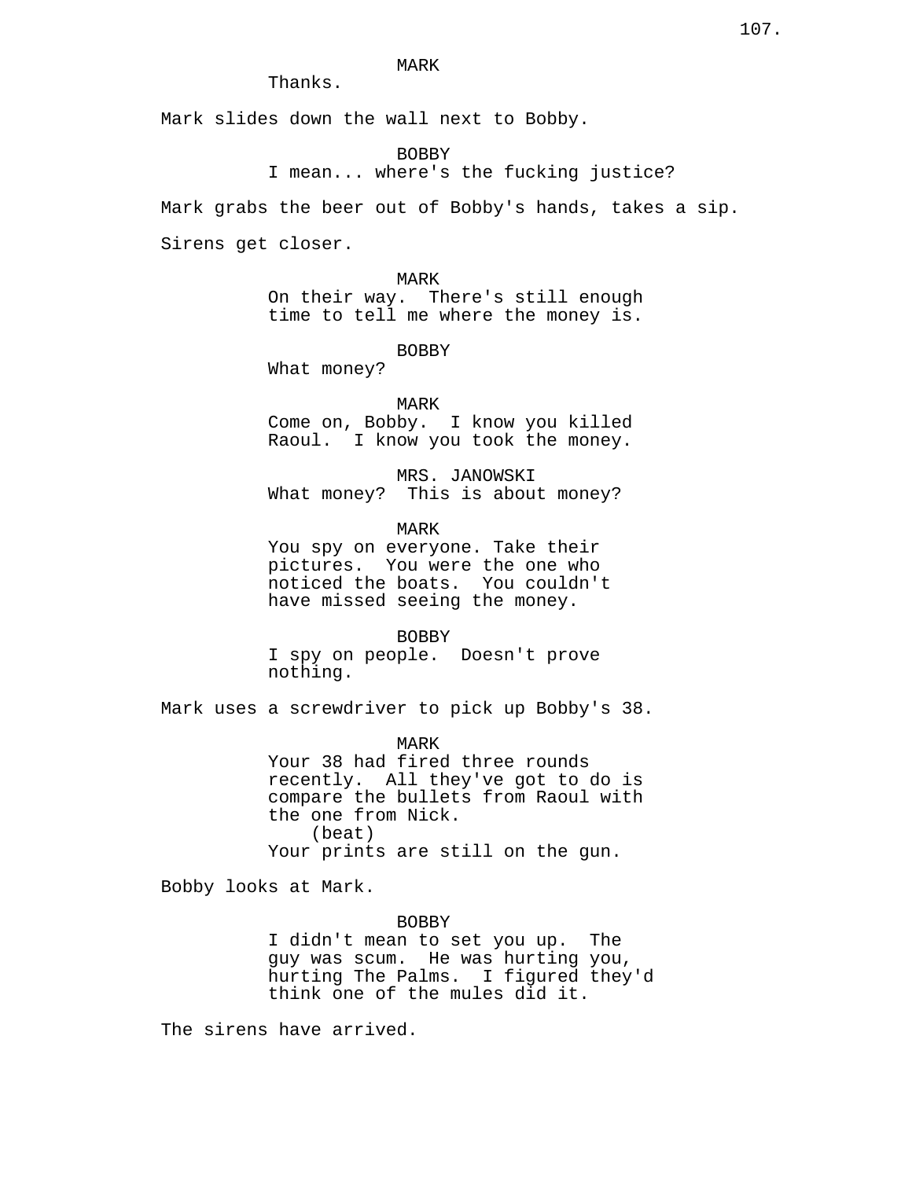MARK
Thanks.

Mark slides down the wall next to Bobby.

BOBBY
I mean... where's the fucking justice?

Mark grabs the beer out of Bobby's hands, takes a sip.

Sirens get closer.

MARK
On their way.  There's still enough time to tell me where the money is.

BOBBY
What money?

MARK
Come on, Bobby.  I know you killed Raoul.  I know you took the money.

MRS. JANOWSKI
What money?  This is about money?

MARK
You spy on everyone. Take their pictures.  You were the one who noticed the boats.  You couldn't have missed seeing the money.

BOBBY
I spy on people.  Doesn't prove nothing.

Mark uses a screwdriver to pick up Bobby's 38.

MARK
Your 38 had fired three rounds recently.  All they've got to do is compare the bullets from Raoul with the one from Nick.
(beat)
Your prints are still on the gun.

Bobby looks at Mark.

BOBBY
I didn't mean to set you up.  The guy was scum.  He was hurting you, hurting The Palms.  I figured they'd think one of the mules did it.

The sirens have arrived.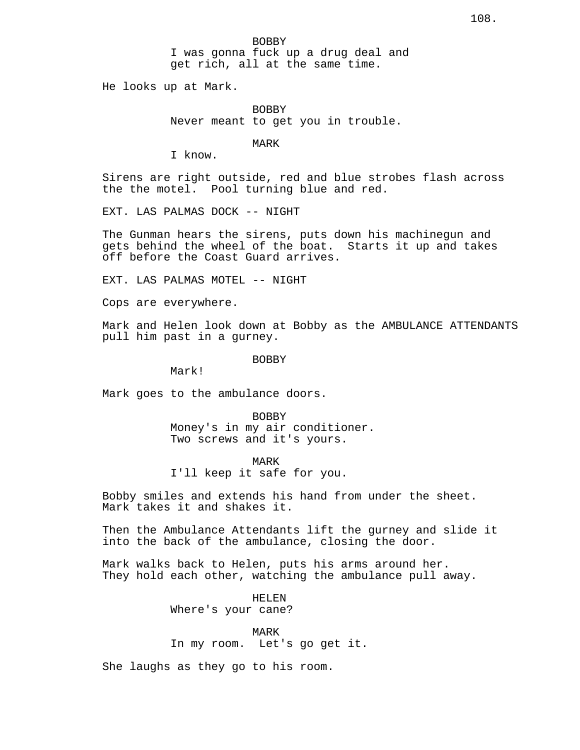BOBBY

I was gonna fuck up a drug deal and get rich, all at the same time.

He looks up at Mark.

BOBBY

Never meant to get you in trouble.

MARK

I know.

Sirens are right outside, red and blue strobes flash across the the motel. Pool turning blue and red.

EXT. LAS PALMAS DOCK -- NIGHT

The Gunman hears the sirens, puts down his machinegun and gets behind the wheel of the boat. Starts it up and takes off before the Coast Guard arrives.

EXT. LAS PALMAS MOTEL -- NIGHT

Cops are everywhere.

Mark and Helen look down at Bobby as the AMBULANCE ATTENDANTS pull him past in a gurney.

BOBBY

Mark!

Mark goes to the ambulance doors.

BOBBY

Money's in my air conditioner. Two screws and it's yours.

MARK

I'll keep it safe for you.

Bobby smiles and extends his hand from under the sheet. Mark takes it and shakes it.

Then the Ambulance Attendants lift the gurney and slide it into the back of the ambulance, closing the door.

Mark walks back to Helen, puts his arms around her. They hold each other, watching the ambulance pull away.

HELEN

Where's your cane?

MARK

In my room. Let's go get it.

She laughs as they go to his room.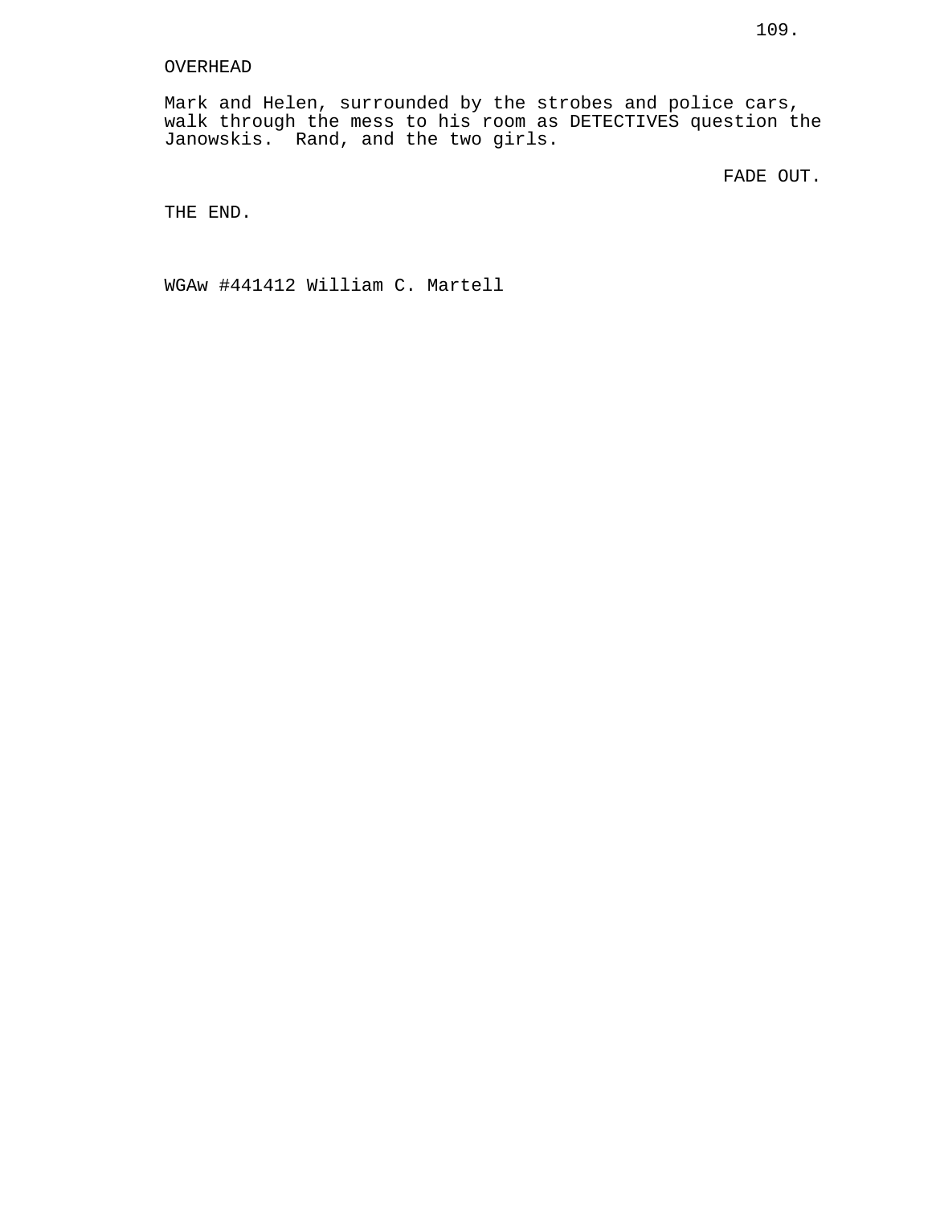OVERHEAD

Mark and Helen, surrounded by the strobes and police cars, walk through the mess to his room as DETECTIVES question the Janowskis.  Rand, and the two girls.

FADE OUT.

THE END.

WGAw #441412 William C. Martell